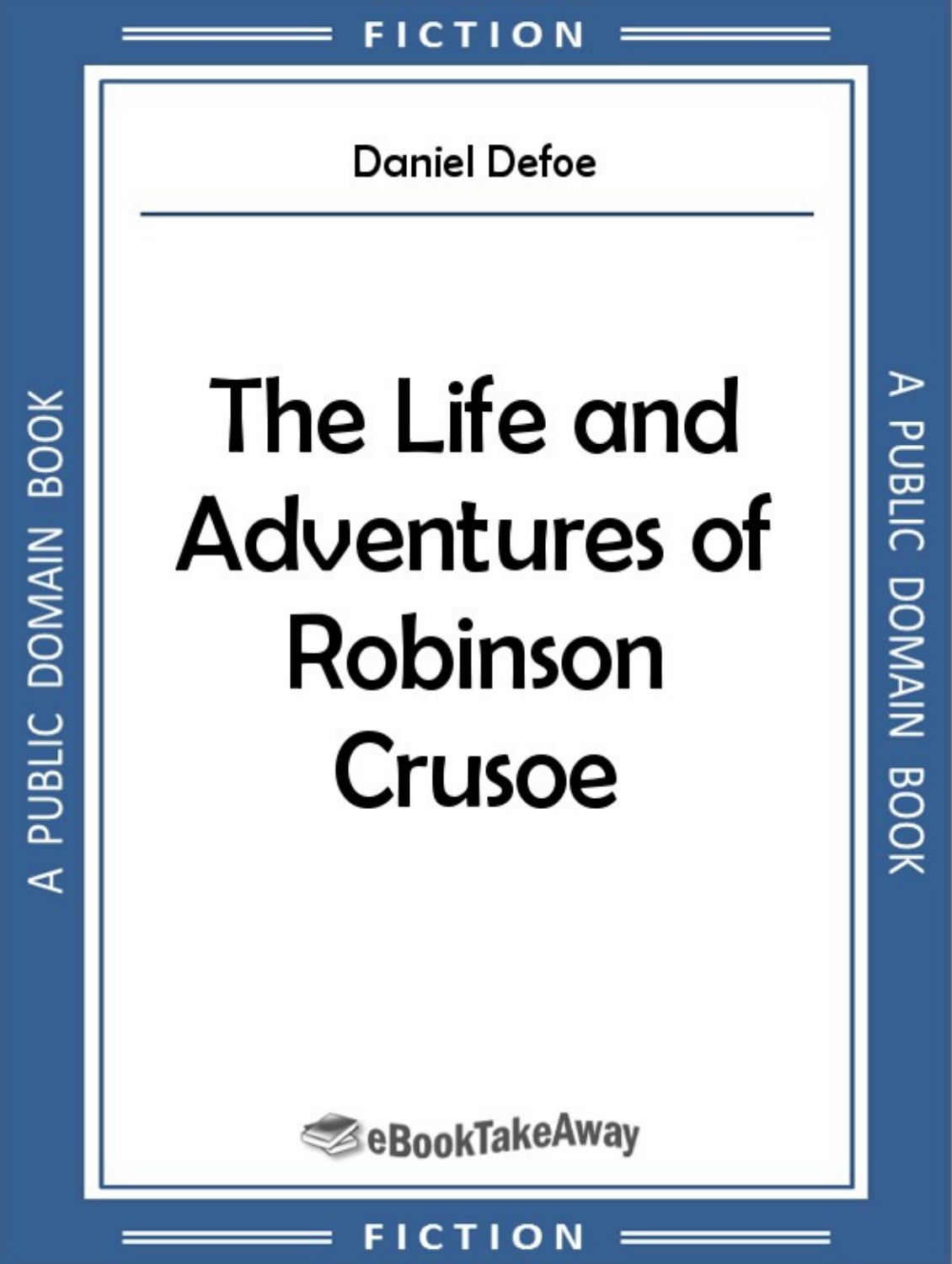FICTION

Daniel Defoe

# The Life and Adventures of Robinson Crusoe

A PUBLIC DOMAIN BOOK

eBookTakeAway

FICTION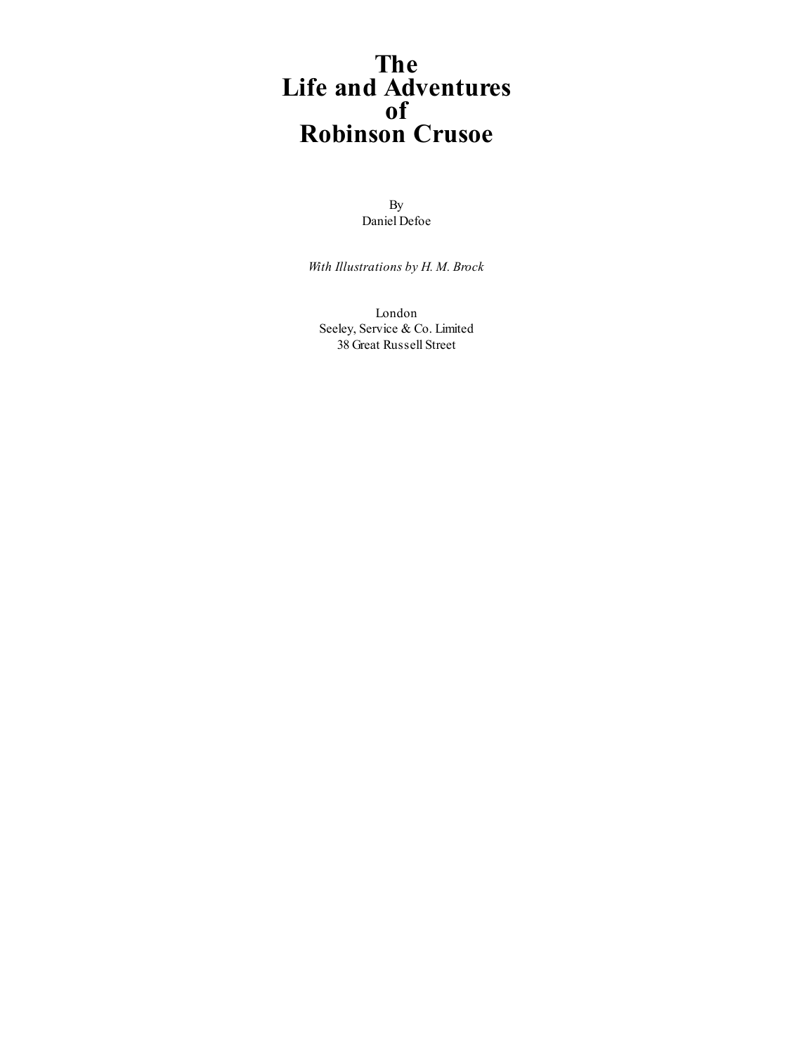# The Life and Adventures of Robinson Crusoe

By
Daniel Defoe

*With Illustrations by H. M. Brock*

London
Seeley, Service & Co. Limited
38 Great Russell Street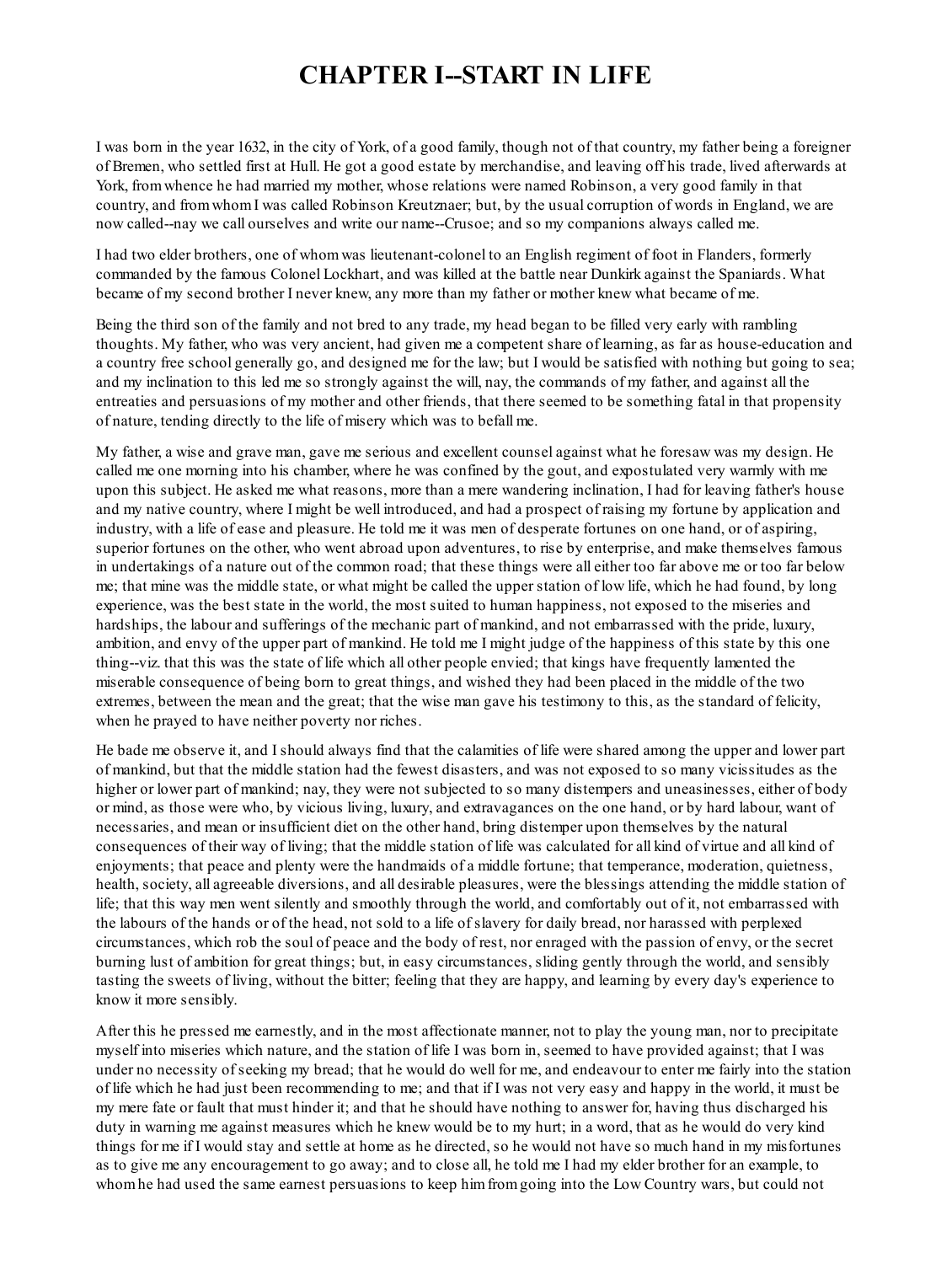# CHAPTER I--START IN LIFE

I was born in the year 1632, in the city of York, of a good family, though not of that country, my father being a foreigner of Bremen, who settled first at Hull. He got a good estate by merchandise, and leaving off his trade, lived afterwards at York, from whence he had married my mother, whose relations were named Robinson, a very good family in that country, and from whom I was called Robinson Kreutznaer; but, by the usual corruption of words in England, we are now called--nay we call ourselves and write our name--Crusoe; and so my companions always called me.

I had two elder brothers, one of whom was lieutenant-colonel to an English regiment of foot in Flanders, formerly commanded by the famous Colonel Lockhart, and was killed at the battle near Dunkirk against the Spaniards. What became of my second brother I never knew, any more than my father or mother knew what became of me.

Being the third son of the family and not bred to any trade, my head began to be filled very early with rambling thoughts. My father, who was very ancient, had given me a competent share of learning, as far as house-education and a country free school generally go, and designed me for the law; but I would be satisfied with nothing but going to sea; and my inclination to this led me so strongly against the will, nay, the commands of my father, and against all the entreaties and persuasions of my mother and other friends, that there seemed to be something fatal in that propensity of nature, tending directly to the life of misery which was to befall me.

My father, a wise and grave man, gave me serious and excellent counsel against what he foresaw was my design. He called me one morning into his chamber, where he was confined by the gout, and expostulated very warmly with me upon this subject. He asked me what reasons, more than a mere wandering inclination, I had for leaving father's house and my native country, where I might be well introduced, and had a prospect of raising my fortune by application and industry, with a life of ease and pleasure. He told me it was men of desperate fortunes on one hand, or of aspiring, superior fortunes on the other, who went abroad upon adventures, to rise by enterprise, and make themselves famous in undertakings of a nature out of the common road; that these things were all either too far above me or too far below me; that mine was the middle state, or what might be called the upper station of low life, which he had found, by long experience, was the best state in the world, the most suited to human happiness, not exposed to the miseries and hardships, the labour and sufferings of the mechanic part of mankind, and not embarrassed with the pride, luxury, ambition, and envy of the upper part of mankind. He told me I might judge of the happiness of this state by this one thing--viz. that this was the state of life which all other people envied; that kings have frequently lamented the miserable consequence of being born to great things, and wished they had been placed in the middle of the two extremes, between the mean and the great; that the wise man gave his testimony to this, as the standard of felicity, when he prayed to have neither poverty nor riches.

He bade me observe it, and I should always find that the calamities of life were shared among the upper and lower part of mankind, but that the middle station had the fewest disasters, and was not exposed to so many vicissitudes as the higher or lower part of mankind; nay, they were not subjected to so many distempers and uneasinesses, either of body or mind, as those were who, by vicious living, luxury, and extravagances on the one hand, or by hard labour, want of necessaries, and mean or insufficient diet on the other hand, bring distemper upon themselves by the natural consequences of their way of living; that the middle station of life was calculated for all kind of virtue and all kind of enjoyments; that peace and plenty were the handmaids of a middle fortune; that temperance, moderation, quietness, health, society, all agreeable diversions, and all desirable pleasures, were the blessings attending the middle station of life; that this way men went silently and smoothly through the world, and comfortably out of it, not embarrassed with the labours of the hands or of the head, not sold to a life of slavery for daily bread, nor harassed with perplexed circumstances, which rob the soul of peace and the body of rest, nor enraged with the passion of envy, or the secret burning lust of ambition for great things; but, in easy circumstances, sliding gently through the world, and sensibly tasting the sweets of living, without the bitter; feeling that they are happy, and learning by every day's experience to know it more sensibly.

After this he pressed me earnestly, and in the most affectionate manner, not to play the young man, nor to precipitate myself into miseries which nature, and the station of life I was born in, seemed to have provided against; that I was under no necessity of seeking my bread; that he would do well for me, and endeavour to enter me fairly into the station of life which he had just been recommending to me; and that if I was not very easy and happy in the world, it must be my mere fate or fault that must hinder it; and that he should have nothing to answer for, having thus discharged his duty in warning me against measures which he knew would be to my hurt; in a word, that as he would do very kind things for me if I would stay and settle at home as he directed, so he would not have so much hand in my misfortunes as to give me any encouragement to go away; and to close all, he told me I had my elder brother for an example, to whom he had used the same earnest persuasions to keep him from going into the Low Country wars, but could not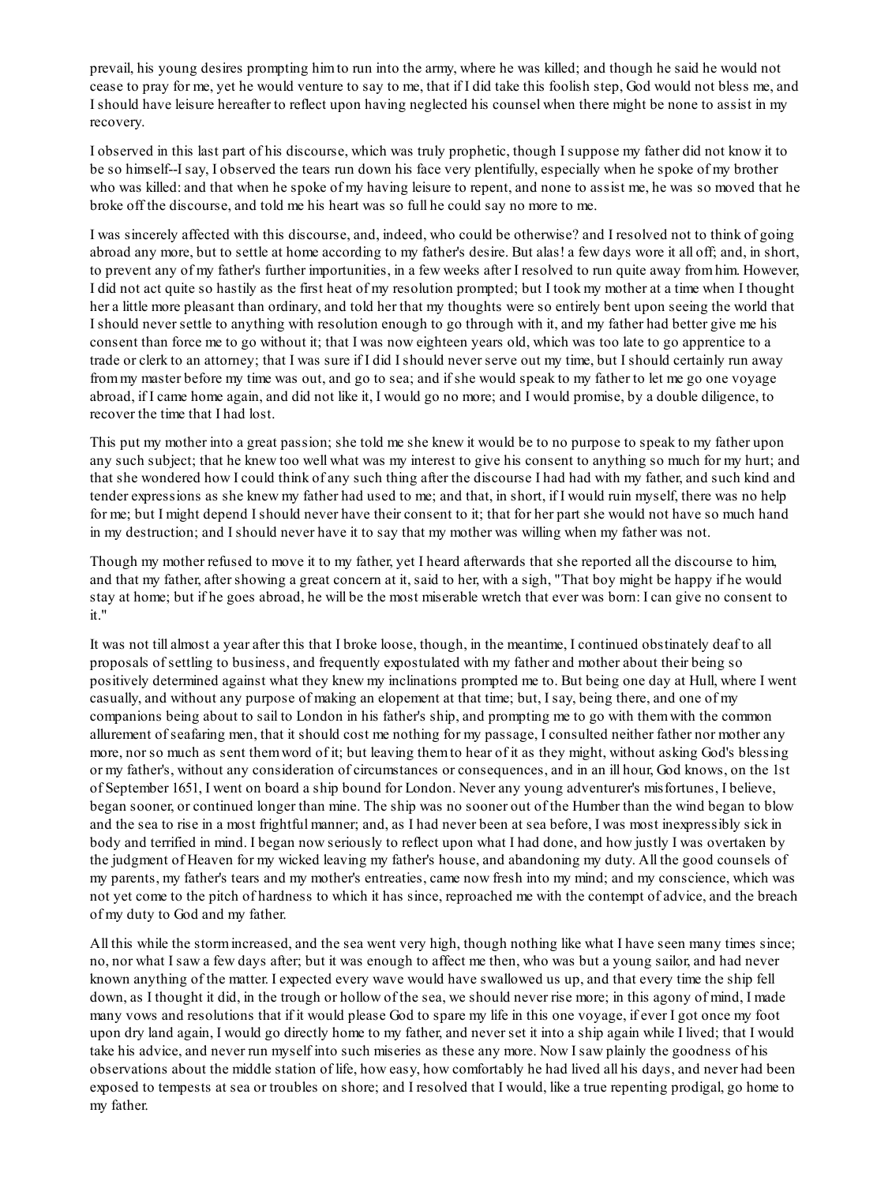prevail, his young desires prompting him to run into the army, where he was killed; and though he said he would not cease to pray for me, yet he would venture to say to me, that if I did take this foolish step, God would not bless me, and I should have leisure hereafter to reflect upon having neglected his counsel when there might be none to assist in my recovery.

I observed in this last part of his discourse, which was truly prophetic, though I suppose my father did not know it to be so himself--I say, I observed the tears run down his face very plentifully, especially when he spoke of my brother who was killed: and that when he spoke of my having leisure to repent, and none to assist me, he was so moved that he broke off the discourse, and told me his heart was so full he could say no more to me.

I was sincerely affected with this discourse, and, indeed, who could be otherwise? and I resolved not to think of going abroad any more, but to settle at home according to my father's desire. But alas! a few days wore it all off; and, in short, to prevent any of my father's further importunities, in a few weeks after I resolved to run quite away from him. However, I did not act quite so hastily as the first heat of my resolution prompted; but I took my mother at a time when I thought her a little more pleasant than ordinary, and told her that my thoughts were so entirely bent upon seeing the world that I should never settle to anything with resolution enough to go through with it, and my father had better give me his consent than force me to go without it; that I was now eighteen years old, which was too late to go apprentice to a trade or clerk to an attorney; that I was sure if I did I should never serve out my time, but I should certainly run away from my master before my time was out, and go to sea; and if she would speak to my father to let me go one voyage abroad, if I came home again, and did not like it, I would go no more; and I would promise, by a double diligence, to recover the time that I had lost.

This put my mother into a great passion; she told me she knew it would be to no purpose to speak to my father upon any such subject; that he knew too well what was my interest to give his consent to anything so much for my hurt; and that she wondered how I could think of any such thing after the discourse I had had with my father, and such kind and tender expressions as she knew my father had used to me; and that, in short, if I would ruin myself, there was no help for me; but I might depend I should never have their consent to it; that for her part she would not have so much hand in my destruction; and I should never have it to say that my mother was willing when my father was not.

Though my mother refused to move it to my father, yet I heard afterwards that she reported all the discourse to him, and that my father, after showing a great concern at it, said to her, with a sigh, "That boy might be happy if he would stay at home; but if he goes abroad, he will be the most miserable wretch that ever was born: I can give no consent to it."

It was not till almost a year after this that I broke loose, though, in the meantime, I continued obstinately deaf to all proposals of settling to business, and frequently expostulated with my father and mother about their being so positively determined against what they knew my inclinations prompted me to. But being one day at Hull, where I went casually, and without any purpose of making an elopement at that time; but, I say, being there, and one of my companions being about to sail to London in his father's ship, and prompting me to go with them with the common allurement of seafaring men, that it should cost me nothing for my passage, I consulted neither father nor mother any more, nor so much as sent them word of it; but leaving them to hear of it as they might, without asking God's blessing or my father's, without any consideration of circumstances or consequences, and in an ill hour, God knows, on the 1st of September 1651, I went on board a ship bound for London. Never any young adventurer's misfortunes, I believe, began sooner, or continued longer than mine. The ship was no sooner out of the Humber than the wind began to blow and the sea to rise in a most frightful manner; and, as I had never been at sea before, I was most inexpressibly sick in body and terrified in mind. I began now seriously to reflect upon what I had done, and how justly I was overtaken by the judgment of Heaven for my wicked leaving my father's house, and abandoning my duty. All the good counsels of my parents, my father's tears and my mother's entreaties, came now fresh into my mind; and my conscience, which was not yet come to the pitch of hardness to which it has since, reproached me with the contempt of advice, and the breach of my duty to God and my father.

All this while the storm increased, and the sea went very high, though nothing like what I have seen many times since; no, nor what I saw a few days after; but it was enough to affect me then, who was but a young sailor, and had never known anything of the matter. I expected every wave would have swallowed us up, and that every time the ship fell down, as I thought it did, in the trough or hollow of the sea, we should never rise more; in this agony of mind, I made many vows and resolutions that if it would please God to spare my life in this one voyage, if ever I got once my foot upon dry land again, I would go directly home to my father, and never set it into a ship again while I lived; that I would take his advice, and never run myself into such miseries as these any more. Now I saw plainly the goodness of his observations about the middle station of life, how easy, how comfortably he had lived all his days, and never had been exposed to tempests at sea or troubles on shore; and I resolved that I would, like a true repenting prodigal, go home to my father.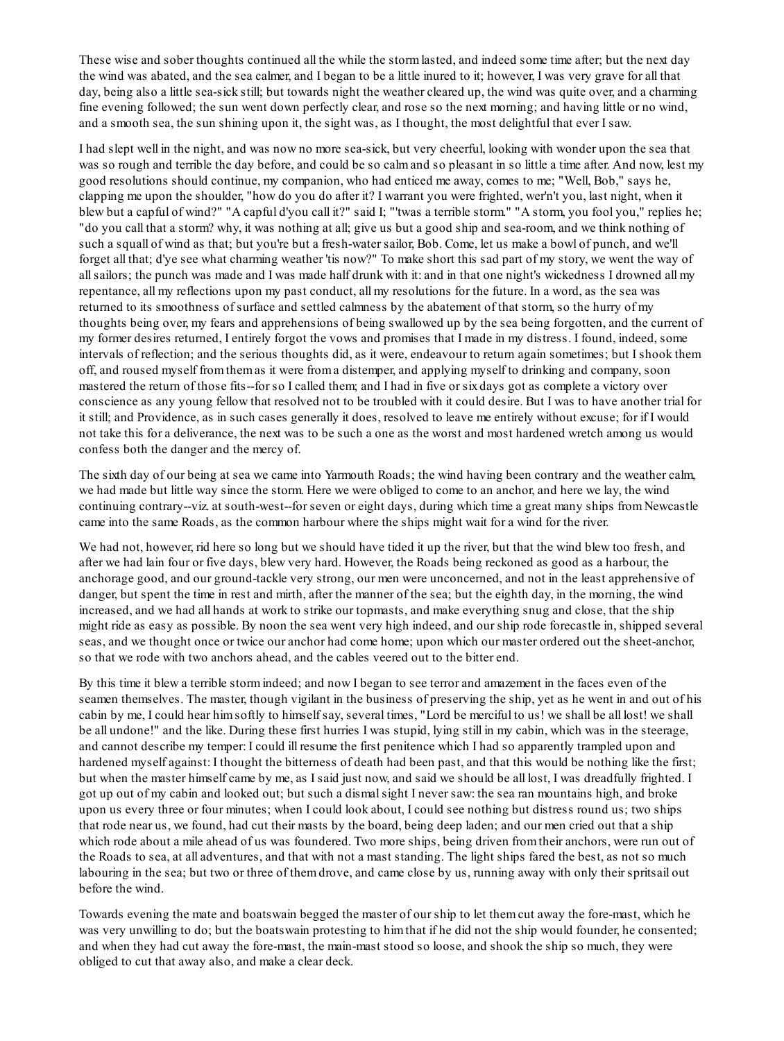These wise and sober thoughts continued all the while the storm lasted, and indeed some time after; but the next day the wind was abated, and the sea calmer, and I began to be a little inured to it; however, I was very grave for all that day, being also a little sea-sick still; but towards night the weather cleared up, the wind was quite over, and a charming fine evening followed; the sun went down perfectly clear, and rose so the next morning; and having little or no wind, and a smooth sea, the sun shining upon it, the sight was, as I thought, the most delightful that ever I saw.

I had slept well in the night, and was now no more sea-sick, but very cheerful, looking with wonder upon the sea that was so rough and terrible the day before, and could be so calm and so pleasant in so little a time after. And now, lest my good resolutions should continue, my companion, who had enticed me away, comes to me; "Well, Bob," says he, clapping me upon the shoulder, "how do you do after it? I warrant you were frighted, wer'n't you, last night, when it blew but a capful of wind?" "A capful d'you call it?" said I; "'twas a terrible storm." "A storm, you fool you," replies he; "do you call that a storm? why, it was nothing at all; give us but a good ship and sea-room, and we think nothing of such a squall of wind as that; but you're but a fresh-water sailor, Bob. Come, let us make a bowl of punch, and we'll forget all that; d'ye see what charming weather 'tis now?" To make short this sad part of my story, we went the way of all sailors; the punch was made and I was made half drunk with it: and in that one night's wickedness I drowned all my repentance, all my reflections upon my past conduct, all my resolutions for the future. In a word, as the sea was returned to its smoothness of surface and settled calmness by the abatement of that storm, so the hurry of my thoughts being over, my fears and apprehensions of being swallowed up by the sea being forgotten, and the current of my former desires returned, I entirely forgot the vows and promises that I made in my distress. I found, indeed, some intervals of reflection; and the serious thoughts did, as it were, endeavour to return again sometimes; but I shook them off, and roused myself from them as it were from a distemper, and applying myself to drinking and company, soon mastered the return of those fits--for so I called them; and I had in five or six days got as complete a victory over conscience as any young fellow that resolved not to be troubled with it could desire. But I was to have another trial for it still; and Providence, as in such cases generally it does, resolved to leave me entirely without excuse; for if I would not take this for a deliverance, the next was to be such a one as the worst and most hardened wretch among us would confess both the danger and the mercy of.

The sixth day of our being at sea we came into Yarmouth Roads; the wind having been contrary and the weather calm, we had made but little way since the storm. Here we were obliged to come to an anchor, and here we lay, the wind continuing contrary--viz. at south-west--for seven or eight days, during which time a great many ships from Newcastle came into the same Roads, as the common harbour where the ships might wait for a wind for the river.

We had not, however, rid here so long but we should have tided it up the river, but that the wind blew too fresh, and after we had lain four or five days, blew very hard. However, the Roads being reckoned as good as a harbour, the anchorage good, and our ground-tackle very strong, our men were unconcerned, and not in the least apprehensive of danger, but spent the time in rest and mirth, after the manner of the sea; but the eighth day, in the morning, the wind increased, and we had all hands at work to strike our topmasts, and make everything snug and close, that the ship might ride as easy as possible. By noon the sea went very high indeed, and our ship rode forecastle in, shipped several seas, and we thought once or twice our anchor had come home; upon which our master ordered out the sheet-anchor, so that we rode with two anchors ahead, and the cables veered out to the bitter end.

By this time it blew a terrible storm indeed; and now I began to see terror and amazement in the faces even of the seamen themselves. The master, though vigilant in the business of preserving the ship, yet as he went in and out of his cabin by me, I could hear him softly to himself say, several times, "Lord be merciful to us! we shall be all lost! we shall be all undone!" and the like. During these first hurries I was stupid, lying still in my cabin, which was in the steerage, and cannot describe my temper: I could ill resume the first penitence which I had so apparently trampled upon and hardened myself against: I thought the bitterness of death had been past, and that this would be nothing like the first; but when the master himself came by me, as I said just now, and said we should be all lost, I was dreadfully frighted. I got up out of my cabin and looked out; but such a dismal sight I never saw: the sea ran mountains high, and broke upon us every three or four minutes; when I could look about, I could see nothing but distress round us; two ships that rode near us, we found, had cut their masts by the board, being deep laden; and our men cried out that a ship which rode about a mile ahead of us was foundered. Two more ships, being driven from their anchors, were run out of the Roads to sea, at all adventures, and that with not a mast standing. The light ships fared the best, as not so much labouring in the sea; but two or three of them drove, and came close by us, running away with only their spritsail out before the wind.

Towards evening the mate and boatswain begged the master of our ship to let them cut away the fore-mast, which he was very unwilling to do; but the boatswain protesting to him that if he did not the ship would founder, he consented; and when they had cut away the fore-mast, the main-mast stood so loose, and shook the ship so much, they were obliged to cut that away also, and make a clear deck.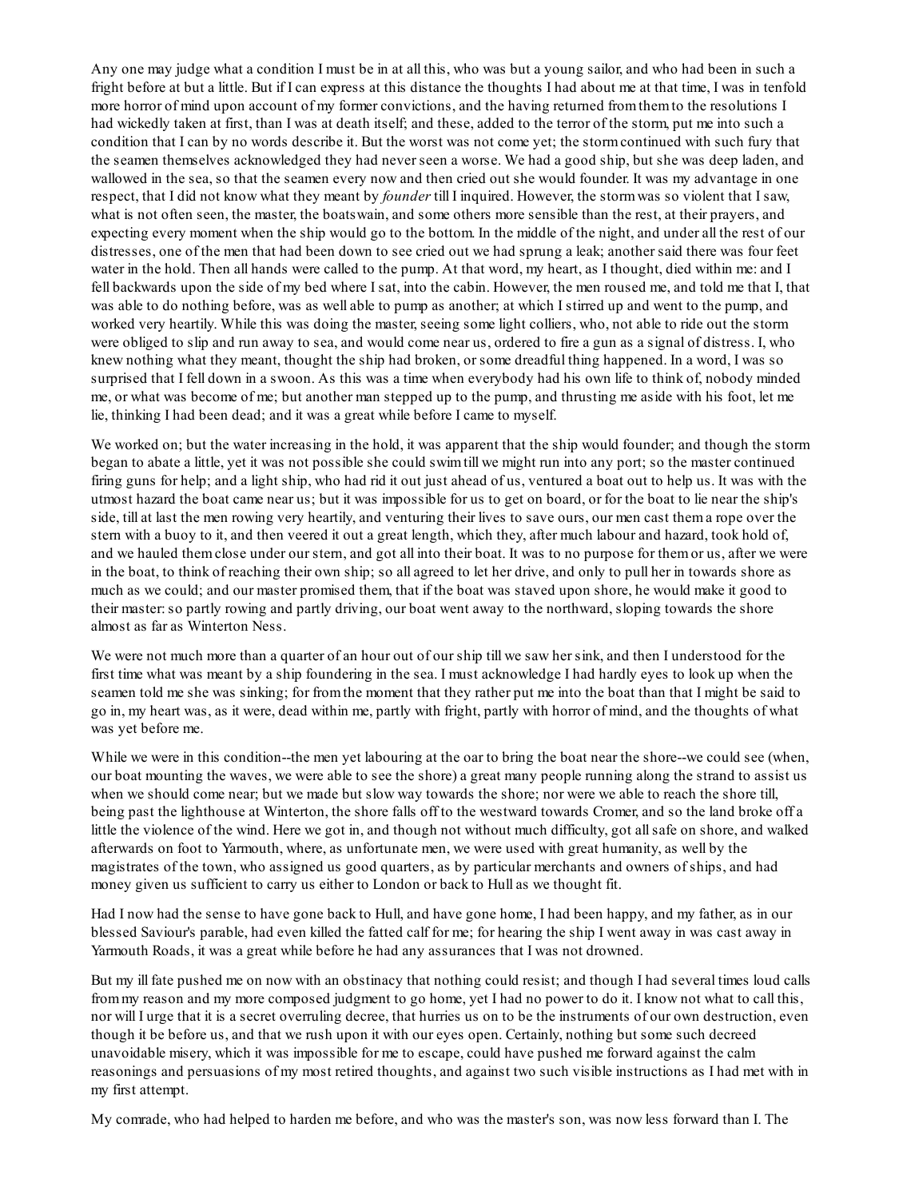Any one may judge what a condition I must be in at all this, who was but a young sailor, and who had been in such a fright before at but a little. But if I can express at this distance the thoughts I had about me at that time, I was in tenfold more horror of mind upon account of my former convictions, and the having returned from them to the resolutions I had wickedly taken at first, than I was at death itself; and these, added to the terror of the storm, put me into such a condition that I can by no words describe it. But the worst was not come yet; the storm continued with such fury that the seamen themselves acknowledged they had never seen a worse. We had a good ship, but she was deep laden, and wallowed in the sea, so that the seamen every now and then cried out she would founder. It was my advantage in one respect, that I did not know what they meant by *founder* till I inquired. However, the storm was so violent that I saw, what is not often seen, the master, the boatswain, and some others more sensible than the rest, at their prayers, and expecting every moment when the ship would go to the bottom. In the middle of the night, and under all the rest of our distresses, one of the men that had been down to see cried out we had sprung a leak; another said there was four feet water in the hold. Then all hands were called to the pump. At that word, my heart, as I thought, died within me: and I fell backwards upon the side of my bed where I sat, into the cabin. However, the men roused me, and told me that I, that was able to do nothing before, was as well able to pump as another; at which I stirred up and went to the pump, and worked very heartily. While this was doing the master, seeing some light colliers, who, not able to ride out the storm were obliged to slip and run away to sea, and would come near us, ordered to fire a gun as a signal of distress. I, who knew nothing what they meant, thought the ship had broken, or some dreadful thing happened. In a word, I was so surprised that I fell down in a swoon. As this was a time when everybody had his own life to think of, nobody minded me, or what was become of me; but another man stepped up to the pump, and thrusting me aside with his foot, let me lie, thinking I had been dead; and it was a great while before I came to myself.

We worked on; but the water increasing in the hold, it was apparent that the ship would founder; and though the storm began to abate a little, yet it was not possible she could swim till we might run into any port; so the master continued firing guns for help; and a light ship, who had rid it out just ahead of us, ventured a boat out to help us. It was with the utmost hazard the boat came near us; but it was impossible for us to get on board, or for the boat to lie near the ship's side, till at last the men rowing very heartily, and venturing their lives to save ours, our men cast them a rope over the stern with a buoy to it, and then veered it out a great length, which they, after much labour and hazard, took hold of, and we hauled them close under our stern, and got all into their boat. It was to no purpose for them or us, after we were in the boat, to think of reaching their own ship; so all agreed to let her drive, and only to pull her in towards shore as much as we could; and our master promised them, that if the boat was staved upon shore, he would make it good to their master: so partly rowing and partly driving, our boat went away to the northward, sloping towards the shore almost as far as Winterton Ness.

We were not much more than a quarter of an hour out of our ship till we saw her sink, and then I understood for the first time what was meant by a ship foundering in the sea. I must acknowledge I had hardly eyes to look up when the seamen told me she was sinking; for from the moment that they rather put me into the boat than that I might be said to go in, my heart was, as it were, dead within me, partly with fright, partly with horror of mind, and the thoughts of what was yet before me.

While we were in this condition--the men yet labouring at the oar to bring the boat near the shore--we could see (when, our boat mounting the waves, we were able to see the shore) a great many people running along the strand to assist us when we should come near; but we made but slow way towards the shore; nor were we able to reach the shore till, being past the lighthouse at Winterton, the shore falls off to the westward towards Cromer, and so the land broke off a little the violence of the wind. Here we got in, and though not without much difficulty, got all safe on shore, and walked afterwards on foot to Yarmouth, where, as unfortunate men, we were used with great humanity, as well by the magistrates of the town, who assigned us good quarters, as by particular merchants and owners of ships, and had money given us sufficient to carry us either to London or back to Hull as we thought fit.

Had I now had the sense to have gone back to Hull, and have gone home, I had been happy, and my father, as in our blessed Saviour's parable, had even killed the fatted calf for me; for hearing the ship I went away in was cast away in Yarmouth Roads, it was a great while before he had any assurances that I was not drowned.

But my ill fate pushed me on now with an obstinacy that nothing could resist; and though I had several times loud calls from my reason and my more composed judgment to go home, yet I had no power to do it. I know not what to call this, nor will I urge that it is a secret overruling decree, that hurries us on to be the instruments of our own destruction, even though it be before us, and that we rush upon it with our eyes open. Certainly, nothing but some such decreed unavoidable misery, which it was impossible for me to escape, could have pushed me forward against the calm reasonings and persuasions of my most retired thoughts, and against two such visible instructions as I had met with in my first attempt.

My comrade, who had helped to harden me before, and who was the master's son, was now less forward than I. The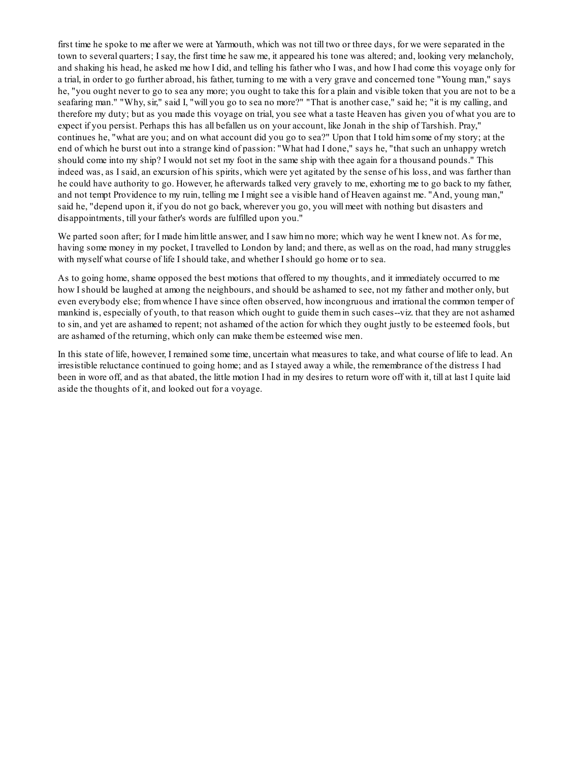first time he spoke to me after we were at Yarmouth, which was not till two or three days, for we were separated in the town to several quarters; I say, the first time he saw me, it appeared his tone was altered; and, looking very melancholy, and shaking his head, he asked me how I did, and telling his father who I was, and how I had come this voyage only for a trial, in order to go further abroad, his father, turning to me with a very grave and concerned tone "Young man," says he, "you ought never to go to sea any more; you ought to take this for a plain and visible token that you are not to be a seafaring man." "Why, sir," said I, "will you go to sea no more?" "That is another case," said he; "it is my calling, and therefore my duty; but as you made this voyage on trial, you see what a taste Heaven has given you of what you are to expect if you persist. Perhaps this has all befallen us on your account, like Jonah in the ship of Tarshish. Pray," continues he, "what are you; and on what account did you go to sea?" Upon that I told him some of my story; at the end of which he burst out into a strange kind of passion: "What had I done," says he, "that such an unhappy wretch should come into my ship? I would not set my foot in the same ship with thee again for a thousand pounds." This indeed was, as I said, an excursion of his spirits, which were yet agitated by the sense of his loss, and was farther than he could have authority to go. However, he afterwards talked very gravely to me, exhorting me to go back to my father, and not tempt Providence to my ruin, telling me I might see a visible hand of Heaven against me. "And, young man," said he, "depend upon it, if you do not go back, wherever you go, you will meet with nothing but disasters and disappointments, till your father's words are fulfilled upon you."

We parted soon after; for I made him little answer, and I saw him no more; which way he went I knew not. As for me, having some money in my pocket, I travelled to London by land; and there, as well as on the road, had many struggles with myself what course of life I should take, and whether I should go home or to sea.

As to going home, shame opposed the best motions that offered to my thoughts, and it immediately occurred to me how I should be laughed at among the neighbours, and should be ashamed to see, not my father and mother only, but even everybody else; from whence I have since often observed, how incongruous and irrational the common temper of mankind is, especially of youth, to that reason which ought to guide them in such cases--viz. that they are not ashamed to sin, and yet are ashamed to repent; not ashamed of the action for which they ought justly to be esteemed fools, but are ashamed of the returning, which only can make them be esteemed wise men.

In this state of life, however, I remained some time, uncertain what measures to take, and what course of life to lead. An irresistible reluctance continued to going home; and as I stayed away a while, the remembrance of the distress I had been in wore off, and as that abated, the little motion I had in my desires to return wore off with it, till at last I quite laid aside the thoughts of it, and looked out for a voyage.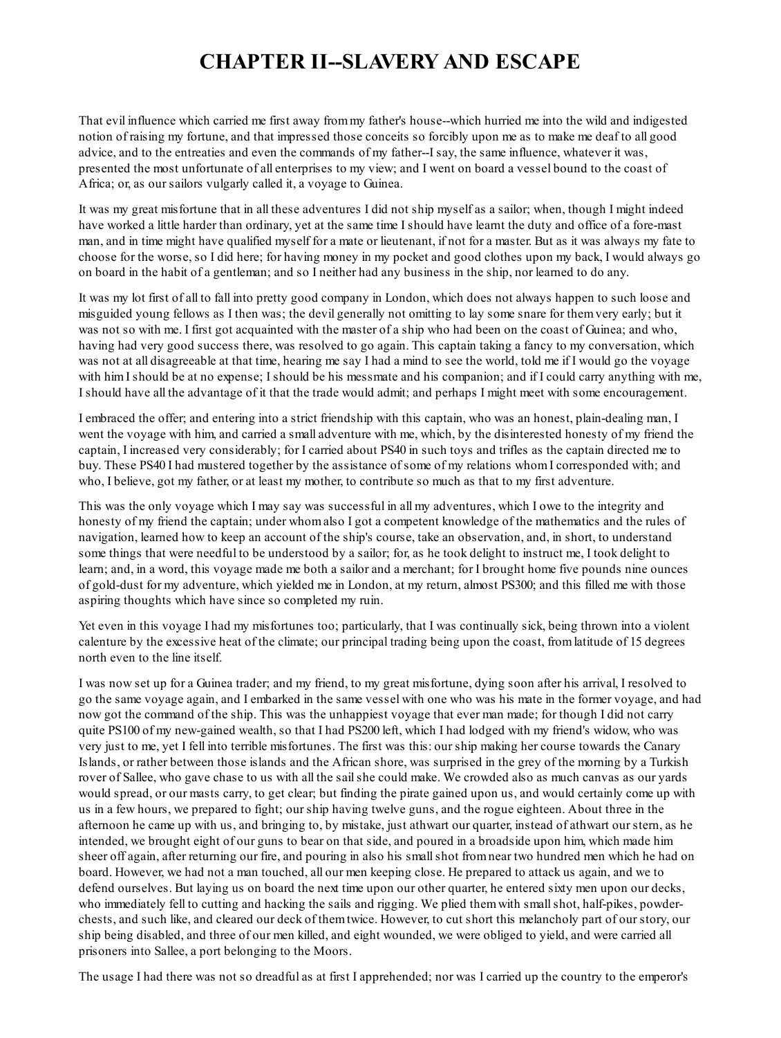# CHAPTER II--SLAVERY AND ESCAPE

That evil influence which carried me first away from my father's house--which hurried me into the wild and indigested notion of raising my fortune, and that impressed those conceits so forcibly upon me as to make me deaf to all good advice, and to the entreaties and even the commands of my father--I say, the same influence, whatever it was, presented the most unfortunate of all enterprises to my view; and I went on board a vessel bound to the coast of Africa; or, as our sailors vulgarly called it, a voyage to Guinea.

It was my great misfortune that in all these adventures I did not ship myself as a sailor; when, though I might indeed have worked a little harder than ordinary, yet at the same time I should have learnt the duty and office of a fore-mast man, and in time might have qualified myself for a mate or lieutenant, if not for a master. But as it was always my fate to choose for the worse, so I did here; for having money in my pocket and good clothes upon my back, I would always go on board in the habit of a gentleman; and so I neither had any business in the ship, nor learned to do any.

It was my lot first of all to fall into pretty good company in London, which does not always happen to such loose and misguided young fellows as I then was; the devil generally not omitting to lay some snare for them very early; but it was not so with me. I first got acquainted with the master of a ship who had been on the coast of Guinea; and who, having had very good success there, was resolved to go again. This captain taking a fancy to my conversation, which was not at all disagreeable at that time, hearing me say I had a mind to see the world, told me if I would go the voyage with him I should be at no expense; I should be his messmate and his companion; and if I could carry anything with me, I should have all the advantage of it that the trade would admit; and perhaps I might meet with some encouragement.

I embraced the offer; and entering into a strict friendship with this captain, who was an honest, plain-dealing man, I went the voyage with him, and carried a small adventure with me, which, by the disinterested honesty of my friend the captain, I increased very considerably; for I carried about PS40 in such toys and trifles as the captain directed me to buy. These PS40 I had mustered together by the assistance of some of my relations whom I corresponded with; and who, I believe, got my father, or at least my mother, to contribute so much as that to my first adventure.

This was the only voyage which I may say was successful in all my adventures, which I owe to the integrity and honesty of my friend the captain; under whom also I got a competent knowledge of the mathematics and the rules of navigation, learned how to keep an account of the ship's course, take an observation, and, in short, to understand some things that were needful to be understood by a sailor; for, as he took delight to instruct me, I took delight to learn; and, in a word, this voyage made me both a sailor and a merchant; for I brought home five pounds nine ounces of gold-dust for my adventure, which yielded me in London, at my return, almost PS300; and this filled me with those aspiring thoughts which have since so completed my ruin.

Yet even in this voyage I had my misfortunes too; particularly, that I was continually sick, being thrown into a violent calenture by the excessive heat of the climate; our principal trading being upon the coast, from latitude of 15 degrees north even to the line itself.

I was now set up for a Guinea trader; and my friend, to my great misfortune, dying soon after his arrival, I resolved to go the same voyage again, and I embarked in the same vessel with one who was his mate in the former voyage, and had now got the command of the ship. This was the unhappiest voyage that ever man made; for though I did not carry quite PS100 of my new-gained wealth, so that I had PS200 left, which I had lodged with my friend's widow, who was very just to me, yet I fell into terrible misfortunes. The first was this: our ship making her course towards the Canary Islands, or rather between those islands and the African shore, was surprised in the grey of the morning by a Turkish rover of Sallee, who gave chase to us with all the sail she could make. We crowded also as much canvas as our yards would spread, or our masts carry, to get clear; but finding the pirate gained upon us, and would certainly come up with us in a few hours, we prepared to fight; our ship having twelve guns, and the rogue eighteen. About three in the afternoon he came up with us, and bringing to, by mistake, just athwart our quarter, instead of athwart our stern, as he intended, we brought eight of our guns to bear on that side, and poured in a broadside upon him, which made him sheer off again, after returning our fire, and pouring in also his small shot from near two hundred men which he had on board. However, we had not a man touched, all our men keeping close. He prepared to attack us again, and we to defend ourselves. But laying us on board the next time upon our other quarter, he entered sixty men upon our decks, who immediately fell to cutting and hacking the sails and rigging. We plied them with small shot, half-pikes, powder-chests, and such like, and cleared our deck of them twice. However, to cut short this melancholy part of our story, our ship being disabled, and three of our men killed, and eight wounded, we were obliged to yield, and were carried all prisoners into Sallee, a port belonging to the Moors.

The usage I had there was not so dreadful as at first I apprehended; nor was I carried up the country to the emperor's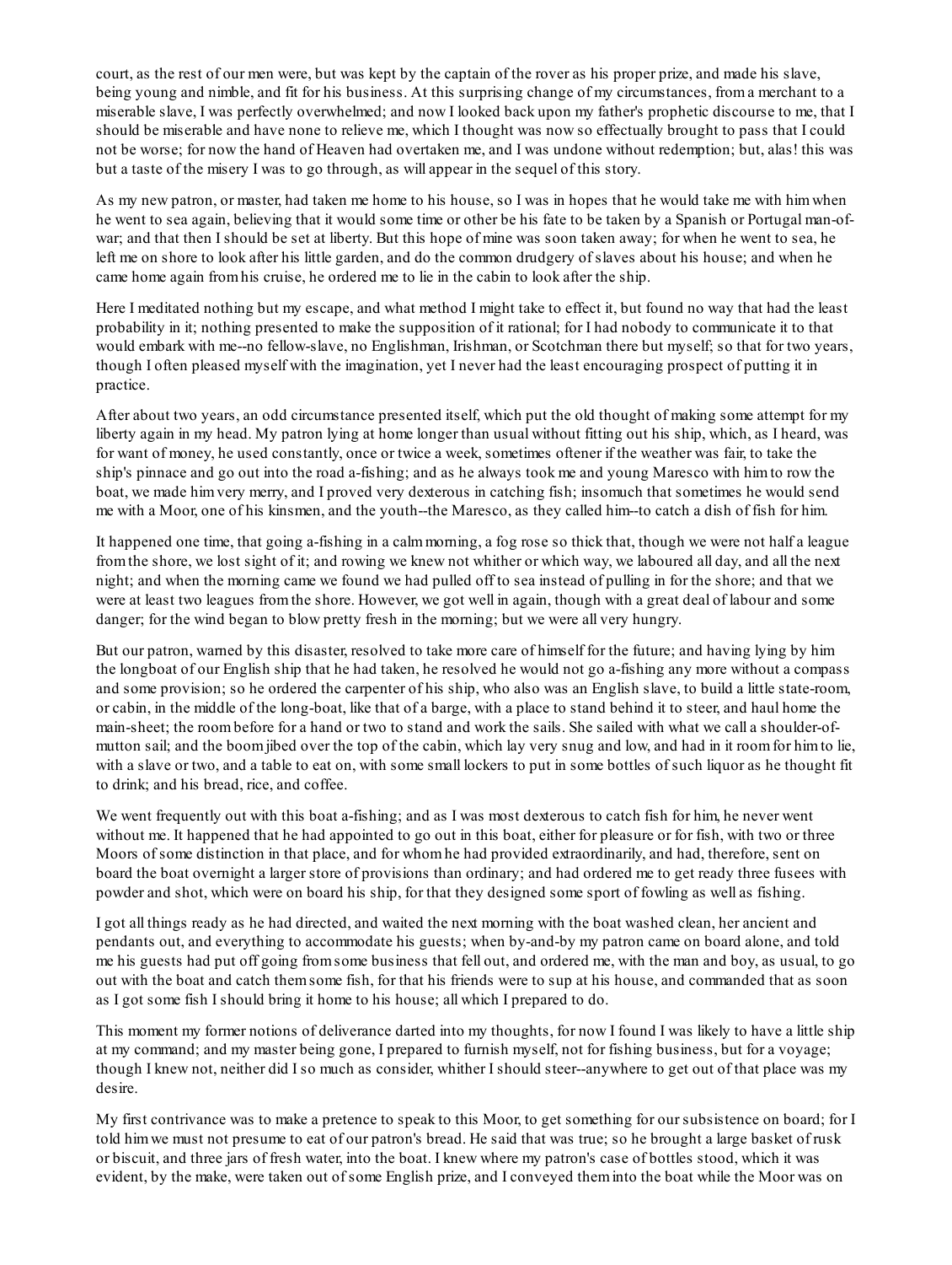court, as the rest of our men were, but was kept by the captain of the rover as his proper prize, and made his slave, being young and nimble, and fit for his business. At this surprising change of my circumstances, from a merchant to a miserable slave, I was perfectly overwhelmed; and now I looked back upon my father's prophetic discourse to me, that I should be miserable and have none to relieve me, which I thought was now so effectually brought to pass that I could not be worse; for now the hand of Heaven had overtaken me, and I was undone without redemption; but, alas! this was but a taste of the misery I was to go through, as will appear in the sequel of this story.

As my new patron, or master, had taken me home to his house, so I was in hopes that he would take me with him when he went to sea again, believing that it would some time or other be his fate to be taken by a Spanish or Portugal man-of-war; and that then I should be set at liberty. But this hope of mine was soon taken away; for when he went to sea, he left me on shore to look after his little garden, and do the common drudgery of slaves about his house; and when he came home again from his cruise, he ordered me to lie in the cabin to look after the ship.

Here I meditated nothing but my escape, and what method I might take to effect it, but found no way that had the least probability in it; nothing presented to make the supposition of it rational; for I had nobody to communicate it to that would embark with me--no fellow-slave, no Englishman, Irishman, or Scotchman there but myself; so that for two years, though I often pleased myself with the imagination, yet I never had the least encouraging prospect of putting it in practice.

After about two years, an odd circumstance presented itself, which put the old thought of making some attempt for my liberty again in my head. My patron lying at home longer than usual without fitting out his ship, which, as I heard, was for want of money, he used constantly, once or twice a week, sometimes oftener if the weather was fair, to take the ship's pinnace and go out into the road a-fishing; and as he always took me and young Maresco with him to row the boat, we made him very merry, and I proved very dexterous in catching fish; insomuch that sometimes he would send me with a Moor, one of his kinsmen, and the youth--the Maresco, as they called him--to catch a dish of fish for him.

It happened one time, that going a-fishing in a calm morning, a fog rose so thick that, though we were not half a league from the shore, we lost sight of it; and rowing we knew not whither or which way, we laboured all day, and all the next night; and when the morning came we found we had pulled off to sea instead of pulling in for the shore; and that we were at least two leagues from the shore. However, we got well in again, though with a great deal of labour and some danger; for the wind began to blow pretty fresh in the morning; but we were all very hungry.

But our patron, warned by this disaster, resolved to take more care of himself for the future; and having lying by him the longboat of our English ship that he had taken, he resolved he would not go a-fishing any more without a compass and some provision; so he ordered the carpenter of his ship, who also was an English slave, to build a little state-room, or cabin, in the middle of the long-boat, like that of a barge, with a place to stand behind it to steer, and haul home the main-sheet; the room before for a hand or two to stand and work the sails. She sailed with what we call a shoulder-of-mutton sail; and the boom jibed over the top of the cabin, which lay very snug and low, and had in it room for him to lie, with a slave or two, and a table to eat on, with some small lockers to put in some bottles of such liquor as he thought fit to drink; and his bread, rice, and coffee.

We went frequently out with this boat a-fishing; and as I was most dexterous to catch fish for him, he never went without me. It happened that he had appointed to go out in this boat, either for pleasure or for fish, with two or three Moors of some distinction in that place, and for whom he had provided extraordinarily, and had, therefore, sent on board the boat overnight a larger store of provisions than ordinary; and had ordered me to get ready three fusees with powder and shot, which were on board his ship, for that they designed some sport of fowling as well as fishing.

I got all things ready as he had directed, and waited the next morning with the boat washed clean, her ancient and pendants out, and everything to accommodate his guests; when by-and-by my patron came on board alone, and told me his guests had put off going from some business that fell out, and ordered me, with the man and boy, as usual, to go out with the boat and catch them some fish, for that his friends were to sup at his house, and commanded that as soon as I got some fish I should bring it home to his house; all which I prepared to do.

This moment my former notions of deliverance darted into my thoughts, for now I found I was likely to have a little ship at my command; and my master being gone, I prepared to furnish myself, not for fishing business, but for a voyage; though I knew not, neither did I so much as consider, whither I should steer--anywhere to get out of that place was my desire.

My first contrivance was to make a pretence to speak to this Moor, to get something for our subsistence on board; for I told him we must not presume to eat of our patron's bread. He said that was true; so he brought a large basket of rusk or biscuit, and three jars of fresh water, into the boat. I knew where my patron's case of bottles stood, which it was evident, by the make, were taken out of some English prize, and I conveyed them into the boat while the Moor was on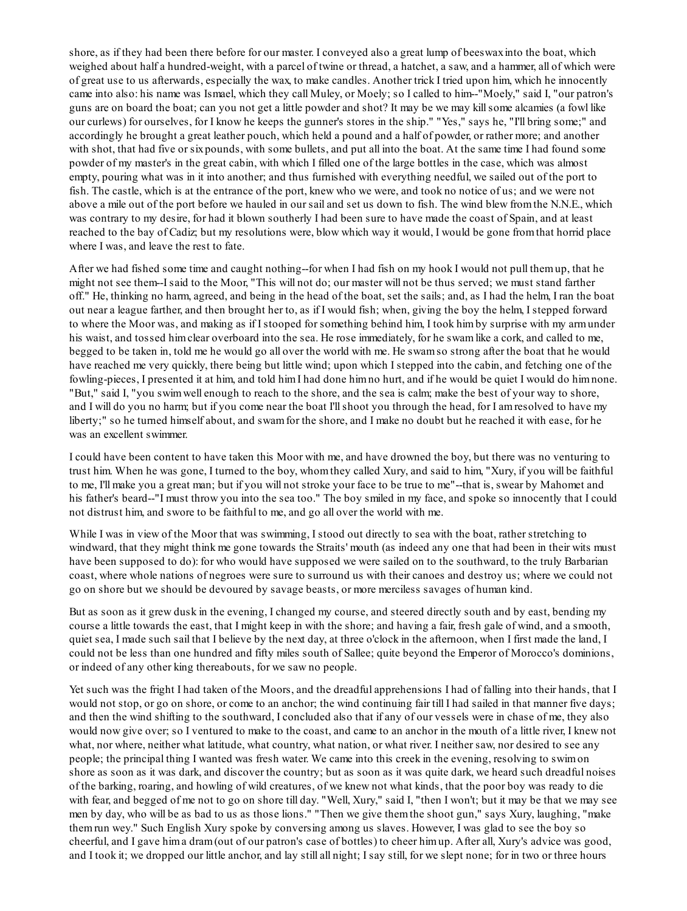shore, as if they had been there before for our master. I conveyed also a great lump of beeswax into the boat, which weighed about half a hundred-weight, with a parcel of twine or thread, a hatchet, a saw, and a hammer, all of which were of great use to us afterwards, especially the wax, to make candles. Another trick I tried upon him, which he innocently came into also: his name was Ismael, which they call Muley, or Moely; so I called to him--"Moely," said I, "our patron's guns are on board the boat; can you not get a little powder and shot? It may be we may kill some alcamies (a fowl like our curlews) for ourselves, for I know he keeps the gunner's stores in the ship." "Yes," says he, "I'll bring some;" and accordingly he brought a great leather pouch, which held a pound and a half of powder, or rather more; and another with shot, that had five or six pounds, with some bullets, and put all into the boat. At the same time I had found some powder of my master's in the great cabin, with which I filled one of the large bottles in the case, which was almost empty, pouring what was in it into another; and thus furnished with everything needful, we sailed out of the port to fish. The castle, which is at the entrance of the port, knew who we were, and took no notice of us; and we were not above a mile out of the port before we hauled in our sail and set us down to fish. The wind blew from the N.N.E., which was contrary to my desire, for had it blown southerly I had been sure to have made the coast of Spain, and at least reached to the bay of Cadiz; but my resolutions were, blow which way it would, I would be gone from that horrid place where I was, and leave the rest to fate.

After we had fished some time and caught nothing--for when I had fish on my hook I would not pull them up, that he might not see them--I said to the Moor, "This will not do; our master will not be thus served; we must stand farther off." He, thinking no harm, agreed, and being in the head of the boat, set the sails; and, as I had the helm, I ran the boat out near a league farther, and then brought her to, as if I would fish; when, giving the boy the helm, I stepped forward to where the Moor was, and making as if I stooped for something behind him, I took him by surprise with my arm under his waist, and tossed him clear overboard into the sea. He rose immediately, for he swam like a cork, and called to me, begged to be taken in, told me he would go all over the world with me. He swam so strong after the boat that he would have reached me very quickly, there being but little wind; upon which I stepped into the cabin, and fetching one of the fowling-pieces, I presented it at him, and told him I had done him no hurt, and if he would be quiet I would do him none. "But," said I, "you swim well enough to reach to the shore, and the sea is calm; make the best of your way to shore, and I will do you no harm; but if you come near the boat I'll shoot you through the head, for I am resolved to have my liberty;" so he turned himself about, and swam for the shore, and I make no doubt but he reached it with ease, for he was an excellent swimmer.

I could have been content to have taken this Moor with me, and have drowned the boy, but there was no venturing to trust him. When he was gone, I turned to the boy, whom they called Xury, and said to him, "Xury, if you will be faithful to me, I'll make you a great man; but if you will not stroke your face to be true to me"--that is, swear by Mahomet and his father's beard--"I must throw you into the sea too." The boy smiled in my face, and spoke so innocently that I could not distrust him, and swore to be faithful to me, and go all over the world with me.

While I was in view of the Moor that was swimming, I stood out directly to sea with the boat, rather stretching to windward, that they might think me gone towards the Straits' mouth (as indeed any one that had been in their wits must have been supposed to do): for who would have supposed we were sailed on to the southward, to the truly Barbarian coast, where whole nations of negroes were sure to surround us with their canoes and destroy us; where we could not go on shore but we should be devoured by savage beasts, or more merciless savages of human kind.

But as soon as it grew dusk in the evening, I changed my course, and steered directly south and by east, bending my course a little towards the east, that I might keep in with the shore; and having a fair, fresh gale of wind, and a smooth, quiet sea, I made such sail that I believe by the next day, at three o'clock in the afternoon, when I first made the land, I could not be less than one hundred and fifty miles south of Sallee; quite beyond the Emperor of Morocco's dominions, or indeed of any other king thereabouts, for we saw no people.

Yet such was the fright I had taken of the Moors, and the dreadful apprehensions I had of falling into their hands, that I would not stop, or go on shore, or come to an anchor; the wind continuing fair till I had sailed in that manner five days; and then the wind shifting to the southward, I concluded also that if any of our vessels were in chase of me, they also would now give over; so I ventured to make to the coast, and came to an anchor in the mouth of a little river, I knew not what, nor where, neither what latitude, what country, what nation, or what river. I neither saw, nor desired to see any people; the principal thing I wanted was fresh water. We came into this creek in the evening, resolving to swim on shore as soon as it was dark, and discover the country; but as soon as it was quite dark, we heard such dreadful noises of the barking, roaring, and howling of wild creatures, of we knew not what kinds, that the poor boy was ready to die with fear, and begged of me not to go on shore till day. "Well, Xury," said I, "then I won't; but it may be that we may see men by day, who will be as bad to us as those lions." "Then we give them the shoot gun," says Xury, laughing, "make them run wey." Such English Xury spoke by conversing among us slaves. However, I was glad to see the boy so cheerful, and I gave him a dram (out of our patron's case of bottles) to cheer him up. After all, Xury's advice was good, and I took it; we dropped our little anchor, and lay still all night; I say still, for we slept none; for in two or three hours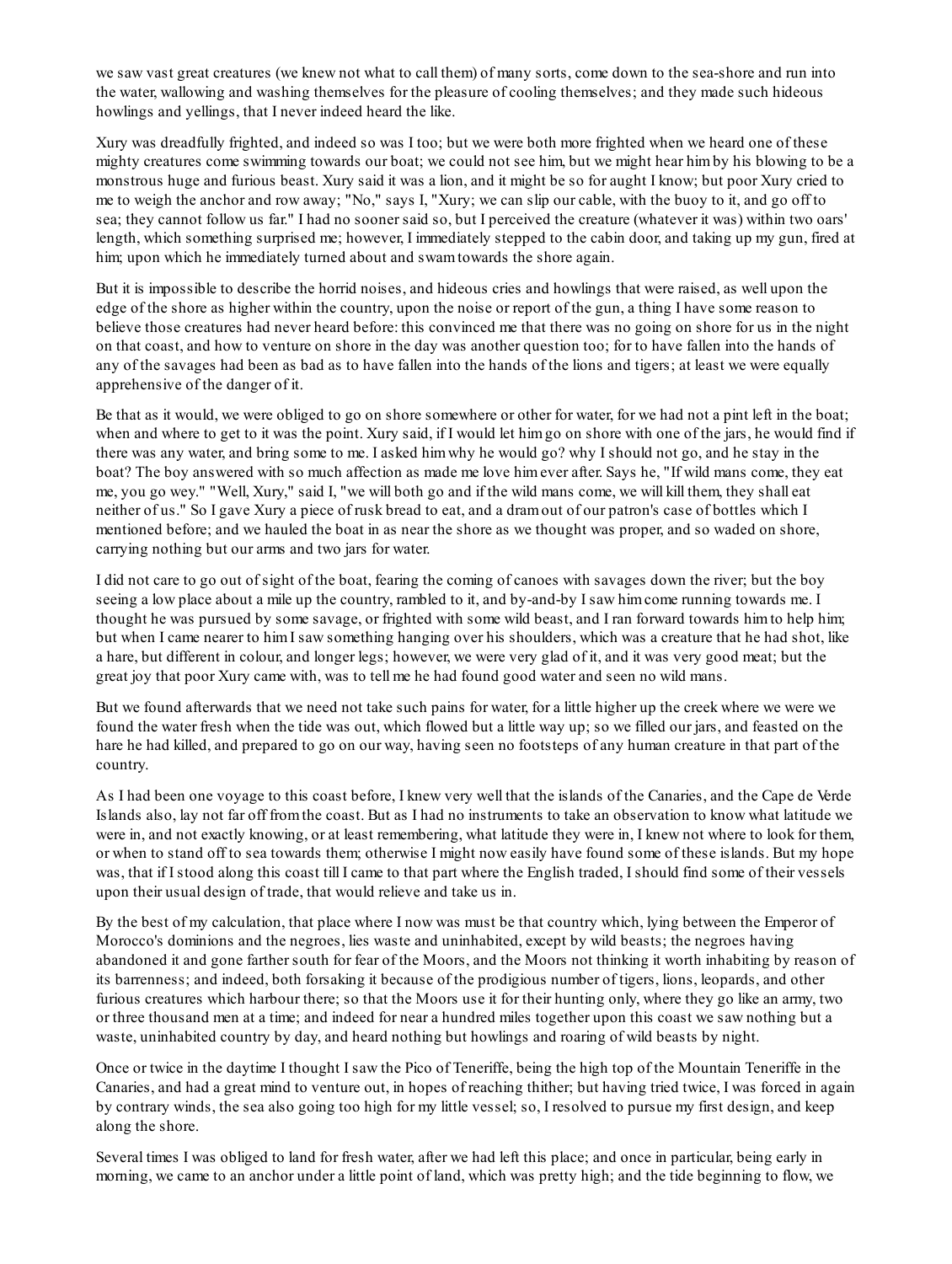we saw vast great creatures (we knew not what to call them) of many sorts, come down to the sea-shore and run into the water, wallowing and washing themselves for the pleasure of cooling themselves; and they made such hideous howlings and yellings, that I never indeed heard the like.

Xury was dreadfully frighted, and indeed so was I too; but we were both more frighted when we heard one of these mighty creatures come swimming towards our boat; we could not see him, but we might hear him by his blowing to be a monstrous huge and furious beast. Xury said it was a lion, and it might be so for aught I know; but poor Xury cried to me to weigh the anchor and row away; "No," says I, "Xury; we can slip our cable, with the buoy to it, and go off to sea; they cannot follow us far." I had no sooner said so, but I perceived the creature (whatever it was) within two oars' length, which something surprised me; however, I immediately stepped to the cabin door, and taking up my gun, fired at him; upon which he immediately turned about and swam towards the shore again.

But it is impossible to describe the horrid noises, and hideous cries and howlings that were raised, as well upon the edge of the shore as higher within the country, upon the noise or report of the gun, a thing I have some reason to believe those creatures had never heard before: this convinced me that there was no going on shore for us in the night on that coast, and how to venture on shore in the day was another question too; for to have fallen into the hands of any of the savages had been as bad as to have fallen into the hands of the lions and tigers; at least we were equally apprehensive of the danger of it.

Be that as it would, we were obliged to go on shore somewhere or other for water, for we had not a pint left in the boat; when and where to get to it was the point. Xury said, if I would let him go on shore with one of the jars, he would find if there was any water, and bring some to me. I asked him why he would go? why I should not go, and he stay in the boat? The boy answered with so much affection as made me love him ever after. Says he, "If wild mans come, they eat me, you go wey." "Well, Xury," said I, "we will both go and if the wild mans come, we will kill them, they shall eat neither of us." So I gave Xury a piece of rusk bread to eat, and a dram out of our patron's case of bottles which I mentioned before; and we hauled the boat in as near the shore as we thought was proper, and so waded on shore, carrying nothing but our arms and two jars for water.

I did not care to go out of sight of the boat, fearing the coming of canoes with savages down the river; but the boy seeing a low place about a mile up the country, rambled to it, and by-and-by I saw him come running towards me. I thought he was pursued by some savage, or frighted with some wild beast, and I ran forward towards him to help him; but when I came nearer to him I saw something hanging over his shoulders, which was a creature that he had shot, like a hare, but different in colour, and longer legs; however, we were very glad of it, and it was very good meat; but the great joy that poor Xury came with, was to tell me he had found good water and seen no wild mans.

But we found afterwards that we need not take such pains for water, for a little higher up the creek where we were we found the water fresh when the tide was out, which flowed but a little way up; so we filled our jars, and feasted on the hare he had killed, and prepared to go on our way, having seen no footsteps of any human creature in that part of the country.

As I had been one voyage to this coast before, I knew very well that the islands of the Canaries, and the Cape de Verde Islands also, lay not far off from the coast. But as I had no instruments to take an observation to know what latitude we were in, and not exactly knowing, or at least remembering, what latitude they were in, I knew not where to look for them, or when to stand off to sea towards them; otherwise I might now easily have found some of these islands. But my hope was, that if I stood along this coast till I came to that part where the English traded, I should find some of their vessels upon their usual design of trade, that would relieve and take us in.

By the best of my calculation, that place where I now was must be that country which, lying between the Emperor of Morocco's dominions and the negroes, lies waste and uninhabited, except by wild beasts; the negroes having abandoned it and gone farther south for fear of the Moors, and the Moors not thinking it worth inhabiting by reason of its barrenness; and indeed, both forsaking it because of the prodigious number of tigers, lions, leopards, and other furious creatures which harbour there; so that the Moors use it for their hunting only, where they go like an army, two or three thousand men at a time; and indeed for near a hundred miles together upon this coast we saw nothing but a waste, uninhabited country by day, and heard nothing but howlings and roaring of wild beasts by night.

Once or twice in the daytime I thought I saw the Pico of Teneriffe, being the high top of the Mountain Teneriffe in the Canaries, and had a great mind to venture out, in hopes of reaching thither; but having tried twice, I was forced in again by contrary winds, the sea also going too high for my little vessel; so, I resolved to pursue my first design, and keep along the shore.

Several times I was obliged to land for fresh water, after we had left this place; and once in particular, being early in morning, we came to an anchor under a little point of land, which was pretty high; and the tide beginning to flow, we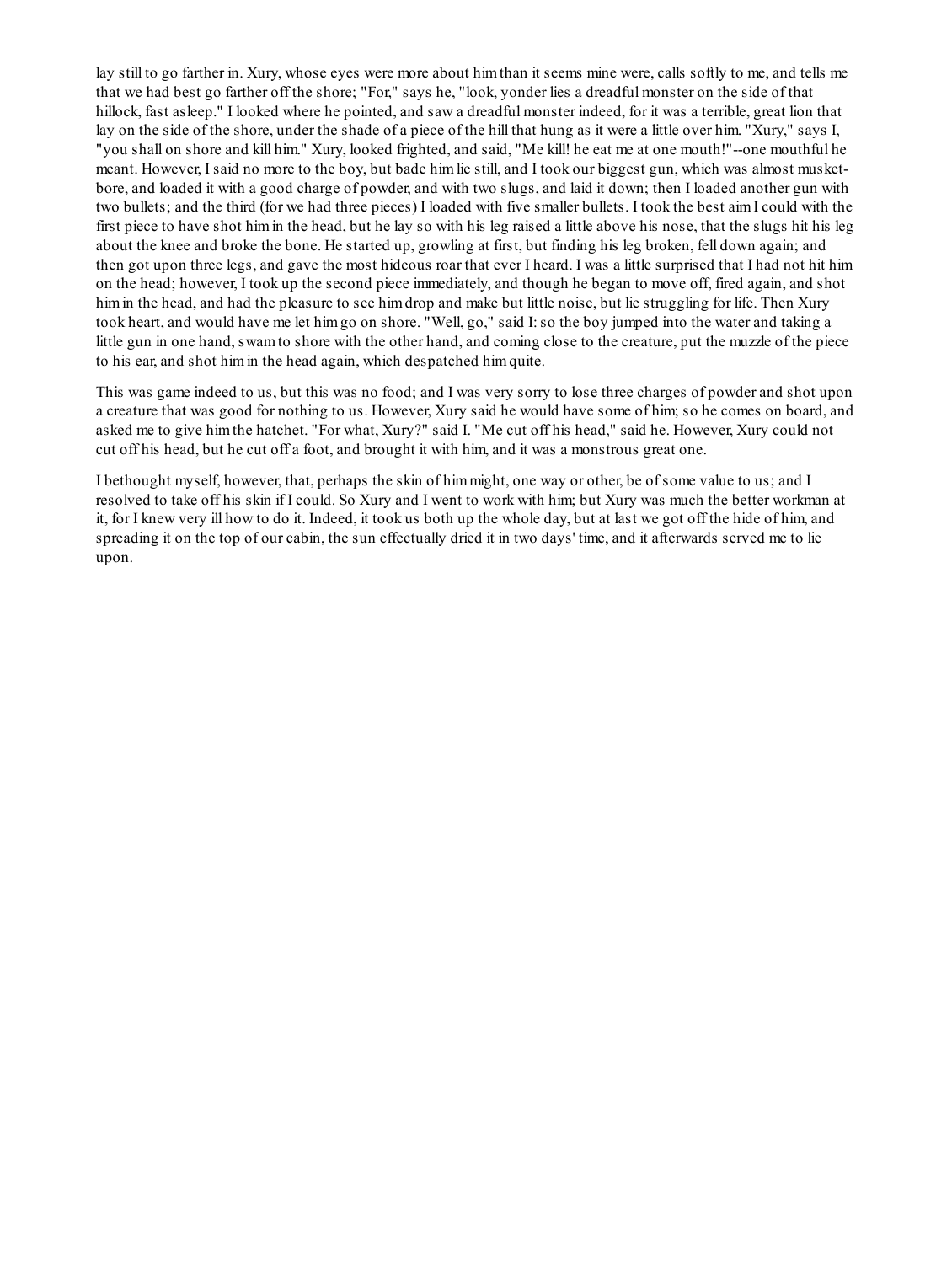lay still to go farther in. Xury, whose eyes were more about him than it seems mine were, calls softly to me, and tells me that we had best go farther off the shore; "For," says he, "look, yonder lies a dreadful monster on the side of that hillock, fast asleep." I looked where he pointed, and saw a dreadful monster indeed, for it was a terrible, great lion that lay on the side of the shore, under the shade of a piece of the hill that hung as it were a little over him. "Xury," says I, "you shall on shore and kill him." Xury, looked frighted, and said, "Me kill! he eat me at one mouth!"--one mouthful he meant. However, I said no more to the boy, but bade him lie still, and I took our biggest gun, which was almost musket-bore, and loaded it with a good charge of powder, and with two slugs, and laid it down; then I loaded another gun with two bullets; and the third (for we had three pieces) I loaded with five smaller bullets. I took the best aim I could with the first piece to have shot him in the head, but he lay so with his leg raised a little above his nose, that the slugs hit his leg about the knee and broke the bone. He started up, growling at first, but finding his leg broken, fell down again; and then got upon three legs, and gave the most hideous roar that ever I heard. I was a little surprised that I had not hit him on the head; however, I took up the second piece immediately, and though he began to move off, fired again, and shot him in the head, and had the pleasure to see him drop and make but little noise, but lie struggling for life. Then Xury took heart, and would have me let him go on shore. "Well, go," said I: so the boy jumped into the water and taking a little gun in one hand, swam to shore with the other hand, and coming close to the creature, put the muzzle of the piece to his ear, and shot him in the head again, which despatched him quite.

This was game indeed to us, but this was no food; and I was very sorry to lose three charges of powder and shot upon a creature that was good for nothing to us. However, Xury said he would have some of him; so he comes on board, and asked me to give him the hatchet. "For what, Xury?" said I. "Me cut off his head," said he. However, Xury could not cut off his head, but he cut off a foot, and brought it with him, and it was a monstrous great one.

I bethought myself, however, that, perhaps the skin of him might, one way or other, be of some value to us; and I resolved to take off his skin if I could. So Xury and I went to work with him; but Xury was much the better workman at it, for I knew very ill how to do it. Indeed, it took us both up the whole day, but at last we got off the hide of him, and spreading it on the top of our cabin, the sun effectually dried it in two days' time, and it afterwards served me to lie upon.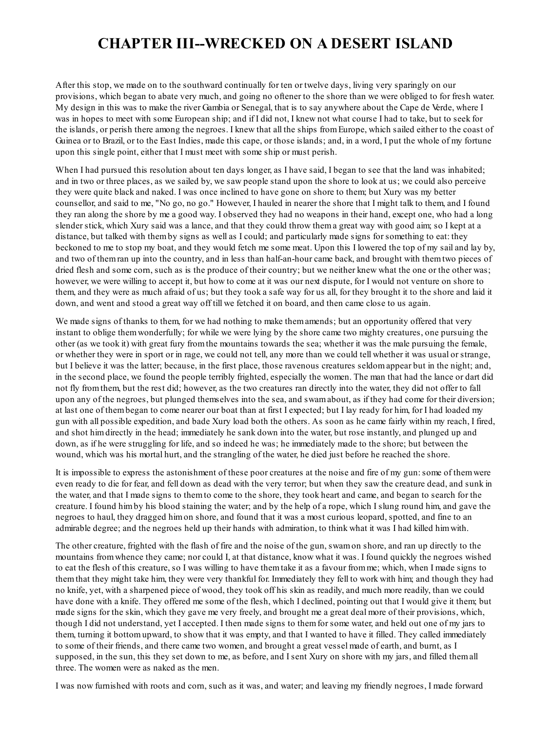# CHAPTER III--WRECKED ON A DESERT ISLAND

After this stop, we made on to the southward continually for ten or twelve days, living very sparingly on our provisions, which began to abate very much, and going no oftener to the shore than we were obliged to for fresh water. My design in this was to make the river Gambia or Senegal, that is to say anywhere about the Cape de Verde, where I was in hopes to meet with some European ship; and if I did not, I knew not what course I had to take, but to seek for the islands, or perish there among the negroes. I knew that all the ships from Europe, which sailed either to the coast of Guinea or to Brazil, or to the East Indies, made this cape, or those islands; and, in a word, I put the whole of my fortune upon this single point, either that I must meet with some ship or must perish.

When I had pursued this resolution about ten days longer, as I have said, I began to see that the land was inhabited; and in two or three places, as we sailed by, we saw people stand upon the shore to look at us; we could also perceive they were quite black and naked. I was once inclined to have gone on shore to them; but Xury was my better counsellor, and said to me, "No go, no go." However, I hauled in nearer the shore that I might talk to them, and I found they ran along the shore by me a good way. I observed they had no weapons in their hand, except one, who had a long slender stick, which Xury said was a lance, and that they could throw them a great way with good aim; so I kept at a distance, but talked with them by signs as well as I could; and particularly made signs for something to eat: they beckoned to me to stop my boat, and they would fetch me some meat. Upon this I lowered the top of my sail and lay by, and two of them ran up into the country, and in less than half-an-hour came back, and brought with them two pieces of dried flesh and some corn, such as is the produce of their country; but we neither knew what the one or the other was; however, we were willing to accept it, but how to come at it was our next dispute, for I would not venture on shore to them, and they were as much afraid of us; but they took a safe way for us all, for they brought it to the shore and laid it down, and went and stood a great way off till we fetched it on board, and then came close to us again.

We made signs of thanks to them, for we had nothing to make them amends; but an opportunity offered that very instant to oblige them wonderfully; for while we were lying by the shore came two mighty creatures, one pursuing the other (as we took it) with great fury from the mountains towards the sea; whether it was the male pursuing the female, or whether they were in sport or in rage, we could not tell, any more than we could tell whether it was usual or strange, but I believe it was the latter; because, in the first place, those ravenous creatures seldom appear but in the night; and, in the second place, we found the people terribly frighted, especially the women. The man that had the lance or dart did not fly from them, but the rest did; however, as the two creatures ran directly into the water, they did not offer to fall upon any of the negroes, but plunged themselves into the sea, and swam about, as if they had come for their diversion; at last one of them began to come nearer our boat than at first I expected; but I lay ready for him, for I had loaded my gun with all possible expedition, and bade Xury load both the others. As soon as he came fairly within my reach, I fired, and shot him directly in the head; immediately he sank down into the water, but rose instantly, and plunged up and down, as if he were struggling for life, and so indeed he was; he immediately made to the shore; but between the wound, which was his mortal hurt, and the strangling of the water, he died just before he reached the shore.

It is impossible to express the astonishment of these poor creatures at the noise and fire of my gun: some of them were even ready to die for fear, and fell down as dead with the very terror; but when they saw the creature dead, and sunk in the water, and that I made signs to them to come to the shore, they took heart and came, and began to search for the creature. I found him by his blood staining the water; and by the help of a rope, which I slung round him, and gave the negroes to haul, they dragged him on shore, and found that it was a most curious leopard, spotted, and fine to an admirable degree; and the negroes held up their hands with admiration, to think what it was I had killed him with.

The other creature, frighted with the flash of fire and the noise of the gun, swam on shore, and ran up directly to the mountains from whence they came; nor could I, at that distance, know what it was. I found quickly the negroes wished to eat the flesh of this creature, so I was willing to have them take it as a favour from me; which, when I made signs to them that they might take him, they were very thankful for. Immediately they fell to work with him; and though they had no knife, yet, with a sharpened piece of wood, they took off his skin as readily, and much more readily, than we could have done with a knife. They offered me some of the flesh, which I declined, pointing out that I would give it them; but made signs for the skin, which they gave me very freely, and brought me a great deal more of their provisions, which, though I did not understand, yet I accepted. I then made signs to them for some water, and held out one of my jars to them, turning it bottom upward, to show that it was empty, and that I wanted to have it filled. They called immediately to some of their friends, and there came two women, and brought a great vessel made of earth, and burnt, as I supposed, in the sun, this they set down to me, as before, and I sent Xury on shore with my jars, and filled them all three. The women were as naked as the men.

I was now furnished with roots and corn, such as it was, and water; and leaving my friendly negroes, I made forward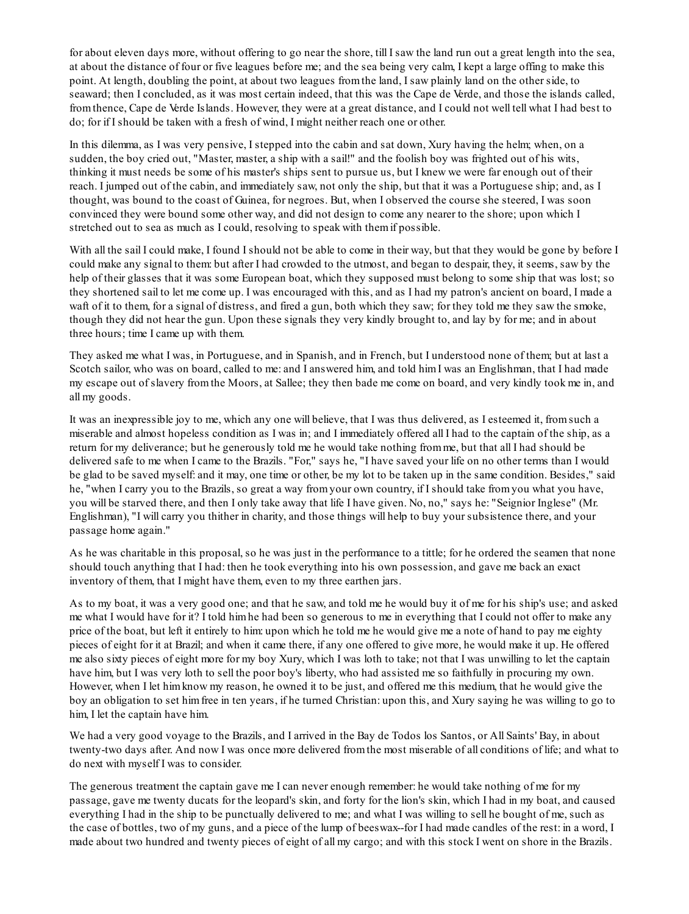for about eleven days more, without offering to go near the shore, till I saw the land run out a great length into the sea, at about the distance of four or five leagues before me; and the sea being very calm, I kept a large offing to make this point. At length, doubling the point, at about two leagues from the land, I saw plainly land on the other side, to seaward; then I concluded, as it was most certain indeed, that this was the Cape de Verde, and those the islands called, from thence, Cape de Verde Islands. However, they were at a great distance, and I could not well tell what I had best to do; for if I should be taken with a fresh of wind, I might neither reach one or other.

In this dilemma, as I was very pensive, I stepped into the cabin and sat down, Xury having the helm; when, on a sudden, the boy cried out, "Master, master, a ship with a sail!" and the foolish boy was frighted out of his wits, thinking it must needs be some of his master's ships sent to pursue us, but I knew we were far enough out of their reach. I jumped out of the cabin, and immediately saw, not only the ship, but that it was a Portuguese ship; and, as I thought, was bound to the coast of Guinea, for negroes. But, when I observed the course she steered, I was soon convinced they were bound some other way, and did not design to come any nearer to the shore; upon which I stretched out to sea as much as I could, resolving to speak with them if possible.

With all the sail I could make, I found I should not be able to come in their way, but that they would be gone by before I could make any signal to them: but after I had crowded to the utmost, and began to despair, they, it seems, saw by the help of their glasses that it was some European boat, which they supposed must belong to some ship that was lost; so they shortened sail to let me come up. I was encouraged with this, and as I had my patron's ancient on board, I made a waft of it to them, for a signal of distress, and fired a gun, both which they saw; for they told me they saw the smoke, though they did not hear the gun. Upon these signals they very kindly brought to, and lay by for me; and in about three hours; time I came up with them.

They asked me what I was, in Portuguese, and in Spanish, and in French, but I understood none of them; but at last a Scotch sailor, who was on board, called to me: and I answered him, and told him I was an Englishman, that I had made my escape out of slavery from the Moors, at Sallee; they then bade me come on board, and very kindly took me in, and all my goods.

It was an inexpressible joy to me, which any one will believe, that I was thus delivered, as I esteemed it, from such a miserable and almost hopeless condition as I was in; and I immediately offered all I had to the captain of the ship, as a return for my deliverance; but he generously told me he would take nothing from me, but that all I had should be delivered safe to me when I came to the Brazils. "For," says he, "I have saved your life on no other terms than I would be glad to be saved myself: and it may, one time or other, be my lot to be taken up in the same condition. Besides," said he, "when I carry you to the Brazils, so great a way from your own country, if I should take from you what you have, you will be starved there, and then I only take away that life I have given. No, no," says he: "Seignior Inglese" (Mr. Englishman), "I will carry you thither in charity, and those things will help to buy your subsistence there, and your passage home again."

As he was charitable in this proposal, so he was just in the performance to a tittle; for he ordered the seamen that none should touch anything that I had: then he took everything into his own possession, and gave me back an exact inventory of them, that I might have them, even to my three earthen jars.

As to my boat, it was a very good one; and that he saw, and told me he would buy it of me for his ship's use; and asked me what I would have for it? I told him he had been so generous to me in everything that I could not offer to make any price of the boat, but left it entirely to him: upon which he told me he would give me a note of hand to pay me eighty pieces of eight for it at Brazil; and when it came there, if any one offered to give more, he would make it up. He offered me also sixty pieces of eight more for my boy Xury, which I was loth to take; not that I was unwilling to let the captain have him, but I was very loth to sell the poor boy's liberty, who had assisted me so faithfully in procuring my own. However, when I let him know my reason, he owned it to be just, and offered me this medium, that he would give the boy an obligation to set him free in ten years, if he turned Christian: upon this, and Xury saying he was willing to go to him, I let the captain have him.

We had a very good voyage to the Brazils, and I arrived in the Bay de Todos los Santos, or All Saints' Bay, in about twenty-two days after. And now I was once more delivered from the most miserable of all conditions of life; and what to do next with myself I was to consider.

The generous treatment the captain gave me I can never enough remember: he would take nothing of me for my passage, gave me twenty ducats for the leopard's skin, and forty for the lion's skin, which I had in my boat, and caused everything I had in the ship to be punctually delivered to me; and what I was willing to sell he bought of me, such as the case of bottles, two of my guns, and a piece of the lump of beeswax--for I had made candles of the rest: in a word, I made about two hundred and twenty pieces of eight of all my cargo; and with this stock I went on shore in the Brazils.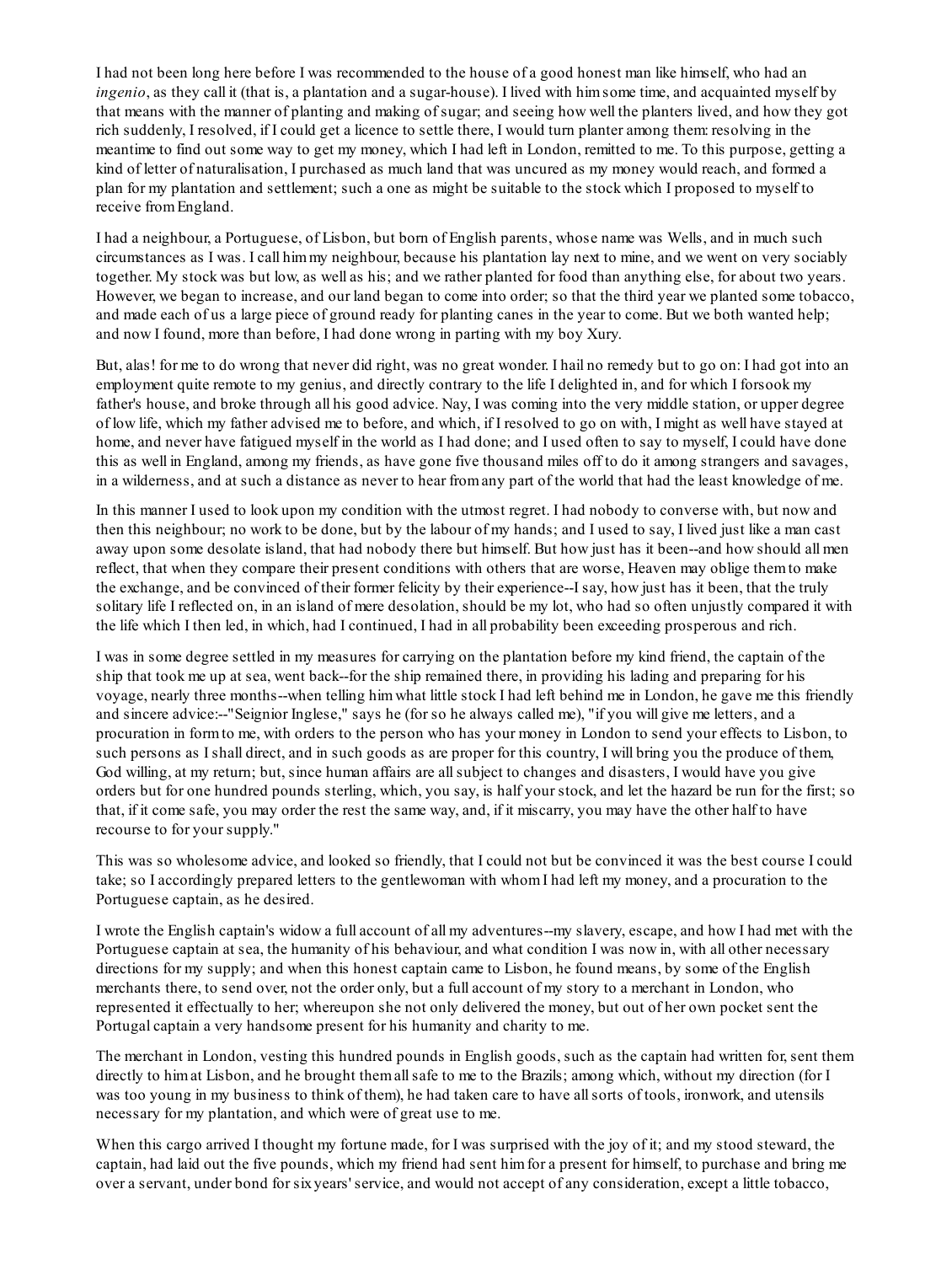I had not been long here before I was recommended to the house of a good honest man like himself, who had an *ingenio*, as they call it (that is, a plantation and a sugar-house). I lived with him some time, and acquainted myself by that means with the manner of planting and making of sugar; and seeing how well the planters lived, and how they got rich suddenly, I resolved, if I could get a licence to settle there, I would turn planter among them: resolving in the meantime to find out some way to get my money, which I had left in London, remitted to me. To this purpose, getting a kind of letter of naturalisation, I purchased as much land that was uncured as my money would reach, and formed a plan for my plantation and settlement; such a one as might be suitable to the stock which I proposed to myself to receive from England.

I had a neighbour, a Portuguese, of Lisbon, but born of English parents, whose name was Wells, and in much such circumstances as I was. I call him my neighbour, because his plantation lay next to mine, and we went on very sociably together. My stock was but low, as well as his; and we rather planted for food than anything else, for about two years. However, we began to increase, and our land began to come into order; so that the third year we planted some tobacco, and made each of us a large piece of ground ready for planting canes in the year to come. But we both wanted help; and now I found, more than before, I had done wrong in parting with my boy Xury.

But, alas! for me to do wrong that never did right, was no great wonder. I hail no remedy but to go on: I had got into an employment quite remote to my genius, and directly contrary to the life I delighted in, and for which I forsook my father's house, and broke through all his good advice. Nay, I was coming into the very middle station, or upper degree of low life, which my father advised me to before, and which, if I resolved to go on with, I might as well have stayed at home, and never have fatigued myself in the world as I had done; and I used often to say to myself, I could have done this as well in England, among my friends, as have gone five thousand miles off to do it among strangers and savages, in a wilderness, and at such a distance as never to hear from any part of the world that had the least knowledge of me.

In this manner I used to look upon my condition with the utmost regret. I had nobody to converse with, but now and then this neighbour; no work to be done, but by the labour of my hands; and I used to say, I lived just like a man cast away upon some desolate island, that had nobody there but himself. But how just has it been--and how should all men reflect, that when they compare their present conditions with others that are worse, Heaven may oblige them to make the exchange, and be convinced of their former felicity by their experience--I say, how just has it been, that the truly solitary life I reflected on, in an island of mere desolation, should be my lot, who had so often unjustly compared it with the life which I then led, in which, had I continued, I had in all probability been exceeding prosperous and rich.

I was in some degree settled in my measures for carrying on the plantation before my kind friend, the captain of the ship that took me up at sea, went back--for the ship remained there, in providing his lading and preparing for his voyage, nearly three months--when telling him what little stock I had left behind me in London, he gave me this friendly and sincere advice:--"Seignior Inglese," says he (for so he always called me), "if you will give me letters, and a procuration in form to me, with orders to the person who has your money in London to send your effects to Lisbon, to such persons as I shall direct, and in such goods as are proper for this country, I will bring you the produce of them, God willing, at my return; but, since human affairs are all subject to changes and disasters, I would have you give orders but for one hundred pounds sterling, which, you say, is half your stock, and let the hazard be run for the first; so that, if it come safe, you may order the rest the same way, and, if it miscarry, you may have the other half to have recourse to for your supply."

This was so wholesome advice, and looked so friendly, that I could not but be convinced it was the best course I could take; so I accordingly prepared letters to the gentlewoman with whom I had left my money, and a procuration to the Portuguese captain, as he desired.

I wrote the English captain's widow a full account of all my adventures--my slavery, escape, and how I had met with the Portuguese captain at sea, the humanity of his behaviour, and what condition I was now in, with all other necessary directions for my supply; and when this honest captain came to Lisbon, he found means, by some of the English merchants there, to send over, not the order only, but a full account of my story to a merchant in London, who represented it effectually to her; whereupon she not only delivered the money, but out of her own pocket sent the Portugal captain a very handsome present for his humanity and charity to me.

The merchant in London, vesting this hundred pounds in English goods, such as the captain had written for, sent them directly to him at Lisbon, and he brought them all safe to me to the Brazils; among which, without my direction (for I was too young in my business to think of them), he had taken care to have all sorts of tools, ironwork, and utensils necessary for my plantation, and which were of great use to me.

When this cargo arrived I thought my fortune made, for I was surprised with the joy of it; and my stood steward, the captain, had laid out the five pounds, which my friend had sent him for a present for himself, to purchase and bring me over a servant, under bond for six years' service, and would not accept of any consideration, except a little tobacco,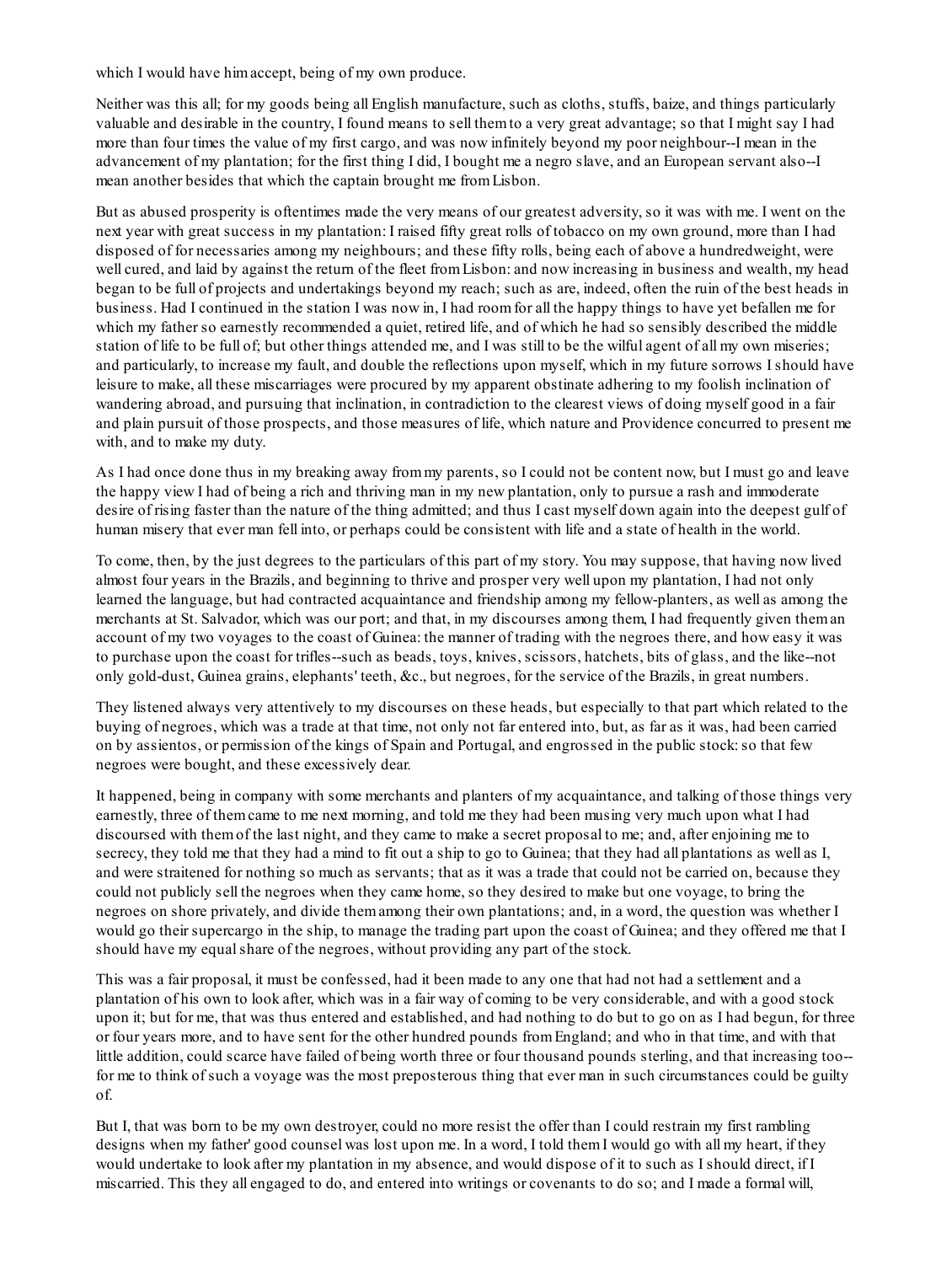which I would have him accept, being of my own produce.

Neither was this all; for my goods being all English manufacture, such as cloths, stuffs, baize, and things particularly valuable and desirable in the country, I found means to sell them to a very great advantage; so that I might say I had more than four times the value of my first cargo, and was now infinitely beyond my poor neighbour--I mean in the advancement of my plantation; for the first thing I did, I bought me a negro slave, and an European servant also--I mean another besides that which the captain brought me from Lisbon.

But as abused prosperity is oftentimes made the very means of our greatest adversity, so it was with me. I went on the next year with great success in my plantation: I raised fifty great rolls of tobacco on my own ground, more than I had disposed of for necessaries among my neighbours; and these fifty rolls, being each of above a hundredweight, were well cured, and laid by against the return of the fleet from Lisbon: and now increasing in business and wealth, my head began to be full of projects and undertakings beyond my reach; such as are, indeed, often the ruin of the best heads in business. Had I continued in the station I was now in, I had room for all the happy things to have yet befallen me for which my father so earnestly recommended a quiet, retired life, and of which he had so sensibly described the middle station of life to be full of; but other things attended me, and I was still to be the wilful agent of all my own miseries; and particularly, to increase my fault, and double the reflections upon myself, which in my future sorrows I should have leisure to make, all these miscarriages were procured by my apparent obstinate adhering to my foolish inclination of wandering abroad, and pursuing that inclination, in contradiction to the clearest views of doing myself good in a fair and plain pursuit of those prospects, and those measures of life, which nature and Providence concurred to present me with, and to make my duty.

As I had once done thus in my breaking away from my parents, so I could not be content now, but I must go and leave the happy view I had of being a rich and thriving man in my new plantation, only to pursue a rash and immoderate desire of rising faster than the nature of the thing admitted; and thus I cast myself down again into the deepest gulf of human misery that ever man fell into, or perhaps could be consistent with life and a state of health in the world.

To come, then, by the just degrees to the particulars of this part of my story. You may suppose, that having now lived almost four years in the Brazils, and beginning to thrive and prosper very well upon my plantation, I had not only learned the language, but had contracted acquaintance and friendship among my fellow-planters, as well as among the merchants at St. Salvador, which was our port; and that, in my discourses among them, I had frequently given them an account of my two voyages to the coast of Guinea: the manner of trading with the negroes there, and how easy it was to purchase upon the coast for trifles--such as beads, toys, knives, scissors, hatchets, bits of glass, and the like--not only gold-dust, Guinea grains, elephants' teeth, &c., but negroes, for the service of the Brazils, in great numbers.

They listened always very attentively to my discourses on these heads, but especially to that part which related to the buying of negroes, which was a trade at that time, not only not far entered into, but, as far as it was, had been carried on by assientos, or permission of the kings of Spain and Portugal, and engrossed in the public stock: so that few negroes were bought, and these excessively dear.

It happened, being in company with some merchants and planters of my acquaintance, and talking of those things very earnestly, three of them came to me next morning, and told me they had been musing very much upon what I had discoursed with them of the last night, and they came to make a secret proposal to me; and, after enjoining me to secrecy, they told me that they had a mind to fit out a ship to go to Guinea; that they had all plantations as well as I, and were straitened for nothing so much as servants; that as it was a trade that could not be carried on, because they could not publicly sell the negroes when they came home, so they desired to make but one voyage, to bring the negroes on shore privately, and divide them among their own plantations; and, in a word, the question was whether I would go their supercargo in the ship, to manage the trading part upon the coast of Guinea; and they offered me that I should have my equal share of the negroes, without providing any part of the stock.

This was a fair proposal, it must be confessed, had it been made to any one that had not had a settlement and a plantation of his own to look after, which was in a fair way of coming to be very considerable, and with a good stock upon it; but for me, that was thus entered and established, and had nothing to do but to go on as I had begun, for three or four years more, and to have sent for the other hundred pounds from England; and who in that time, and with that little addition, could scarce have failed of being worth three or four thousand pounds sterling, and that increasing too--for me to think of such a voyage was the most preposterous thing that ever man in such circumstances could be guilty of.

But I, that was born to be my own destroyer, could no more resist the offer than I could restrain my first rambling designs when my father' good counsel was lost upon me. In a word, I told them I would go with all my heart, if they would undertake to look after my plantation in my absence, and would dispose of it to such as I should direct, if I miscarried. This they all engaged to do, and entered into writings or covenants to do so; and I made a formal will,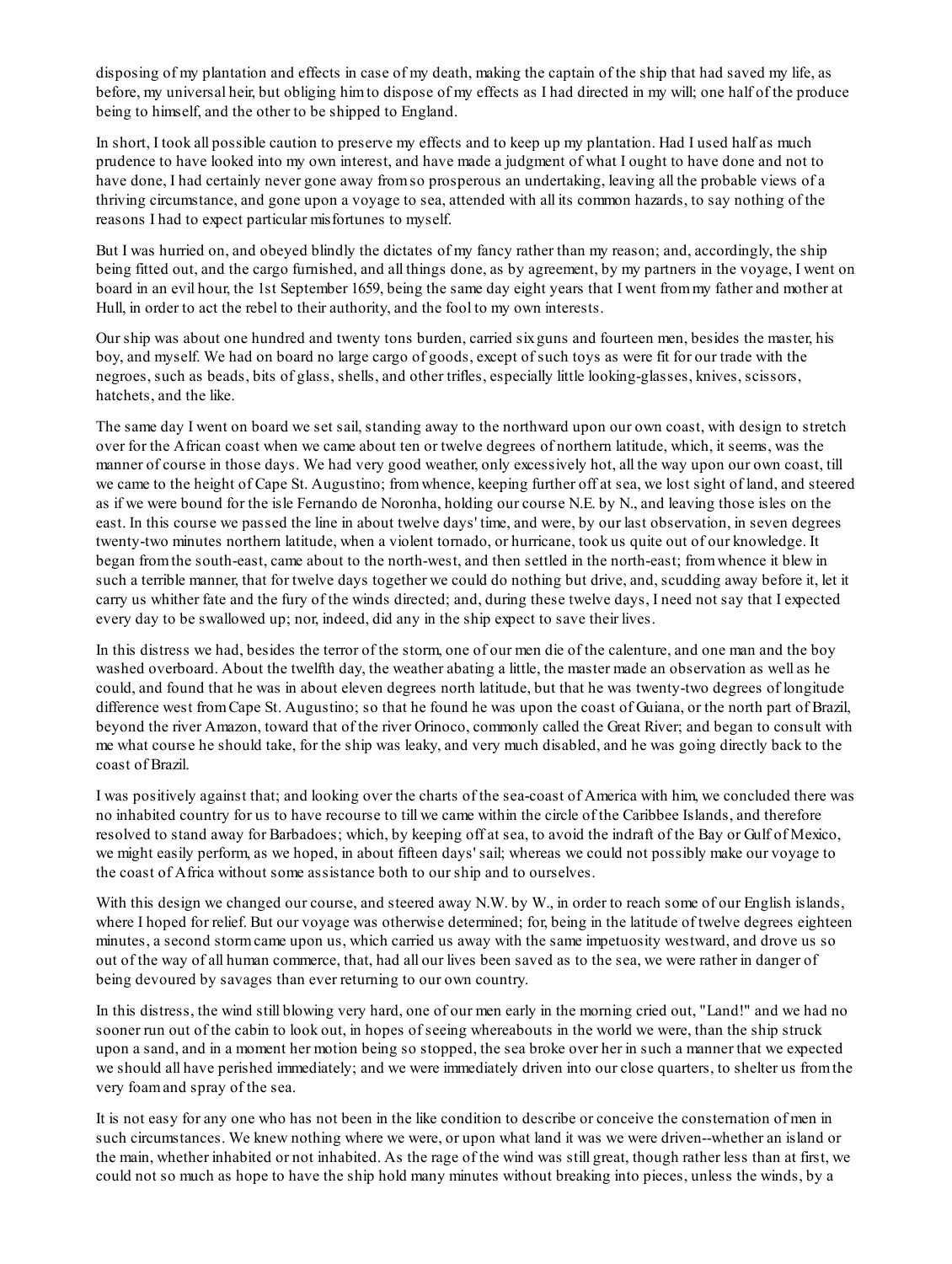disposing of my plantation and effects in case of my death, making the captain of the ship that had saved my life, as before, my universal heir, but obliging him to dispose of my effects as I had directed in my will; one half of the produce being to himself, and the other to be shipped to England.

In short, I took all possible caution to preserve my effects and to keep up my plantation. Had I used half as much prudence to have looked into my own interest, and have made a judgment of what I ought to have done and not to have done, I had certainly never gone away from so prosperous an undertaking, leaving all the probable views of a thriving circumstance, and gone upon a voyage to sea, attended with all its common hazards, to say nothing of the reasons I had to expect particular misfortunes to myself.

But I was hurried on, and obeyed blindly the dictates of my fancy rather than my reason; and, accordingly, the ship being fitted out, and the cargo furnished, and all things done, as by agreement, by my partners in the voyage, I went on board in an evil hour, the 1st September 1659, being the same day eight years that I went from my father and mother at Hull, in order to act the rebel to their authority, and the fool to my own interests.

Our ship was about one hundred and twenty tons burden, carried six guns and fourteen men, besides the master, his boy, and myself. We had on board no large cargo of goods, except of such toys as were fit for our trade with the negroes, such as beads, bits of glass, shells, and other trifles, especially little looking-glasses, knives, scissors, hatchets, and the like.

The same day I went on board we set sail, standing away to the northward upon our own coast, with design to stretch over for the African coast when we came about ten or twelve degrees of northern latitude, which, it seems, was the manner of course in those days. We had very good weather, only excessively hot, all the way upon our own coast, till we came to the height of Cape St. Augustino; from whence, keeping further off at sea, we lost sight of land, and steered as if we were bound for the isle Fernando de Noronha, holding our course N.E. by N., and leaving those isles on the east. In this course we passed the line in about twelve days' time, and were, by our last observation, in seven degrees twenty-two minutes northern latitude, when a violent tornado, or hurricane, took us quite out of our knowledge. It began from the south-east, came about to the north-west, and then settled in the north-east; from whence it blew in such a terrible manner, that for twelve days together we could do nothing but drive, and, scudding away before it, let it carry us whither fate and the fury of the winds directed; and, during these twelve days, I need not say that I expected every day to be swallowed up; nor, indeed, did any in the ship expect to save their lives.

In this distress we had, besides the terror of the storm, one of our men die of the calenture, and one man and the boy washed overboard. About the twelfth day, the weather abating a little, the master made an observation as well as he could, and found that he was in about eleven degrees north latitude, but that he was twenty-two degrees of longitude difference west from Cape St. Augustino; so that he found he was upon the coast of Guiana, or the north part of Brazil, beyond the river Amazon, toward that of the river Orinoco, commonly called the Great River; and began to consult with me what course he should take, for the ship was leaky, and very much disabled, and he was going directly back to the coast of Brazil.

I was positively against that; and looking over the charts of the sea-coast of America with him, we concluded there was no inhabited country for us to have recourse to till we came within the circle of the Caribbee Islands, and therefore resolved to stand away for Barbadoes; which, by keeping off at sea, to avoid the indraft of the Bay or Gulf of Mexico, we might easily perform, as we hoped, in about fifteen days' sail; whereas we could not possibly make our voyage to the coast of Africa without some assistance both to our ship and to ourselves.

With this design we changed our course, and steered away N.W. by W., in order to reach some of our English islands, where I hoped for relief. But our voyage was otherwise determined; for, being in the latitude of twelve degrees eighteen minutes, a second storm came upon us, which carried us away with the same impetuosity westward, and drove us so out of the way of all human commerce, that, had all our lives been saved as to the sea, we were rather in danger of being devoured by savages than ever returning to our own country.

In this distress, the wind still blowing very hard, one of our men early in the morning cried out, "Land!" and we had no sooner run out of the cabin to look out, in hopes of seeing whereabouts in the world we were, than the ship struck upon a sand, and in a moment her motion being so stopped, the sea broke over her in such a manner that we expected we should all have perished immediately; and we were immediately driven into our close quarters, to shelter us from the very foam and spray of the sea.

It is not easy for any one who has not been in the like condition to describe or conceive the consternation of men in such circumstances. We knew nothing where we were, or upon what land it was we were driven--whether an island or the main, whether inhabited or not inhabited. As the rage of the wind was still great, though rather less than at first, we could not so much as hope to have the ship hold many minutes without breaking into pieces, unless the winds, by a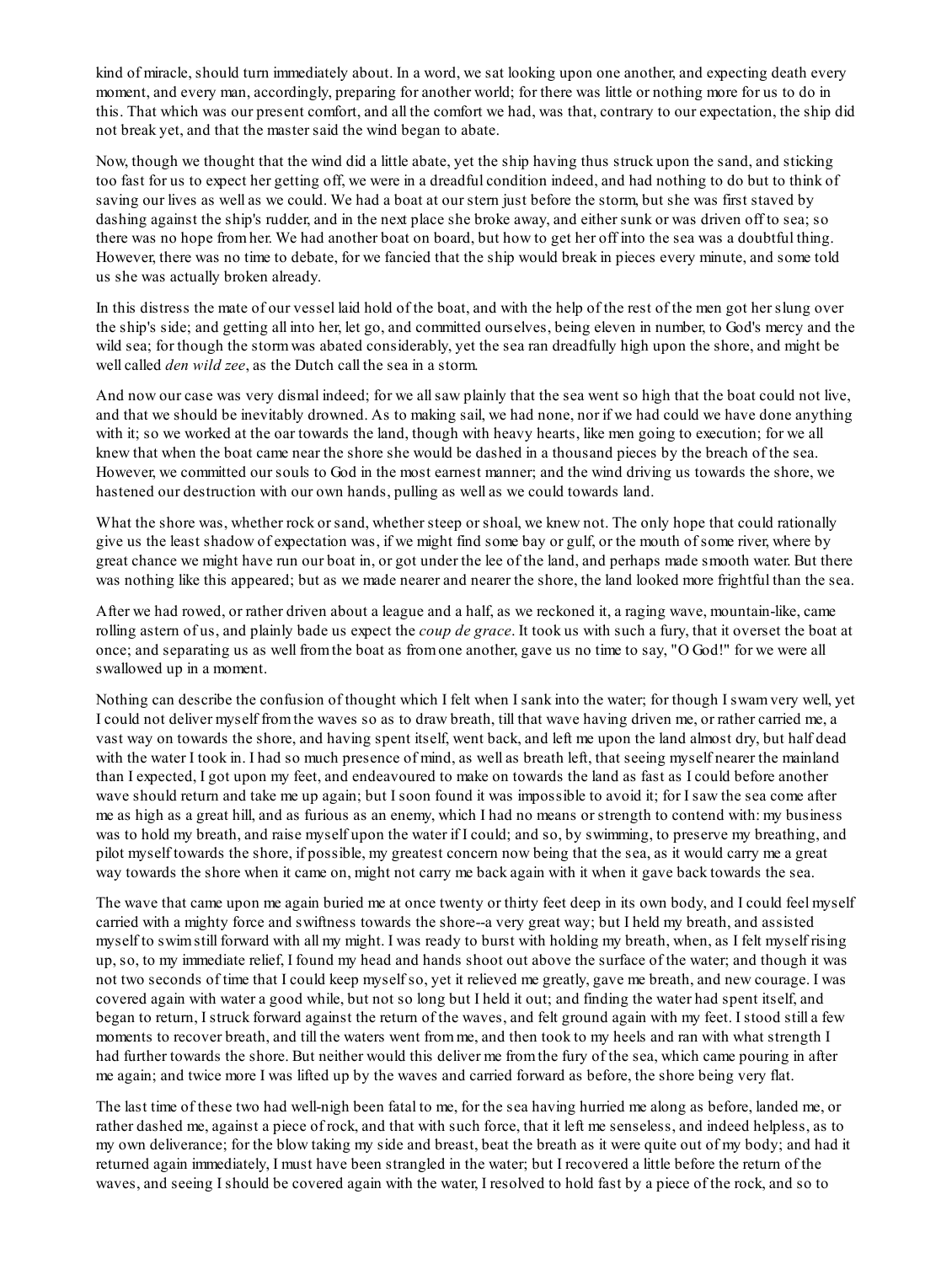kind of miracle, should turn immediately about. In a word, we sat looking upon one another, and expecting death every moment, and every man, accordingly, preparing for another world; for there was little or nothing more for us to do in this. That which was our present comfort, and all the comfort we had, was that, contrary to our expectation, the ship did not break yet, and that the master said the wind began to abate.

Now, though we thought that the wind did a little abate, yet the ship having thus struck upon the sand, and sticking too fast for us to expect her getting off, we were in a dreadful condition indeed, and had nothing to do but to think of saving our lives as well as we could. We had a boat at our stern just before the storm, but she was first staved by dashing against the ship's rudder, and in the next place she broke away, and either sunk or was driven off to sea; so there was no hope from her. We had another boat on board, but how to get her off into the sea was a doubtful thing. However, there was no time to debate, for we fancied that the ship would break in pieces every minute, and some told us she was actually broken already.

In this distress the mate of our vessel laid hold of the boat, and with the help of the rest of the men got her slung over the ship's side; and getting all into her, let go, and committed ourselves, being eleven in number, to God's mercy and the wild sea; for though the storm was abated considerably, yet the sea ran dreadfully high upon the shore, and might be well called *den wild zee*, as the Dutch call the sea in a storm.

And now our case was very dismal indeed; for we all saw plainly that the sea went so high that the boat could not live, and that we should be inevitably drowned. As to making sail, we had none, nor if we had could we have done anything with it; so we worked at the oar towards the land, though with heavy hearts, like men going to execution; for we all knew that when the boat came near the shore she would be dashed in a thousand pieces by the breach of the sea. However, we committed our souls to God in the most earnest manner; and the wind driving us towards the shore, we hastened our destruction with our own hands, pulling as well as we could towards land.

What the shore was, whether rock or sand, whether steep or shoal, we knew not. The only hope that could rationally give us the least shadow of expectation was, if we might find some bay or gulf, or the mouth of some river, where by great chance we might have run our boat in, or got under the lee of the land, and perhaps made smooth water. But there was nothing like this appeared; but as we made nearer and nearer the shore, the land looked more frightful than the sea.

After we had rowed, or rather driven about a league and a half, as we reckoned it, a raging wave, mountain-like, came rolling astern of us, and plainly bade us expect the *coup de grace*. It took us with such a fury, that it overset the boat at once; and separating us as well from the boat as from one another, gave us no time to say, "O God!" for we were all swallowed up in a moment.

Nothing can describe the confusion of thought which I felt when I sank into the water; for though I swam very well, yet I could not deliver myself from the waves so as to draw breath, till that wave having driven me, or rather carried me, a vast way on towards the shore, and having spent itself, went back, and left me upon the land almost dry, but half dead with the water I took in. I had so much presence of mind, as well as breath left, that seeing myself nearer the mainland than I expected, I got upon my feet, and endeavoured to make on towards the land as fast as I could before another wave should return and take me up again; but I soon found it was impossible to avoid it; for I saw the sea come after me as high as a great hill, and as furious as an enemy, which I had no means or strength to contend with: my business was to hold my breath, and raise myself upon the water if I could; and so, by swimming, to preserve my breathing, and pilot myself towards the shore, if possible, my greatest concern now being that the sea, as it would carry me a great way towards the shore when it came on, might not carry me back again with it when it gave back towards the sea.

The wave that came upon me again buried me at once twenty or thirty feet deep in its own body, and I could feel myself carried with a mighty force and swiftness towards the shore--a very great way; but I held my breath, and assisted myself to swim still forward with all my might. I was ready to burst with holding my breath, when, as I felt myself rising up, so, to my immediate relief, I found my head and hands shoot out above the surface of the water; and though it was not two seconds of time that I could keep myself so, yet it relieved me greatly, gave me breath, and new courage. I was covered again with water a good while, but not so long but I held it out; and finding the water had spent itself, and began to return, I struck forward against the return of the waves, and felt ground again with my feet. I stood still a few moments to recover breath, and till the waters went from me, and then took to my heels and ran with what strength I had further towards the shore. But neither would this deliver me from the fury of the sea, which came pouring in after me again; and twice more I was lifted up by the waves and carried forward as before, the shore being very flat.

The last time of these two had well-nigh been fatal to me, for the sea having hurried me along as before, landed me, or rather dashed me, against a piece of rock, and that with such force, that it left me senseless, and indeed helpless, as to my own deliverance; for the blow taking my side and breast, beat the breath as it were quite out of my body; and had it returned again immediately, I must have been strangled in the water; but I recovered a little before the return of the waves, and seeing I should be covered again with the water, I resolved to hold fast by a piece of the rock, and so to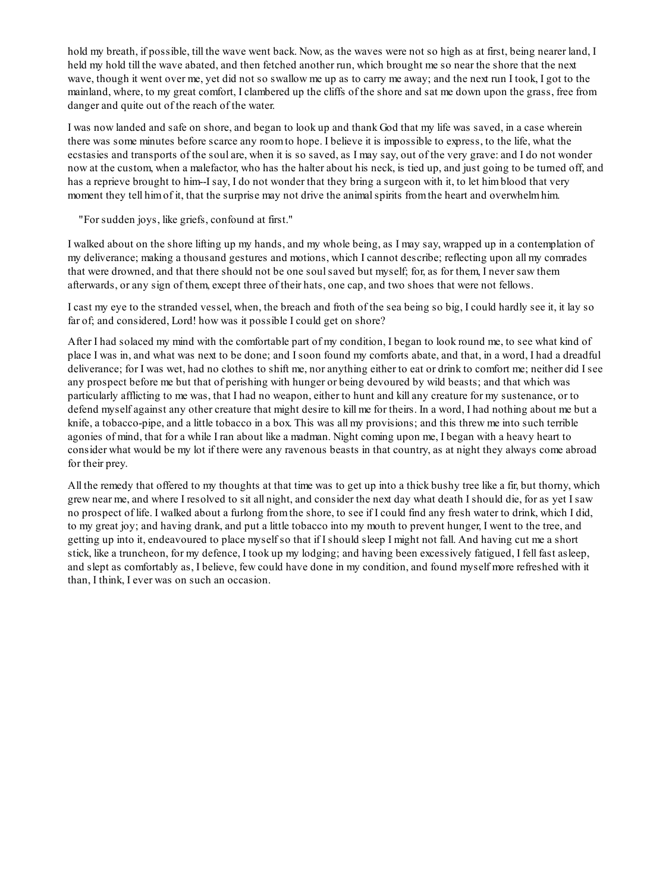hold my breath, if possible, till the wave went back. Now, as the waves were not so high as at first, being nearer land, I held my hold till the wave abated, and then fetched another run, which brought me so near the shore that the next wave, though it went over me, yet did not so swallow me up as to carry me away; and the next run I took, I got to the mainland, where, to my great comfort, I clambered up the cliffs of the shore and sat me down upon the grass, free from danger and quite out of the reach of the water.

I was now landed and safe on shore, and began to look up and thank God that my life was saved, in a case wherein there was some minutes before scarce any room to hope. I believe it is impossible to express, to the life, what the ecstasies and transports of the soul are, when it is so saved, as I may say, out of the very grave: and I do not wonder now at the custom, when a malefactor, who has the halter about his neck, is tied up, and just going to be turned off, and has a reprieve brought to him--I say, I do not wonder that they bring a surgeon with it, to let him blood that very moment they tell him of it, that the surprise may not drive the animal spirits from the heart and overwhelm him.

"For sudden joys, like griefs, confound at first."

I walked about on the shore lifting up my hands, and my whole being, as I may say, wrapped up in a contemplation of my deliverance; making a thousand gestures and motions, which I cannot describe; reflecting upon all my comrades that were drowned, and that there should not be one soul saved but myself; for, as for them, I never saw them afterwards, or any sign of them, except three of their hats, one cap, and two shoes that were not fellows.

I cast my eye to the stranded vessel, when, the breach and froth of the sea being so big, I could hardly see it, it lay so far of; and considered, Lord! how was it possible I could get on shore?

After I had solaced my mind with the comfortable part of my condition, I began to look round me, to see what kind of place I was in, and what was next to be done; and I soon found my comforts abate, and that, in a word, I had a dreadful deliverance; for I was wet, had no clothes to shift me, nor anything either to eat or drink to comfort me; neither did I see any prospect before me but that of perishing with hunger or being devoured by wild beasts; and that which was particularly afflicting to me was, that I had no weapon, either to hunt and kill any creature for my sustenance, or to defend myself against any other creature that might desire to kill me for theirs. In a word, I had nothing about me but a knife, a tobacco-pipe, and a little tobacco in a box. This was all my provisions; and this threw me into such terrible agonies of mind, that for a while I ran about like a madman. Night coming upon me, I began with a heavy heart to consider what would be my lot if there were any ravenous beasts in that country, as at night they always come abroad for their prey.

All the remedy that offered to my thoughts at that time was to get up into a thick bushy tree like a fir, but thorny, which grew near me, and where I resolved to sit all night, and consider the next day what death I should die, for as yet I saw no prospect of life. I walked about a furlong from the shore, to see if I could find any fresh water to drink, which I did, to my great joy; and having drank, and put a little tobacco into my mouth to prevent hunger, I went to the tree, and getting up into it, endeavoured to place myself so that if I should sleep I might not fall. And having cut me a short stick, like a truncheon, for my defence, I took up my lodging; and having been excessively fatigued, I fell fast asleep, and slept as comfortably as, I believe, few could have done in my condition, and found myself more refreshed with it than, I think, I ever was on such an occasion.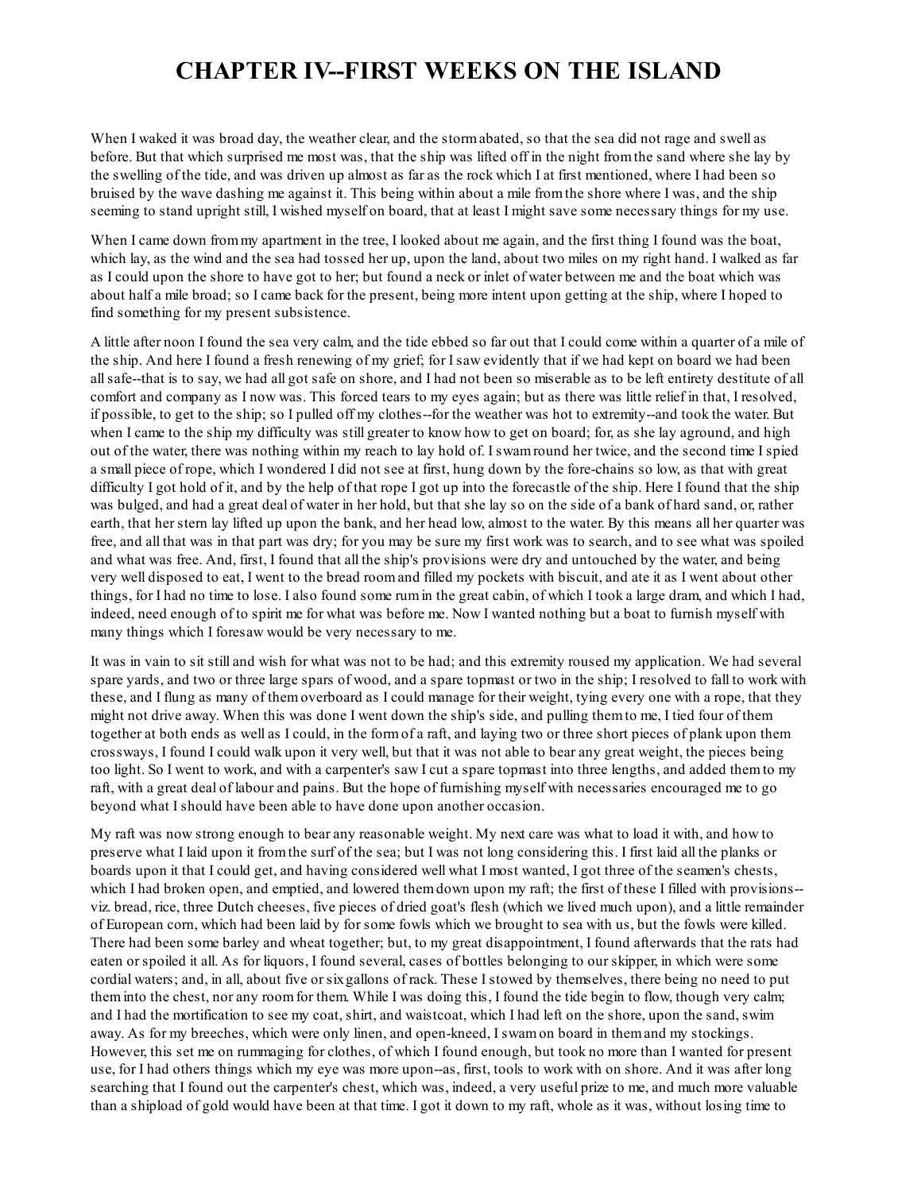# CHAPTER IV--FIRST WEEKS ON THE ISLAND

When I waked it was broad day, the weather clear, and the storm abated, so that the sea did not rage and swell as before. But that which surprised me most was, that the ship was lifted off in the night from the sand where she lay by the swelling of the tide, and was driven up almost as far as the rock which I at first mentioned, where I had been so bruised by the wave dashing me against it. This being within about a mile from the shore where I was, and the ship seeming to stand upright still, I wished myself on board, that at least I might save some necessary things for my use.

When I came down from my apartment in the tree, I looked about me again, and the first thing I found was the boat, which lay, as the wind and the sea had tossed her up, upon the land, about two miles on my right hand. I walked as far as I could upon the shore to have got to her; but found a neck or inlet of water between me and the boat which was about half a mile broad; so I came back for the present, being more intent upon getting at the ship, where I hoped to find something for my present subsistence.

A little after noon I found the sea very calm, and the tide ebbed so far out that I could come within a quarter of a mile of the ship. And here I found a fresh renewing of my grief; for I saw evidently that if we had kept on board we had been all safe--that is to say, we had all got safe on shore, and I had not been so miserable as to be left entirety destitute of all comfort and company as I now was. This forced tears to my eyes again; but as there was little relief in that, I resolved, if possible, to get to the ship; so I pulled off my clothes--for the weather was hot to extremity--and took the water. But when I came to the ship my difficulty was still greater to know how to get on board; for, as she lay aground, and high out of the water, there was nothing within my reach to lay hold of. I swam round her twice, and the second time I spied a small piece of rope, which I wondered I did not see at first, hung down by the fore-chains so low, as that with great difficulty I got hold of it, and by the help of that rope I got up into the forecastle of the ship. Here I found that the ship was bulged, and had a great deal of water in her hold, but that she lay so on the side of a bank of hard sand, or, rather earth, that her stern lay lifted up upon the bank, and her head low, almost to the water. By this means all her quarter was free, and all that was in that part was dry; for you may be sure my first work was to search, and to see what was spoiled and what was free. And, first, I found that all the ship's provisions were dry and untouched by the water, and being very well disposed to eat, I went to the bread room and filled my pockets with biscuit, and ate it as I went about other things, for I had no time to lose. I also found some rum in the great cabin, of which I took a large dram, and which I had, indeed, need enough of to spirit me for what was before me. Now I wanted nothing but a boat to furnish myself with many things which I foresaw would be very necessary to me.

It was in vain to sit still and wish for what was not to be had; and this extremity roused my application. We had several spare yards, and two or three large spars of wood, and a spare topmast or two in the ship; I resolved to fall to work with these, and I flung as many of them overboard as I could manage for their weight, tying every one with a rope, that they might not drive away. When this was done I went down the ship's side, and pulling them to me, I tied four of them together at both ends as well as I could, in the form of a raft, and laying two or three short pieces of plank upon them crossways, I found I could walk upon it very well, but that it was not able to bear any great weight, the pieces being too light. So I went to work, and with a carpenter's saw I cut a spare topmast into three lengths, and added them to my raft, with a great deal of labour and pains. But the hope of furnishing myself with necessaries encouraged me to go beyond what I should have been able to have done upon another occasion.

My raft was now strong enough to bear any reasonable weight. My next care was what to load it with, and how to preserve what I laid upon it from the surf of the sea; but I was not long considering this. I first laid all the planks or boards upon it that I could get, and having considered well what I most wanted, I got three of the seamen's chests, which I had broken open, and emptied, and lowered them down upon my raft; the first of these I filled with provisions--viz. bread, rice, three Dutch cheeses, five pieces of dried goat's flesh (which we lived much upon), and a little remainder of European corn, which had been laid by for some fowls which we brought to sea with us, but the fowls were killed. There had been some barley and wheat together; but, to my great disappointment, I found afterwards that the rats had eaten or spoiled it all. As for liquors, I found several, cases of bottles belonging to our skipper, in which were some cordial waters; and, in all, about five or six gallons of rack. These I stowed by themselves, there being no need to put them into the chest, nor any room for them. While I was doing this, I found the tide begin to flow, though very calm; and I had the mortification to see my coat, shirt, and waistcoat, which I had left on the shore, upon the sand, swim away. As for my breeches, which were only linen, and open-kneed, I swam on board in them and my stockings. However, this set me on rummaging for clothes, of which I found enough, but took no more than I wanted for present use, for I had others things which my eye was more upon--as, first, tools to work with on shore. And it was after long searching that I found out the carpenter's chest, which was, indeed, a very useful prize to me, and much more valuable than a shipload of gold would have been at that time. I got it down to my raft, whole as it was, without losing time to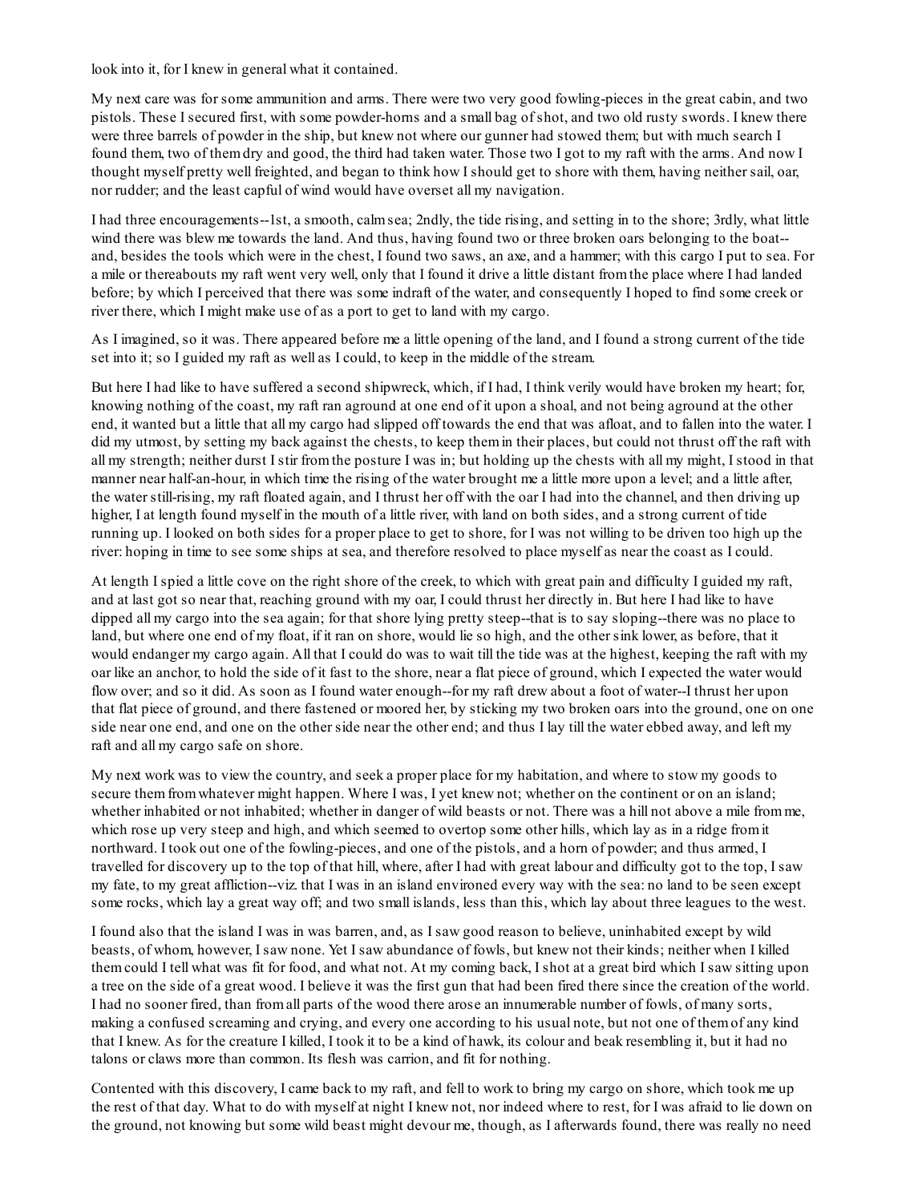look into it, for I knew in general what it contained.

My next care was for some ammunition and arms. There were two very good fowling-pieces in the great cabin, and two pistols. These I secured first, with some powder-horns and a small bag of shot, and two old rusty swords. I knew there were three barrels of powder in the ship, but knew not where our gunner had stowed them; but with much search I found them, two of them dry and good, the third had taken water. Those two I got to my raft with the arms. And now I thought myself pretty well freighted, and began to think how I should get to shore with them, having neither sail, oar, nor rudder; and the least capful of wind would have overset all my navigation.

I had three encouragements--1st, a smooth, calm sea; 2ndly, the tide rising, and setting in to the shore; 3rdly, what little wind there was blew me towards the land. And thus, having found two or three broken oars belonging to the boat--and, besides the tools which were in the chest, I found two saws, an axe, and a hammer; with this cargo I put to sea. For a mile or thereabouts my raft went very well, only that I found it drive a little distant from the place where I had landed before; by which I perceived that there was some indraft of the water, and consequently I hoped to find some creek or river there, which I might make use of as a port to get to land with my cargo.

As I imagined, so it was. There appeared before me a little opening of the land, and I found a strong current of the tide set into it; so I guided my raft as well as I could, to keep in the middle of the stream.

But here I had like to have suffered a second shipwreck, which, if I had, I think verily would have broken my heart; for, knowing nothing of the coast, my raft ran aground at one end of it upon a shoal, and not being aground at the other end, it wanted but a little that all my cargo had slipped off towards the end that was afloat, and to fallen into the water. I did my utmost, by setting my back against the chests, to keep them in their places, but could not thrust off the raft with all my strength; neither durst I stir from the posture I was in; but holding up the chests with all my might, I stood in that manner near half-an-hour, in which time the rising of the water brought me a little more upon a level; and a little after, the water still-rising, my raft floated again, and I thrust her off with the oar I had into the channel, and then driving up higher, I at length found myself in the mouth of a little river, with land on both sides, and a strong current of tide running up. I looked on both sides for a proper place to get to shore, for I was not willing to be driven too high up the river: hoping in time to see some ships at sea, and therefore resolved to place myself as near the coast as I could.

At length I spied a little cove on the right shore of the creek, to which with great pain and difficulty I guided my raft, and at last got so near that, reaching ground with my oar, I could thrust her directly in. But here I had like to have dipped all my cargo into the sea again; for that shore lying pretty steep--that is to say sloping--there was no place to land, but where one end of my float, if it ran on shore, would lie so high, and the other sink lower, as before, that it would endanger my cargo again. All that I could do was to wait till the tide was at the highest, keeping the raft with my oar like an anchor, to hold the side of it fast to the shore, near a flat piece of ground, which I expected the water would flow over; and so it did. As soon as I found water enough--for my raft drew about a foot of water--I thrust her upon that flat piece of ground, and there fastened or moored her, by sticking my two broken oars into the ground, one on one side near one end, and one on the other side near the other end; and thus I lay till the water ebbed away, and left my raft and all my cargo safe on shore.

My next work was to view the country, and seek a proper place for my habitation, and where to stow my goods to secure them from whatever might happen. Where I was, I yet knew not; whether on the continent or on an island; whether inhabited or not inhabited; whether in danger of wild beasts or not. There was a hill not above a mile from me, which rose up very steep and high, and which seemed to overtop some other hills, which lay as in a ridge from it northward. I took out one of the fowling-pieces, and one of the pistols, and a horn of powder; and thus armed, I travelled for discovery up to the top of that hill, where, after I had with great labour and difficulty got to the top, I saw my fate, to my great affliction--viz. that I was in an island environed every way with the sea: no land to be seen except some rocks, which lay a great way off; and two small islands, less than this, which lay about three leagues to the west.

I found also that the island I was in was barren, and, as I saw good reason to believe, uninhabited except by wild beasts, of whom, however, I saw none. Yet I saw abundance of fowls, but knew not their kinds; neither when I killed them could I tell what was fit for food, and what not. At my coming back, I shot at a great bird which I saw sitting upon a tree on the side of a great wood. I believe it was the first gun that had been fired there since the creation of the world. I had no sooner fired, than from all parts of the wood there arose an innumerable number of fowls, of many sorts, making a confused screaming and crying, and every one according to his usual note, but not one of them of any kind that I knew. As for the creature I killed, I took it to be a kind of hawk, its colour and beak resembling it, but it had no talons or claws more than common. Its flesh was carrion, and fit for nothing.

Contented with this discovery, I came back to my raft, and fell to work to bring my cargo on shore, which took me up the rest of that day. What to do with myself at night I knew not, nor indeed where to rest, for I was afraid to lie down on the ground, not knowing but some wild beast might devour me, though, as I afterwards found, there was really no need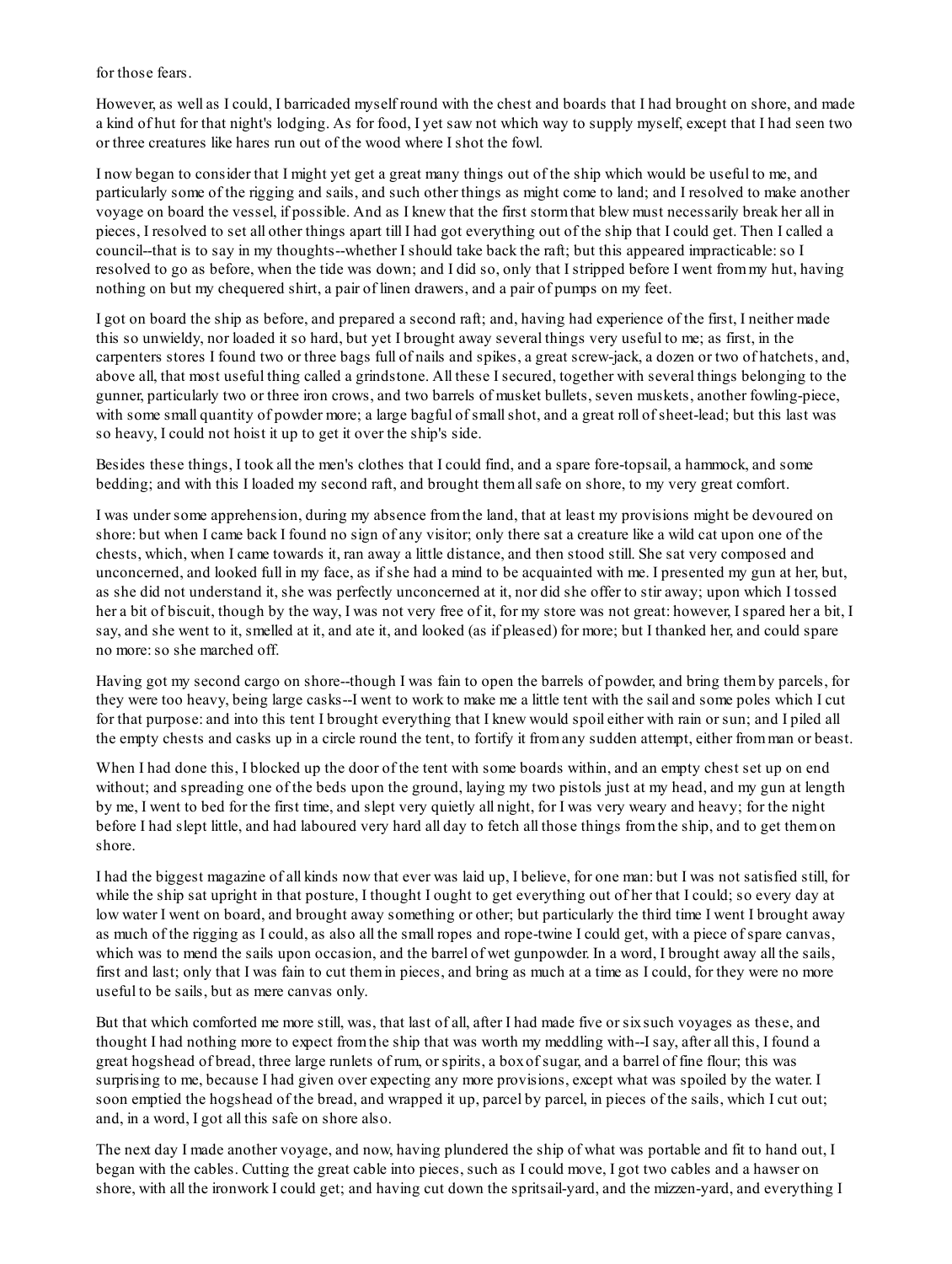for those fears.

However, as well as I could, I barricaded myself round with the chest and boards that I had brought on shore, and made a kind of hut for that night's lodging. As for food, I yet saw not which way to supply myself, except that I had seen two or three creatures like hares run out of the wood where I shot the fowl.

I now began to consider that I might yet get a great many things out of the ship which would be useful to me, and particularly some of the rigging and sails, and such other things as might come to land; and I resolved to make another voyage on board the vessel, if possible. And as I knew that the first storm that blew must necessarily break her all in pieces, I resolved to set all other things apart till I had got everything out of the ship that I could get. Then I called a council--that is to say in my thoughts--whether I should take back the raft; but this appeared impracticable: so I resolved to go as before, when the tide was down; and I did so, only that I stripped before I went from my hut, having nothing on but my chequered shirt, a pair of linen drawers, and a pair of pumps on my feet.

I got on board the ship as before, and prepared a second raft; and, having had experience of the first, I neither made this so unwieldy, nor loaded it so hard, but yet I brought away several things very useful to me; as first, in the carpenters stores I found two or three bags full of nails and spikes, a great screw-jack, a dozen or two of hatchets, and, above all, that most useful thing called a grindstone. All these I secured, together with several things belonging to the gunner, particularly two or three iron crows, and two barrels of musket bullets, seven muskets, another fowling-piece, with some small quantity of powder more; a large bagful of small shot, and a great roll of sheet-lead; but this last was so heavy, I could not hoist it up to get it over the ship's side.

Besides these things, I took all the men's clothes that I could find, and a spare fore-topsail, a hammock, and some bedding; and with this I loaded my second raft, and brought them all safe on shore, to my very great comfort.

I was under some apprehension, during my absence from the land, that at least my provisions might be devoured on shore: but when I came back I found no sign of any visitor; only there sat a creature like a wild cat upon one of the chests, which, when I came towards it, ran away a little distance, and then stood still. She sat very composed and unconcerned, and looked full in my face, as if she had a mind to be acquainted with me. I presented my gun at her, but, as she did not understand it, she was perfectly unconcerned at it, nor did she offer to stir away; upon which I tossed her a bit of biscuit, though by the way, I was not very free of it, for my store was not great: however, I spared her a bit, I say, and she went to it, smelled at it, and ate it, and looked (as if pleased) for more; but I thanked her, and could spare no more: so she marched off.

Having got my second cargo on shore--though I was fain to open the barrels of powder, and bring them by parcels, for they were too heavy, being large casks--I went to work to make me a little tent with the sail and some poles which I cut for that purpose: and into this tent I brought everything that I knew would spoil either with rain or sun; and I piled all the empty chests and casks up in a circle round the tent, to fortify it from any sudden attempt, either from man or beast.

When I had done this, I blocked up the door of the tent with some boards within, and an empty chest set up on end without; and spreading one of the beds upon the ground, laying my two pistols just at my head, and my gun at length by me, I went to bed for the first time, and slept very quietly all night, for I was very weary and heavy; for the night before I had slept little, and had laboured very hard all day to fetch all those things from the ship, and to get them on shore.

I had the biggest magazine of all kinds now that ever was laid up, I believe, for one man: but I was not satisfied still, for while the ship sat upright in that posture, I thought I ought to get everything out of her that I could; so every day at low water I went on board, and brought away something or other; but particularly the third time I went I brought away as much of the rigging as I could, as also all the small ropes and rope-twine I could get, with a piece of spare canvas, which was to mend the sails upon occasion, and the barrel of wet gunpowder. In a word, I brought away all the sails, first and last; only that I was fain to cut them in pieces, and bring as much at a time as I could, for they were no more useful to be sails, but as mere canvas only.

But that which comforted me more still, was, that last of all, after I had made five or six such voyages as these, and thought I had nothing more to expect from the ship that was worth my meddling with--I say, after all this, I found a great hogshead of bread, three large runlets of rum, or spirits, a box of sugar, and a barrel of fine flour; this was surprising to me, because I had given over expecting any more provisions, except what was spoiled by the water. I soon emptied the hogshead of the bread, and wrapped it up, parcel by parcel, in pieces of the sails, which I cut out; and, in a word, I got all this safe on shore also.

The next day I made another voyage, and now, having plundered the ship of what was portable and fit to hand out, I began with the cables. Cutting the great cable into pieces, such as I could move, I got two cables and a hawser on shore, with all the ironwork I could get; and having cut down the spritsail-yard, and the mizzen-yard, and everything I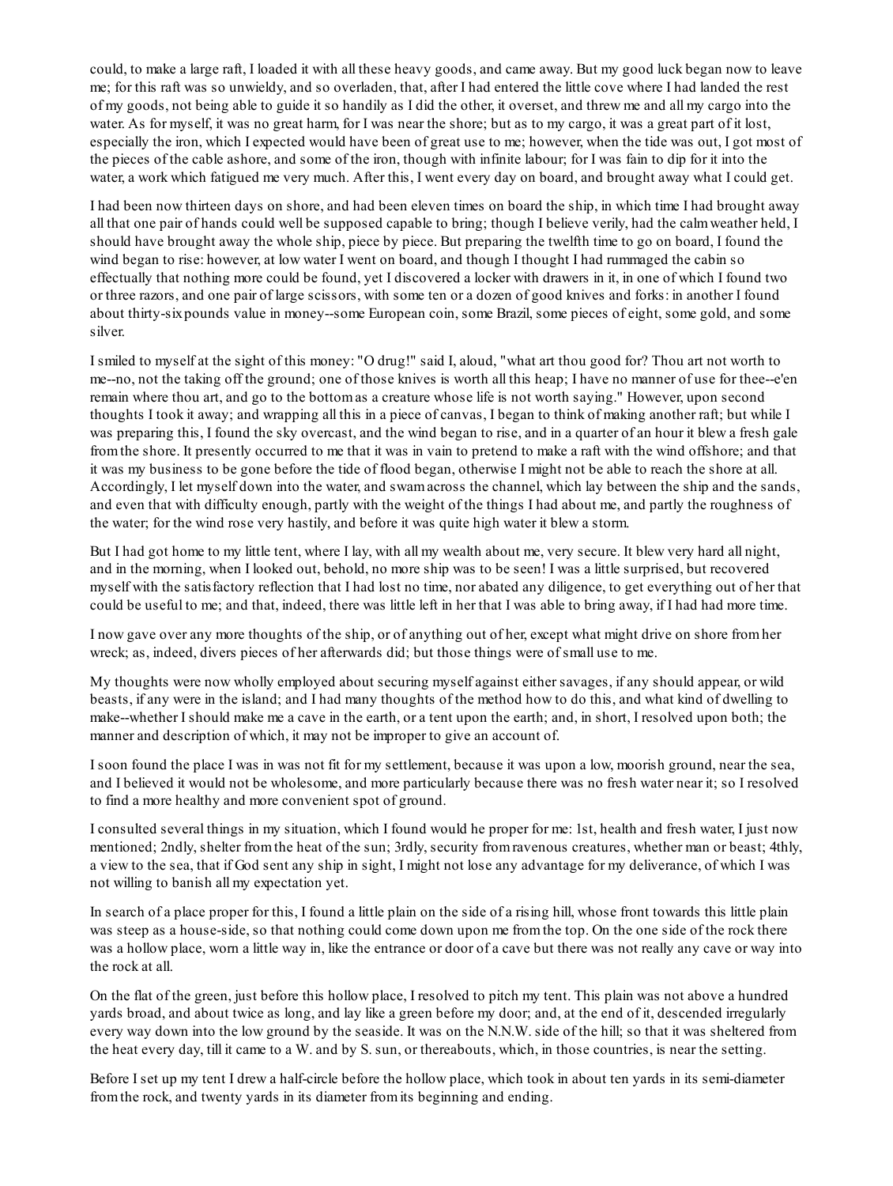could, to make a large raft, I loaded it with all these heavy goods, and came away. But my good luck began now to leave me; for this raft was so unwieldy, and so overladen, that, after I had entered the little cove where I had landed the rest of my goods, not being able to guide it so handily as I did the other, it overset, and threw me and all my cargo into the water. As for myself, it was no great harm, for I was near the shore; but as to my cargo, it was a great part of it lost, especially the iron, which I expected would have been of great use to me; however, when the tide was out, I got most of the pieces of the cable ashore, and some of the iron, though with infinite labour; for I was fain to dip for it into the water, a work which fatigued me very much. After this, I went every day on board, and brought away what I could get.

I had been now thirteen days on shore, and had been eleven times on board the ship, in which time I had brought away all that one pair of hands could well be supposed capable to bring; though I believe verily, had the calm weather held, I should have brought away the whole ship, piece by piece. But preparing the twelfth time to go on board, I found the wind began to rise: however, at low water I went on board, and though I thought I had rummaged the cabin so effectually that nothing more could be found, yet I discovered a locker with drawers in it, in one of which I found two or three razors, and one pair of large scissors, with some ten or a dozen of good knives and forks: in another I found about thirty-six pounds value in money--some European coin, some Brazil, some pieces of eight, some gold, and some silver.

I smiled to myself at the sight of this money: "O drug!" said I, aloud, "what art thou good for? Thou art not worth to me--no, not the taking off the ground; one of those knives is worth all this heap; I have no manner of use for thee--e'en remain where thou art, and go to the bottom as a creature whose life is not worth saying." However, upon second thoughts I took it away; and wrapping all this in a piece of canvas, I began to think of making another raft; but while I was preparing this, I found the sky overcast, and the wind began to rise, and in a quarter of an hour it blew a fresh gale from the shore. It presently occurred to me that it was in vain to pretend to make a raft with the wind offshore; and that it was my business to be gone before the tide of flood began, otherwise I might not be able to reach the shore at all. Accordingly, I let myself down into the water, and swam across the channel, which lay between the ship and the sands, and even that with difficulty enough, partly with the weight of the things I had about me, and partly the roughness of the water; for the wind rose very hastily, and before it was quite high water it blew a storm.

But I had got home to my little tent, where I lay, with all my wealth about me, very secure. It blew very hard all night, and in the morning, when I looked out, behold, no more ship was to be seen! I was a little surprised, but recovered myself with the satisfactory reflection that I had lost no time, nor abated any diligence, to get everything out of her that could be useful to me; and that, indeed, there was little left in her that I was able to bring away, if I had had more time.

I now gave over any more thoughts of the ship, or of anything out of her, except what might drive on shore from her wreck; as, indeed, divers pieces of her afterwards did; but those things were of small use to me.

My thoughts were now wholly employed about securing myself against either savages, if any should appear, or wild beasts, if any were in the island; and I had many thoughts of the method how to do this, and what kind of dwelling to make--whether I should make me a cave in the earth, or a tent upon the earth; and, in short, I resolved upon both; the manner and description of which, it may not be improper to give an account of.

I soon found the place I was in was not fit for my settlement, because it was upon a low, moorish ground, near the sea, and I believed it would not be wholesome, and more particularly because there was no fresh water near it; so I resolved to find a more healthy and more convenient spot of ground.

I consulted several things in my situation, which I found would he proper for me: 1st, health and fresh water, I just now mentioned; 2ndly, shelter from the heat of the sun; 3rdly, security from ravenous creatures, whether man or beast; 4thly, a view to the sea, that if God sent any ship in sight, I might not lose any advantage for my deliverance, of which I was not willing to banish all my expectation yet.

In search of a place proper for this, I found a little plain on the side of a rising hill, whose front towards this little plain was steep as a house-side, so that nothing could come down upon me from the top. On the one side of the rock there was a hollow place, worn a little way in, like the entrance or door of a cave but there was not really any cave or way into the rock at all.

On the flat of the green, just before this hollow place, I resolved to pitch my tent. This plain was not above a hundred yards broad, and about twice as long, and lay like a green before my door; and, at the end of it, descended irregularly every way down into the low ground by the seaside. It was on the N.N.W. side of the hill; so that it was sheltered from the heat every day, till it came to a W. and by S. sun, or thereabouts, which, in those countries, is near the setting.

Before I set up my tent I drew a half-circle before the hollow place, which took in about ten yards in its semi-diameter from the rock, and twenty yards in its diameter from its beginning and ending.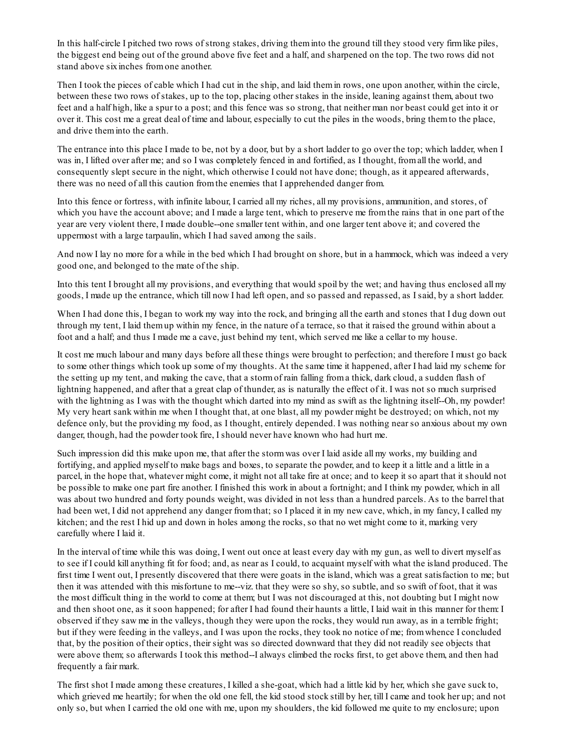In this half-circle I pitched two rows of strong stakes, driving them into the ground till they stood very firm like piles, the biggest end being out of the ground above five feet and a half, and sharpened on the top. The two rows did not stand above six inches from one another.

Then I took the pieces of cable which I had cut in the ship, and laid them in rows, one upon another, within the circle, between these two rows of stakes, up to the top, placing other stakes in the inside, leaning against them, about two feet and a half high, like a spur to a post; and this fence was so strong, that neither man nor beast could get into it or over it. This cost me a great deal of time and labour, especially to cut the piles in the woods, bring them to the place, and drive them into the earth.

The entrance into this place I made to be, not by a door, but by a short ladder to go over the top; which ladder, when I was in, I lifted over after me; and so I was completely fenced in and fortified, as I thought, from all the world, and consequently slept secure in the night, which otherwise I could not have done; though, as it appeared afterwards, there was no need of all this caution from the enemies that I apprehended danger from.

Into this fence or fortress, with infinite labour, I carried all my riches, all my provisions, ammunition, and stores, of which you have the account above; and I made a large tent, which to preserve me from the rains that in one part of the year are very violent there, I made double--one smaller tent within, and one larger tent above it; and covered the uppermost with a large tarpaulin, which I had saved among the sails.

And now I lay no more for a while in the bed which I had brought on shore, but in a hammock, which was indeed a very good one, and belonged to the mate of the ship.

Into this tent I brought all my provisions, and everything that would spoil by the wet; and having thus enclosed all my goods, I made up the entrance, which till now I had left open, and so passed and repassed, as I said, by a short ladder.

When I had done this, I began to work my way into the rock, and bringing all the earth and stones that I dug down out through my tent, I laid them up within my fence, in the nature of a terrace, so that it raised the ground within about a foot and a half; and thus I made me a cave, just behind my tent, which served me like a cellar to my house.

It cost me much labour and many days before all these things were brought to perfection; and therefore I must go back to some other things which took up some of my thoughts. At the same time it happened, after I had laid my scheme for the setting up my tent, and making the cave, that a storm of rain falling from a thick, dark cloud, a sudden flash of lightning happened, and after that a great clap of thunder, as is naturally the effect of it. I was not so much surprised with the lightning as I was with the thought which darted into my mind as swift as the lightning itself--Oh, my powder! My very heart sank within me when I thought that, at one blast, all my powder might be destroyed; on which, not my defence only, but the providing my food, as I thought, entirely depended. I was nothing near so anxious about my own danger, though, had the powder took fire, I should never have known who had hurt me.

Such impression did this make upon me, that after the storm was over I laid aside all my works, my building and fortifying, and applied myself to make bags and boxes, to separate the powder, and to keep it a little and a little in a parcel, in the hope that, whatever might come, it might not all take fire at once; and to keep it so apart that it should not be possible to make one part fire another. I finished this work in about a fortnight; and I think my powder, which in all was about two hundred and forty pounds weight, was divided in not less than a hundred parcels. As to the barrel that had been wet, I did not apprehend any danger from that; so I placed it in my new cave, which, in my fancy, I called my kitchen; and the rest I hid up and down in holes among the rocks, so that no wet might come to it, marking very carefully where I laid it.

In the interval of time while this was doing, I went out once at least every day with my gun, as well to divert myself as to see if I could kill anything fit for food; and, as near as I could, to acquaint myself with what the island produced. The first time I went out, I presently discovered that there were goats in the island, which was a great satisfaction to me; but then it was attended with this misfortune to me--viz. that they were so shy, so subtle, and so swift of foot, that it was the most difficult thing in the world to come at them; but I was not discouraged at this, not doubting but I might now and then shoot one, as it soon happened; for after I had found their haunts a little, I laid wait in this manner for them: I observed if they saw me in the valleys, though they were upon the rocks, they would run away, as in a terrible fright; but if they were feeding in the valleys, and I was upon the rocks, they took no notice of me; from whence I concluded that, by the position of their optics, their sight was so directed downward that they did not readily see objects that were above them; so afterwards I took this method--I always climbed the rocks first, to get above them, and then had frequently a fair mark.

The first shot I made among these creatures, I killed a she-goat, which had a little kid by her, which she gave suck to, which grieved me heartily; for when the old one fell, the kid stood stock still by her, till I came and took her up; and not only so, but when I carried the old one with me, upon my shoulders, the kid followed me quite to my enclosure; upon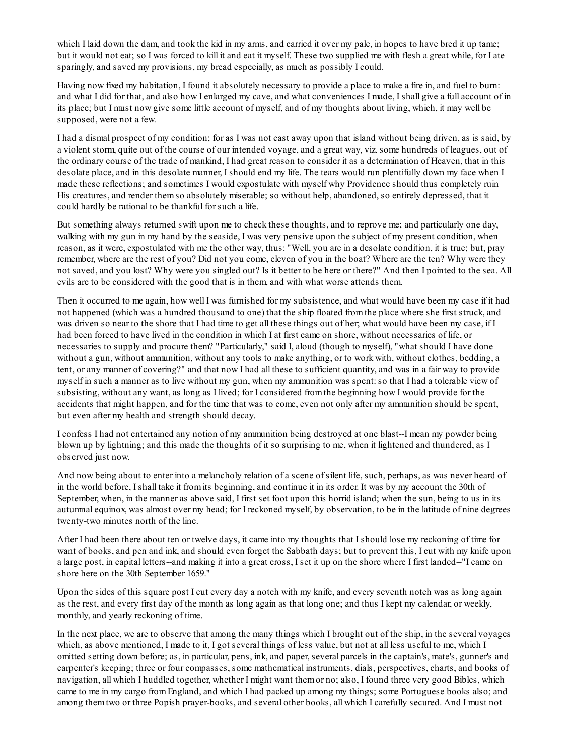which I laid down the dam, and took the kid in my arms, and carried it over my pale, in hopes to have bred it up tame; but it would not eat; so I was forced to kill it and eat it myself. These two supplied me with flesh a great while, for I ate sparingly, and saved my provisions, my bread especially, as much as possibly I could.

Having now fixed my habitation, I found it absolutely necessary to provide a place to make a fire in, and fuel to burn: and what I did for that, and also how I enlarged my cave, and what conveniences I made, I shall give a full account of in its place; but I must now give some little account of myself, and of my thoughts about living, which, it may well be supposed, were not a few.

I had a dismal prospect of my condition; for as I was not cast away upon that island without being driven, as is said, by a violent storm, quite out of the course of our intended voyage, and a great way, viz. some hundreds of leagues, out of the ordinary course of the trade of mankind, I had great reason to consider it as a determination of Heaven, that in this desolate place, and in this desolate manner, I should end my life. The tears would run plentifully down my face when I made these reflections; and sometimes I would expostulate with myself why Providence should thus completely ruin His creatures, and render them so absolutely miserable; so without help, abandoned, so entirely depressed, that it could hardly be rational to be thankful for such a life.

But something always returned swift upon me to check these thoughts, and to reprove me; and particularly one day, walking with my gun in my hand by the seaside, I was very pensive upon the subject of my present condition, when reason, as it were, expostulated with me the other way, thus: "Well, you are in a desolate condition, it is true; but, pray remember, where are the rest of you? Did not you come, eleven of you in the boat? Where are the ten? Why were they not saved, and you lost? Why were you singled out? Is it better to be here or there?" And then I pointed to the sea. All evils are to be considered with the good that is in them, and with what worse attends them.

Then it occurred to me again, how well I was furnished for my subsistence, and what would have been my case if it had not happened (which was a hundred thousand to one) that the ship floated from the place where she first struck, and was driven so near to the shore that I had time to get all these things out of her; what would have been my case, if I had been forced to have lived in the condition in which I at first came on shore, without necessaries of life, or necessaries to supply and procure them? "Particularly," said I, aloud (though to myself), "what should I have done without a gun, without ammunition, without any tools to make anything, or to work with, without clothes, bedding, a tent, or any manner of covering?" and that now I had all these to sufficient quantity, and was in a fair way to provide myself in such a manner as to live without my gun, when my ammunition was spent: so that I had a tolerable view of subsisting, without any want, as long as I lived; for I considered from the beginning how I would provide for the accidents that might happen, and for the time that was to come, even not only after my ammunition should be spent, but even after my health and strength should decay.

I confess I had not entertained any notion of my ammunition being destroyed at one blast--I mean my powder being blown up by lightning; and this made the thoughts of it so surprising to me, when it lightened and thundered, as I observed just now.

And now being about to enter into a melancholy relation of a scene of silent life, such, perhaps, as was never heard of in the world before, I shall take it from its beginning, and continue it in its order. It was by my account the 30th of September, when, in the manner as above said, I first set foot upon this horrid island; when the sun, being to us in its autumnal equinox, was almost over my head; for I reckoned myself, by observation, to be in the latitude of nine degrees twenty-two minutes north of the line.

After I had been there about ten or twelve days, it came into my thoughts that I should lose my reckoning of time for want of books, and pen and ink, and should even forget the Sabbath days; but to prevent this, I cut with my knife upon a large post, in capital letters--and making it into a great cross, I set it up on the shore where I first landed--"I came on shore here on the 30th September 1659."

Upon the sides of this square post I cut every day a notch with my knife, and every seventh notch was as long again as the rest, and every first day of the month as long again as that long one; and thus I kept my calendar, or weekly, monthly, and yearly reckoning of time.

In the next place, we are to observe that among the many things which I brought out of the ship, in the several voyages which, as above mentioned, I made to it, I got several things of less value, but not at all less useful to me, which I omitted setting down before; as, in particular, pens, ink, and paper, several parcels in the captain's, mate's, gunner's and carpenter's keeping; three or four compasses, some mathematical instruments, dials, perspectives, charts, and books of navigation, all which I huddled together, whether I might want them or no; also, I found three very good Bibles, which came to me in my cargo from England, and which I had packed up among my things; some Portuguese books also; and among them two or three Popish prayer-books, and several other books, all which I carefully secured. And I must not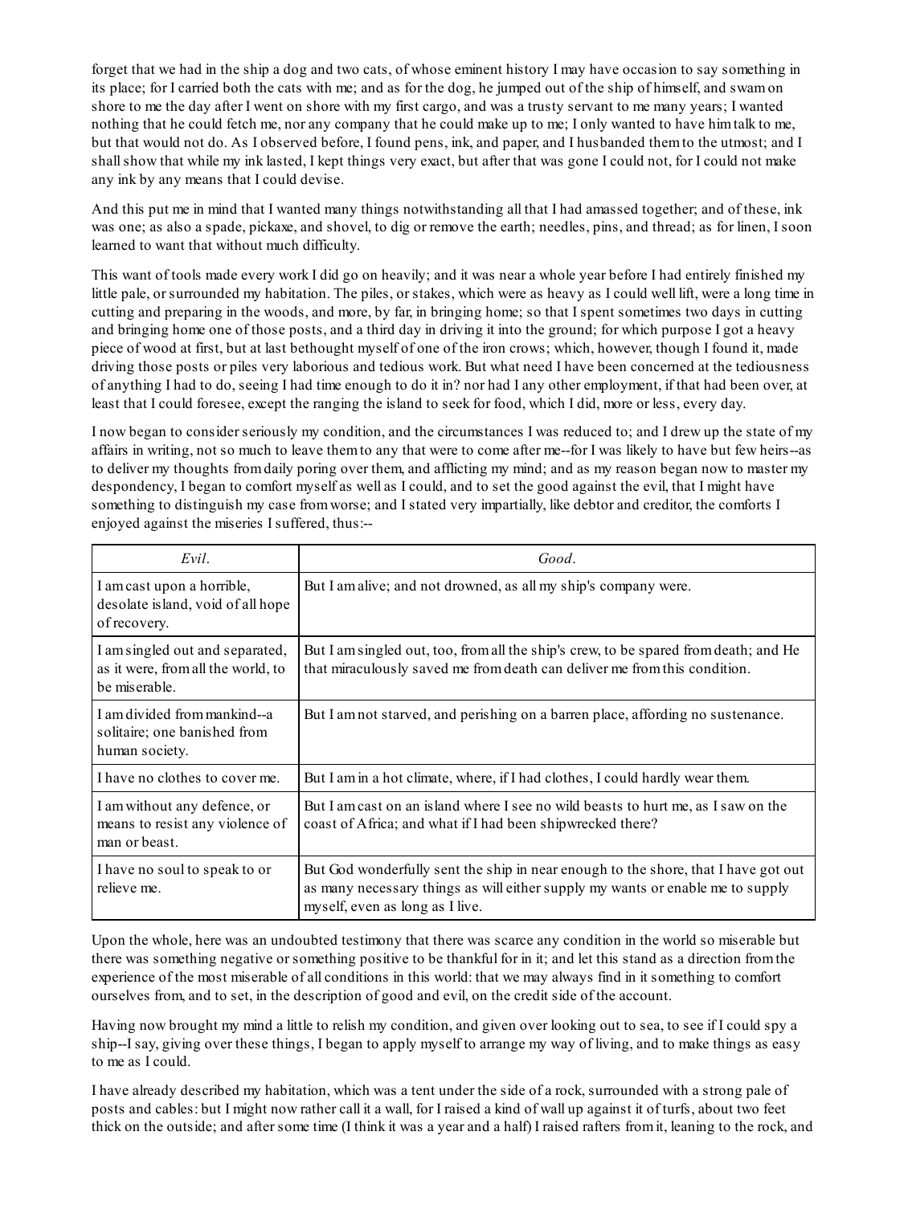forget that we had in the ship a dog and two cats, of whose eminent history I may have occasion to say something in its place; for I carried both the cats with me; and as for the dog, he jumped out of the ship of himself, and swam on shore to me the day after I went on shore with my first cargo, and was a trusty servant to me many years; I wanted nothing that he could fetch me, nor any company that he could make up to me; I only wanted to have him talk to me, but that would not do. As I observed before, I found pens, ink, and paper, and I husbanded them to the utmost; and I shall show that while my ink lasted, I kept things very exact, but after that was gone I could not, for I could not make any ink by any means that I could devise.

And this put me in mind that I wanted many things notwithstanding all that I had amassed together; and of these, ink was one; as also a spade, pickaxe, and shovel, to dig or remove the earth; needles, pins, and thread; as for linen, I soon learned to want that without much difficulty.

This want of tools made every work I did go on heavily; and it was near a whole year before I had entirely finished my little pale, or surrounded my habitation. The piles, or stakes, which were as heavy as I could well lift, were a long time in cutting and preparing in the woods, and more, by far, in bringing home; so that I spent sometimes two days in cutting and bringing home one of those posts, and a third day in driving it into the ground; for which purpose I got a heavy piece of wood at first, but at last bethought myself of one of the iron crows; which, however, though I found it, made driving those posts or piles very laborious and tedious work. But what need I have been concerned at the tediousness of anything I had to do, seeing I had time enough to do it in? nor had I any other employment, if that had been over, at least that I could foresee, except the ranging the island to seek for food, which I did, more or less, every day.

I now began to consider seriously my condition, and the circumstances I was reduced to; and I drew up the state of my affairs in writing, not so much to leave them to any that were to come after me--for I was likely to have but few heirs--as to deliver my thoughts from daily poring over them, and afflicting my mind; and as my reason began now to master my despondency, I began to comfort myself as well as I could, and to set the good against the evil, that I might have something to distinguish my case from worse; and I stated very impartially, like debtor and creditor, the comforts I enjoyed against the miseries I suffered, thus:--

| *Evil.* | *Good.* |
| --- | --- |
| I am cast upon a horrible, desolate island, void of all hope of recovery. | But I am alive; and not drowned, as all my ship's company were. |
| I am singled out and separated, as it were, from all the world, to be miserable. | But I am singled out, too, from all the ship's crew, to be spared from death; and He that miraculously saved me from death can deliver me from this condition. |
| I am divided from mankind--a solitaire; one banished from human society. | But I am not starved, and perishing on a barren place, affording no sustenance. |
| I have no clothes to cover me. | But I am in a hot climate, where, if I had clothes, I could hardly wear them. |
| I am without any defence, or means to resist any violence of man or beast. | But I am cast on an island where I see no wild beasts to hurt me, as I saw on the coast of Africa; and what if I had been shipwrecked there? |
| I have no soul to speak to or relieve me. | But God wonderfully sent the ship in near enough to the shore, that I have got out as many necessary things as will either supply my wants or enable me to supply myself, even as long as I live. |

Upon the whole, here was an undoubted testimony that there was scarce any condition in the world so miserable but there was something negative or something positive to be thankful for in it; and let this stand as a direction from the experience of the most miserable of all conditions in this world: that we may always find in it something to comfort ourselves from, and to set, in the description of good and evil, on the credit side of the account.

Having now brought my mind a little to relish my condition, and given over looking out to sea, to see if I could spy a ship--I say, giving over these things, I began to apply myself to arrange my way of living, and to make things as easy to me as I could.

I have already described my habitation, which was a tent under the side of a rock, surrounded with a strong pale of posts and cables: but I might now rather call it a wall, for I raised a kind of wall up against it of turfs, about two feet thick on the outside; and after some time (I think it was a year and a half) I raised rafters from it, leaning to the rock, and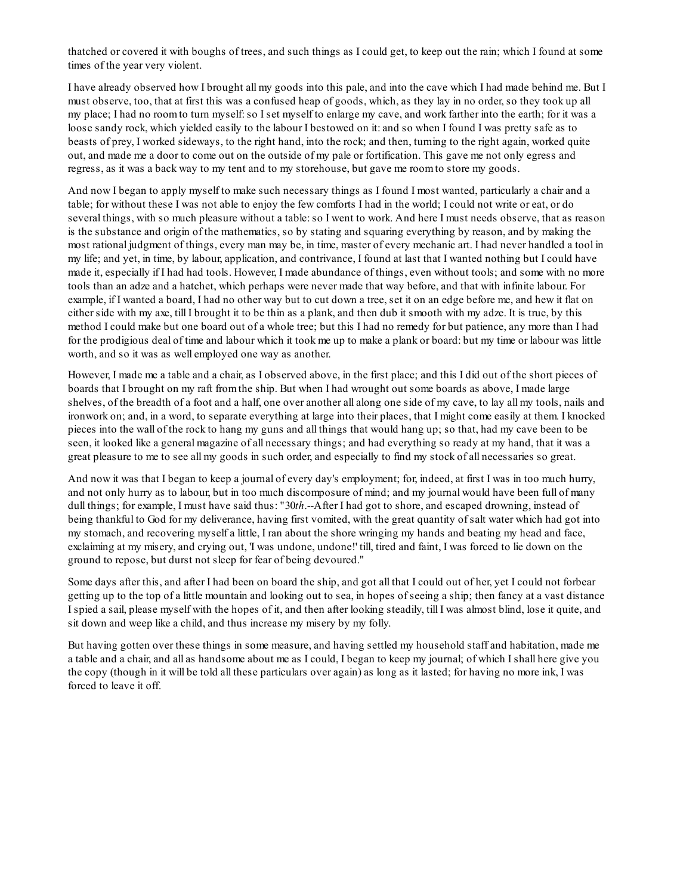thatched or covered it with boughs of trees, and such things as I could get, to keep out the rain; which I found at some times of the year very violent.

I have already observed how I brought all my goods into this pale, and into the cave which I had made behind me. But I must observe, too, that at first this was a confused heap of goods, which, as they lay in no order, so they took up all my place; I had no room to turn myself: so I set myself to enlarge my cave, and work farther into the earth; for it was a loose sandy rock, which yielded easily to the labour I bestowed on it: and so when I found I was pretty safe as to beasts of prey, I worked sideways, to the right hand, into the rock; and then, turning to the right again, worked quite out, and made me a door to come out on the outside of my pale or fortification. This gave me not only egress and regress, as it was a back way to my tent and to my storehouse, but gave me room to store my goods.

And now I began to apply myself to make such necessary things as I found I most wanted, particularly a chair and a table; for without these I was not able to enjoy the few comforts I had in the world; I could not write or eat, or do several things, with so much pleasure without a table: so I went to work. And here I must needs observe, that as reason is the substance and origin of the mathematics, so by stating and squaring everything by reason, and by making the most rational judgment of things, every man may be, in time, master of every mechanic art. I had never handled a tool in my life; and yet, in time, by labour, application, and contrivance, I found at last that I wanted nothing but I could have made it, especially if I had had tools. However, I made abundance of things, even without tools; and some with no more tools than an adze and a hatchet, which perhaps were never made that way before, and that with infinite labour. For example, if I wanted a board, I had no other way but to cut down a tree, set it on an edge before me, and hew it flat on either side with my axe, till I brought it to be thin as a plank, and then dub it smooth with my adze. It is true, by this method I could make but one board out of a whole tree; but this I had no remedy for but patience, any more than I had for the prodigious deal of time and labour which it took me up to make a plank or board: but my time or labour was little worth, and so it was as well employed one way as another.

However, I made me a table and a chair, as I observed above, in the first place; and this I did out of the short pieces of boards that I brought on my raft from the ship. But when I had wrought out some boards as above, I made large shelves, of the breadth of a foot and a half, one over another all along one side of my cave, to lay all my tools, nails and ironwork on; and, in a word, to separate everything at large into their places, that I might come easily at them. I knocked pieces into the wall of the rock to hang my guns and all things that would hang up; so that, had my cave been to be seen, it looked like a general magazine of all necessary things; and had everything so ready at my hand, that it was a great pleasure to me to see all my goods in such order, and especially to find my stock of all necessaries so great.

And now it was that I began to keep a journal of every day's employment; for, indeed, at first I was in too much hurry, and not only hurry as to labour, but in too much discomposure of mind; and my journal would have been full of many dull things; for example, I must have said thus: "30*th*.--After I had got to shore, and escaped drowning, instead of being thankful to God for my deliverance, having first vomited, with the great quantity of salt water which had got into my stomach, and recovering myself a little, I ran about the shore wringing my hands and beating my head and face, exclaiming at my misery, and crying out, 'I was undone, undone!' till, tired and faint, I was forced to lie down on the ground to repose, but durst not sleep for fear of being devoured."

Some days after this, and after I had been on board the ship, and got all that I could out of her, yet I could not forbear getting up to the top of a little mountain and looking out to sea, in hopes of seeing a ship; then fancy at a vast distance I spied a sail, please myself with the hopes of it, and then after looking steadily, till I was almost blind, lose it quite, and sit down and weep like a child, and thus increase my misery by my folly.

But having gotten over these things in some measure, and having settled my household staff and habitation, made me a table and a chair, and all as handsome about me as I could, I began to keep my journal; of which I shall here give you the copy (though in it will be told all these particulars over again) as long as it lasted; for having no more ink, I was forced to leave it off.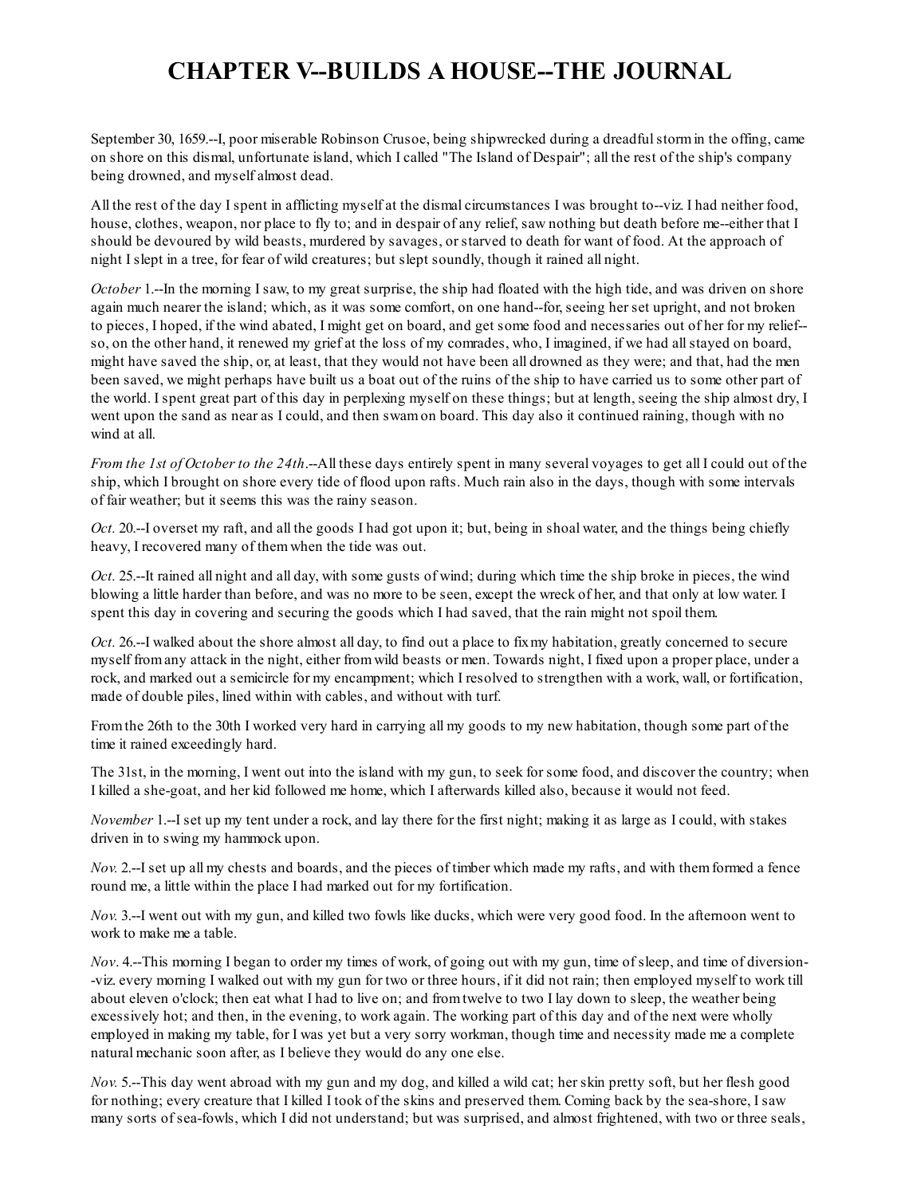# CHAPTER V--BUILDS A HOUSE--THE JOURNAL

September 30, 1659.--I, poor miserable Robinson Crusoe, being shipwrecked during a dreadful storm in the offing, came on shore on this dismal, unfortunate island, which I called "The Island of Despair"; all the rest of the ship's company being drowned, and myself almost dead.

All the rest of the day I spent in afflicting myself at the dismal circumstances I was brought to--viz. I had neither food, house, clothes, weapon, nor place to fly to; and in despair of any relief, saw nothing but death before me--either that I should be devoured by wild beasts, murdered by savages, or starved to death for want of food. At the approach of night I slept in a tree, for fear of wild creatures; but slept soundly, though it rained all night.

*October* 1.--In the morning I saw, to my great surprise, the ship had floated with the high tide, and was driven on shore again much nearer the island; which, as it was some comfort, on one hand--for, seeing her set upright, and not broken to pieces, I hoped, if the wind abated, I might get on board, and get some food and necessaries out of her for my relief--so, on the other hand, it renewed my grief at the loss of my comrades, who, I imagined, if we had all stayed on board, might have saved the ship, or, at least, that they would not have been all drowned as they were; and that, had the men been saved, we might perhaps have built us a boat out of the ruins of the ship to have carried us to some other part of the world. I spent great part of this day in perplexing myself on these things; but at length, seeing the ship almost dry, I went upon the sand as near as I could, and then swam on board. This day also it continued raining, though with no wind at all.

*From the 1st of October to the 24th*.--All these days entirely spent in many several voyages to get all I could out of the ship, which I brought on shore every tide of flood upon rafts. Much rain also in the days, though with some intervals of fair weather; but it seems this was the rainy season.

*Oct.* 20.--I overset my raft, and all the goods I had got upon it; but, being in shoal water, and the things being chiefly heavy, I recovered many of them when the tide was out.

*Oct.* 25.--It rained all night and all day, with some gusts of wind; during which time the ship broke in pieces, the wind blowing a little harder than before, and was no more to be seen, except the wreck of her, and that only at low water. I spent this day in covering and securing the goods which I had saved, that the rain might not spoil them.

*Oct.* 26.--I walked about the shore almost all day, to find out a place to fix my habitation, greatly concerned to secure myself from any attack in the night, either from wild beasts or men. Towards night, I fixed upon a proper place, under a rock, and marked out a semicircle for my encampment; which I resolved to strengthen with a work, wall, or fortification, made of double piles, lined within with cables, and without with turf.

From the 26th to the 30th I worked very hard in carrying all my goods to my new habitation, though some part of the time it rained exceedingly hard.

The 31st, in the morning, I went out into the island with my gun, to seek for some food, and discover the country; when I killed a she-goat, and her kid followed me home, which I afterwards killed also, because it would not feed.

*November* 1.--I set up my tent under a rock, and lay there for the first night; making it as large as I could, with stakes driven in to swing my hammock upon.

*Nov.* 2.--I set up all my chests and boards, and the pieces of timber which made my rafts, and with them formed a fence round me, a little within the place I had marked out for my fortification.

*Nov.* 3.--I went out with my gun, and killed two fowls like ducks, which were very good food. In the afternoon went to work to make me a table.

*Nov*. 4.--This morning I began to order my times of work, of going out with my gun, time of sleep, and time of diversion--viz. every morning I walked out with my gun for two or three hours, if it did not rain; then employed myself to work till about eleven o'clock; then eat what I had to live on; and from twelve to two I lay down to sleep, the weather being excessively hot; and then, in the evening, to work again. The working part of this day and of the next were wholly employed in making my table, for I was yet but a very sorry workman, though time and necessity made me a complete natural mechanic soon after, as I believe they would do any one else.

*Nov.* 5.--This day went abroad with my gun and my dog, and killed a wild cat; her skin pretty soft, but her flesh good for nothing; every creature that I killed I took of the skins and preserved them. Coming back by the sea-shore, I saw many sorts of sea-fowls, which I did not understand; but was surprised, and almost frightened, with two or three seals,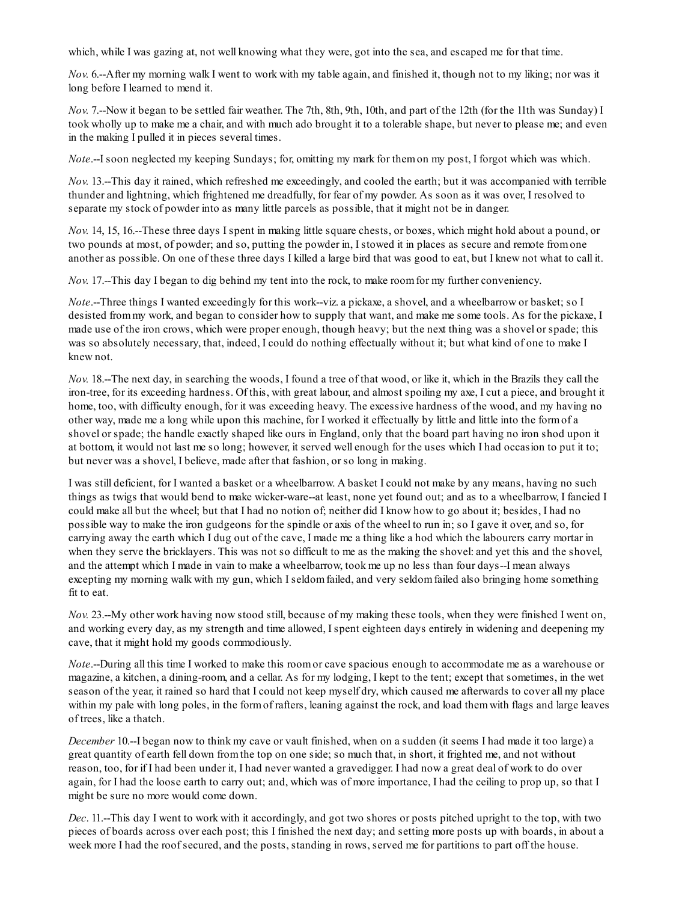which, while I was gazing at, not well knowing what they were, got into the sea, and escaped me for that time.

*Nov.* 6.--After my morning walk I went to work with my table again, and finished it, though not to my liking; nor was it long before I learned to mend it.

*Nov.* 7.--Now it began to be settled fair weather. The 7th, 8th, 9th, 10th, and part of the 12th (for the 11th was Sunday) I took wholly up to make me a chair, and with much ado brought it to a tolerable shape, but never to please me; and even in the making I pulled it in pieces several times.

*Note*.--I soon neglected my keeping Sundays; for, omitting my mark for them on my post, I forgot which was which.

*Nov.* 13.--This day it rained, which refreshed me exceedingly, and cooled the earth; but it was accompanied with terrible thunder and lightning, which frightened me dreadfully, for fear of my powder. As soon as it was over, I resolved to separate my stock of powder into as many little parcels as possible, that it might not be in danger.

*Nov.* 14, 15, 16.--These three days I spent in making little square chests, or boxes, which might hold about a pound, or two pounds at most, of powder; and so, putting the powder in, I stowed it in places as secure and remote from one another as possible. On one of these three days I killed a large bird that was good to eat, but I knew not what to call it.

*Nov.* 17.--This day I began to dig behind my tent into the rock, to make room for my further conveniency.

*Note*.--Three things I wanted exceedingly for this work--viz. a pickaxe, a shovel, and a wheelbarrow or basket; so I desisted from my work, and began to consider how to supply that want, and make me some tools. As for the pickaxe, I made use of the iron crows, which were proper enough, though heavy; but the next thing was a shovel or spade; this was so absolutely necessary, that, indeed, I could do nothing effectually without it; but what kind of one to make I knew not.

*Nov.* 18.--The next day, in searching the woods, I found a tree of that wood, or like it, which in the Brazils they call the iron-tree, for its exceeding hardness. Of this, with great labour, and almost spoiling my axe, I cut a piece, and brought it home, too, with difficulty enough, for it was exceeding heavy. The excessive hardness of the wood, and my having no other way, made me a long while upon this machine, for I worked it effectually by little and little into the form of a shovel or spade; the handle exactly shaped like ours in England, only that the board part having no iron shod upon it at bottom, it would not last me so long; however, it served well enough for the uses which I had occasion to put it to; but never was a shovel, I believe, made after that fashion, or so long in making.

I was still deficient, for I wanted a basket or a wheelbarrow. A basket I could not make by any means, having no such things as twigs that would bend to make wicker-ware--at least, none yet found out; and as to a wheelbarrow, I fancied I could make all but the wheel; but that I had no notion of; neither did I know how to go about it; besides, I had no possible way to make the iron gudgeons for the spindle or axis of the wheel to run in; so I gave it over, and so, for carrying away the earth which I dug out of the cave, I made me a thing like a hod which the labourers carry mortar in when they serve the bricklayers. This was not so difficult to me as the making the shovel: and yet this and the shovel, and the attempt which I made in vain to make a wheelbarrow, took me up no less than four days--I mean always excepting my morning walk with my gun, which I seldom failed, and very seldom failed also bringing home something fit to eat.

*Nov.* 23.--My other work having now stood still, because of my making these tools, when they were finished I went on, and working every day, as my strength and time allowed, I spent eighteen days entirely in widening and deepening my cave, that it might hold my goods commodiously.

*Note*.--During all this time I worked to make this room or cave spacious enough to accommodate me as a warehouse or magazine, a kitchen, a dining-room, and a cellar. As for my lodging, I kept to the tent; except that sometimes, in the wet season of the year, it rained so hard that I could not keep myself dry, which caused me afterwards to cover all my place within my pale with long poles, in the form of rafters, leaning against the rock, and load them with flags and large leaves of trees, like a thatch.

*December* 10.--I began now to think my cave or vault finished, when on a sudden (it seems I had made it too large) a great quantity of earth fell down from the top on one side; so much that, in short, it frighted me, and not without reason, too, for if I had been under it, I had never wanted a gravedigger. I had now a great deal of work to do over again, for I had the loose earth to carry out; and, which was of more importance, I had the ceiling to prop up, so that I might be sure no more would come down.

*Dec*. 11.--This day I went to work with it accordingly, and got two shores or posts pitched upright to the top, with two pieces of boards across over each post; this I finished the next day; and setting more posts up with boards, in about a week more I had the roof secured, and the posts, standing in rows, served me for partitions to part off the house.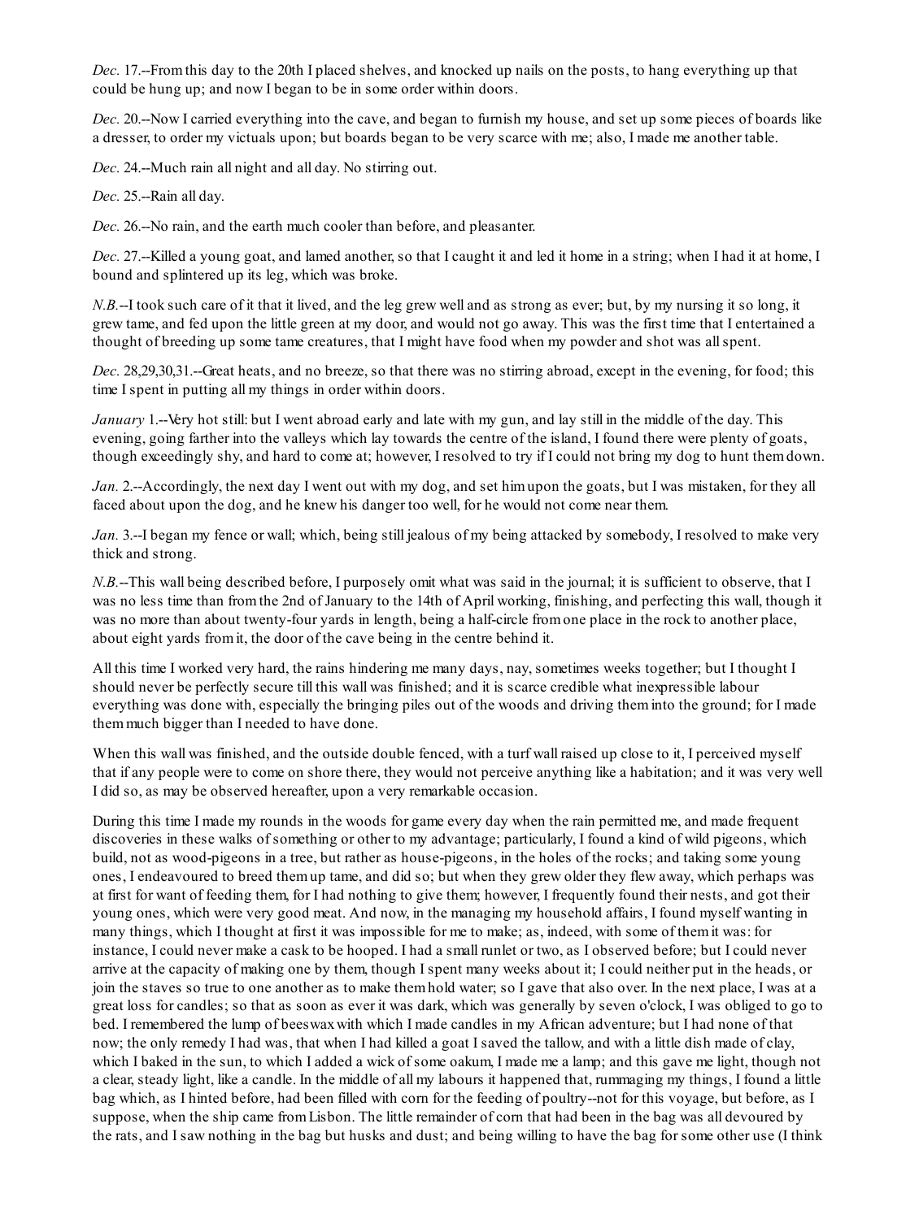*Dec.* 17.--From this day to the 20th I placed shelves, and knocked up nails on the posts, to hang everything up that could be hung up; and now I began to be in some order within doors.

*Dec.* 20.--Now I carried everything into the cave, and began to furnish my house, and set up some pieces of boards like a dresser, to order my victuals upon; but boards began to be very scarce with me; also, I made me another table.

*Dec.* 24.--Much rain all night and all day. No stirring out.

*Dec.* 25.--Rain all day.

*Dec.* 26.--No rain, and the earth much cooler than before, and pleasanter.

*Dec.* 27.--Killed a young goat, and lamed another, so that I caught it and led it home in a string; when I had it at home, I bound and splintered up its leg, which was broke.

*N.B.*--I took such care of it that it lived, and the leg grew well and as strong as ever; but, by my nursing it so long, it grew tame, and fed upon the little green at my door, and would not go away. This was the first time that I entertained a thought of breeding up some tame creatures, that I might have food when my powder and shot was all spent.

*Dec.* 28,29,30,31.--Great heats, and no breeze, so that there was no stirring abroad, except in the evening, for food; this time I spent in putting all my things in order within doors.

*January* 1.--Very hot still: but I went abroad early and late with my gun, and lay still in the middle of the day. This evening, going farther into the valleys which lay towards the centre of the island, I found there were plenty of goats, though exceedingly shy, and hard to come at; however, I resolved to try if I could not bring my dog to hunt them down.

*Jan.* 2.--Accordingly, the next day I went out with my dog, and set him upon the goats, but I was mistaken, for they all faced about upon the dog, and he knew his danger too well, for he would not come near them.

*Jan.* 3.--I began my fence or wall; which, being still jealous of my being attacked by somebody, I resolved to make very thick and strong.

*N.B.*--This wall being described before, I purposely omit what was said in the journal; it is sufficient to observe, that I was no less time than from the 2nd of January to the 14th of April working, finishing, and perfecting this wall, though it was no more than about twenty-four yards in length, being a half-circle from one place in the rock to another place, about eight yards from it, the door of the cave being in the centre behind it.

All this time I worked very hard, the rains hindering me many days, nay, sometimes weeks together; but I thought I should never be perfectly secure till this wall was finished; and it is scarce credible what inexpressible labour everything was done with, especially the bringing piles out of the woods and driving them into the ground; for I made them much bigger than I needed to have done.

When this wall was finished, and the outside double fenced, with a turf wall raised up close to it, I perceived myself that if any people were to come on shore there, they would not perceive anything like a habitation; and it was very well I did so, as may be observed hereafter, upon a very remarkable occasion.

During this time I made my rounds in the woods for game every day when the rain permitted me, and made frequent discoveries in these walks of something or other to my advantage; particularly, I found a kind of wild pigeons, which build, not as wood-pigeons in a tree, but rather as house-pigeons, in the holes of the rocks; and taking some young ones, I endeavoured to breed them up tame, and did so; but when they grew older they flew away, which perhaps was at first for want of feeding them, for I had nothing to give them; however, I frequently found their nests, and got their young ones, which were very good meat. And now, in the managing my household affairs, I found myself wanting in many things, which I thought at first it was impossible for me to make; as, indeed, with some of them it was: for instance, I could never make a cask to be hooped. I had a small runlet or two, as I observed before; but I could never arrive at the capacity of making one by them, though I spent many weeks about it; I could neither put in the heads, or join the staves so true to one another as to make them hold water; so I gave that also over. In the next place, I was at a great loss for candles; so that as soon as ever it was dark, which was generally by seven o'clock, I was obliged to go to bed. I remembered the lump of beeswax with which I made candles in my African adventure; but I had none of that now; the only remedy I had was, that when I had killed a goat I saved the tallow, and with a little dish made of clay, which I baked in the sun, to which I added a wick of some oakum, I made me a lamp; and this gave me light, though not a clear, steady light, like a candle. In the middle of all my labours it happened that, rummaging my things, I found a little bag which, as I hinted before, had been filled with corn for the feeding of poultry--not for this voyage, but before, as I suppose, when the ship came from Lisbon. The little remainder of corn that had been in the bag was all devoured by the rats, and I saw nothing in the bag but husks and dust; and being willing to have the bag for some other use (I think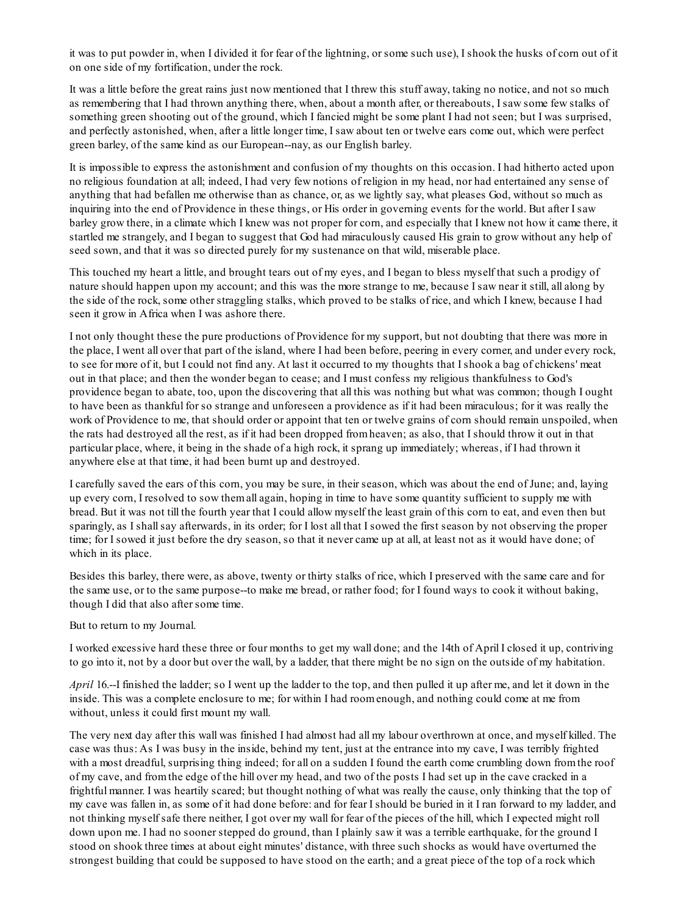it was to put powder in, when I divided it for fear of the lightning, or some such use), I shook the husks of corn out of it on one side of my fortification, under the rock.

It was a little before the great rains just now mentioned that I threw this stuff away, taking no notice, and not so much as remembering that I had thrown anything there, when, about a month after, or thereabouts, I saw some few stalks of something green shooting out of the ground, which I fancied might be some plant I had not seen; but I was surprised, and perfectly astonished, when, after a little longer time, I saw about ten or twelve ears come out, which were perfect green barley, of the same kind as our European--nay, as our English barley.

It is impossible to express the astonishment and confusion of my thoughts on this occasion. I had hitherto acted upon no religious foundation at all; indeed, I had very few notions of religion in my head, nor had entertained any sense of anything that had befallen me otherwise than as chance, or, as we lightly say, what pleases God, without so much as inquiring into the end of Providence in these things, or His order in governing events for the world. But after I saw barley grow there, in a climate which I knew was not proper for corn, and especially that I knew not how it came there, it startled me strangely, and I began to suggest that God had miraculously caused His grain to grow without any help of seed sown, and that it was so directed purely for my sustenance on that wild, miserable place.

This touched my heart a little, and brought tears out of my eyes, and I began to bless myself that such a prodigy of nature should happen upon my account; and this was the more strange to me, because I saw near it still, all along by the side of the rock, some other straggling stalks, which proved to be stalks of rice, and which I knew, because I had seen it grow in Africa when I was ashore there.

I not only thought these the pure productions of Providence for my support, but not doubting that there was more in the place, I went all over that part of the island, where I had been before, peering in every corner, and under every rock, to see for more of it, but I could not find any. At last it occurred to my thoughts that I shook a bag of chickens' meat out in that place; and then the wonder began to cease; and I must confess my religious thankfulness to God's providence began to abate, too, upon the discovering that all this was nothing but what was common; though I ought to have been as thankful for so strange and unforeseen a providence as if it had been miraculous; for it was really the work of Providence to me, that should order or appoint that ten or twelve grains of corn should remain unspoiled, when the rats had destroyed all the rest, as if it had been dropped from heaven; as also, that I should throw it out in that particular place, where, it being in the shade of a high rock, it sprang up immediately; whereas, if I had thrown it anywhere else at that time, it had been burnt up and destroyed.

I carefully saved the ears of this corn, you may be sure, in their season, which was about the end of June; and, laying up every corn, I resolved to sow them all again, hoping in time to have some quantity sufficient to supply me with bread. But it was not till the fourth year that I could allow myself the least grain of this corn to eat, and even then but sparingly, as I shall say afterwards, in its order; for I lost all that I sowed the first season by not observing the proper time; for I sowed it just before the dry season, so that it never came up at all, at least not as it would have done; of which in its place.

Besides this barley, there were, as above, twenty or thirty stalks of rice, which I preserved with the same care and for the same use, or to the same purpose--to make me bread, or rather food; for I found ways to cook it without baking, though I did that also after some time.

But to return to my Journal.

I worked excessive hard these three or four months to get my wall done; and the 14th of April I closed it up, contriving to go into it, not by a door but over the wall, by a ladder, that there might be no sign on the outside of my habitation.

*April* 16.--I finished the ladder; so I went up the ladder to the top, and then pulled it up after me, and let it down in the inside. This was a complete enclosure to me; for within I had room enough, and nothing could come at me from without, unless it could first mount my wall.

The very next day after this wall was finished I had almost had all my labour overthrown at once, and myself killed. The case was thus: As I was busy in the inside, behind my tent, just at the entrance into my cave, I was terribly frighted with a most dreadful, surprising thing indeed; for all on a sudden I found the earth come crumbling down from the roof of my cave, and from the edge of the hill over my head, and two of the posts I had set up in the cave cracked in a frightful manner. I was heartily scared; but thought nothing of what was really the cause, only thinking that the top of my cave was fallen in, as some of it had done before: and for fear I should be buried in it I ran forward to my ladder, and not thinking myself safe there neither, I got over my wall for fear of the pieces of the hill, which I expected might roll down upon me. I had no sooner stepped do ground, than I plainly saw it was a terrible earthquake, for the ground I stood on shook three times at about eight minutes' distance, with three such shocks as would have overturned the strongest building that could be supposed to have stood on the earth; and a great piece of the top of a rock which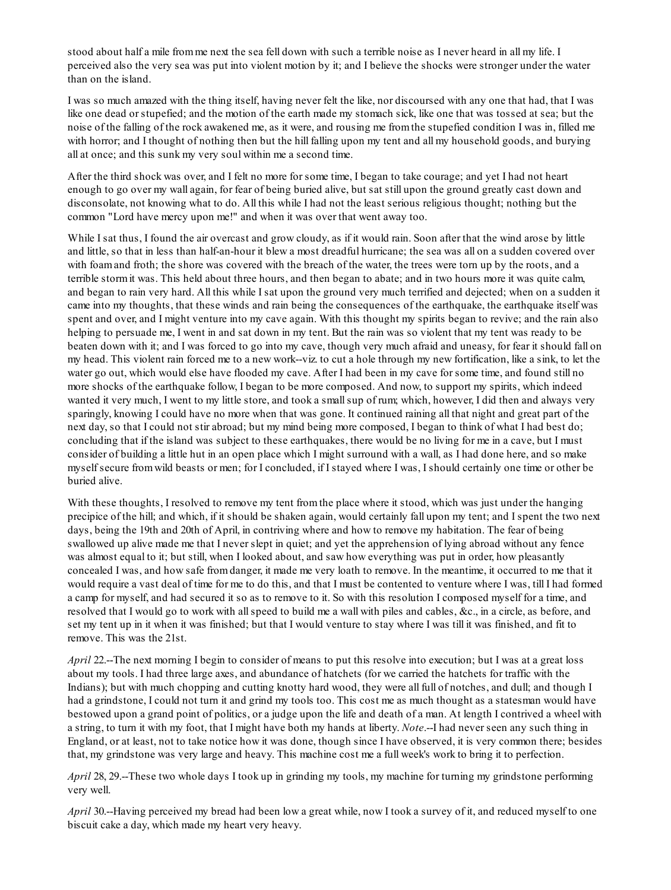stood about half a mile from me next the sea fell down with such a terrible noise as I never heard in all my life. I perceived also the very sea was put into violent motion by it; and I believe the shocks were stronger under the water than on the island.

I was so much amazed with the thing itself, having never felt the like, nor discoursed with any one that had, that I was like one dead or stupefied; and the motion of the earth made my stomach sick, like one that was tossed at sea; but the noise of the falling of the rock awakened me, as it were, and rousing me from the stupefied condition I was in, filled me with horror; and I thought of nothing then but the hill falling upon my tent and all my household goods, and burying all at once; and this sunk my very soul within me a second time.

After the third shock was over, and I felt no more for some time, I began to take courage; and yet I had not heart enough to go over my wall again, for fear of being buried alive, but sat still upon the ground greatly cast down and disconsolate, not knowing what to do. All this while I had not the least serious religious thought; nothing but the common "Lord have mercy upon me!" and when it was over that went away too.

While I sat thus, I found the air overcast and grow cloudy, as if it would rain. Soon after that the wind arose by little and little, so that in less than half-an-hour it blew a most dreadful hurricane; the sea was all on a sudden covered over with foam and froth; the shore was covered with the breach of the water, the trees were torn up by the roots, and a terrible storm it was. This held about three hours, and then began to abate; and in two hours more it was quite calm, and began to rain very hard. All this while I sat upon the ground very much terrified and dejected; when on a sudden it came into my thoughts, that these winds and rain being the consequences of the earthquake, the earthquake itself was spent and over, and I might venture into my cave again. With this thought my spirits began to revive; and the rain also helping to persuade me, I went in and sat down in my tent. But the rain was so violent that my tent was ready to be beaten down with it; and I was forced to go into my cave, though very much afraid and uneasy, for fear it should fall on my head. This violent rain forced me to a new work--viz. to cut a hole through my new fortification, like a sink, to let the water go out, which would else have flooded my cave. After I had been in my cave for some time, and found still no more shocks of the earthquake follow, I began to be more composed. And now, to support my spirits, which indeed wanted it very much, I went to my little store, and took a small sup of rum; which, however, I did then and always very sparingly, knowing I could have no more when that was gone. It continued raining all that night and great part of the next day, so that I could not stir abroad; but my mind being more composed, I began to think of what I had best do; concluding that if the island was subject to these earthquakes, there would be no living for me in a cave, but I must consider of building a little hut in an open place which I might surround with a wall, as I had done here, and so make myself secure from wild beasts or men; for I concluded, if I stayed where I was, I should certainly one time or other be buried alive.

With these thoughts, I resolved to remove my tent from the place where it stood, which was just under the hanging precipice of the hill; and which, if it should be shaken again, would certainly fall upon my tent; and I spent the two next days, being the 19th and 20th of April, in contriving where and how to remove my habitation. The fear of being swallowed up alive made me that I never slept in quiet; and yet the apprehension of lying abroad without any fence was almost equal to it; but still, when I looked about, and saw how everything was put in order, how pleasantly concealed I was, and how safe from danger, it made me very loath to remove. In the meantime, it occurred to me that it would require a vast deal of time for me to do this, and that I must be contented to venture where I was, till I had formed a camp for myself, and had secured it so as to remove to it. So with this resolution I composed myself for a time, and resolved that I would go to work with all speed to build me a wall with piles and cables, &c., in a circle, as before, and set my tent up in it when it was finished; but that I would venture to stay where I was till it was finished, and fit to remove. This was the 21st.

*April* 22.--The next morning I begin to consider of means to put this resolve into execution; but I was at a great loss about my tools. I had three large axes, and abundance of hatchets (for we carried the hatchets for traffic with the Indians); but with much chopping and cutting knotty hard wood, they were all full of notches, and dull; and though I had a grindstone, I could not turn it and grind my tools too. This cost me as much thought as a statesman would have bestowed upon a grand point of politics, or a judge upon the life and death of a man. At length I contrived a wheel with a string, to turn it with my foot, that I might have both my hands at liberty. *Note*.--I had never seen any such thing in England, or at least, not to take notice how it was done, though since I have observed, it is very common there; besides that, my grindstone was very large and heavy. This machine cost me a full week's work to bring it to perfection.

*April* 28, 29.--These two whole days I took up in grinding my tools, my machine for turning my grindstone performing very well.

*April* 30.--Having perceived my bread had been low a great while, now I took a survey of it, and reduced myself to one biscuit cake a day, which made my heart very heavy.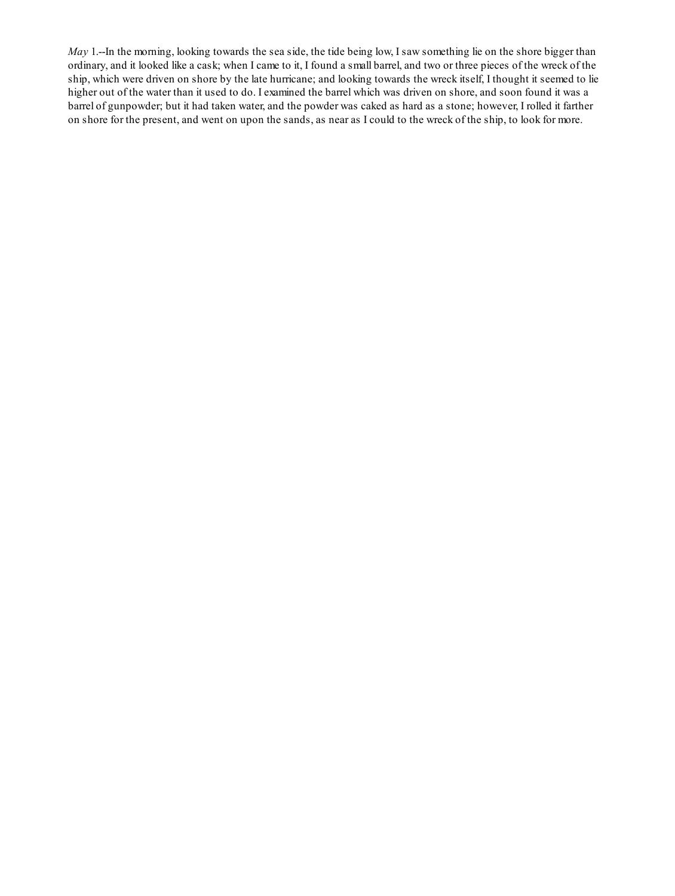*May* 1.--In the morning, looking towards the sea side, the tide being low, I saw something lie on the shore bigger than ordinary, and it looked like a cask; when I came to it, I found a small barrel, and two or three pieces of the wreck of the ship, which were driven on shore by the late hurricane; and looking towards the wreck itself, I thought it seemed to lie higher out of the water than it used to do. I examined the barrel which was driven on shore, and soon found it was a barrel of gunpowder; but it had taken water, and the powder was caked as hard as a stone; however, I rolled it farther on shore for the present, and went on upon the sands, as near as I could to the wreck of the ship, to look for more.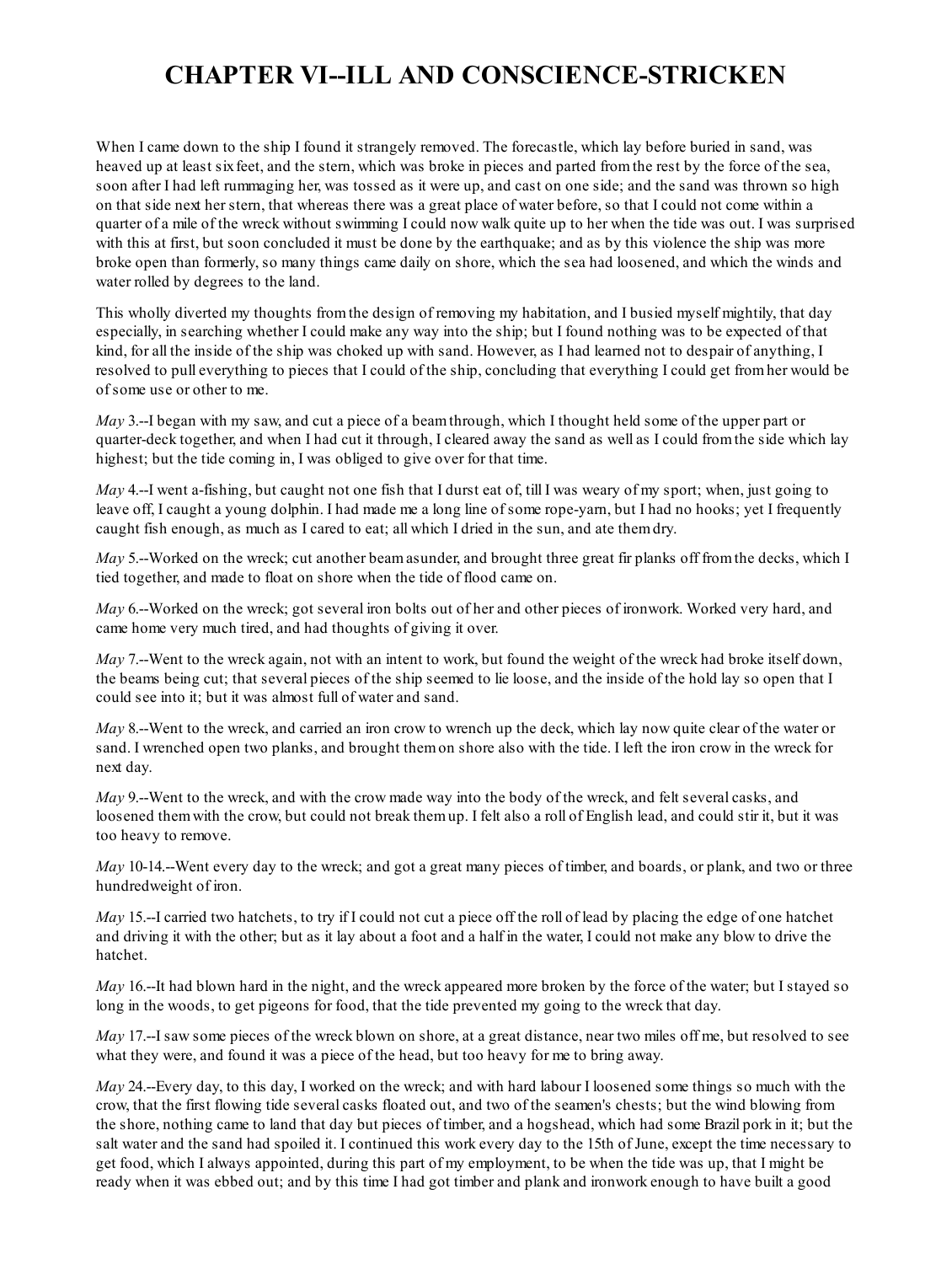# CHAPTER VI--ILL AND CONSCIENCE-STRICKEN

When I came down to the ship I found it strangely removed. The forecastle, which lay before buried in sand, was heaved up at least six feet, and the stern, which was broke in pieces and parted from the rest by the force of the sea, soon after I had left rummaging her, was tossed as it were up, and cast on one side; and the sand was thrown so high on that side next her stern, that whereas there was a great place of water before, so that I could not come within a quarter of a mile of the wreck without swimming I could now walk quite up to her when the tide was out. I was surprised with this at first, but soon concluded it must be done by the earthquake; and as by this violence the ship was more broke open than formerly, so many things came daily on shore, which the sea had loosened, and which the winds and water rolled by degrees to the land.

This wholly diverted my thoughts from the design of removing my habitation, and I busied myself mightily, that day especially, in searching whether I could make any way into the ship; but I found nothing was to be expected of that kind, for all the inside of the ship was choked up with sand. However, as I had learned not to despair of anything, I resolved to pull everything to pieces that I could of the ship, concluding that everything I could get from her would be of some use or other to me.

*May* 3.--I began with my saw, and cut a piece of a beam through, which I thought held some of the upper part or quarter-deck together, and when I had cut it through, I cleared away the sand as well as I could from the side which lay highest; but the tide coming in, I was obliged to give over for that time.

*May* 4.--I went a-fishing, but caught not one fish that I durst eat of, till I was weary of my sport; when, just going to leave off, I caught a young dolphin. I had made me a long line of some rope-yarn, but I had no hooks; yet I frequently caught fish enough, as much as I cared to eat; all which I dried in the sun, and ate them dry.

*May* 5.--Worked on the wreck; cut another beam asunder, and brought three great fir planks off from the decks, which I tied together, and made to float on shore when the tide of flood came on.

*May* 6.--Worked on the wreck; got several iron bolts out of her and other pieces of ironwork. Worked very hard, and came home very much tired, and had thoughts of giving it over.

*May* 7.--Went to the wreck again, not with an intent to work, but found the weight of the wreck had broke itself down, the beams being cut; that several pieces of the ship seemed to lie loose, and the inside of the hold lay so open that I could see into it; but it was almost full of water and sand.

*May* 8.--Went to the wreck, and carried an iron crow to wrench up the deck, which lay now quite clear of the water or sand. I wrenched open two planks, and brought them on shore also with the tide. I left the iron crow in the wreck for next day.

*May* 9.--Went to the wreck, and with the crow made way into the body of the wreck, and felt several casks, and loosened them with the crow, but could not break them up. I felt also a roll of English lead, and could stir it, but it was too heavy to remove.

*May* 10-14.--Went every day to the wreck; and got a great many pieces of timber, and boards, or plank, and two or three hundredweight of iron.

*May* 15.--I carried two hatchets, to try if I could not cut a piece off the roll of lead by placing the edge of one hatchet and driving it with the other; but as it lay about a foot and a half in the water, I could not make any blow to drive the hatchet.

*May* 16.--It had blown hard in the night, and the wreck appeared more broken by the force of the water; but I stayed so long in the woods, to get pigeons for food, that the tide prevented my going to the wreck that day.

*May* 17.--I saw some pieces of the wreck blown on shore, at a great distance, near two miles off me, but resolved to see what they were, and found it was a piece of the head, but too heavy for me to bring away.

*May* 24.--Every day, to this day, I worked on the wreck; and with hard labour I loosened some things so much with the crow, that the first flowing tide several casks floated out, and two of the seamen's chests; but the wind blowing from the shore, nothing came to land that day but pieces of timber, and a hogshead, which had some Brazil pork in it; but the salt water and the sand had spoiled it. I continued this work every day to the 15th of June, except the time necessary to get food, which I always appointed, during this part of my employment, to be when the tide was up, that I might be ready when it was ebbed out; and by this time I had got timber and plank and ironwork enough to have built a good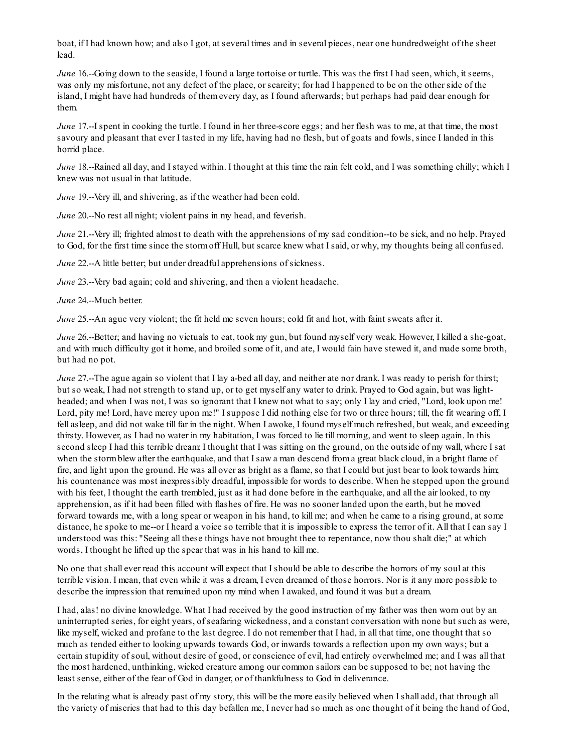boat, if I had known how; and also I got, at several times and in several pieces, near one hundredweight of the sheet lead.

*June* 16.--Going down to the seaside, I found a large tortoise or turtle. This was the first I had seen, which, it seems, was only my misfortune, not any defect of the place, or scarcity; for had I happened to be on the other side of the island, I might have had hundreds of them every day, as I found afterwards; but perhaps had paid dear enough for them.

*June* 17.--I spent in cooking the turtle. I found in her three-score eggs; and her flesh was to me, at that time, the most savoury and pleasant that ever I tasted in my life, having had no flesh, but of goats and fowls, since I landed in this horrid place.

*June* 18.--Rained all day, and I stayed within. I thought at this time the rain felt cold, and I was something chilly; which I knew was not usual in that latitude.

*June* 19.--Very ill, and shivering, as if the weather had been cold.

*June* 20.--No rest all night; violent pains in my head, and feverish.

*June* 21.--Very ill; frighted almost to death with the apprehensions of my sad condition--to be sick, and no help. Prayed to God, for the first time since the storm off Hull, but scarce knew what I said, or why, my thoughts being all confused.

*June* 22.--A little better; but under dreadful apprehensions of sickness.

*June* 23.--Very bad again; cold and shivering, and then a violent headache.

*June* 24.--Much better.

*June* 25.--An ague very violent; the fit held me seven hours; cold fit and hot, with faint sweats after it.

*June* 26.--Better; and having no victuals to eat, took my gun, but found myself very weak. However, I killed a she-goat, and with much difficulty got it home, and broiled some of it, and ate, I would fain have stewed it, and made some broth, but had no pot.

*June* 27.--The ague again so violent that I lay a-bed all day, and neither ate nor drank. I was ready to perish for thirst; but so weak, I had not strength to stand up, or to get myself any water to drink. Prayed to God again, but was light-headed; and when I was not, I was so ignorant that I knew not what to say; only I lay and cried, "Lord, look upon me! Lord, pity me! Lord, have mercy upon me!" I suppose I did nothing else for two or three hours; till, the fit wearing off, I fell asleep, and did not wake till far in the night. When I awoke, I found myself much refreshed, but weak, and exceeding thirsty. However, as I had no water in my habitation, I was forced to lie till morning, and went to sleep again. In this second sleep I had this terrible dream: I thought that I was sitting on the ground, on the outside of my wall, where I sat when the storm blew after the earthquake, and that I saw a man descend from a great black cloud, in a bright flame of fire, and light upon the ground. He was all over as bright as a flame, so that I could but just bear to look towards him; his countenance was most inexpressibly dreadful, impossible for words to describe. When he stepped upon the ground with his feet, I thought the earth trembled, just as it had done before in the earthquake, and all the air looked, to my apprehension, as if it had been filled with flashes of fire. He was no sooner landed upon the earth, but he moved forward towards me, with a long spear or weapon in his hand, to kill me; and when he came to a rising ground, at some distance, he spoke to me--or I heard a voice so terrible that it is impossible to express the terror of it. All that I can say I understood was this: "Seeing all these things have not brought thee to repentance, now thou shalt die;" at which words, I thought he lifted up the spear that was in his hand to kill me.

No one that shall ever read this account will expect that I should be able to describe the horrors of my soul at this terrible vision. I mean, that even while it was a dream, I even dreamed of those horrors. Nor is it any more possible to describe the impression that remained upon my mind when I awaked, and found it was but a dream.

I had, alas! no divine knowledge. What I had received by the good instruction of my father was then worn out by an uninterrupted series, for eight years, of seafaring wickedness, and a constant conversation with none but such as were, like myself, wicked and profane to the last degree. I do not remember that I had, in all that time, one thought that so much as tended either to looking upwards towards God, or inwards towards a reflection upon my own ways; but a certain stupidity of soul, without desire of good, or conscience of evil, had entirely overwhelmed me; and I was all that the most hardened, unthinking, wicked creature among our common sailors can be supposed to be; not having the least sense, either of the fear of God in danger, or of thankfulness to God in deliverance.

In the relating what is already past of my story, this will be the more easily believed when I shall add, that through all the variety of miseries that had to this day befallen me, I never had so much as one thought of it being the hand of God,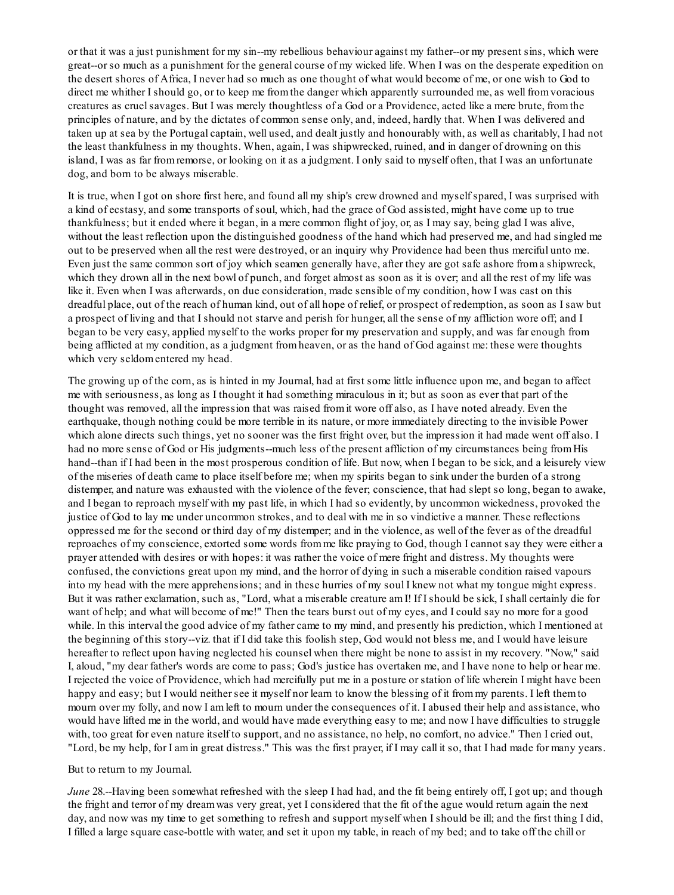or that it was a just punishment for my sin--my rebellious behaviour against my father--or my present sins, which were great--or so much as a punishment for the general course of my wicked life. When I was on the desperate expedition on the desert shores of Africa, I never had so much as one thought of what would become of me, or one wish to God to direct me whither I should go, or to keep me from the danger which apparently surrounded me, as well from voracious creatures as cruel savages. But I was merely thoughtless of a God or a Providence, acted like a mere brute, from the principles of nature, and by the dictates of common sense only, and, indeed, hardly that. When I was delivered and taken up at sea by the Portugal captain, well used, and dealt justly and honourably with, as well as charitably, I had not the least thankfulness in my thoughts. When, again, I was shipwrecked, ruined, and in danger of drowning on this island, I was as far from remorse, or looking on it as a judgment. I only said to myself often, that I was an unfortunate dog, and born to be always miserable.

It is true, when I got on shore first here, and found all my ship's crew drowned and myself spared, I was surprised with a kind of ecstasy, and some transports of soul, which, had the grace of God assisted, might have come up to true thankfulness; but it ended where it began, in a mere common flight of joy, or, as I may say, being glad I was alive, without the least reflection upon the distinguished goodness of the hand which had preserved me, and had singled me out to be preserved when all the rest were destroyed, or an inquiry why Providence had been thus merciful unto me. Even just the same common sort of joy which seamen generally have, after they are got safe ashore from a shipwreck, which they drown all in the next bowl of punch, and forget almost as soon as it is over; and all the rest of my life was like it. Even when I was afterwards, on due consideration, made sensible of my condition, how I was cast on this dreadful place, out of the reach of human kind, out of all hope of relief, or prospect of redemption, as soon as I saw but a prospect of living and that I should not starve and perish for hunger, all the sense of my affliction wore off; and I began to be very easy, applied myself to the works proper for my preservation and supply, and was far enough from being afflicted at my condition, as a judgment from heaven, or as the hand of God against me: these were thoughts which very seldom entered my head.

The growing up of the corn, as is hinted in my Journal, had at first some little influence upon me, and began to affect me with seriousness, as long as I thought it had something miraculous in it; but as soon as ever that part of the thought was removed, all the impression that was raised from it wore off also, as I have noted already. Even the earthquake, though nothing could be more terrible in its nature, or more immediately directing to the invisible Power which alone directs such things, yet no sooner was the first fright over, but the impression it had made went off also. I had no more sense of God or His judgments--much less of the present affliction of my circumstances being from His hand--than if I had been in the most prosperous condition of life. But now, when I began to be sick, and a leisurely view of the miseries of death came to place itself before me; when my spirits began to sink under the burden of a strong distemper, and nature was exhausted with the violence of the fever; conscience, that had slept so long, began to awake, and I began to reproach myself with my past life, in which I had so evidently, by uncommon wickedness, provoked the justice of God to lay me under uncommon strokes, and to deal with me in so vindictive a manner. These reflections oppressed me for the second or third day of my distemper; and in the violence, as well of the fever as of the dreadful reproaches of my conscience, extorted some words from me like praying to God, though I cannot say they were either a prayer attended with desires or with hopes: it was rather the voice of mere fright and distress. My thoughts were confused, the convictions great upon my mind, and the horror of dying in such a miserable condition raised vapours into my head with the mere apprehensions; and in these hurries of my soul I knew not what my tongue might express. But it was rather exclamation, such as, "Lord, what a miserable creature am I! If I should be sick, I shall certainly die for want of help; and what will become of me!" Then the tears burst out of my eyes, and I could say no more for a good while. In this interval the good advice of my father came to my mind, and presently his prediction, which I mentioned at the beginning of this story--viz. that if I did take this foolish step, God would not bless me, and I would have leisure hereafter to reflect upon having neglected his counsel when there might be none to assist in my recovery. "Now," said I, aloud, "my dear father's words are come to pass; God's justice has overtaken me, and I have none to help or hear me. I rejected the voice of Providence, which had mercifully put me in a posture or station of life wherein I might have been happy and easy; but I would neither see it myself nor learn to know the blessing of it from my parents. I left them to mourn over my folly, and now I am left to mourn under the consequences of it. I abused their help and assistance, who would have lifted me in the world, and would have made everything easy to me; and now I have difficulties to struggle with, too great for even nature itself to support, and no assistance, no help, no comfort, no advice." Then I cried out, "Lord, be my help, for I am in great distress." This was the first prayer, if I may call it so, that I had made for many years.

But to return to my Journal.

*June* 28.--Having been somewhat refreshed with the sleep I had had, and the fit being entirely off, I got up; and though the fright and terror of my dream was very great, yet I considered that the fit of the ague would return again the next day, and now was my time to get something to refresh and support myself when I should be ill; and the first thing I did, I filled a large square case-bottle with water, and set it upon my table, in reach of my bed; and to take off the chill or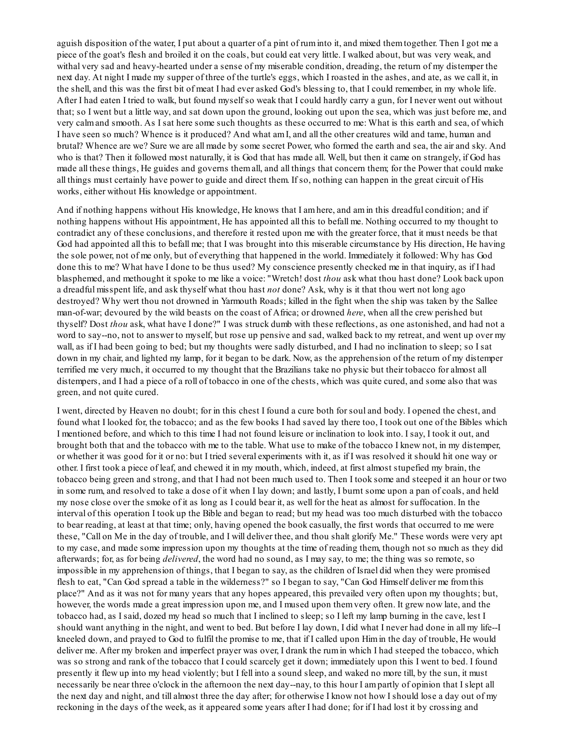aguish disposition of the water, I put about a quarter of a pint of rum into it, and mixed them together. Then I got me a piece of the goat's flesh and broiled it on the coals, but could eat very little. I walked about, but was very weak, and withal very sad and heavy-hearted under a sense of my miserable condition, dreading, the return of my distemper the next day. At night I made my supper of three of the turtle's eggs, which I roasted in the ashes, and ate, as we call it, in the shell, and this was the first bit of meat I had ever asked God's blessing to, that I could remember, in my whole life. After I had eaten I tried to walk, but found myself so weak that I could hardly carry a gun, for I never went out without that; so I went but a little way, and sat down upon the ground, looking out upon the sea, which was just before me, and very calm and smooth. As I sat here some such thoughts as these occurred to me: What is this earth and sea, of which I have seen so much? Whence is it produced? And what am I, and all the other creatures wild and tame, human and brutal? Whence are we? Sure we are all made by some secret Power, who formed the earth and sea, the air and sky. And who is that? Then it followed most naturally, it is God that has made all. Well, but then it came on strangely, if God has made all these things, He guides and governs them all, and all things that concern them; for the Power that could make all things must certainly have power to guide and direct them. If so, nothing can happen in the great circuit of His works, either without His knowledge or appointment.

And if nothing happens without His knowledge, He knows that I am here, and am in this dreadful condition; and if nothing happens without His appointment, He has appointed all this to befall me. Nothing occurred to my thought to contradict any of these conclusions, and therefore it rested upon me with the greater force, that it must needs be that God had appointed all this to befall me; that I was brought into this miserable circumstance by His direction, He having the sole power, not of me only, but of everything that happened in the world. Immediately it followed: Why has God done this to me? What have I done to be thus used? My conscience presently checked me in that inquiry, as if I had blasphemed, and methought it spoke to me like a voice: "Wretch! dost *thou* ask what thou hast done? Look back upon a dreadful misspent life, and ask thyself what thou hast *not* done? Ask, why is it that thou wert not long ago destroyed? Why wert thou not drowned in Yarmouth Roads; killed in the fight when the ship was taken by the Sallee man-of-war; devoured by the wild beasts on the coast of Africa; or drowned *here*, when all the crew perished but thyself? Dost *thou* ask, what have I done?" I was struck dumb with these reflections, as one astonished, and had not a word to say--no, not to answer to myself, but rose up pensive and sad, walked back to my retreat, and went up over my wall, as if I had been going to bed; but my thoughts were sadly disturbed, and I had no inclination to sleep; so I sat down in my chair, and lighted my lamp, for it began to be dark. Now, as the apprehension of the return of my distemper terrified me very much, it occurred to my thought that the Brazilians take no physic but their tobacco for almost all distempers, and I had a piece of a roll of tobacco in one of the chests, which was quite cured, and some also that was green, and not quite cured.

I went, directed by Heaven no doubt; for in this chest I found a cure both for soul and body. I opened the chest, and found what I looked for, the tobacco; and as the few books I had saved lay there too, I took out one of the Bibles which I mentioned before, and which to this time I had not found leisure or inclination to look into. I say, I took it out, and brought both that and the tobacco with me to the table. What use to make of the tobacco I knew not, in my distemper, or whether it was good for it or no: but I tried several experiments with it, as if I was resolved it should hit one way or other. I first took a piece of leaf, and chewed it in my mouth, which, indeed, at first almost stupefied my brain, the tobacco being green and strong, and that I had not been much used to. Then I took some and steeped it an hour or two in some rum, and resolved to take a dose of it when I lay down; and lastly, I burnt some upon a pan of coals, and held my nose close over the smoke of it as long as I could bear it, as well for the heat as almost for suffocation. In the interval of this operation I took up the Bible and began to read; but my head was too much disturbed with the tobacco to bear reading, at least at that time; only, having opened the book casually, the first words that occurred to me were these, "Call on Me in the day of trouble, and I will deliver thee, and thou shalt glorify Me." These words were very apt to my case, and made some impression upon my thoughts at the time of reading them, though not so much as they did afterwards; for, as for being *delivered*, the word had no sound, as I may say, to me; the thing was so remote, so impossible in my apprehension of things, that I began to say, as the children of Israel did when they were promised flesh to eat, "Can God spread a table in the wilderness?" so I began to say, "Can God Himself deliver me from this place?" And as it was not for many years that any hopes appeared, this prevailed very often upon my thoughts; but, however, the words made a great impression upon me, and I mused upon them very often. It grew now late, and the tobacco had, as I said, dozed my head so much that I inclined to sleep; so I left my lamp burning in the cave, lest I should want anything in the night, and went to bed. But before I lay down, I did what I never had done in all my life--I kneeled down, and prayed to God to fulfil the promise to me, that if I called upon Him in the day of trouble, He would deliver me. After my broken and imperfect prayer was over, I drank the rum in which I had steeped the tobacco, which was so strong and rank of the tobacco that I could scarcely get it down; immediately upon this I went to bed. I found presently it flew up into my head violently; but I fell into a sound sleep, and waked no more till, by the sun, it must necessarily be near three o'clock in the afternoon the next day--nay, to this hour I am partly of opinion that I slept all the next day and night, and till almost three the day after; for otherwise I know not how I should lose a day out of my reckoning in the days of the week, as it appeared some years after I had done; for if I had lost it by crossing and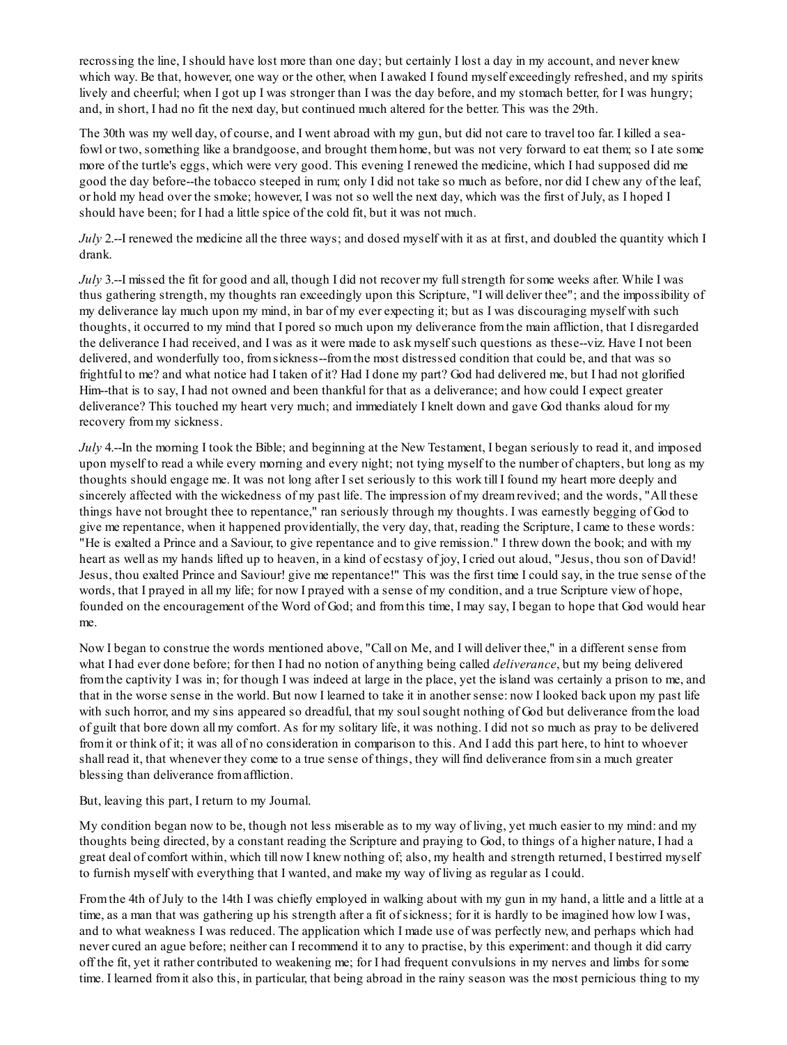recrossing the line, I should have lost more than one day; but certainly I lost a day in my account, and never knew which way. Be that, however, one way or the other, when I awaked I found myself exceedingly refreshed, and my spirits lively and cheerful; when I got up I was stronger than I was the day before, and my stomach better, for I was hungry; and, in short, I had no fit the next day, but continued much altered for the better. This was the 29th.

The 30th was my well day, of course, and I went abroad with my gun, but did not care to travel too far. I killed a sea-fowl or two, something like a brandgoose, and brought them home, but was not very forward to eat them; so I ate some more of the turtle's eggs, which were very good. This evening I renewed the medicine, which I had supposed did me good the day before--the tobacco steeped in rum; only I did not take so much as before, nor did I chew any of the leaf, or hold my head over the smoke; however, I was not so well the next day, which was the first of July, as I hoped I should have been; for I had a little spice of the cold fit, but it was not much.

*July* 2.--I renewed the medicine all the three ways; and dosed myself with it as at first, and doubled the quantity which I drank.

*July* 3.--I missed the fit for good and all, though I did not recover my full strength for some weeks after. While I was thus gathering strength, my thoughts ran exceedingly upon this Scripture, "I will deliver thee"; and the impossibility of my deliverance lay much upon my mind, in bar of my ever expecting it; but as I was discouraging myself with such thoughts, it occurred to my mind that I pored so much upon my deliverance from the main affliction, that I disregarded the deliverance I had received, and I was as it were made to ask myself such questions as these--viz. Have I not been delivered, and wonderfully too, from sickness--from the most distressed condition that could be, and that was so frightful to me? and what notice had I taken of it? Had I done my part? God had delivered me, but I had not glorified Him--that is to say, I had not owned and been thankful for that as a deliverance; and how could I expect greater deliverance? This touched my heart very much; and immediately I knelt down and gave God thanks aloud for my recovery from my sickness.

*July* 4.--In the morning I took the Bible; and beginning at the New Testament, I began seriously to read it, and imposed upon myself to read a while every morning and every night; not tying myself to the number of chapters, but long as my thoughts should engage me. It was not long after I set seriously to this work till I found my heart more deeply and sincerely affected with the wickedness of my past life. The impression of my dream revived; and the words, "All these things have not brought thee to repentance," ran seriously through my thoughts. I was earnestly begging of God to give me repentance, when it happened providentially, the very day, that, reading the Scripture, I came to these words: "He is exalted a Prince and a Saviour, to give repentance and to give remission." I threw down the book; and with my heart as well as my hands lifted up to heaven, in a kind of ecstasy of joy, I cried out aloud, "Jesus, thou son of David! Jesus, thou exalted Prince and Saviour! give me repentance!" This was the first time I could say, in the true sense of the words, that I prayed in all my life; for now I prayed with a sense of my condition, and a true Scripture view of hope, founded on the encouragement of the Word of God; and from this time, I may say, I began to hope that God would hear me.

Now I began to construe the words mentioned above, "Call on Me, and I will deliver thee," in a different sense from what I had ever done before; for then I had no notion of anything being called *deliverance*, but my being delivered from the captivity I was in; for though I was indeed at large in the place, yet the island was certainly a prison to me, and that in the worse sense in the world. But now I learned to take it in another sense: now I looked back upon my past life with such horror, and my sins appeared so dreadful, that my soul sought nothing of God but deliverance from the load of guilt that bore down all my comfort. As for my solitary life, it was nothing. I did not so much as pray to be delivered from it or think of it; it was all of no consideration in comparison to this. And I add this part here, to hint to whoever shall read it, that whenever they come to a true sense of things, they will find deliverance from sin a much greater blessing than deliverance from affliction.

But, leaving this part, I return to my Journal.

My condition began now to be, though not less miserable as to my way of living, yet much easier to my mind: and my thoughts being directed, by a constant reading the Scripture and praying to God, to things of a higher nature, I had a great deal of comfort within, which till now I knew nothing of; also, my health and strength returned, I bestirred myself to furnish myself with everything that I wanted, and make my way of living as regular as I could.

From the 4th of July to the 14th I was chiefly employed in walking about with my gun in my hand, a little and a little at a time, as a man that was gathering up his strength after a fit of sickness; for it is hardly to be imagined how low I was, and to what weakness I was reduced. The application which I made use of was perfectly new, and perhaps which had never cured an ague before; neither can I recommend it to any to practise, by this experiment: and though it did carry off the fit, yet it rather contributed to weakening me; for I had frequent convulsions in my nerves and limbs for some time. I learned from it also this, in particular, that being abroad in the rainy season was the most pernicious thing to my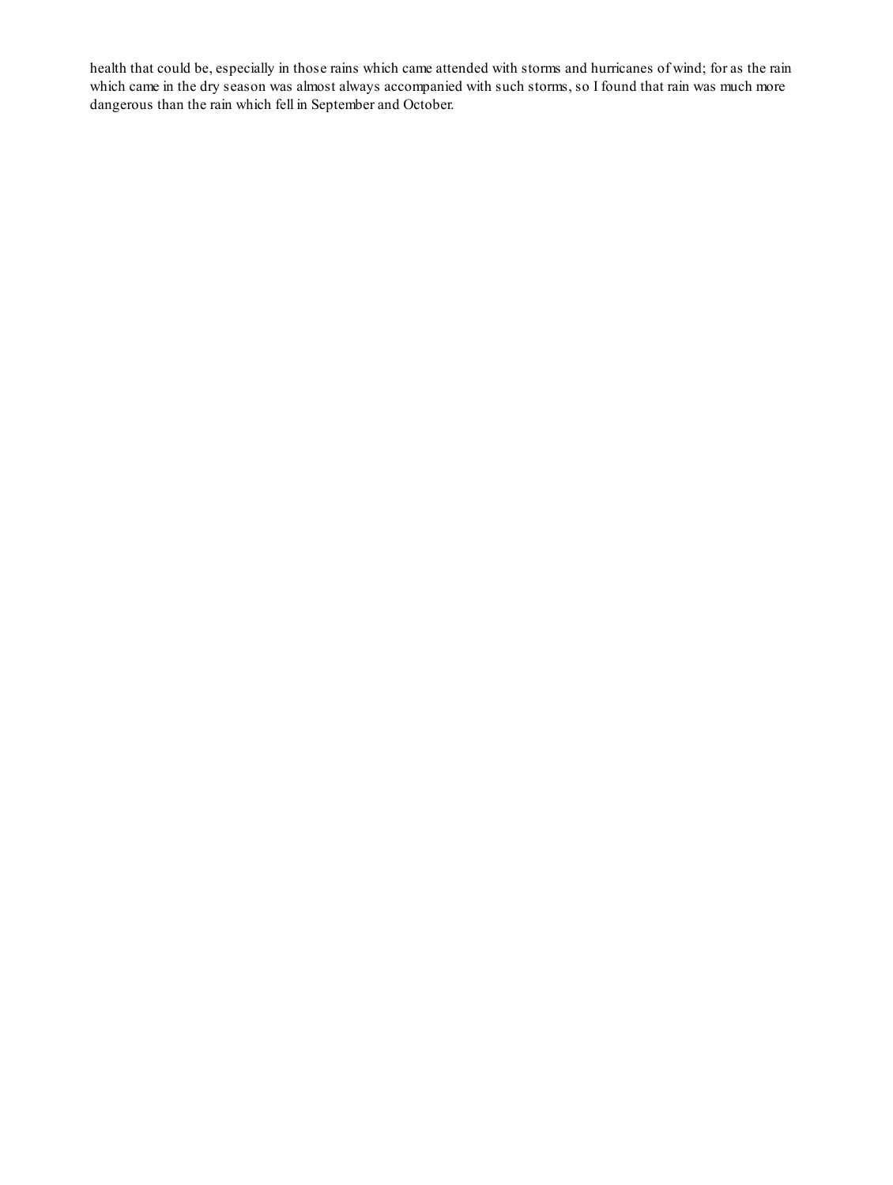health that could be, especially in those rains which came attended with storms and hurricanes of wind; for as the rain which came in the dry season was almost always accompanied with such storms, so I found that rain was much more dangerous than the rain which fell in September and October.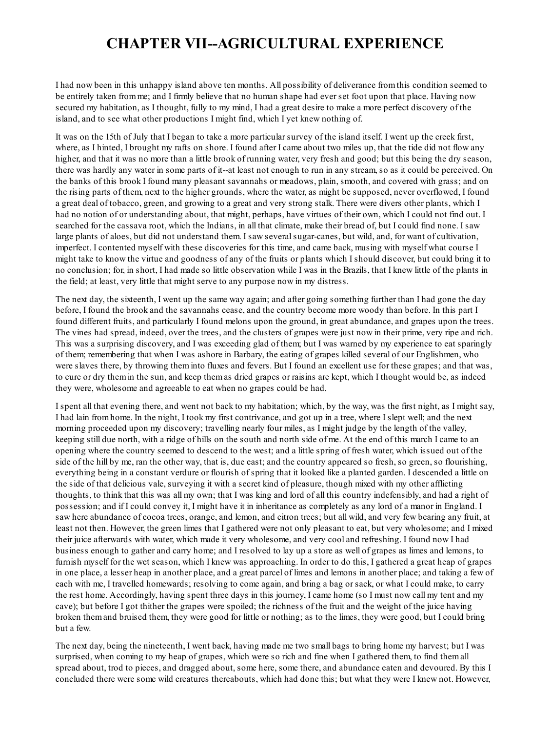# CHAPTER VII--AGRICULTURAL EXPERIENCE

I had now been in this unhappy island above ten months. All possibility of deliverance from this condition seemed to be entirely taken from me; and I firmly believe that no human shape had ever set foot upon that place. Having now secured my habitation, as I thought, fully to my mind, I had a great desire to make a more perfect discovery of the island, and to see what other productions I might find, which I yet knew nothing of.

It was on the 15th of July that I began to take a more particular survey of the island itself. I went up the creek first, where, as I hinted, I brought my rafts on shore. I found after I came about two miles up, that the tide did not flow any higher, and that it was no more than a little brook of running water, very fresh and good; but this being the dry season, there was hardly any water in some parts of it--at least not enough to run in any stream, so as it could be perceived. On the banks of this brook I found many pleasant savannahs or meadows, plain, smooth, and covered with grass; and on the rising parts of them, next to the higher grounds, where the water, as might be supposed, never overflowed, I found a great deal of tobacco, green, and growing to a great and very strong stalk. There were divers other plants, which I had no notion of or understanding about, that might, perhaps, have virtues of their own, which I could not find out. I searched for the cassava root, which the Indians, in all that climate, make their bread of, but I could find none. I saw large plants of aloes, but did not understand them. I saw several sugar-canes, but wild, and, for want of cultivation, imperfect. I contented myself with these discoveries for this time, and came back, musing with myself what course I might take to know the virtue and goodness of any of the fruits or plants which I should discover, but could bring it to no conclusion; for, in short, I had made so little observation while I was in the Brazils, that I knew little of the plants in the field; at least, very little that might serve to any purpose now in my distress.

The next day, the sixteenth, I went up the same way again; and after going something further than I had gone the day before, I found the brook and the savannahs cease, and the country become more woody than before. In this part I found different fruits, and particularly I found melons upon the ground, in great abundance, and grapes upon the trees. The vines had spread, indeed, over the trees, and the clusters of grapes were just now in their prime, very ripe and rich. This was a surprising discovery, and I was exceeding glad of them; but I was warned by my experience to eat sparingly of them; remembering that when I was ashore in Barbary, the eating of grapes killed several of our Englishmen, who were slaves there, by throwing them into fluxes and fevers. But I found an excellent use for these grapes; and that was, to cure or dry them in the sun, and keep them as dried grapes or raisins are kept, which I thought would be, as indeed they were, wholesome and agreeable to eat when no grapes could be had.

I spent all that evening there, and went not back to my habitation; which, by the way, was the first night, as I might say, I had lain from home. In the night, I took my first contrivance, and got up in a tree, where I slept well; and the next morning proceeded upon my discovery; travelling nearly four miles, as I might judge by the length of the valley, keeping still due north, with a ridge of hills on the south and north side of me. At the end of this march I came to an opening where the country seemed to descend to the west; and a little spring of fresh water, which issued out of the side of the hill by me, ran the other way, that is, due east; and the country appeared so fresh, so green, so flourishing, everything being in a constant verdure or flourish of spring that it looked like a planted garden. I descended a little on the side of that delicious vale, surveying it with a secret kind of pleasure, though mixed with my other afflicting thoughts, to think that this was all my own; that I was king and lord of all this country indefensibly, and had a right of possession; and if I could convey it, I might have it in inheritance as completely as any lord of a manor in England. I saw here abundance of cocoa trees, orange, and lemon, and citron trees; but all wild, and very few bearing any fruit, at least not then. However, the green limes that I gathered were not only pleasant to eat, but very wholesome; and I mixed their juice afterwards with water, which made it very wholesome, and very cool and refreshing. I found now I had business enough to gather and carry home; and I resolved to lay up a store as well of grapes as limes and lemons, to furnish myself for the wet season, which I knew was approaching. In order to do this, I gathered a great heap of grapes in one place, a lesser heap in another place, and a great parcel of limes and lemons in another place; and taking a few of each with me, I travelled homewards; resolving to come again, and bring a bag or sack, or what I could make, to carry the rest home. Accordingly, having spent three days in this journey, I came home (so I must now call my tent and my cave); but before I got thither the grapes were spoiled; the richness of the fruit and the weight of the juice having broken them and bruised them, they were good for little or nothing; as to the limes, they were good, but I could bring but a few.

The next day, being the nineteenth, I went back, having made me two small bags to bring home my harvest; but I was surprised, when coming to my heap of grapes, which were so rich and fine when I gathered them, to find them all spread about, trod to pieces, and dragged about, some here, some there, and abundance eaten and devoured. By this I concluded there were some wild creatures thereabouts, which had done this; but what they were I knew not. However,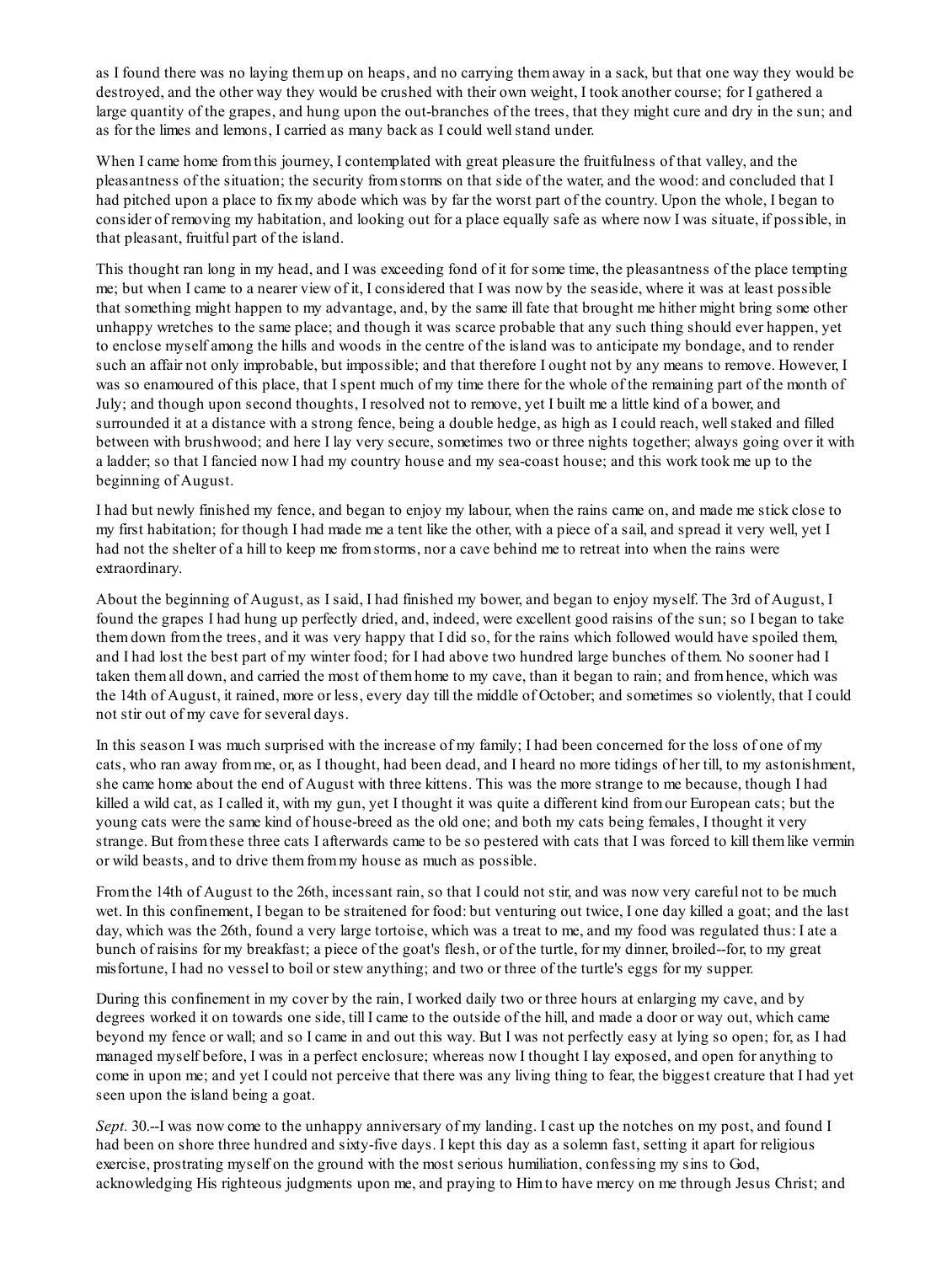as I found there was no laying them up on heaps, and no carrying them away in a sack, but that one way they would be destroyed, and the other way they would be crushed with their own weight, I took another course; for I gathered a large quantity of the grapes, and hung upon the out-branches of the trees, that they might cure and dry in the sun; and as for the limes and lemons, I carried as many back as I could well stand under.

When I came home from this journey, I contemplated with great pleasure the fruitfulness of that valley, and the pleasantness of the situation; the security from storms on that side of the water, and the wood: and concluded that I had pitched upon a place to fix my abode which was by far the worst part of the country. Upon the whole, I began to consider of removing my habitation, and looking out for a place equally safe as where now I was situate, if possible, in that pleasant, fruitful part of the island.

This thought ran long in my head, and I was exceeding fond of it for some time, the pleasantness of the place tempting me; but when I came to a nearer view of it, I considered that I was now by the seaside, where it was at least possible that something might happen to my advantage, and, by the same ill fate that brought me hither might bring some other unhappy wretches to the same place; and though it was scarce probable that any such thing should ever happen, yet to enclose myself among the hills and woods in the centre of the island was to anticipate my bondage, and to render such an affair not only improbable, but impossible; and that therefore I ought not by any means to remove. However, I was so enamoured of this place, that I spent much of my time there for the whole of the remaining part of the month of July; and though upon second thoughts, I resolved not to remove, yet I built me a little kind of a bower, and surrounded it at a distance with a strong fence, being a double hedge, as high as I could reach, well staked and filled between with brushwood; and here I lay very secure, sometimes two or three nights together; always going over it with a ladder; so that I fancied now I had my country house and my sea-coast house; and this work took me up to the beginning of August.

I had but newly finished my fence, and began to enjoy my labour, when the rains came on, and made me stick close to my first habitation; for though I had made me a tent like the other, with a piece of a sail, and spread it very well, yet I had not the shelter of a hill to keep me from storms, nor a cave behind me to retreat into when the rains were extraordinary.

About the beginning of August, as I said, I had finished my bower, and began to enjoy myself. The 3rd of August, I found the grapes I had hung up perfectly dried, and, indeed, were excellent good raisins of the sun; so I began to take them down from the trees, and it was very happy that I did so, for the rains which followed would have spoiled them, and I had lost the best part of my winter food; for I had above two hundred large bunches of them. No sooner had I taken them all down, and carried the most of them home to my cave, than it began to rain; and from hence, which was the 14th of August, it rained, more or less, every day till the middle of October; and sometimes so violently, that I could not stir out of my cave for several days.

In this season I was much surprised with the increase of my family; I had been concerned for the loss of one of my cats, who ran away from me, or, as I thought, had been dead, and I heard no more tidings of her till, to my astonishment, she came home about the end of August with three kittens. This was the more strange to me because, though I had killed a wild cat, as I called it, with my gun, yet I thought it was quite a different kind from our European cats; but the young cats were the same kind of house-breed as the old one; and both my cats being females, I thought it very strange. But from these three cats I afterwards came to be so pestered with cats that I was forced to kill them like vermin or wild beasts, and to drive them from my house as much as possible.

From the 14th of August to the 26th, incessant rain, so that I could not stir, and was now very careful not to be much wet. In this confinement, I began to be straitened for food: but venturing out twice, I one day killed a goat; and the last day, which was the 26th, found a very large tortoise, which was a treat to me, and my food was regulated thus: I ate a bunch of raisins for my breakfast; a piece of the goat's flesh, or of the turtle, for my dinner, broiled--for, to my great misfortune, I had no vessel to boil or stew anything; and two or three of the turtle's eggs for my supper.

During this confinement in my cover by the rain, I worked daily two or three hours at enlarging my cave, and by degrees worked it on towards one side, till I came to the outside of the hill, and made a door or way out, which came beyond my fence or wall; and so I came in and out this way. But I was not perfectly easy at lying so open; for, as I had managed myself before, I was in a perfect enclosure; whereas now I thought I lay exposed, and open for anything to come in upon me; and yet I could not perceive that there was any living thing to fear, the biggest creature that I had yet seen upon the island being a goat.

*Sept.* 30.--I was now come to the unhappy anniversary of my landing. I cast up the notches on my post, and found I had been on shore three hundred and sixty-five days. I kept this day as a solemn fast, setting it apart for religious exercise, prostrating myself on the ground with the most serious humiliation, confessing my sins to God, acknowledging His righteous judgments upon me, and praying to Him to have mercy on me through Jesus Christ; and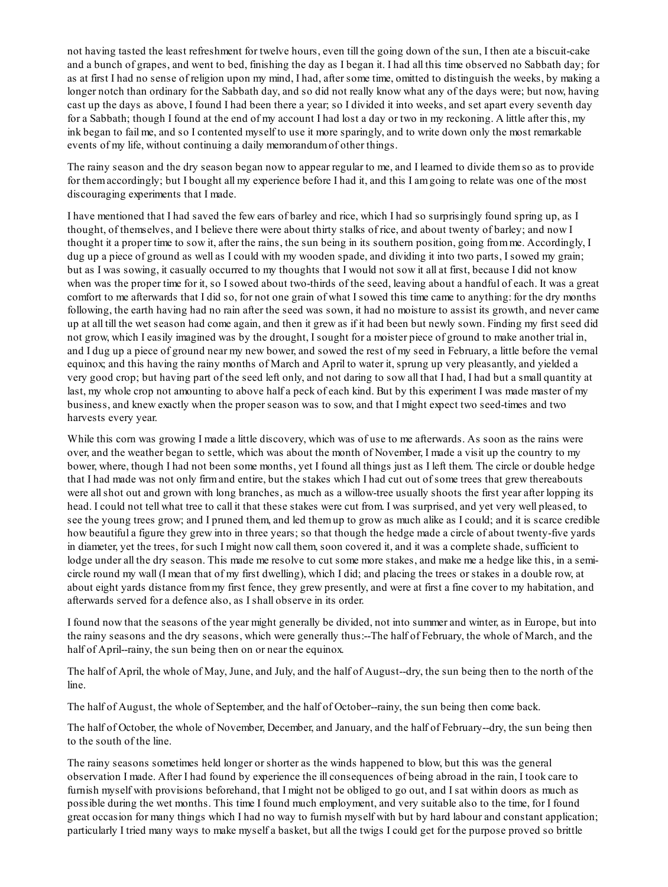not having tasted the least refreshment for twelve hours, even till the going down of the sun, I then ate a biscuit-cake and a bunch of grapes, and went to bed, finishing the day as I began it. I had all this time observed no Sabbath day; for as at first I had no sense of religion upon my mind, I had, after some time, omitted to distinguish the weeks, by making a longer notch than ordinary for the Sabbath day, and so did not really know what any of the days were; but now, having cast up the days as above, I found I had been there a year; so I divided it into weeks, and set apart every seventh day for a Sabbath; though I found at the end of my account I had lost a day or two in my reckoning. A little after this, my ink began to fail me, and so I contented myself to use it more sparingly, and to write down only the most remarkable events of my life, without continuing a daily memorandum of other things.

The rainy season and the dry season began now to appear regular to me, and I learned to divide them so as to provide for them accordingly; but I bought all my experience before I had it, and this I am going to relate was one of the most discouraging experiments that I made.

I have mentioned that I had saved the few ears of barley and rice, which I had so surprisingly found spring up, as I thought, of themselves, and I believe there were about thirty stalks of rice, and about twenty of barley; and now I thought it a proper time to sow it, after the rains, the sun being in its southern position, going from me. Accordingly, I dug up a piece of ground as well as I could with my wooden spade, and dividing it into two parts, I sowed my grain; but as I was sowing, it casually occurred to my thoughts that I would not sow it all at first, because I did not know when was the proper time for it, so I sowed about two-thirds of the seed, leaving about a handful of each. It was a great comfort to me afterwards that I did so, for not one grain of what I sowed this time came to anything: for the dry months following, the earth having had no rain after the seed was sown, it had no moisture to assist its growth, and never came up at all till the wet season had come again, and then it grew as if it had been but newly sown. Finding my first seed did not grow, which I easily imagined was by the drought, I sought for a moister piece of ground to make another trial in, and I dug up a piece of ground near my new bower, and sowed the rest of my seed in February, a little before the vernal equinox; and this having the rainy months of March and April to water it, sprung up very pleasantly, and yielded a very good crop; but having part of the seed left only, and not daring to sow all that I had, I had but a small quantity at last, my whole crop not amounting to above half a peck of each kind. But by this experiment I was made master of my business, and knew exactly when the proper season was to sow, and that I might expect two seed-times and two harvests every year.

While this corn was growing I made a little discovery, which was of use to me afterwards. As soon as the rains were over, and the weather began to settle, which was about the month of November, I made a visit up the country to my bower, where, though I had not been some months, yet I found all things just as I left them. The circle or double hedge that I had made was not only firm and entire, but the stakes which I had cut out of some trees that grew thereabouts were all shot out and grown with long branches, as much as a willow-tree usually shoots the first year after lopping its head. I could not tell what tree to call it that these stakes were cut from. I was surprised, and yet very well pleased, to see the young trees grow; and I pruned them, and led them up to grow as much alike as I could; and it is scarce credible how beautiful a figure they grew into in three years; so that though the hedge made a circle of about twenty-five yards in diameter, yet the trees, for such I might now call them, soon covered it, and it was a complete shade, sufficient to lodge under all the dry season. This made me resolve to cut some more stakes, and make me a hedge like this, in a semi-circle round my wall (I mean that of my first dwelling), which I did; and placing the trees or stakes in a double row, at about eight yards distance from my first fence, they grew presently, and were at first a fine cover to my habitation, and afterwards served for a defence also, as I shall observe in its order.

I found now that the seasons of the year might generally be divided, not into summer and winter, as in Europe, but into the rainy seasons and the dry seasons, which were generally thus:--The half of February, the whole of March, and the half of April--rainy, the sun being then on or near the equinox.

The half of April, the whole of May, June, and July, and the half of August--dry, the sun being then to the north of the line.

The half of August, the whole of September, and the half of October--rainy, the sun being then come back.

The half of October, the whole of November, December, and January, and the half of February--dry, the sun being then to the south of the line.

The rainy seasons sometimes held longer or shorter as the winds happened to blow, but this was the general observation I made. After I had found by experience the ill consequences of being abroad in the rain, I took care to furnish myself with provisions beforehand, that I might not be obliged to go out, and I sat within doors as much as possible during the wet months. This time I found much employment, and very suitable also to the time, for I found great occasion for many things which I had no way to furnish myself with but by hard labour and constant application; particularly I tried many ways to make myself a basket, but all the twigs I could get for the purpose proved so brittle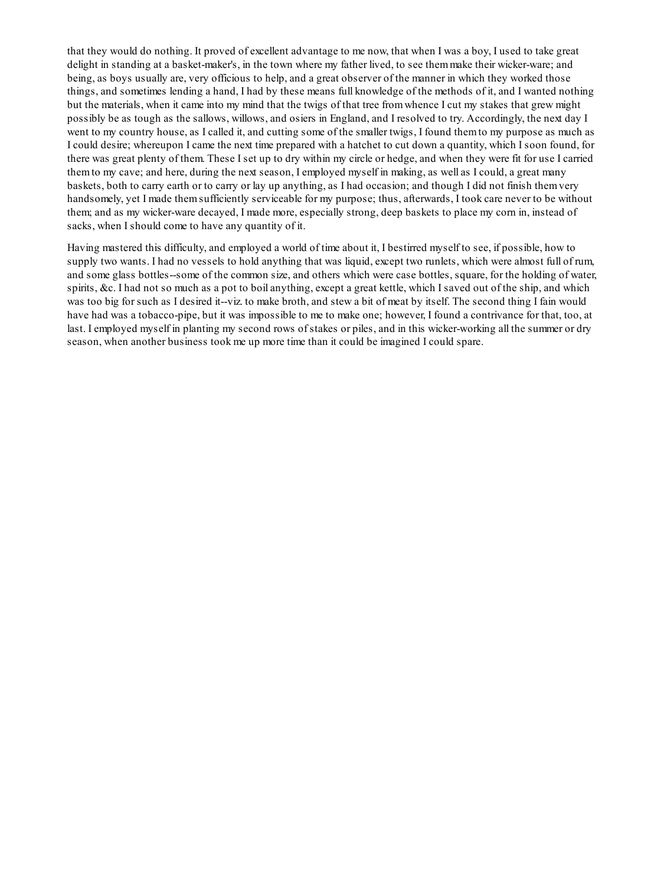that they would do nothing. It proved of excellent advantage to me now, that when I was a boy, I used to take great delight in standing at a basket-maker's, in the town where my father lived, to see them make their wicker-ware; and being, as boys usually are, very officious to help, and a great observer of the manner in which they worked those things, and sometimes lending a hand, I had by these means full knowledge of the methods of it, and I wanted nothing but the materials, when it came into my mind that the twigs of that tree from whence I cut my stakes that grew might possibly be as tough as the sallows, willows, and osiers in England, and I resolved to try. Accordingly, the next day I went to my country house, as I called it, and cutting some of the smaller twigs, I found them to my purpose as much as I could desire; whereupon I came the next time prepared with a hatchet to cut down a quantity, which I soon found, for there was great plenty of them. These I set up to dry within my circle or hedge, and when they were fit for use I carried them to my cave; and here, during the next season, I employed myself in making, as well as I could, a great many baskets, both to carry earth or to carry or lay up anything, as I had occasion; and though I did not finish them very handsomely, yet I made them sufficiently serviceable for my purpose; thus, afterwards, I took care never to be without them; and as my wicker-ware decayed, I made more, especially strong, deep baskets to place my corn in, instead of sacks, when I should come to have any quantity of it.

Having mastered this difficulty, and employed a world of time about it, I bestirred myself to see, if possible, how to supply two wants. I had no vessels to hold anything that was liquid, except two runlets, which were almost full of rum, and some glass bottles--some of the common size, and others which were case bottles, square, for the holding of water, spirits, &c. I had not so much as a pot to boil anything, except a great kettle, which I saved out of the ship, and which was too big for such as I desired it--viz. to make broth, and stew a bit of meat by itself. The second thing I fain would have had was a tobacco-pipe, but it was impossible to me to make one; however, I found a contrivance for that, too, at last. I employed myself in planting my second rows of stakes or piles, and in this wicker-working all the summer or dry season, when another business took me up more time than it could be imagined I could spare.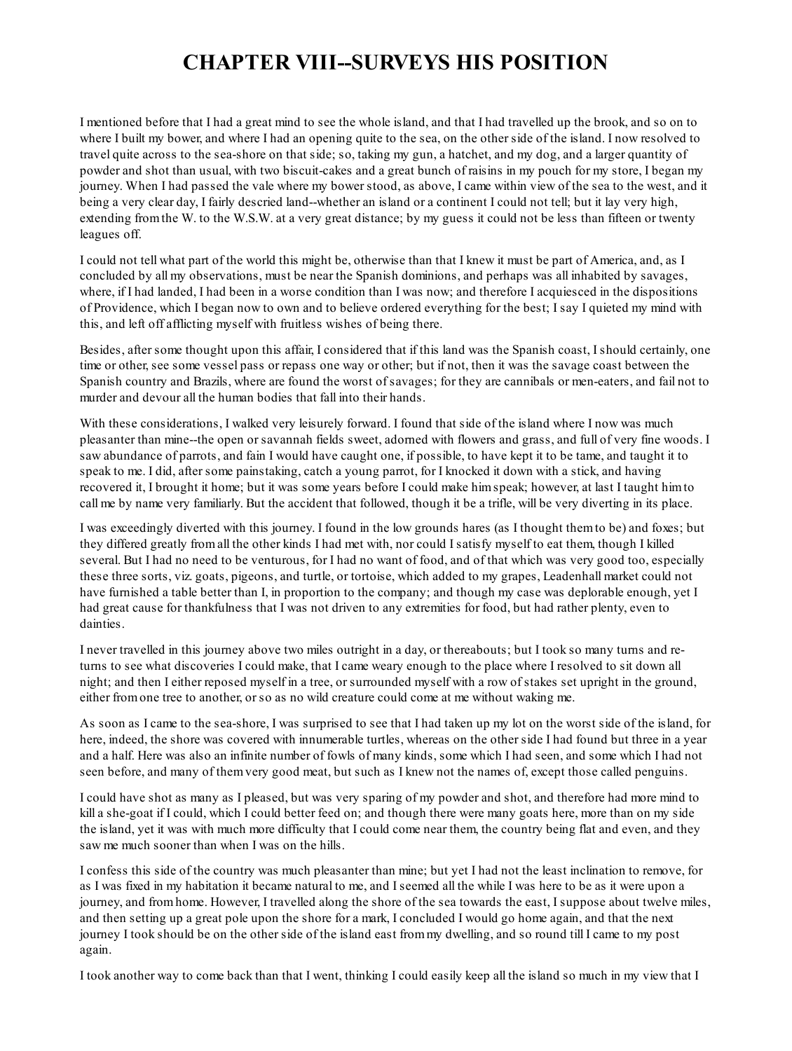# CHAPTER VIII--SURVEYS HIS POSITION

I mentioned before that I had a great mind to see the whole island, and that I had travelled up the brook, and so on to where I built my bower, and where I had an opening quite to the sea, on the other side of the island. I now resolved to travel quite across to the sea-shore on that side; so, taking my gun, a hatchet, and my dog, and a larger quantity of powder and shot than usual, with two biscuit-cakes and a great bunch of raisins in my pouch for my store, I began my journey. When I had passed the vale where my bower stood, as above, I came within view of the sea to the west, and it being a very clear day, I fairly descried land--whether an island or a continent I could not tell; but it lay very high, extending from the W. to the W.S.W. at a very great distance; by my guess it could not be less than fifteen or twenty leagues off.

I could not tell what part of the world this might be, otherwise than that I knew it must be part of America, and, as I concluded by all my observations, must be near the Spanish dominions, and perhaps was all inhabited by savages, where, if I had landed, I had been in a worse condition than I was now; and therefore I acquiesced in the dispositions of Providence, which I began now to own and to believe ordered everything for the best; I say I quieted my mind with this, and left off afflicting myself with fruitless wishes of being there.

Besides, after some thought upon this affair, I considered that if this land was the Spanish coast, I should certainly, one time or other, see some vessel pass or repass one way or other; but if not, then it was the savage coast between the Spanish country and Brazils, where are found the worst of savages; for they are cannibals or men-eaters, and fail not to murder and devour all the human bodies that fall into their hands.

With these considerations, I walked very leisurely forward. I found that side of the island where I now was much pleasanter than mine--the open or savannah fields sweet, adorned with flowers and grass, and full of very fine woods. I saw abundance of parrots, and fain I would have caught one, if possible, to have kept it to be tame, and taught it to speak to me. I did, after some painstaking, catch a young parrot, for I knocked it down with a stick, and having recovered it, I brought it home; but it was some years before I could make him speak; however, at last I taught him to call me by name very familiarly. But the accident that followed, though it be a trifle, will be very diverting in its place.

I was exceedingly diverted with this journey. I found in the low grounds hares (as I thought them to be) and foxes; but they differed greatly from all the other kinds I had met with, nor could I satisfy myself to eat them, though I killed several. But I had no need to be venturous, for I had no want of food, and of that which was very good too, especially these three sorts, viz. goats, pigeons, and turtle, or tortoise, which added to my grapes, Leadenhall market could not have furnished a table better than I, in proportion to the company; and though my case was deplorable enough, yet I had great cause for thankfulness that I was not driven to any extremities for food, but had rather plenty, even to dainties.

I never travelled in this journey above two miles outright in a day, or thereabouts; but I took so many turns and re-turns to see what discoveries I could make, that I came weary enough to the place where I resolved to sit down all night; and then I either reposed myself in a tree, or surrounded myself with a row of stakes set upright in the ground, either from one tree to another, or so as no wild creature could come at me without waking me.

As soon as I came to the sea-shore, I was surprised to see that I had taken up my lot on the worst side of the island, for here, indeed, the shore was covered with innumerable turtles, whereas on the other side I had found but three in a year and a half. Here was also an infinite number of fowls of many kinds, some which I had seen, and some which I had not seen before, and many of them very good meat, but such as I knew not the names of, except those called penguins.

I could have shot as many as I pleased, but was very sparing of my powder and shot, and therefore had more mind to kill a she-goat if I could, which I could better feed on; and though there were many goats here, more than on my side the island, yet it was with much more difficulty that I could come near them, the country being flat and even, and they saw me much sooner than when I was on the hills.

I confess this side of the country was much pleasanter than mine; but yet I had not the least inclination to remove, for as I was fixed in my habitation it became natural to me, and I seemed all the while I was here to be as it were upon a journey, and from home. However, I travelled along the shore of the sea towards the east, I suppose about twelve miles, and then setting up a great pole upon the shore for a mark, I concluded I would go home again, and that the next journey I took should be on the other side of the island east from my dwelling, and so round till I came to my post again.

I took another way to come back than that I went, thinking I could easily keep all the island so much in my view that I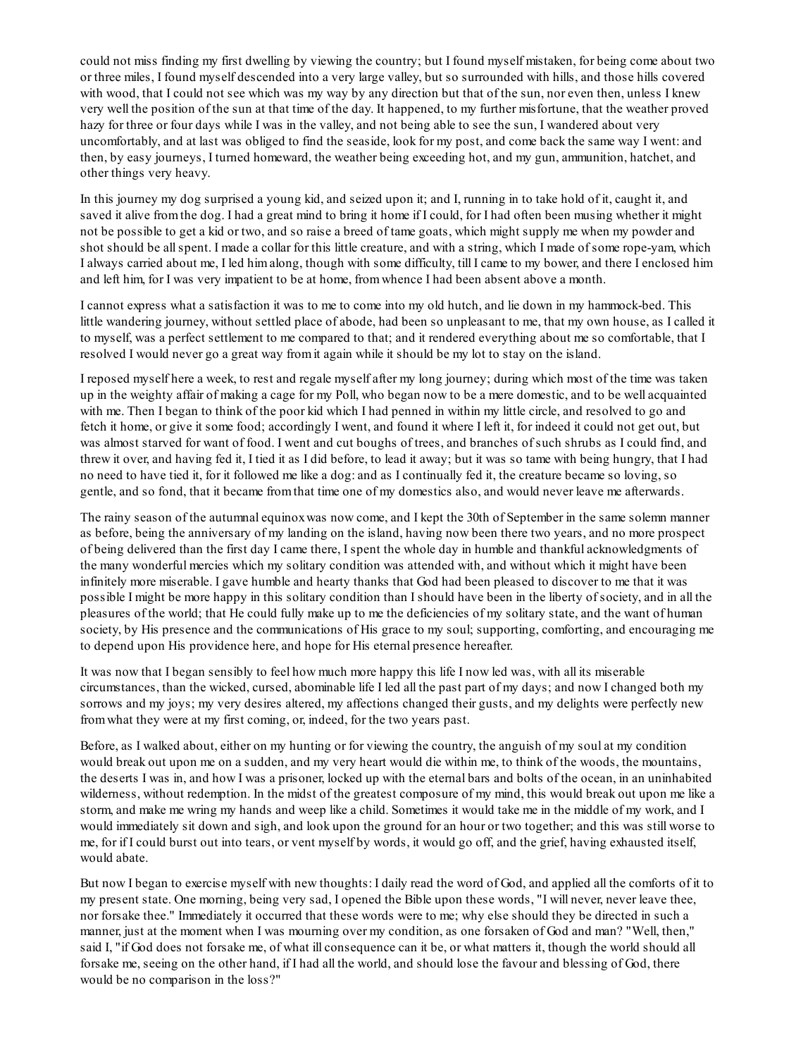could not miss finding my first dwelling by viewing the country; but I found myself mistaken, for being come about two or three miles, I found myself descended into a very large valley, but so surrounded with hills, and those hills covered with wood, that I could not see which was my way by any direction but that of the sun, nor even then, unless I knew very well the position of the sun at that time of the day. It happened, to my further misfortune, that the weather proved hazy for three or four days while I was in the valley, and not being able to see the sun, I wandered about very uncomfortably, and at last was obliged to find the seaside, look for my post, and come back the same way I went: and then, by easy journeys, I turned homeward, the weather being exceeding hot, and my gun, ammunition, hatchet, and other things very heavy.

In this journey my dog surprised a young kid, and seized upon it; and I, running in to take hold of it, caught it, and saved it alive from the dog. I had a great mind to bring it home if I could, for I had often been musing whether it might not be possible to get a kid or two, and so raise a breed of tame goats, which might supply me when my powder and shot should be all spent. I made a collar for this little creature, and with a string, which I made of some rope-yarn, which I always carried about me, I led him along, though with some difficulty, till I came to my bower, and there I enclosed him and left him, for I was very impatient to be at home, from whence I had been absent above a month.

I cannot express what a satisfaction it was to me to come into my old hutch, and lie down in my hammock-bed. This little wandering journey, without settled place of abode, had been so unpleasant to me, that my own house, as I called it to myself, was a perfect settlement to me compared to that; and it rendered everything about me so comfortable, that I resolved I would never go a great way from it again while it should be my lot to stay on the island.

I reposed myself here a week, to rest and regale myself after my long journey; during which most of the time was taken up in the weighty affair of making a cage for my Poll, who began now to be a mere domestic, and to be well acquainted with me. Then I began to think of the poor kid which I had penned in within my little circle, and resolved to go and fetch it home, or give it some food; accordingly I went, and found it where I left it, for indeed it could not get out, but was almost starved for want of food. I went and cut boughs of trees, and branches of such shrubs as I could find, and threw it over, and having fed it, I tied it as I did before, to lead it away; but it was so tame with being hungry, that I had no need to have tied it, for it followed me like a dog: and as I continually fed it, the creature became so loving, so gentle, and so fond, that it became from that time one of my domestics also, and would never leave me afterwards.

The rainy season of the autumnal equinox was now come, and I kept the 30th of September in the same solemn manner as before, being the anniversary of my landing on the island, having now been there two years, and no more prospect of being delivered than the first day I came there, I spent the whole day in humble and thankful acknowledgments of the many wonderful mercies which my solitary condition was attended with, and without which it might have been infinitely more miserable. I gave humble and hearty thanks that God had been pleased to discover to me that it was possible I might be more happy in this solitary condition than I should have been in the liberty of society, and in all the pleasures of the world; that He could fully make up to me the deficiencies of my solitary state, and the want of human society, by His presence and the communications of His grace to my soul; supporting, comforting, and encouraging me to depend upon His providence here, and hope for His eternal presence hereafter.

It was now that I began sensibly to feel how much more happy this life I now led was, with all its miserable circumstances, than the wicked, cursed, abominable life I led all the past part of my days; and now I changed both my sorrows and my joys; my very desires altered, my affections changed their gusts, and my delights were perfectly new from what they were at my first coming, or, indeed, for the two years past.

Before, as I walked about, either on my hunting or for viewing the country, the anguish of my soul at my condition would break out upon me on a sudden, and my very heart would die within me, to think of the woods, the mountains, the deserts I was in, and how I was a prisoner, locked up with the eternal bars and bolts of the ocean, in an uninhabited wilderness, without redemption. In the midst of the greatest composure of my mind, this would break out upon me like a storm, and make me wring my hands and weep like a child. Sometimes it would take me in the middle of my work, and I would immediately sit down and sigh, and look upon the ground for an hour or two together; and this was still worse to me, for if I could burst out into tears, or vent myself by words, it would go off, and the grief, having exhausted itself, would abate.

But now I began to exercise myself with new thoughts: I daily read the word of God, and applied all the comforts of it to my present state. One morning, being very sad, I opened the Bible upon these words, "I will never, never leave thee, nor forsake thee." Immediately it occurred that these words were to me; why else should they be directed in such a manner, just at the moment when I was mourning over my condition, as one forsaken of God and man? "Well, then," said I, "if God does not forsake me, of what ill consequence can it be, or what matters it, though the world should all forsake me, seeing on the other hand, if I had all the world, and should lose the favour and blessing of God, there would be no comparison in the loss?"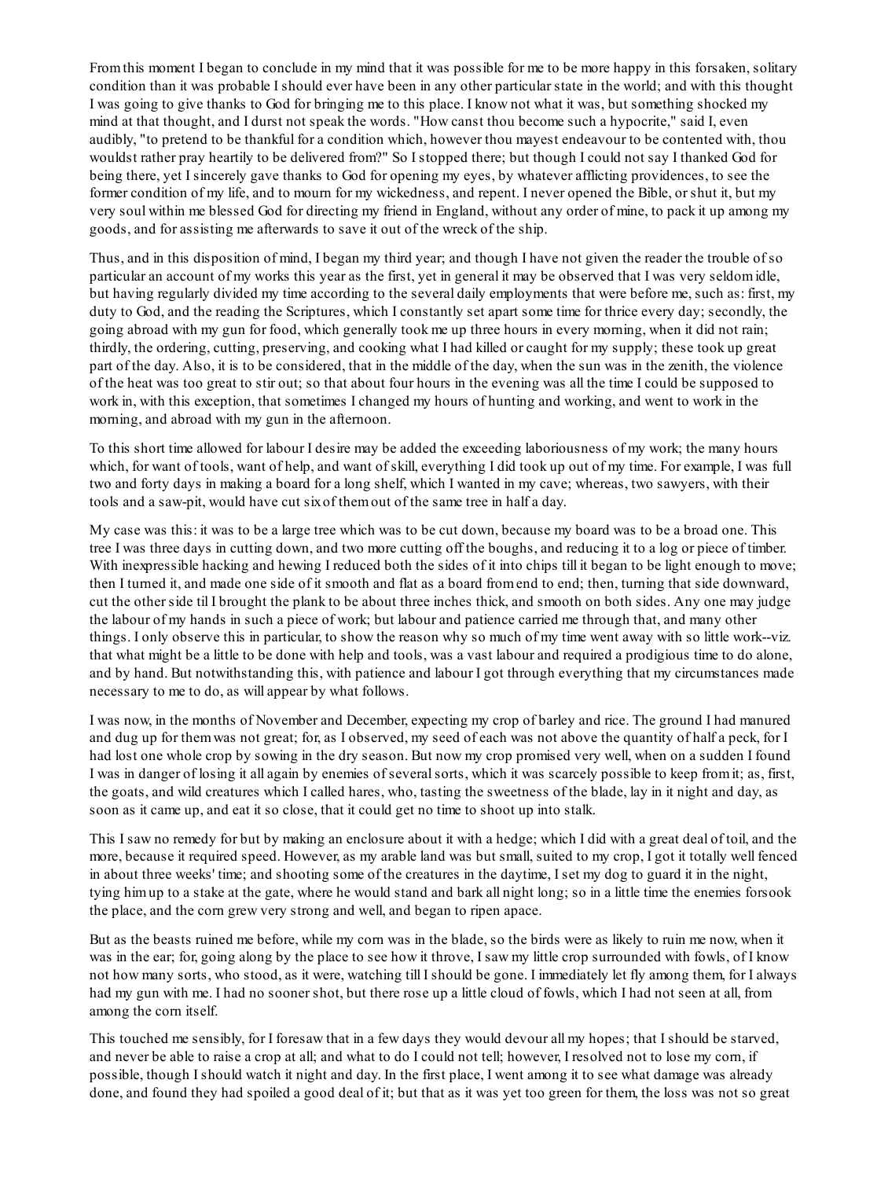From this moment I began to conclude in my mind that it was possible for me to be more happy in this forsaken, solitary condition than it was probable I should ever have been in any other particular state in the world; and with this thought I was going to give thanks to God for bringing me to this place. I know not what it was, but something shocked my mind at that thought, and I durst not speak the words. "How canst thou become such a hypocrite," said I, even audibly, "to pretend to be thankful for a condition which, however thou mayest endeavour to be contented with, thou wouldst rather pray heartily to be delivered from?" So I stopped there; but though I could not say I thanked God for being there, yet I sincerely gave thanks to God for opening my eyes, by whatever afflicting providences, to see the former condition of my life, and to mourn for my wickedness, and repent. I never opened the Bible, or shut it, but my very soul within me blessed God for directing my friend in England, without any order of mine, to pack it up among my goods, and for assisting me afterwards to save it out of the wreck of the ship.

Thus, and in this disposition of mind, I began my third year; and though I have not given the reader the trouble of so particular an account of my works this year as the first, yet in general it may be observed that I was very seldom idle, but having regularly divided my time according to the several daily employments that were before me, such as: first, my duty to God, and the reading the Scriptures, which I constantly set apart some time for thrice every day; secondly, the going abroad with my gun for food, which generally took me up three hours in every morning, when it did not rain; thirdly, the ordering, cutting, preserving, and cooking what I had killed or caught for my supply; these took up great part of the day. Also, it is to be considered, that in the middle of the day, when the sun was in the zenith, the violence of the heat was too great to stir out; so that about four hours in the evening was all the time I could be supposed to work in, with this exception, that sometimes I changed my hours of hunting and working, and went to work in the morning, and abroad with my gun in the afternoon.

To this short time allowed for labour I desire may be added the exceeding laboriousness of my work; the many hours which, for want of tools, want of help, and want of skill, everything I did took up out of my time. For example, I was full two and forty days in making a board for a long shelf, which I wanted in my cave; whereas, two sawyers, with their tools and a saw-pit, would have cut six of them out of the same tree in half a day.

My case was this: it was to be a large tree which was to be cut down, because my board was to be a broad one. This tree I was three days in cutting down, and two more cutting off the boughs, and reducing it to a log or piece of timber. With inexpressible hacking and hewing I reduced both the sides of it into chips till it began to be light enough to move; then I turned it, and made one side of it smooth and flat as a board from end to end; then, turning that side downward, cut the other side til I brought the plank to be about three inches thick, and smooth on both sides. Any one may judge the labour of my hands in such a piece of work; but labour and patience carried me through that, and many other things. I only observe this in particular, to show the reason why so much of my time went away with so little work--viz. that what might be a little to be done with help and tools, was a vast labour and required a prodigious time to do alone, and by hand. But notwithstanding this, with patience and labour I got through everything that my circumstances made necessary to me to do, as will appear by what follows.

I was now, in the months of November and December, expecting my crop of barley and rice. The ground I had manured and dug up for them was not great; for, as I observed, my seed of each was not above the quantity of half a peck, for I had lost one whole crop by sowing in the dry season. But now my crop promised very well, when on a sudden I found I was in danger of losing it all again by enemies of several sorts, which it was scarcely possible to keep from it; as, first, the goats, and wild creatures which I called hares, who, tasting the sweetness of the blade, lay in it night and day, as soon as it came up, and eat it so close, that it could get no time to shoot up into stalk.

This I saw no remedy for but by making an enclosure about it with a hedge; which I did with a great deal of toil, and the more, because it required speed. However, as my arable land was but small, suited to my crop, I got it totally well fenced in about three weeks' time; and shooting some of the creatures in the daytime, I set my dog to guard it in the night, tying him up to a stake at the gate, where he would stand and bark all night long; so in a little time the enemies forsook the place, and the corn grew very strong and well, and began to ripen apace.

But as the beasts ruined me before, while my corn was in the blade, so the birds were as likely to ruin me now, when it was in the ear; for, going along by the place to see how it throve, I saw my little crop surrounded with fowls, of I know not how many sorts, who stood, as it were, watching till I should be gone. I immediately let fly among them, for I always had my gun with me. I had no sooner shot, but there rose up a little cloud of fowls, which I had not seen at all, from among the corn itself.

This touched me sensibly, for I foresaw that in a few days they would devour all my hopes; that I should be starved, and never be able to raise a crop at all; and what to do I could not tell; however, I resolved not to lose my corn, if possible, though I should watch it night and day. In the first place, I went among it to see what damage was already done, and found they had spoiled a good deal of it; but that as it was yet too green for them, the loss was not so great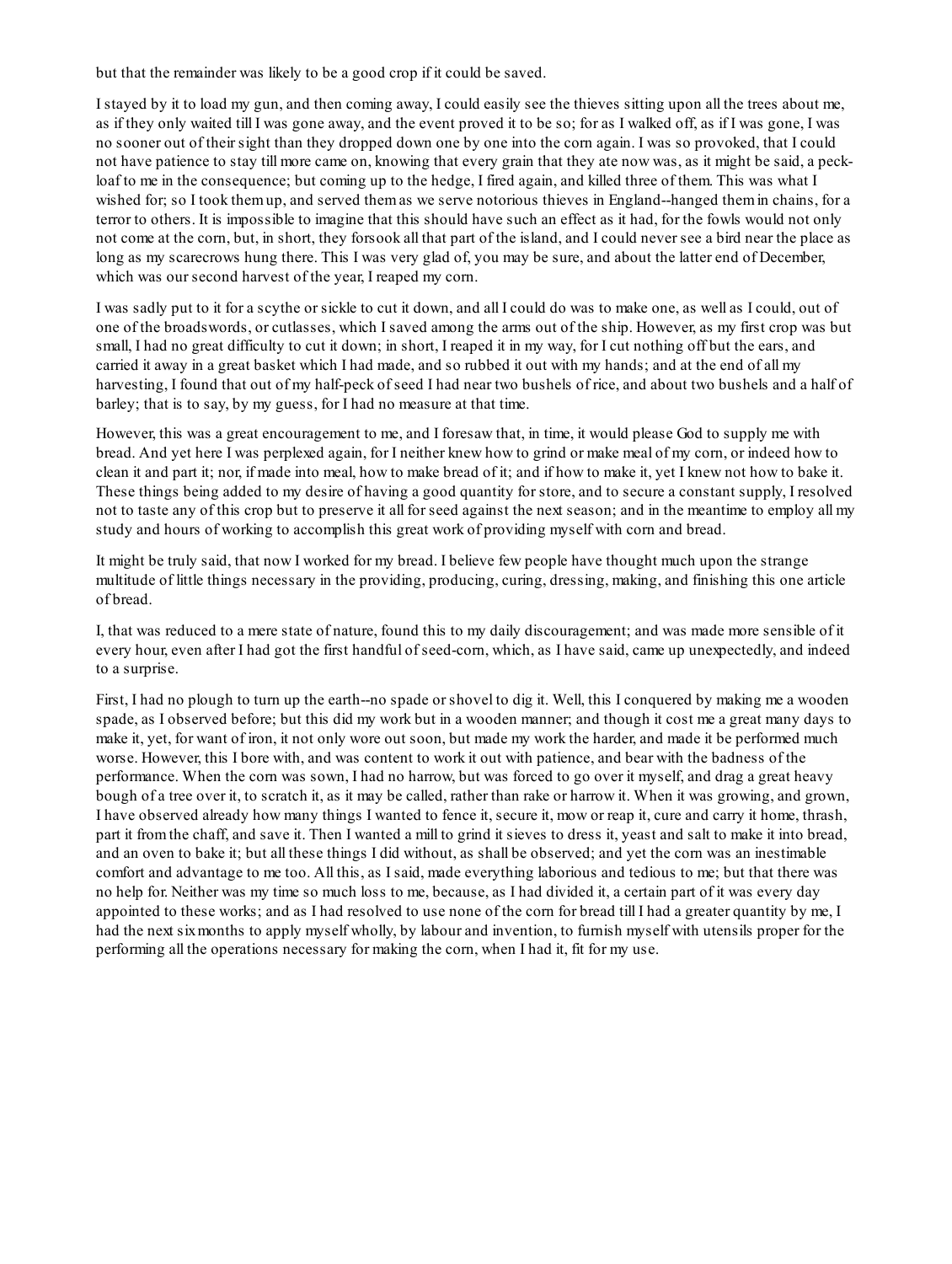but that the remainder was likely to be a good crop if it could be saved.

I stayed by it to load my gun, and then coming away, I could easily see the thieves sitting upon all the trees about me, as if they only waited till I was gone away, and the event proved it to be so; for as I walked off, as if I was gone, I was no sooner out of their sight than they dropped down one by one into the corn again. I was so provoked, that I could not have patience to stay till more came on, knowing that every grain that they ate now was, as it might be said, a peck-loaf to me in the consequence; but coming up to the hedge, I fired again, and killed three of them. This was what I wished for; so I took them up, and served them as we serve notorious thieves in England--hanged them in chains, for a terror to others. It is impossible to imagine that this should have such an effect as it had, for the fowls would not only not come at the corn, but, in short, they forsook all that part of the island, and I could never see a bird near the place as long as my scarecrows hung there. This I was very glad of, you may be sure, and about the latter end of December, which was our second harvest of the year, I reaped my corn.

I was sadly put to it for a scythe or sickle to cut it down, and all I could do was to make one, as well as I could, out of one of the broadswords, or cutlasses, which I saved among the arms out of the ship. However, as my first crop was but small, I had no great difficulty to cut it down; in short, I reaped it in my way, for I cut nothing off but the ears, and carried it away in a great basket which I had made, and so rubbed it out with my hands; and at the end of all my harvesting, I found that out of my half-peck of seed I had near two bushels of rice, and about two bushels and a half of barley; that is to say, by my guess, for I had no measure at that time.

However, this was a great encouragement to me, and I foresaw that, in time, it would please God to supply me with bread. And yet here I was perplexed again, for I neither knew how to grind or make meal of my corn, or indeed how to clean it and part it; nor, if made into meal, how to make bread of it; and if how to make it, yet I knew not how to bake it. These things being added to my desire of having a good quantity for store, and to secure a constant supply, I resolved not to taste any of this crop but to preserve it all for seed against the next season; and in the meantime to employ all my study and hours of working to accomplish this great work of providing myself with corn and bread.

It might be truly said, that now I worked for my bread. I believe few people have thought much upon the strange multitude of little things necessary in the providing, producing, curing, dressing, making, and finishing this one article of bread.

I, that was reduced to a mere state of nature, found this to my daily discouragement; and was made more sensible of it every hour, even after I had got the first handful of seed-corn, which, as I have said, came up unexpectedly, and indeed to a surprise.

First, I had no plough to turn up the earth--no spade or shovel to dig it. Well, this I conquered by making me a wooden spade, as I observed before; but this did my work but in a wooden manner; and though it cost me a great many days to make it, yet, for want of iron, it not only wore out soon, but made my work the harder, and made it be performed much worse. However, this I bore with, and was content to work it out with patience, and bear with the badness of the performance. When the corn was sown, I had no harrow, but was forced to go over it myself, and drag a great heavy bough of a tree over it, to scratch it, as it may be called, rather than rake or harrow it. When it was growing, and grown, I have observed already how many things I wanted to fence it, secure it, mow or reap it, cure and carry it home, thrash, part it from the chaff, and save it. Then I wanted a mill to grind it sieves to dress it, yeast and salt to make it into bread, and an oven to bake it; but all these things I did without, as shall be observed; and yet the corn was an inestimable comfort and advantage to me too. All this, as I said, made everything laborious and tedious to me; but that there was no help for. Neither was my time so much loss to me, because, as I had divided it, a certain part of it was every day appointed to these works; and as I had resolved to use none of the corn for bread till I had a greater quantity by me, I had the next six months to apply myself wholly, by labour and invention, to furnish myself with utensils proper for the performing all the operations necessary for making the corn, when I had it, fit for my use.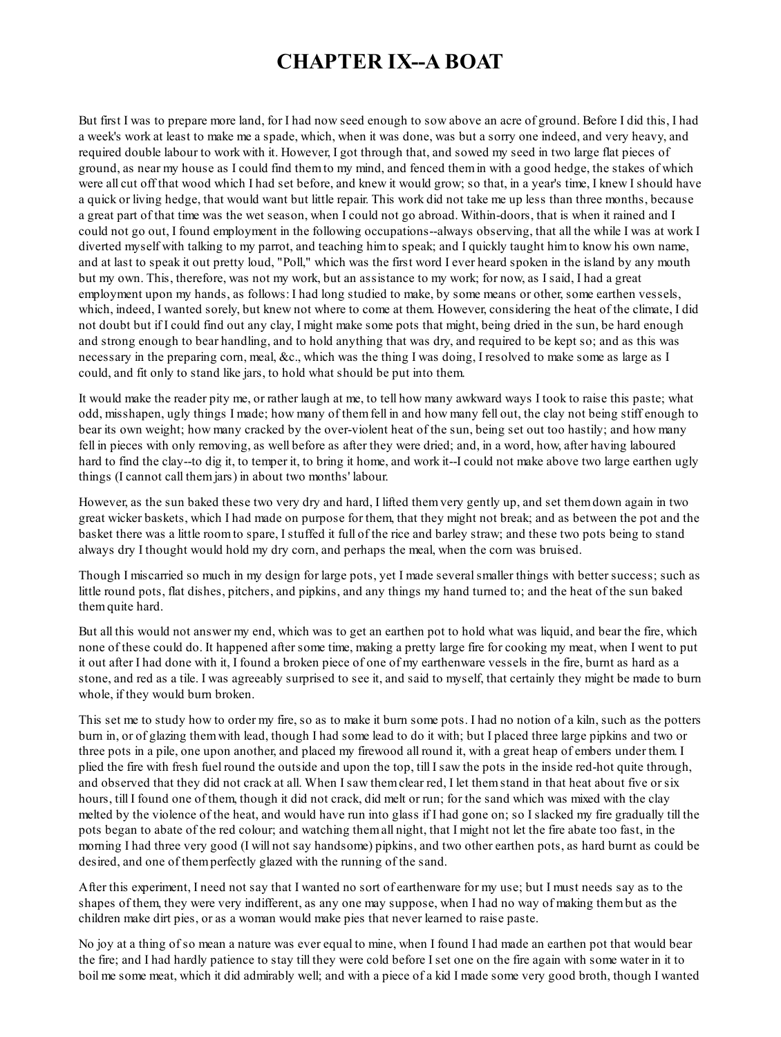# CHAPTER IX--A BOAT

But first I was to prepare more land, for I had now seed enough to sow above an acre of ground. Before I did this, I had a week's work at least to make me a spade, which, when it was done, was but a sorry one indeed, and very heavy, and required double labour to work with it. However, I got through that, and sowed my seed in two large flat pieces of ground, as near my house as I could find them to my mind, and fenced them in with a good hedge, the stakes of which were all cut off that wood which I had set before, and knew it would grow; so that, in a year's time, I knew I should have a quick or living hedge, that would want but little repair. This work did not take me up less than three months, because a great part of that time was the wet season, when I could not go abroad. Within-doors, that is when it rained and I could not go out, I found employment in the following occupations--always observing, that all the while I was at work I diverted myself with talking to my parrot, and teaching him to speak; and I quickly taught him to know his own name, and at last to speak it out pretty loud, "Poll," which was the first word I ever heard spoken in the island by any mouth but my own. This, therefore, was not my work, but an assistance to my work; for now, as I said, I had a great employment upon my hands, as follows: I had long studied to make, by some means or other, some earthen vessels, which, indeed, I wanted sorely, but knew not where to come at them. However, considering the heat of the climate, I did not doubt but if I could find out any clay, I might make some pots that might, being dried in the sun, be hard enough and strong enough to bear handling, and to hold anything that was dry, and required to be kept so; and as this was necessary in the preparing corn, meal, &c., which was the thing I was doing, I resolved to make some as large as I could, and fit only to stand like jars, to hold what should be put into them.

It would make the reader pity me, or rather laugh at me, to tell how many awkward ways I took to raise this paste; what odd, misshapen, ugly things I made; how many of them fell in and how many fell out, the clay not being stiff enough to bear its own weight; how many cracked by the over-violent heat of the sun, being set out too hastily; and how many fell in pieces with only removing, as well before as after they were dried; and, in a word, how, after having laboured hard to find the clay--to dig it, to temper it, to bring it home, and work it--I could not make above two large earthen ugly things (I cannot call them jars) in about two months' labour.

However, as the sun baked these two very dry and hard, I lifted them very gently up, and set them down again in two great wicker baskets, which I had made on purpose for them, that they might not break; and as between the pot and the basket there was a little room to spare, I stuffed it full of the rice and barley straw; and these two pots being to stand always dry I thought would hold my dry corn, and perhaps the meal, when the corn was bruised.

Though I miscarried so much in my design for large pots, yet I made several smaller things with better success; such as little round pots, flat dishes, pitchers, and pipkins, and any things my hand turned to; and the heat of the sun baked them quite hard.

But all this would not answer my end, which was to get an earthen pot to hold what was liquid, and bear the fire, which none of these could do. It happened after some time, making a pretty large fire for cooking my meat, when I went to put it out after I had done with it, I found a broken piece of one of my earthenware vessels in the fire, burnt as hard as a stone, and red as a tile. I was agreeably surprised to see it, and said to myself, that certainly they might be made to burn whole, if they would burn broken.

This set me to study how to order my fire, so as to make it burn some pots. I had no notion of a kiln, such as the potters burn in, or of glazing them with lead, though I had some lead to do it with; but I placed three large pipkins and two or three pots in a pile, one upon another, and placed my firewood all round it, with a great heap of embers under them. I plied the fire with fresh fuel round the outside and upon the top, till I saw the pots in the inside red-hot quite through, and observed that they did not crack at all. When I saw them clear red, I let them stand in that heat about five or six hours, till I found one of them, though it did not crack, did melt or run; for the sand which was mixed with the clay melted by the violence of the heat, and would have run into glass if I had gone on; so I slacked my fire gradually till the pots began to abate of the red colour; and watching them all night, that I might not let the fire abate too fast, in the morning I had three very good (I will not say handsome) pipkins, and two other earthen pots, as hard burnt as could be desired, and one of them perfectly glazed with the running of the sand.

After this experiment, I need not say that I wanted no sort of earthenware for my use; but I must needs say as to the shapes of them, they were very indifferent, as any one may suppose, when I had no way of making them but as the children make dirt pies, or as a woman would make pies that never learned to raise paste.

No joy at a thing of so mean a nature was ever equal to mine, when I found I had made an earthen pot that would bear the fire; and I had hardly patience to stay till they were cold before I set one on the fire again with some water in it to boil me some meat, which it did admirably well; and with a piece of a kid I made some very good broth, though I wanted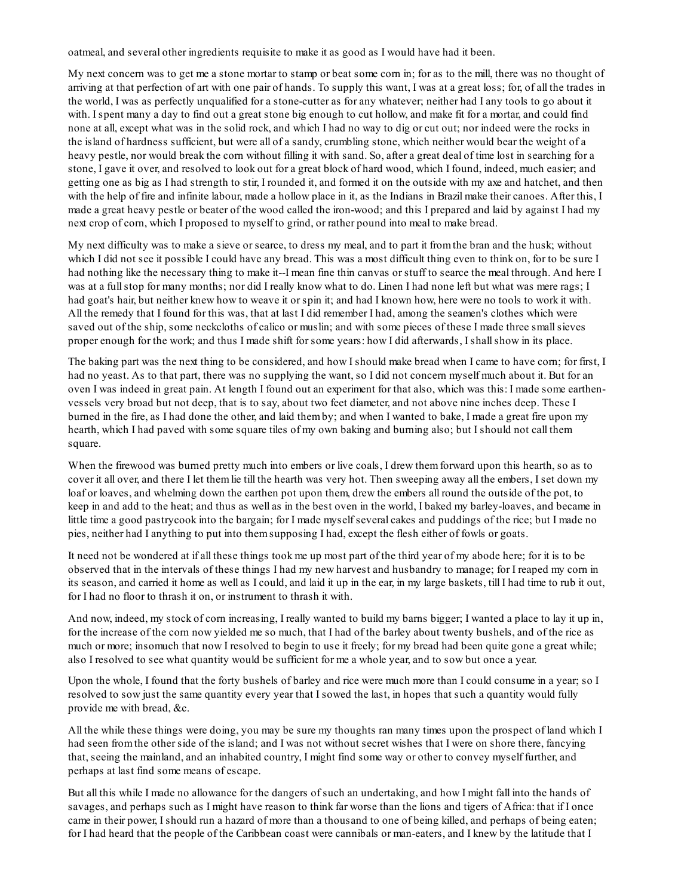oatmeal, and several other ingredients requisite to make it as good as I would have had it been.

My next concern was to get me a stone mortar to stamp or beat some corn in; for as to the mill, there was no thought of arriving at that perfection of art with one pair of hands. To supply this want, I was at a great loss; for, of all the trades in the world, I was as perfectly unqualified for a stone-cutter as for any whatever; neither had I any tools to go about it with. I spent many a day to find out a great stone big enough to cut hollow, and make fit for a mortar, and could find none at all, except what was in the solid rock, and which I had no way to dig or cut out; nor indeed were the rocks in the island of hardness sufficient, but were all of a sandy, crumbling stone, which neither would bear the weight of a heavy pestle, nor would break the corn without filling it with sand. So, after a great deal of time lost in searching for a stone, I gave it over, and resolved to look out for a great block of hard wood, which I found, indeed, much easier; and getting one as big as I had strength to stir, I rounded it, and formed it on the outside with my axe and hatchet, and then with the help of fire and infinite labour, made a hollow place in it, as the Indians in Brazil make their canoes. After this, I made a great heavy pestle or beater of the wood called the iron-wood; and this I prepared and laid by against I had my next crop of corn, which I proposed to myself to grind, or rather pound into meal to make bread.

My next difficulty was to make a sieve or searce, to dress my meal, and to part it from the bran and the husk; without which I did not see it possible I could have any bread. This was a most difficult thing even to think on, for to be sure I had nothing like the necessary thing to make it--I mean fine thin canvas or stuff to searce the meal through. And here I was at a full stop for many months; nor did I really know what to do. Linen I had none left but what was mere rags; I had goat's hair, but neither knew how to weave it or spin it; and had I known how, here were no tools to work it with. All the remedy that I found for this was, that at last I did remember I had, among the seamen's clothes which were saved out of the ship, some neckcloths of calico or muslin; and with some pieces of these I made three small sieves proper enough for the work; and thus I made shift for some years: how I did afterwards, I shall show in its place.

The baking part was the next thing to be considered, and how I should make bread when I came to have corn; for first, I had no yeast. As to that part, there was no supplying the want, so I did not concern myself much about it. But for an oven I was indeed in great pain. At length I found out an experiment for that also, which was this: I made some earthen-vessels very broad but not deep, that is to say, about two feet diameter, and not above nine inches deep. These I burned in the fire, as I had done the other, and laid them by; and when I wanted to bake, I made a great fire upon my hearth, which I had paved with some square tiles of my own baking and burning also; but I should not call them square.

When the firewood was burned pretty much into embers or live coals, I drew them forward upon this hearth, so as to cover it all over, and there I let them lie till the hearth was very hot. Then sweeping away all the embers, I set down my loaf or loaves, and whelming down the earthen pot upon them, drew the embers all round the outside of the pot, to keep in and add to the heat; and thus as well as in the best oven in the world, I baked my barley-loaves, and became in little time a good pastrycook into the bargain; for I made myself several cakes and puddings of the rice; but I made no pies, neither had I anything to put into them supposing I had, except the flesh either of fowls or goats.

It need not be wondered at if all these things took me up most part of the third year of my abode here; for it is to be observed that in the intervals of these things I had my new harvest and husbandry to manage; for I reaped my corn in its season, and carried it home as well as I could, and laid it up in the ear, in my large baskets, till I had time to rub it out, for I had no floor to thrash it on, or instrument to thrash it with.

And now, indeed, my stock of corn increasing, I really wanted to build my barns bigger; I wanted a place to lay it up in, for the increase of the corn now yielded me so much, that I had of the barley about twenty bushels, and of the rice as much or more; insomuch that now I resolved to begin to use it freely; for my bread had been quite gone a great while; also I resolved to see what quantity would be sufficient for me a whole year, and to sow but once a year.

Upon the whole, I found that the forty bushels of barley and rice were much more than I could consume in a year; so I resolved to sow just the same quantity every year that I sowed the last, in hopes that such a quantity would fully provide me with bread, &c.

All the while these things were doing, you may be sure my thoughts ran many times upon the prospect of land which I had seen from the other side of the island; and I was not without secret wishes that I were on shore there, fancying that, seeing the mainland, and an inhabited country, I might find some way or other to convey myself further, and perhaps at last find some means of escape.

But all this while I made no allowance for the dangers of such an undertaking, and how I might fall into the hands of savages, and perhaps such as I might have reason to think far worse than the lions and tigers of Africa: that if I once came in their power, I should run a hazard of more than a thousand to one of being killed, and perhaps of being eaten; for I had heard that the people of the Caribbean coast were cannibals or man-eaters, and I knew by the latitude that I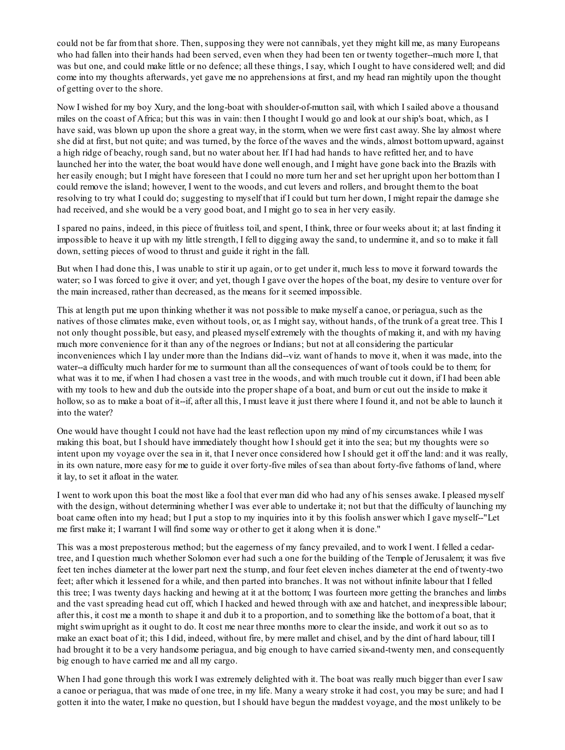could not be far from that shore. Then, supposing they were not cannibals, yet they might kill me, as many Europeans who had fallen into their hands had been served, even when they had been ten or twenty together--much more I, that was but one, and could make little or no defence; all these things, I say, which I ought to have considered well; and did come into my thoughts afterwards, yet gave me no apprehensions at first, and my head ran mightily upon the thought of getting over to the shore.

Now I wished for my boy Xury, and the long-boat with shoulder-of-mutton sail, with which I sailed above a thousand miles on the coast of Africa; but this was in vain: then I thought I would go and look at our ship's boat, which, as I have said, was blown up upon the shore a great way, in the storm, when we were first cast away. She lay almost where she did at first, but not quite; and was turned, by the force of the waves and the winds, almost bottom upward, against a high ridge of beachy, rough sand, but no water about her. If I had had hands to have refitted her, and to have launched her into the water, the boat would have done well enough, and I might have gone back into the Brazils with her easily enough; but I might have foreseen that I could no more turn her and set her upright upon her bottom than I could remove the island; however, I went to the woods, and cut levers and rollers, and brought them to the boat resolving to try what I could do; suggesting to myself that if I could but turn her down, I might repair the damage she had received, and she would be a very good boat, and I might go to sea in her very easily.

I spared no pains, indeed, in this piece of fruitless toil, and spent, I think, three or four weeks about it; at last finding it impossible to heave it up with my little strength, I fell to digging away the sand, to undermine it, and so to make it fall down, setting pieces of wood to thrust and guide it right in the fall.

But when I had done this, I was unable to stir it up again, or to get under it, much less to move it forward towards the water; so I was forced to give it over; and yet, though I gave over the hopes of the boat, my desire to venture over for the main increased, rather than decreased, as the means for it seemed impossible.

This at length put me upon thinking whether it was not possible to make myself a canoe, or periagua, such as the natives of those climates make, even without tools, or, as I might say, without hands, of the trunk of a great tree. This I not only thought possible, but easy, and pleased myself extremely with the thoughts of making it, and with my having much more convenience for it than any of the negroes or Indians; but not at all considering the particular inconveniences which I lay under more than the Indians did--viz. want of hands to move it, when it was made, into the water--a difficulty much harder for me to surmount than all the consequences of want of tools could be to them; for what was it to me, if when I had chosen a vast tree in the woods, and with much trouble cut it down, if I had been able with my tools to hew and dub the outside into the proper shape of a boat, and burn or cut out the inside to make it hollow, so as to make a boat of it--if, after all this, I must leave it just there where I found it, and not be able to launch it into the water?

One would have thought I could not have had the least reflection upon my mind of my circumstances while I was making this boat, but I should have immediately thought how I should get it into the sea; but my thoughts were so intent upon my voyage over the sea in it, that I never once considered how I should get it off the land: and it was really, in its own nature, more easy for me to guide it over forty-five miles of sea than about forty-five fathoms of land, where it lay, to set it afloat in the water.

I went to work upon this boat the most like a fool that ever man did who had any of his senses awake. I pleased myself with the design, without determining whether I was ever able to undertake it; not but that the difficulty of launching my boat came often into my head; but I put a stop to my inquiries into it by this foolish answer which I gave myself--"Let me first make it; I warrant I will find some way or other to get it along when it is done."

This was a most preposterous method; but the eagerness of my fancy prevailed, and to work I went. I felled a cedar-tree, and I question much whether Solomon ever had such a one for the building of the Temple of Jerusalem; it was five feet ten inches diameter at the lower part next the stump, and four feet eleven inches diameter at the end of twenty-two feet; after which it lessened for a while, and then parted into branches. It was not without infinite labour that I felled this tree; I was twenty days hacking and hewing at it at the bottom; I was fourteen more getting the branches and limbs and the vast spreading head cut off, which I hacked and hewed through with axe and hatchet, and inexpressible labour; after this, it cost me a month to shape it and dub it to a proportion, and to something like the bottom of a boat, that it might swim upright as it ought to do. It cost me near three months more to clear the inside, and work it out so as to make an exact boat of it; this I did, indeed, without fire, by mere mallet and chisel, and by the dint of hard labour, till I had brought it to be a very handsome periagua, and big enough to have carried six-and-twenty men, and consequently big enough to have carried me and all my cargo.

When I had gone through this work I was extremely delighted with it. The boat was really much bigger than ever I saw a canoe or periagua, that was made of one tree, in my life. Many a weary stroke it had cost, you may be sure; and had I gotten it into the water, I make no question, but I should have begun the maddest voyage, and the most unlikely to be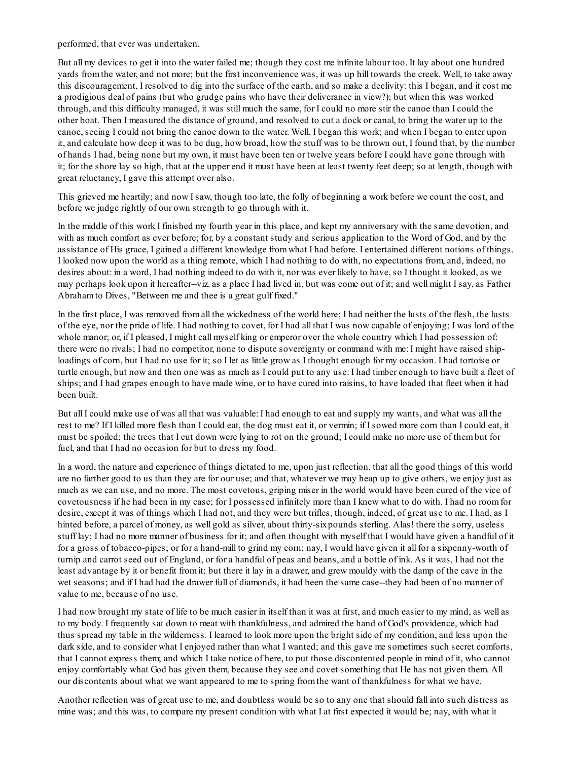performed, that ever was undertaken.

But all my devices to get it into the water failed me; though they cost me infinite labour too. It lay about one hundred yards from the water, and not more; but the first inconvenience was, it was up hill towards the creek. Well, to take away this discouragement, I resolved to dig into the surface of the earth, and so make a declivity: this I began, and it cost me a prodigious deal of pains (but who grudge pains who have their deliverance in view?); but when this was worked through, and this difficulty managed, it was still much the same, for I could no more stir the canoe than I could the other boat. Then I measured the distance of ground, and resolved to cut a dock or canal, to bring the water up to the canoe, seeing I could not bring the canoe down to the water. Well, I began this work; and when I began to enter upon it, and calculate how deep it was to be dug, how broad, how the stuff was to be thrown out, I found that, by the number of hands I had, being none but my own, it must have been ten or twelve years before I could have gone through with it; for the shore lay so high, that at the upper end it must have been at least twenty feet deep; so at length, though with great reluctancy, I gave this attempt over also.

This grieved me heartily; and now I saw, though too late, the folly of beginning a work before we count the cost, and before we judge rightly of our own strength to go through with it.

In the middle of this work I finished my fourth year in this place, and kept my anniversary with the same devotion, and with as much comfort as ever before; for, by a constant study and serious application to the Word of God, and by the assistance of His grace, I gained a different knowledge from what I had before. I entertained different notions of things. I looked now upon the world as a thing remote, which I had nothing to do with, no expectations from, and, indeed, no desires about: in a word, I had nothing indeed to do with it, nor was ever likely to have, so I thought it looked, as we may perhaps look upon it hereafter--viz. as a place I had lived in, but was come out of it; and well might I say, as Father Abraham to Dives, "Between me and thee is a great gulf fixed."

In the first place, I was removed from all the wickedness of the world here; I had neither the lusts of the flesh, the lusts of the eye, nor the pride of life. I had nothing to covet, for I had all that I was now capable of enjoying; I was lord of the whole manor; or, if I pleased, I might call myself king or emperor over the whole country which I had possession of: there were no rivals; I had no competitor, none to dispute sovereignty or command with me: I might have raised ship-loadings of corn, but I had no use for it; so I let as little grow as I thought enough for my occasion. I had tortoise or turtle enough, but now and then one was as much as I could put to any use: I had timber enough to have built a fleet of ships; and I had grapes enough to have made wine, or to have cured into raisins, to have loaded that fleet when it had been built.

But all I could make use of was all that was valuable: I had enough to eat and supply my wants, and what was all the rest to me? If I killed more flesh than I could eat, the dog must eat it, or vermin; if I sowed more corn than I could eat, it must be spoiled; the trees that I cut down were lying to rot on the ground; I could make no more use of them but for fuel, and that I had no occasion for but to dress my food.

In a word, the nature and experience of things dictated to me, upon just reflection, that all the good things of this world are no farther good to us than they are for our use; and that, whatever we may heap up to give others, we enjoy just as much as we can use, and no more. The most covetous, griping miser in the world would have been cured of the vice of covetousness if he had been in my case; for I possessed infinitely more than I knew what to do with. I had no room for desire, except it was of things which I had not, and they were but trifles, though, indeed, of great use to me. I had, as I hinted before, a parcel of money, as well gold as silver, about thirty-six pounds sterling. Alas! there the sorry, useless stuff lay; I had no more manner of business for it; and often thought with myself that I would have given a handful of it for a gross of tobacco-pipes; or for a hand-mill to grind my corn; nay, I would have given it all for a sixpenny-worth of turnip and carrot seed out of England, or for a handful of peas and beans, and a bottle of ink. As it was, I had not the least advantage by it or benefit from it; but there it lay in a drawer, and grew mouldy with the damp of the cave in the wet seasons; and if I had had the drawer full of diamonds, it had been the same case--they had been of no manner of value to me, because of no use.

I had now brought my state of life to be much easier in itself than it was at first, and much easier to my mind, as well as to my body. I frequently sat down to meat with thankfulness, and admired the hand of God's providence, which had thus spread my table in the wilderness. I learned to look more upon the bright side of my condition, and less upon the dark side, and to consider what I enjoyed rather than what I wanted; and this gave me sometimes such secret comforts, that I cannot express them; and which I take notice of here, to put those discontented people in mind of it, who cannot enjoy comfortably what God has given them, because they see and covet something that He has not given them. All our discontents about what we want appeared to me to spring from the want of thankfulness for what we have.

Another reflection was of great use to me, and doubtless would be so to any one that should fall into such distress as mine was; and this was, to compare my present condition with what I at first expected it would be; nay, with what it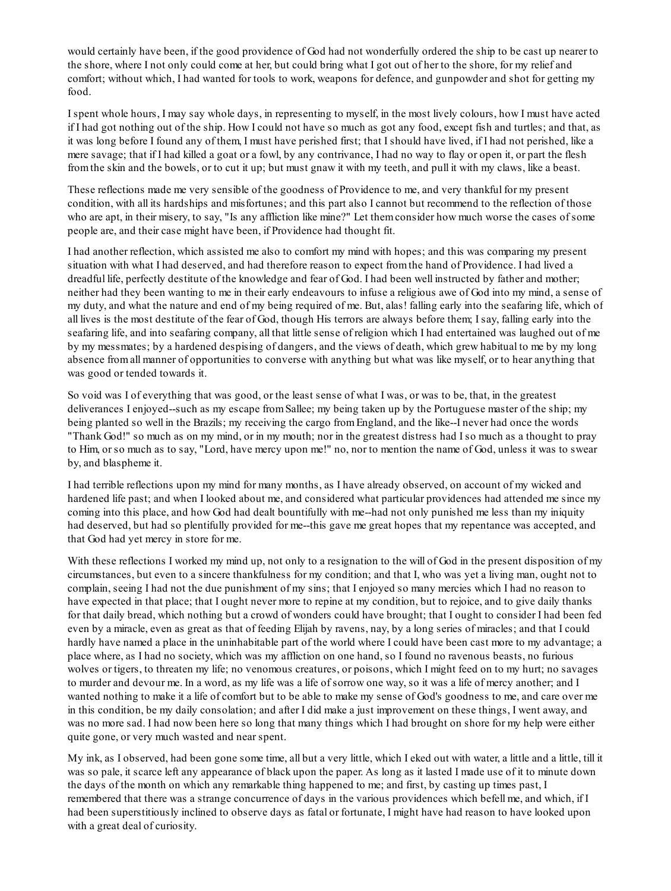would certainly have been, if the good providence of God had not wonderfully ordered the ship to be cast up nearer to the shore, where I not only could come at her, but could bring what I got out of her to the shore, for my relief and comfort; without which, I had wanted for tools to work, weapons for defence, and gunpowder and shot for getting my food.

I spent whole hours, I may say whole days, in representing to myself, in the most lively colours, how I must have acted if I had got nothing out of the ship. How I could not have so much as got any food, except fish and turtles; and that, as it was long before I found any of them, I must have perished first; that I should have lived, if I had not perished, like a mere savage; that if I had killed a goat or a fowl, by any contrivance, I had no way to flay or open it, or part the flesh from the skin and the bowels, or to cut it up; but must gnaw it with my teeth, and pull it with my claws, like a beast.

These reflections made me very sensible of the goodness of Providence to me, and very thankful for my present condition, with all its hardships and misfortunes; and this part also I cannot but recommend to the reflection of those who are apt, in their misery, to say, "Is any affliction like mine?" Let them consider how much worse the cases of some people are, and their case might have been, if Providence had thought fit.

I had another reflection, which assisted me also to comfort my mind with hopes; and this was comparing my present situation with what I had deserved, and had therefore reason to expect from the hand of Providence. I had lived a dreadful life, perfectly destitute of the knowledge and fear of God. I had been well instructed by father and mother; neither had they been wanting to me in their early endeavours to infuse a religious awe of God into my mind, a sense of my duty, and what the nature and end of my being required of me. But, alas! falling early into the seafaring life, which of all lives is the most destitute of the fear of God, though His terrors are always before them; I say, falling early into the seafaring life, and into seafaring company, all that little sense of religion which I had entertained was laughed out of me by my messmates; by a hardened despising of dangers, and the views of death, which grew habitual to me by my long absence from all manner of opportunities to converse with anything but what was like myself, or to hear anything that was good or tended towards it.

So void was I of everything that was good, or the least sense of what I was, or was to be, that, in the greatest deliverances I enjoyed--such as my escape from Sallee; my being taken up by the Portuguese master of the ship; my being planted so well in the Brazils; my receiving the cargo from England, and the like--I never had once the words "Thank God!" so much as on my mind, or in my mouth; nor in the greatest distress had I so much as a thought to pray to Him, or so much as to say, "Lord, have mercy upon me!" no, nor to mention the name of God, unless it was to swear by, and blaspheme it.

I had terrible reflections upon my mind for many months, as I have already observed, on account of my wicked and hardened life past; and when I looked about me, and considered what particular providences had attended me since my coming into this place, and how God had dealt bountifully with me--had not only punished me less than my iniquity had deserved, but had so plentifully provided for me--this gave me great hopes that my repentance was accepted, and that God had yet mercy in store for me.

With these reflections I worked my mind up, not only to a resignation to the will of God in the present disposition of my circumstances, but even to a sincere thankfulness for my condition; and that I, who was yet a living man, ought not to complain, seeing I had not the due punishment of my sins; that I enjoyed so many mercies which I had no reason to have expected in that place; that I ought never more to repine at my condition, but to rejoice, and to give daily thanks for that daily bread, which nothing but a crowd of wonders could have brought; that I ought to consider I had been fed even by a miracle, even as great as that of feeding Elijah by ravens, nay, by a long series of miracles; and that I could hardly have named a place in the uninhabitable part of the world where I could have been cast more to my advantage; a place where, as I had no society, which was my affliction on one hand, so I found no ravenous beasts, no furious wolves or tigers, to threaten my life; no venomous creatures, or poisons, which I might feed on to my hurt; no savages to murder and devour me. In a word, as my life was a life of sorrow one way, so it was a life of mercy another; and I wanted nothing to make it a life of comfort but to be able to make my sense of God's goodness to me, and care over me in this condition, be my daily consolation; and after I did make a just improvement on these things, I went away, and was no more sad. I had now been here so long that many things which I had brought on shore for my help were either quite gone, or very much wasted and near spent.

My ink, as I observed, had been gone some time, all but a very little, which I eked out with water, a little and a little, till it was so pale, it scarce left any appearance of black upon the paper. As long as it lasted I made use of it to minute down the days of the month on which any remarkable thing happened to me; and first, by casting up times past, I remembered that there was a strange concurrence of days in the various providences which befell me, and which, if I had been superstitiously inclined to observe days as fatal or fortunate, I might have had reason to have looked upon with a great deal of curiosity.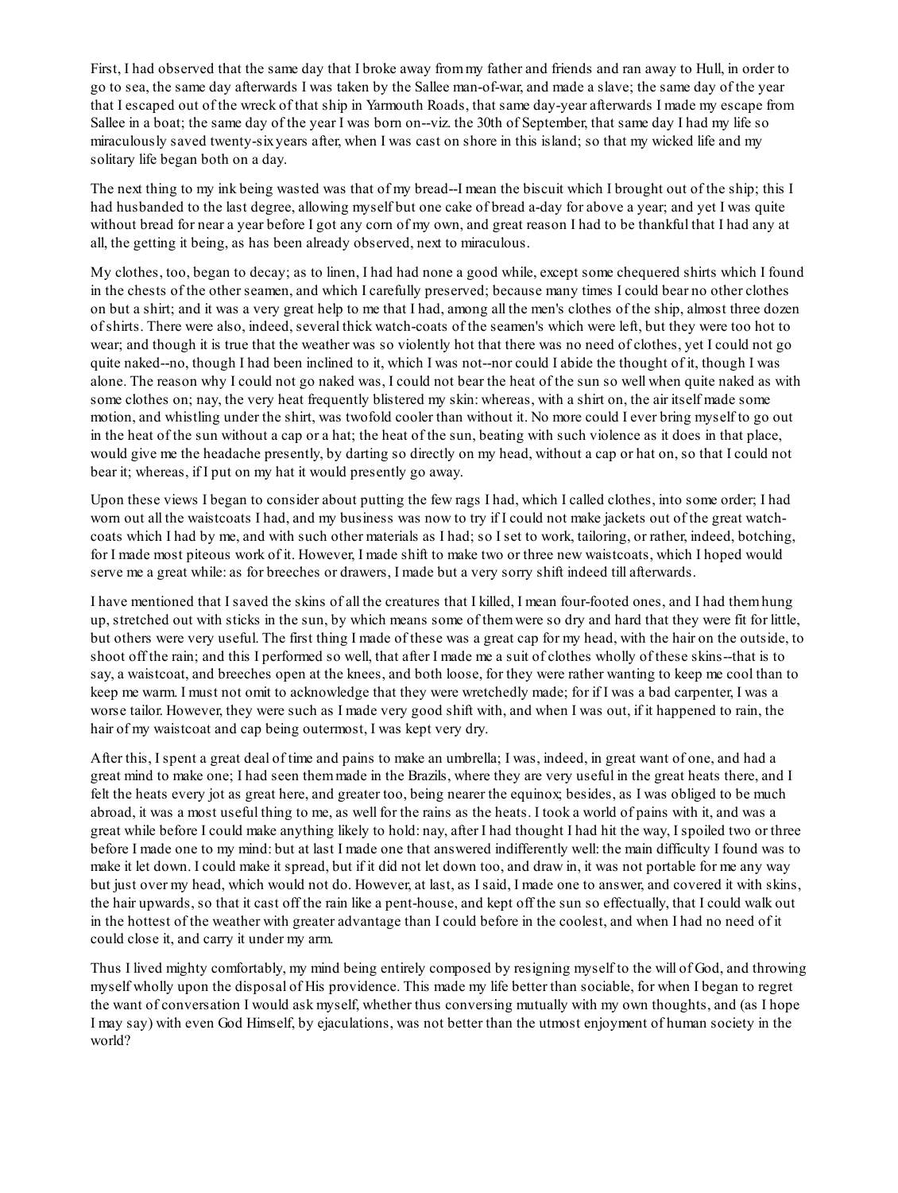First, I had observed that the same day that I broke away from my father and friends and ran away to Hull, in order to go to sea, the same day afterwards I was taken by the Sallee man-of-war, and made a slave; the same day of the year that I escaped out of the wreck of that ship in Yarmouth Roads, that same day-year afterwards I made my escape from Sallee in a boat; the same day of the year I was born on--viz. the 30th of September, that same day I had my life so miraculously saved twenty-six years after, when I was cast on shore in this island; so that my wicked life and my solitary life began both on a day.

The next thing to my ink being wasted was that of my bread--I mean the biscuit which I brought out of the ship; this I had husbanded to the last degree, allowing myself but one cake of bread a-day for above a year; and yet I was quite without bread for near a year before I got any corn of my own, and great reason I had to be thankful that I had any at all, the getting it being, as has been already observed, next to miraculous.

My clothes, too, began to decay; as to linen, I had had none a good while, except some chequered shirts which I found in the chests of the other seamen, and which I carefully preserved; because many times I could bear no other clothes on but a shirt; and it was a very great help to me that I had, among all the men's clothes of the ship, almost three dozen of shirts. There were also, indeed, several thick watch-coats of the seamen's which were left, but they were too hot to wear; and though it is true that the weather was so violently hot that there was no need of clothes, yet I could not go quite naked--no, though I had been inclined to it, which I was not--nor could I abide the thought of it, though I was alone. The reason why I could not go naked was, I could not bear the heat of the sun so well when quite naked as with some clothes on; nay, the very heat frequently blistered my skin: whereas, with a shirt on, the air itself made some motion, and whistling under the shirt, was twofold cooler than without it. No more could I ever bring myself to go out in the heat of the sun without a cap or a hat; the heat of the sun, beating with such violence as it does in that place, would give me the headache presently, by darting so directly on my head, without a cap or hat on, so that I could not bear it; whereas, if I put on my hat it would presently go away.

Upon these views I began to consider about putting the few rags I had, which I called clothes, into some order; I had worn out all the waistcoats I had, and my business was now to try if I could not make jackets out of the great watch-coats which I had by me, and with such other materials as I had; so I set to work, tailoring, or rather, indeed, botching, for I made most piteous work of it. However, I made shift to make two or three new waistcoats, which I hoped would serve me a great while: as for breeches or drawers, I made but a very sorry shift indeed till afterwards.

I have mentioned that I saved the skins of all the creatures that I killed, I mean four-footed ones, and I had them hung up, stretched out with sticks in the sun, by which means some of them were so dry and hard that they were fit for little, but others were very useful. The first thing I made of these was a great cap for my head, with the hair on the outside, to shoot off the rain; and this I performed so well, that after I made me a suit of clothes wholly of these skins--that is to say, a waistcoat, and breeches open at the knees, and both loose, for they were rather wanting to keep me cool than to keep me warm. I must not omit to acknowledge that they were wretchedly made; for if I was a bad carpenter, I was a worse tailor. However, they were such as I made very good shift with, and when I was out, if it happened to rain, the hair of my waistcoat and cap being outermost, I was kept very dry.

After this, I spent a great deal of time and pains to make an umbrella; I was, indeed, in great want of one, and had a great mind to make one; I had seen them made in the Brazils, where they are very useful in the great heats there, and I felt the heats every jot as great here, and greater too, being nearer the equinox; besides, as I was obliged to be much abroad, it was a most useful thing to me, as well for the rains as the heats. I took a world of pains with it, and was a great while before I could make anything likely to hold: nay, after I had thought I had hit the way, I spoiled two or three before I made one to my mind: but at last I made one that answered indifferently well: the main difficulty I found was to make it let down. I could make it spread, but if it did not let down too, and draw in, it was not portable for me any way but just over my head, which would not do. However, at last, as I said, I made one to answer, and covered it with skins, the hair upwards, so that it cast off the rain like a pent-house, and kept off the sun so effectually, that I could walk out in the hottest of the weather with greater advantage than I could before in the coolest, and when I had no need of it could close it, and carry it under my arm.

Thus I lived mighty comfortably, my mind being entirely composed by resigning myself to the will of God, and throwing myself wholly upon the disposal of His providence. This made my life better than sociable, for when I began to regret the want of conversation I would ask myself, whether thus conversing mutually with my own thoughts, and (as I hope I may say) with even God Himself, by ejaculations, was not better than the utmost enjoyment of human society in the world?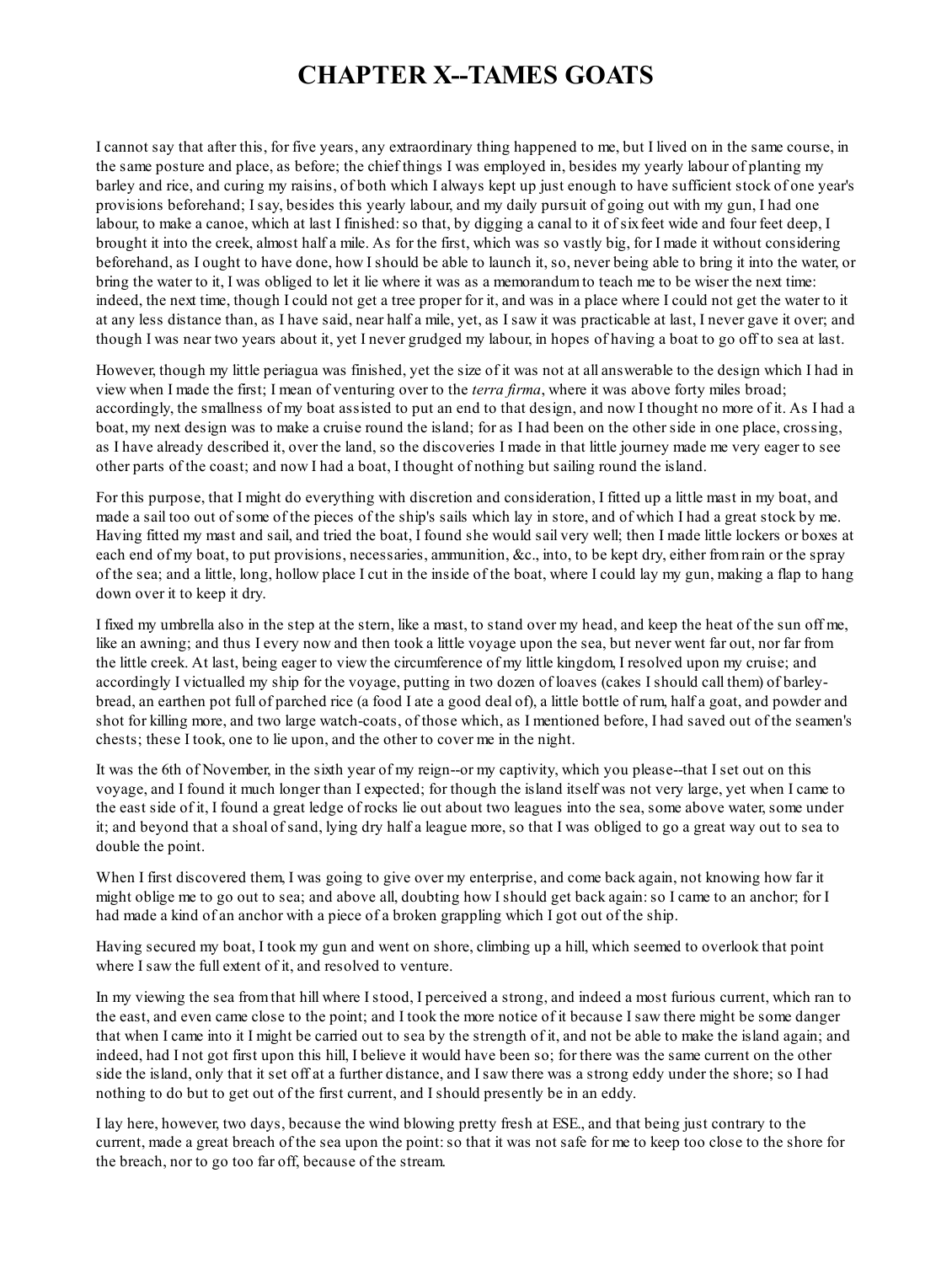# CHAPTER X--TAMES GOATS

I cannot say that after this, for five years, any extraordinary thing happened to me, but I lived on in the same course, in the same posture and place, as before; the chief things I was employed in, besides my yearly labour of planting my barley and rice, and curing my raisins, of both which I always kept up just enough to have sufficient stock of one year's provisions beforehand; I say, besides this yearly labour, and my daily pursuit of going out with my gun, I had one labour, to make a canoe, which at last I finished: so that, by digging a canal to it of six feet wide and four feet deep, I brought it into the creek, almost half a mile. As for the first, which was so vastly big, for I made it without considering beforehand, as I ought to have done, how I should be able to launch it, so, never being able to bring it into the water, or bring the water to it, I was obliged to let it lie where it was as a memorandum to teach me to be wiser the next time: indeed, the next time, though I could not get a tree proper for it, and was in a place where I could not get the water to it at any less distance than, as I have said, near half a mile, yet, as I saw it was practicable at last, I never gave it over; and though I was near two years about it, yet I never grudged my labour, in hopes of having a boat to go off to sea at last.

However, though my little periagua was finished, yet the size of it was not at all answerable to the design which I had in view when I made the first; I mean of venturing over to the *terra firma*, where it was above forty miles broad; accordingly, the smallness of my boat assisted to put an end to that design, and now I thought no more of it. As I had a boat, my next design was to make a cruise round the island; for as I had been on the other side in one place, crossing, as I have already described it, over the land, so the discoveries I made in that little journey made me very eager to see other parts of the coast; and now I had a boat, I thought of nothing but sailing round the island.

For this purpose, that I might do everything with discretion and consideration, I fitted up a little mast in my boat, and made a sail too out of some of the pieces of the ship's sails which lay in store, and of which I had a great stock by me. Having fitted my mast and sail, and tried the boat, I found she would sail very well; then I made little lockers or boxes at each end of my boat, to put provisions, necessaries, ammunition, &c., into, to be kept dry, either from rain or the spray of the sea; and a little, long, hollow place I cut in the inside of the boat, where I could lay my gun, making a flap to hang down over it to keep it dry.

I fixed my umbrella also in the step at the stern, like a mast, to stand over my head, and keep the heat of the sun off me, like an awning; and thus I every now and then took a little voyage upon the sea, but never went far out, nor far from the little creek. At last, being eager to view the circumference of my little kingdom, I resolved upon my cruise; and accordingly I victualled my ship for the voyage, putting in two dozen of loaves (cakes I should call them) of barley-bread, an earthen pot full of parched rice (a food I ate a good deal of), a little bottle of rum, half a goat, and powder and shot for killing more, and two large watch-coats, of those which, as I mentioned before, I had saved out of the seamen's chests; these I took, one to lie upon, and the other to cover me in the night.

It was the 6th of November, in the sixth year of my reign--or my captivity, which you please--that I set out on this voyage, and I found it much longer than I expected; for though the island itself was not very large, yet when I came to the east side of it, I found a great ledge of rocks lie out about two leagues into the sea, some above water, some under it; and beyond that a shoal of sand, lying dry half a league more, so that I was obliged to go a great way out to sea to double the point.

When I first discovered them, I was going to give over my enterprise, and come back again, not knowing how far it might oblige me to go out to sea; and above all, doubting how I should get back again: so I came to an anchor; for I had made a kind of an anchor with a piece of a broken grappling which I got out of the ship.

Having secured my boat, I took my gun and went on shore, climbing up a hill, which seemed to overlook that point where I saw the full extent of it, and resolved to venture.

In my viewing the sea from that hill where I stood, I perceived a strong, and indeed a most furious current, which ran to the east, and even came close to the point; and I took the more notice of it because I saw there might be some danger that when I came into it I might be carried out to sea by the strength of it, and not be able to make the island again; and indeed, had I not got first upon this hill, I believe it would have been so; for there was the same current on the other side the island, only that it set off at a further distance, and I saw there was a strong eddy under the shore; so I had nothing to do but to get out of the first current, and I should presently be in an eddy.

I lay here, however, two days, because the wind blowing pretty fresh at ESE., and that being just contrary to the current, made a great breach of the sea upon the point: so that it was not safe for me to keep too close to the shore for the breach, nor to go too far off, because of the stream.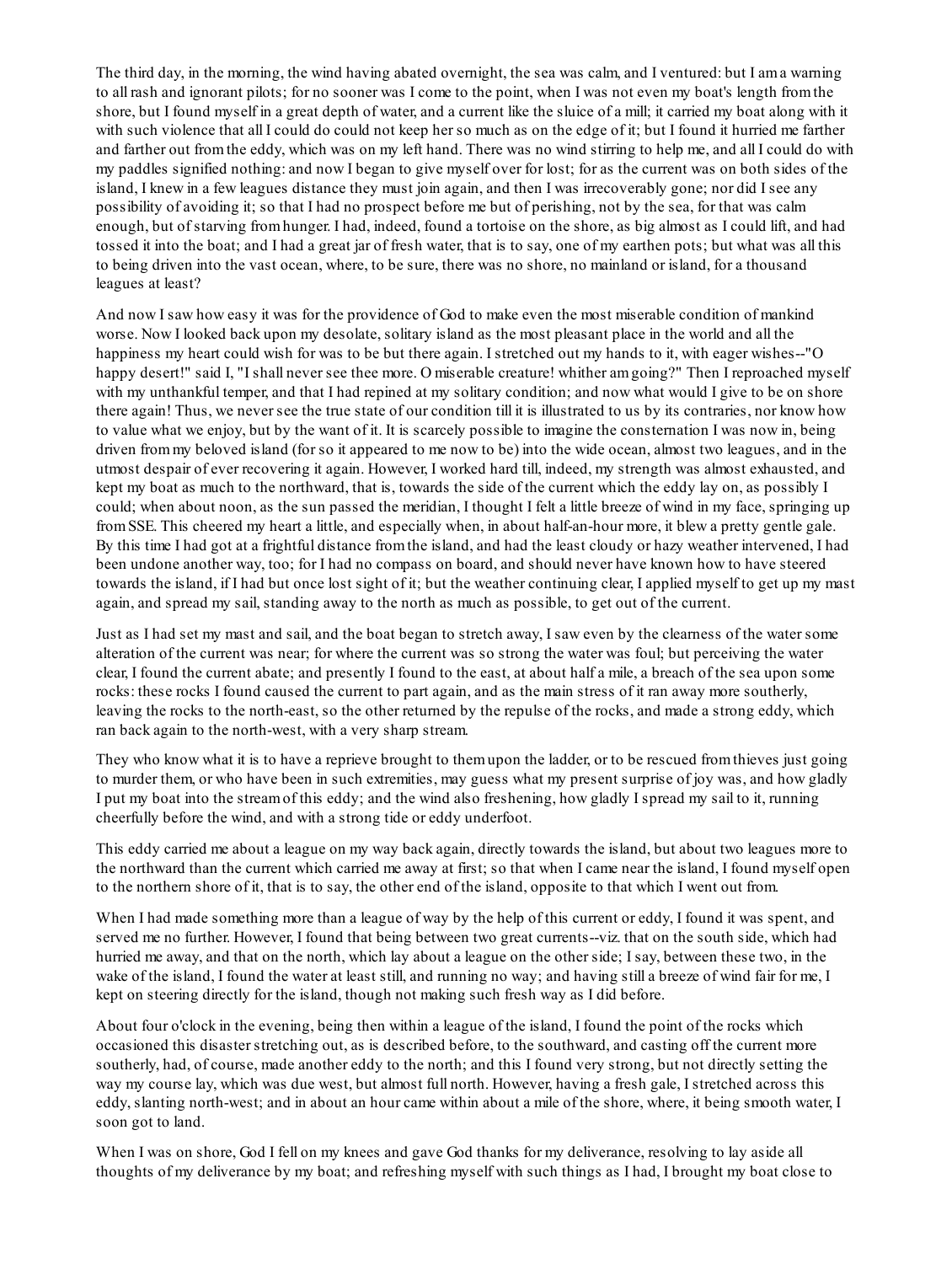The third day, in the morning, the wind having abated overnight, the sea was calm, and I ventured: but I am a warning to all rash and ignorant pilots; for no sooner was I come to the point, when I was not even my boat's length from the shore, but I found myself in a great depth of water, and a current like the sluice of a mill; it carried my boat along with it with such violence that all I could do could not keep her so much as on the edge of it; but I found it hurried me farther and farther out from the eddy, which was on my left hand. There was no wind stirring to help me, and all I could do with my paddles signified nothing: and now I began to give myself over for lost; for as the current was on both sides of the island, I knew in a few leagues distance they must join again, and then I was irrecoverably gone; nor did I see any possibility of avoiding it; so that I had no prospect before me but of perishing, not by the sea, for that was calm enough, but of starving from hunger. I had, indeed, found a tortoise on the shore, as big almost as I could lift, and had tossed it into the boat; and I had a great jar of fresh water, that is to say, one of my earthen pots; but what was all this to being driven into the vast ocean, where, to be sure, there was no shore, no mainland or island, for a thousand leagues at least?

And now I saw how easy it was for the providence of God to make even the most miserable condition of mankind worse. Now I looked back upon my desolate, solitary island as the most pleasant place in the world and all the happiness my heart could wish for was to be but there again. I stretched out my hands to it, with eager wishes--"O happy desert!" said I, "I shall never see thee more. O miserable creature! whither am going?" Then I reproached myself with my unthankful temper, and that I had repined at my solitary condition; and now what would I give to be on shore there again! Thus, we never see the true state of our condition till it is illustrated to us by its contraries, nor know how to value what we enjoy, but by the want of it. It is scarcely possible to imagine the consternation I was now in, being driven from my beloved island (for so it appeared to me now to be) into the wide ocean, almost two leagues, and in the utmost despair of ever recovering it again. However, I worked hard till, indeed, my strength was almost exhausted, and kept my boat as much to the northward, that is, towards the side of the current which the eddy lay on, as possibly I could; when about noon, as the sun passed the meridian, I thought I felt a little breeze of wind in my face, springing up from SSE. This cheered my heart a little, and especially when, in about half-an-hour more, it blew a pretty gentle gale. By this time I had got at a frightful distance from the island, and had the least cloudy or hazy weather intervened, I had been undone another way, too; for I had no compass on board, and should never have known how to have steered towards the island, if I had but once lost sight of it; but the weather continuing clear, I applied myself to get up my mast again, and spread my sail, standing away to the north as much as possible, to get out of the current.

Just as I had set my mast and sail, and the boat began to stretch away, I saw even by the clearness of the water some alteration of the current was near; for where the current was so strong the water was foul; but perceiving the water clear, I found the current abate; and presently I found to the east, at about half a mile, a breach of the sea upon some rocks: these rocks I found caused the current to part again, and as the main stress of it ran away more southerly, leaving the rocks to the north-east, so the other returned by the repulse of the rocks, and made a strong eddy, which ran back again to the north-west, with a very sharp stream.

They who know what it is to have a reprieve brought to them upon the ladder, or to be rescued from thieves just going to murder them, or who have been in such extremities, may guess what my present surprise of joy was, and how gladly I put my boat into the stream of this eddy; and the wind also freshening, how gladly I spread my sail to it, running cheerfully before the wind, and with a strong tide or eddy underfoot.

This eddy carried me about a league on my way back again, directly towards the island, but about two leagues more to the northward than the current which carried me away at first; so that when I came near the island, I found myself open to the northern shore of it, that is to say, the other end of the island, opposite to that which I went out from.

When I had made something more than a league of way by the help of this current or eddy, I found it was spent, and served me no further. However, I found that being between two great currents--viz. that on the south side, which had hurried me away, and that on the north, which lay about a league on the other side; I say, between these two, in the wake of the island, I found the water at least still, and running no way; and having still a breeze of wind fair for me, I kept on steering directly for the island, though not making such fresh way as I did before.

About four o'clock in the evening, being then within a league of the island, I found the point of the rocks which occasioned this disaster stretching out, as is described before, to the southward, and casting off the current more southerly, had, of course, made another eddy to the north; and this I found very strong, but not directly setting the way my course lay, which was due west, but almost full north. However, having a fresh gale, I stretched across this eddy, slanting north-west; and in about an hour came within about a mile of the shore, where, it being smooth water, I soon got to land.

When I was on shore, God I fell on my knees and gave God thanks for my deliverance, resolving to lay aside all thoughts of my deliverance by my boat; and refreshing myself with such things as I had, I brought my boat close to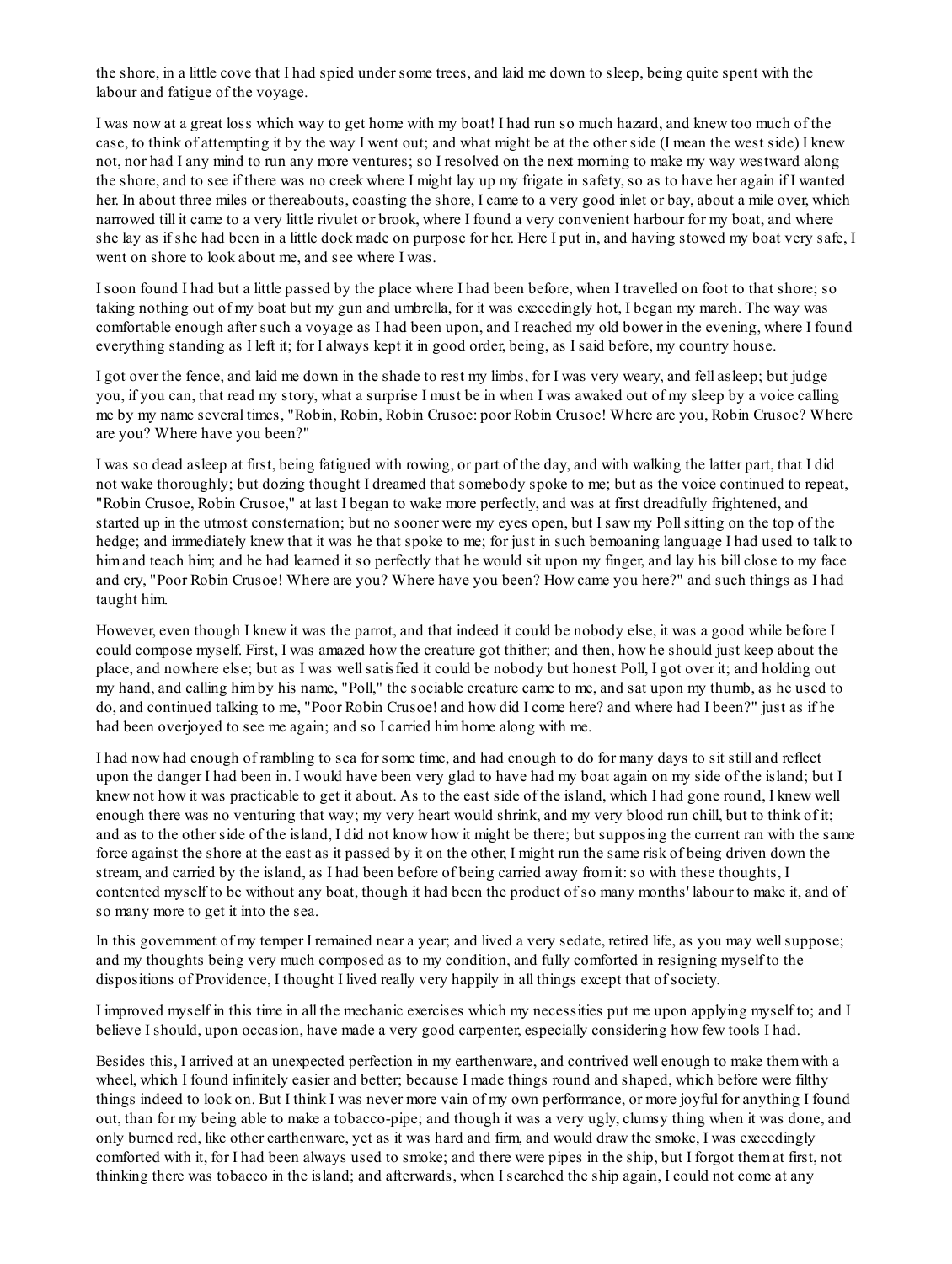the shore, in a little cove that I had spied under some trees, and laid me down to sleep, being quite spent with the labour and fatigue of the voyage.

I was now at a great loss which way to get home with my boat! I had run so much hazard, and knew too much of the case, to think of attempting it by the way I went out; and what might be at the other side (I mean the west side) I knew not, nor had I any mind to run any more ventures; so I resolved on the next morning to make my way westward along the shore, and to see if there was no creek where I might lay up my frigate in safety, so as to have her again if I wanted her. In about three miles or thereabouts, coasting the shore, I came to a very good inlet or bay, about a mile over, which narrowed till it came to a very little rivulet or brook, where I found a very convenient harbour for my boat, and where she lay as if she had been in a little dock made on purpose for her. Here I put in, and having stowed my boat very safe, I went on shore to look about me, and see where I was.

I soon found I had but a little passed by the place where I had been before, when I travelled on foot to that shore; so taking nothing out of my boat but my gun and umbrella, for it was exceedingly hot, I began my march. The way was comfortable enough after such a voyage as I had been upon, and I reached my old bower in the evening, where I found everything standing as I left it; for I always kept it in good order, being, as I said before, my country house.

I got over the fence, and laid me down in the shade to rest my limbs, for I was very weary, and fell asleep; but judge you, if you can, that read my story, what a surprise I must be in when I was awaked out of my sleep by a voice calling me by my name several times, "Robin, Robin, Robin Crusoe: poor Robin Crusoe! Where are you, Robin Crusoe? Where are you? Where have you been?"

I was so dead asleep at first, being fatigued with rowing, or part of the day, and with walking the latter part, that I did not wake thoroughly; but dozing thought I dreamed that somebody spoke to me; but as the voice continued to repeat, "Robin Crusoe, Robin Crusoe," at last I began to wake more perfectly, and was at first dreadfully frightened, and started up in the utmost consternation; but no sooner were my eyes open, but I saw my Poll sitting on the top of the hedge; and immediately knew that it was he that spoke to me; for just in such bemoaning language I had used to talk to him and teach him; and he had learned it so perfectly that he would sit upon my finger, and lay his bill close to my face and cry, "Poor Robin Crusoe! Where are you? Where have you been? How came you here?" and such things as I had taught him.

However, even though I knew it was the parrot, and that indeed it could be nobody else, it was a good while before I could compose myself. First, I was amazed how the creature got thither; and then, how he should just keep about the place, and nowhere else; but as I was well satisfied it could be nobody but honest Poll, I got over it; and holding out my hand, and calling him by his name, "Poll," the sociable creature came to me, and sat upon my thumb, as he used to do, and continued talking to me, "Poor Robin Crusoe! and how did I come here? and where had I been?" just as if he had been overjoyed to see me again; and so I carried him home along with me.

I had now had enough of rambling to sea for some time, and had enough to do for many days to sit still and reflect upon the danger I had been in. I would have been very glad to have had my boat again on my side of the island; but I knew not how it was practicable to get it about. As to the east side of the island, which I had gone round, I knew well enough there was no venturing that way; my very heart would shrink, and my very blood run chill, but to think of it; and as to the other side of the island, I did not know how it might be there; but supposing the current ran with the same force against the shore at the east as it passed by it on the other, I might run the same risk of being driven down the stream, and carried by the island, as I had been before of being carried away from it: so with these thoughts, I contented myself to be without any boat, though it had been the product of so many months' labour to make it, and of so many more to get it into the sea.

In this government of my temper I remained near a year; and lived a very sedate, retired life, as you may well suppose; and my thoughts being very much composed as to my condition, and fully comforted in resigning myself to the dispositions of Providence, I thought I lived really very happily in all things except that of society.

I improved myself in this time in all the mechanic exercises which my necessities put me upon applying myself to; and I believe I should, upon occasion, have made a very good carpenter, especially considering how few tools I had.

Besides this, I arrived at an unexpected perfection in my earthenware, and contrived well enough to make them with a wheel, which I found infinitely easier and better; because I made things round and shaped, which before were filthy things indeed to look on. But I think I was never more vain of my own performance, or more joyful for anything I found out, than for my being able to make a tobacco-pipe; and though it was a very ugly, clumsy thing when it was done, and only burned red, like other earthenware, yet as it was hard and firm, and would draw the smoke, I was exceedingly comforted with it, for I had been always used to smoke; and there were pipes in the ship, but I forgot them at first, not thinking there was tobacco in the island; and afterwards, when I searched the ship again, I could not come at any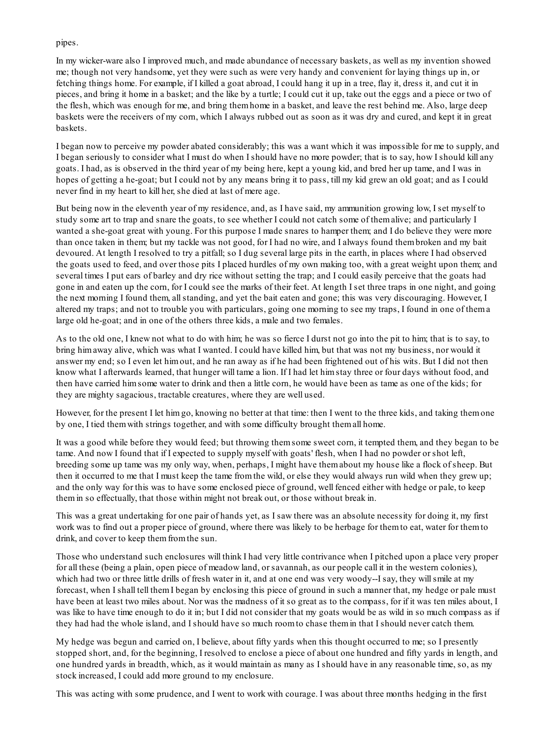pipes.

In my wicker-ware also I improved much, and made abundance of necessary baskets, as well as my invention showed me; though not very handsome, yet they were such as were very handy and convenient for laying things up in, or fetching things home. For example, if I killed a goat abroad, I could hang it up in a tree, flay it, dress it, and cut it in pieces, and bring it home in a basket; and the like by a turtle; I could cut it up, take out the eggs and a piece or two of the flesh, which was enough for me, and bring them home in a basket, and leave the rest behind me. Also, large deep baskets were the receivers of my corn, which I always rubbed out as soon as it was dry and cured, and kept it in great baskets.

I began now to perceive my powder abated considerably; this was a want which it was impossible for me to supply, and I began seriously to consider what I must do when I should have no more powder; that is to say, how I should kill any goats. I had, as is observed in the third year of my being here, kept a young kid, and bred her up tame, and I was in hopes of getting a he-goat; but I could not by any means bring it to pass, till my kid grew an old goat; and as I could never find in my heart to kill her, she died at last of mere age.

But being now in the eleventh year of my residence, and, as I have said, my ammunition growing low, I set myself to study some art to trap and snare the goats, to see whether I could not catch some of them alive; and particularly I wanted a she-goat great with young. For this purpose I made snares to hamper them; and I do believe they were more than once taken in them; but my tackle was not good, for I had no wire, and I always found them broken and my bait devoured. At length I resolved to try a pitfall; so I dug several large pits in the earth, in places where I had observed the goats used to feed, and over those pits I placed hurdles of my own making too, with a great weight upon them; and several times I put ears of barley and dry rice without setting the trap; and I could easily perceive that the goats had gone in and eaten up the corn, for I could see the marks of their feet. At length I set three traps in one night, and going the next morning I found them, all standing, and yet the bait eaten and gone; this was very discouraging. However, I altered my traps; and not to trouble you with particulars, going one morning to see my traps, I found in one of them a large old he-goat; and in one of the others three kids, a male and two females.

As to the old one, I knew not what to do with him; he was so fierce I durst not go into the pit to him; that is to say, to bring him away alive, which was what I wanted. I could have killed him, but that was not my business, nor would it answer my end; so I even let him out, and he ran away as if he had been frightened out of his wits. But I did not then know what I afterwards learned, that hunger will tame a lion. If I had let him stay three or four days without food, and then have carried him some water to drink and then a little corn, he would have been as tame as one of the kids; for they are mighty sagacious, tractable creatures, where they are well used.

However, for the present I let him go, knowing no better at that time: then I went to the three kids, and taking them one by one, I tied them with strings together, and with some difficulty brought them all home.

It was a good while before they would feed; but throwing them some sweet corn, it tempted them, and they began to be tame. And now I found that if I expected to supply myself with goats' flesh, when I had no powder or shot left, breeding some up tame was my only way, when, perhaps, I might have them about my house like a flock of sheep. But then it occurred to me that I must keep the tame from the wild, or else they would always run wild when they grew up; and the only way for this was to have some enclosed piece of ground, well fenced either with hedge or pale, to keep them in so effectually, that those within might not break out, or those without break in.

This was a great undertaking for one pair of hands yet, as I saw there was an absolute necessity for doing it, my first work was to find out a proper piece of ground, where there was likely to be herbage for them to eat, water for them to drink, and cover to keep them from the sun.

Those who understand such enclosures will think I had very little contrivance when I pitched upon a place very proper for all these (being a plain, open piece of meadow land, or savannah, as our people call it in the western colonies), which had two or three little drills of fresh water in it, and at one end was very woody--I say, they will smile at my forecast, when I shall tell them I began by enclosing this piece of ground in such a manner that, my hedge or pale must have been at least two miles about. Nor was the madness of it so great as to the compass, for if it was ten miles about, I was like to have time enough to do it in; but I did not consider that my goats would be as wild in so much compass as if they had had the whole island, and I should have so much room to chase them in that I should never catch them.

My hedge was begun and carried on, I believe, about fifty yards when this thought occurred to me; so I presently stopped short, and, for the beginning, I resolved to enclose a piece of about one hundred and fifty yards in length, and one hundred yards in breadth, which, as it would maintain as many as I should have in any reasonable time, so, as my stock increased, I could add more ground to my enclosure.

This was acting with some prudence, and I went to work with courage. I was about three months hedging in the first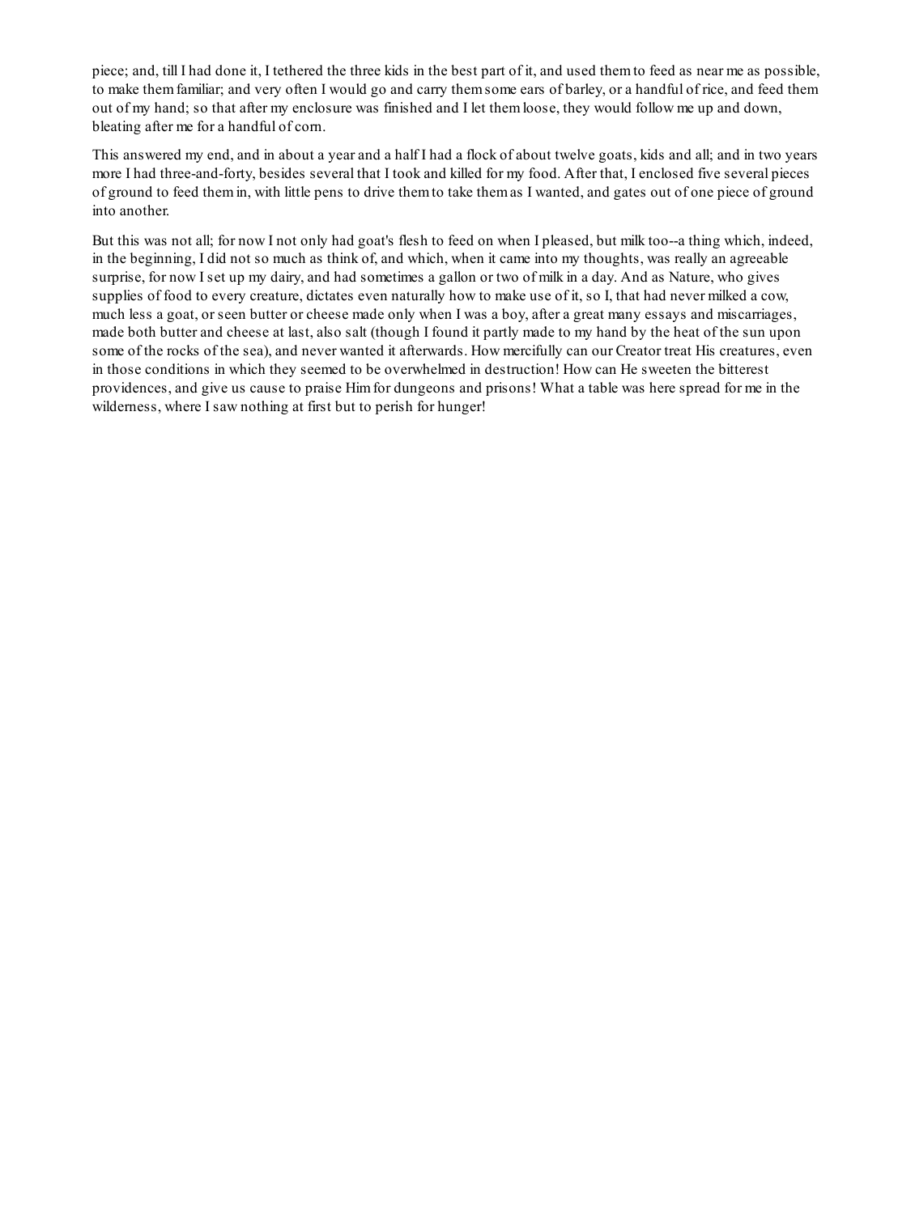piece; and, till I had done it, I tethered the three kids in the best part of it, and used them to feed as near me as possible, to make them familiar; and very often I would go and carry them some ears of barley, or a handful of rice, and feed them out of my hand; so that after my enclosure was finished and I let them loose, they would follow me up and down, bleating after me for a handful of corn.

This answered my end, and in about a year and a half I had a flock of about twelve goats, kids and all; and in two years more I had three-and-forty, besides several that I took and killed for my food. After that, I enclosed five several pieces of ground to feed them in, with little pens to drive them to take them as I wanted, and gates out of one piece of ground into another.

But this was not all; for now I not only had goat's flesh to feed on when I pleased, but milk too--a thing which, indeed, in the beginning, I did not so much as think of, and which, when it came into my thoughts, was really an agreeable surprise, for now I set up my dairy, and had sometimes a gallon or two of milk in a day. And as Nature, who gives supplies of food to every creature, dictates even naturally how to make use of it, so I, that had never milked a cow, much less a goat, or seen butter or cheese made only when I was a boy, after a great many essays and miscarriages, made both butter and cheese at last, also salt (though I found it partly made to my hand by the heat of the sun upon some of the rocks of the sea), and never wanted it afterwards. How mercifully can our Creator treat His creatures, even in those conditions in which they seemed to be overwhelmed in destruction! How can He sweeten the bitterest providences, and give us cause to praise Him for dungeons and prisons! What a table was here spread for me in the wilderness, where I saw nothing at first but to perish for hunger!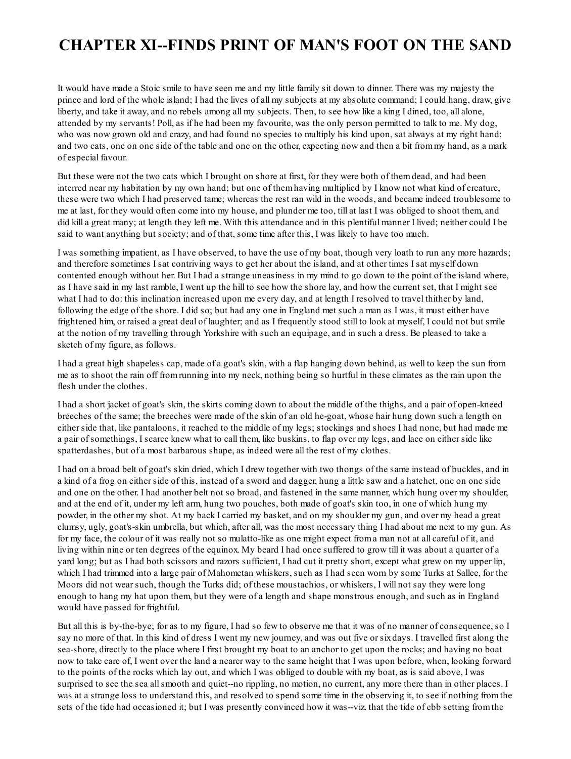# CHAPTER XI--FINDS PRINT OF MAN'S FOOT ON THE SAND

It would have made a Stoic smile to have seen me and my little family sit down to dinner. There was my majesty the prince and lord of the whole island; I had the lives of all my subjects at my absolute command; I could hang, draw, give liberty, and take it away, and no rebels among all my subjects. Then, to see how like a king I dined, too, all alone, attended by my servants! Poll, as if he had been my favourite, was the only person permitted to talk to me. My dog, who was now grown old and crazy, and had found no species to multiply his kind upon, sat always at my right hand; and two cats, one on one side of the table and one on the other, expecting now and then a bit from my hand, as a mark of especial favour.

But these were not the two cats which I brought on shore at first, for they were both of them dead, and had been interred near my habitation by my own hand; but one of them having multiplied by I know not what kind of creature, these were two which I had preserved tame; whereas the rest ran wild in the woods, and became indeed troublesome to me at last, for they would often come into my house, and plunder me too, till at last I was obliged to shoot them, and did kill a great many; at length they left me. With this attendance and in this plentiful manner I lived; neither could I be said to want anything but society; and of that, some time after this, I was likely to have too much.

I was something impatient, as I have observed, to have the use of my boat, though very loath to run any more hazards; and therefore sometimes I sat contriving ways to get her about the island, and at other times I sat myself down contented enough without her. But I had a strange uneasiness in my mind to go down to the point of the island where, as I have said in my last ramble, I went up the hill to see how the shore lay, and how the current set, that I might see what I had to do: this inclination increased upon me every day, and at length I resolved to travel thither by land, following the edge of the shore. I did so; but had any one in England met such a man as I was, it must either have frightened him, or raised a great deal of laughter; and as I frequently stood still to look at myself, I could not but smile at the notion of my travelling through Yorkshire with such an equipage, and in such a dress. Be pleased to take a sketch of my figure, as follows.

I had a great high shapeless cap, made of a goat's skin, with a flap hanging down behind, as well to keep the sun from me as to shoot the rain off from running into my neck, nothing being so hurtful in these climates as the rain upon the flesh under the clothes.

I had a short jacket of goat's skin, the skirts coming down to about the middle of the thighs, and a pair of open-kneed breeches of the same; the breeches were made of the skin of an old he-goat, whose hair hung down such a length on either side that, like pantaloons, it reached to the middle of my legs; stockings and shoes I had none, but had made me a pair of somethings, I scarce knew what to call them, like buskins, to flap over my legs, and lace on either side like spatterdashes, but of a most barbarous shape, as indeed were all the rest of my clothes.

I had on a broad belt of goat's skin dried, which I drew together with two thongs of the same instead of buckles, and in a kind of a frog on either side of this, instead of a sword and dagger, hung a little saw and a hatchet, one on one side and one on the other. I had another belt not so broad, and fastened in the same manner, which hung over my shoulder, and at the end of it, under my left arm, hung two pouches, both made of goat's skin too, in one of which hung my powder, in the other my shot. At my back I carried my basket, and on my shoulder my gun, and over my head a great clumsy, ugly, goat's-skin umbrella, but which, after all, was the most necessary thing I had about me next to my gun. As for my face, the colour of it was really not so mulatto-like as one might expect from a man not at all careful of it, and living within nine or ten degrees of the equinox. My beard I had once suffered to grow till it was about a quarter of a yard long; but as I had both scissors and razors sufficient, I had cut it pretty short, except what grew on my upper lip, which I had trimmed into a large pair of Mahometan whiskers, such as I had seen worn by some Turks at Sallee, for the Moors did not wear such, though the Turks did; of these moustachios, or whiskers, I will not say they were long enough to hang my hat upon them, but they were of a length and shape monstrous enough, and such as in England would have passed for frightful.

But all this is by-the-bye; for as to my figure, I had so few to observe me that it was of no manner of consequence, so I say no more of that. In this kind of dress I went my new journey, and was out five or six days. I travelled first along the sea-shore, directly to the place where I first brought my boat to an anchor to get upon the rocks; and having no boat now to take care of, I went over the land a nearer way to the same height that I was upon before, when, looking forward to the points of the rocks which lay out, and which I was obliged to double with my boat, as is said above, I was surprised to see the sea all smooth and quiet--no rippling, no motion, no current, any more there than in other places. I was at a strange loss to understand this, and resolved to spend some time in the observing it, to see if nothing from the sets of the tide had occasioned it; but I was presently convinced how it was--viz. that the tide of ebb setting from the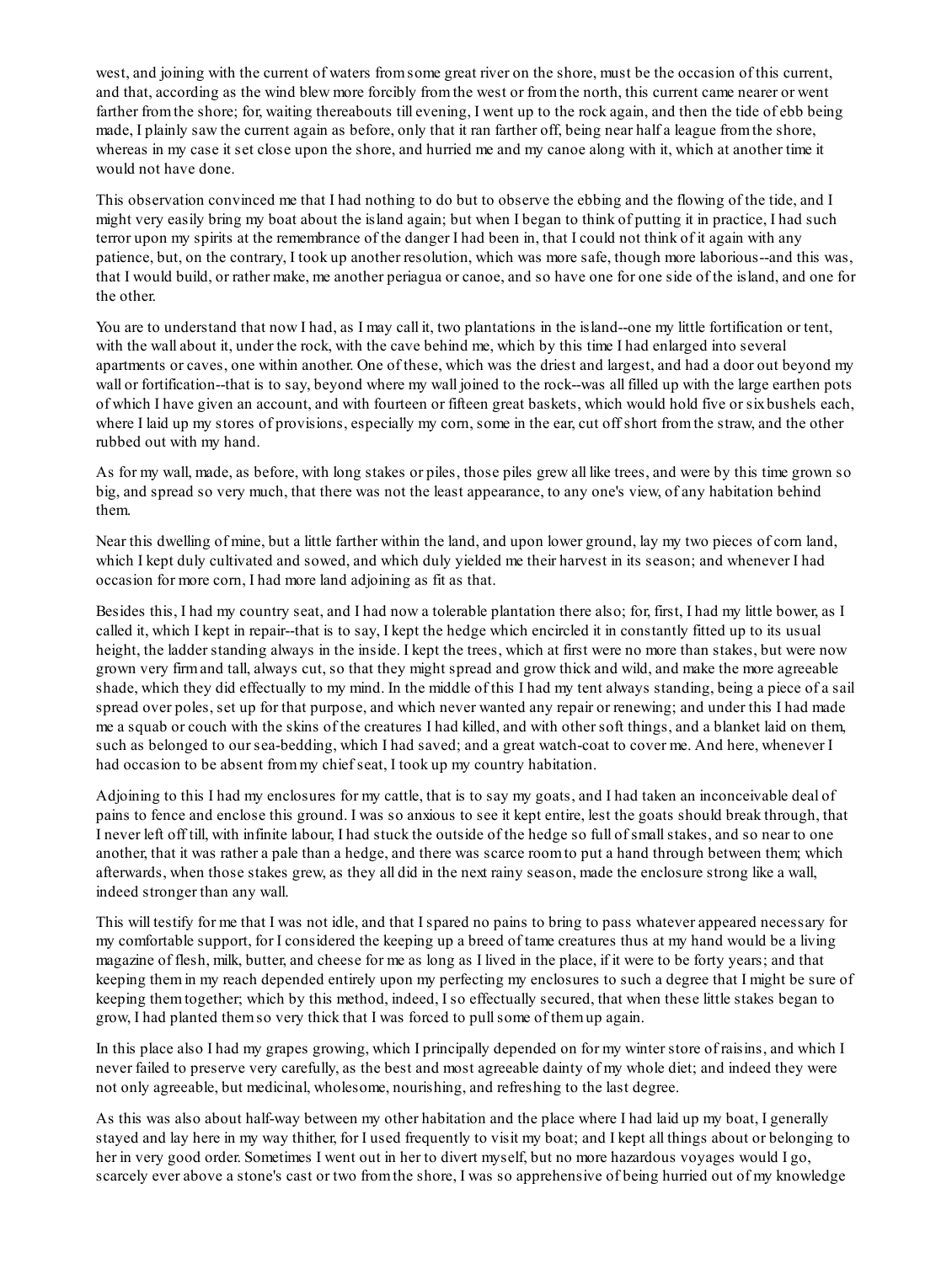west, and joining with the current of waters from some great river on the shore, must be the occasion of this current, and that, according as the wind blew more forcibly from the west or from the north, this current came nearer or went farther from the shore; for, waiting thereabouts till evening, I went up to the rock again, and then the tide of ebb being made, I plainly saw the current again as before, only that it ran farther off, being near half a league from the shore, whereas in my case it set close upon the shore, and hurried me and my canoe along with it, which at another time it would not have done.

This observation convinced me that I had nothing to do but to observe the ebbing and the flowing of the tide, and I might very easily bring my boat about the island again; but when I began to think of putting it in practice, I had such terror upon my spirits at the remembrance of the danger I had been in, that I could not think of it again with any patience, but, on the contrary, I took up another resolution, which was more safe, though more laborious--and this was, that I would build, or rather make, me another periagua or canoe, and so have one for one side of the island, and one for the other.

You are to understand that now I had, as I may call it, two plantations in the island--one my little fortification or tent, with the wall about it, under the rock, with the cave behind me, which by this time I had enlarged into several apartments or caves, one within another. One of these, which was the driest and largest, and had a door out beyond my wall or fortification--that is to say, beyond where my wall joined to the rock--was all filled up with the large earthen pots of which I have given an account, and with fourteen or fifteen great baskets, which would hold five or six bushels each, where I laid up my stores of provisions, especially my corn, some in the ear, cut off short from the straw, and the other rubbed out with my hand.

As for my wall, made, as before, with long stakes or piles, those piles grew all like trees, and were by this time grown so big, and spread so very much, that there was not the least appearance, to any one's view, of any habitation behind them.

Near this dwelling of mine, but a little farther within the land, and upon lower ground, lay my two pieces of corn land, which I kept duly cultivated and sowed, and which duly yielded me their harvest in its season; and whenever I had occasion for more corn, I had more land adjoining as fit as that.

Besides this, I had my country seat, and I had now a tolerable plantation there also; for, first, I had my little bower, as I called it, which I kept in repair--that is to say, I kept the hedge which encircled it in constantly fitted up to its usual height, the ladder standing always in the inside. I kept the trees, which at first were no more than stakes, but were now grown very firm and tall, always cut, so that they might spread and grow thick and wild, and make the more agreeable shade, which they did effectually to my mind. In the middle of this I had my tent always standing, being a piece of a sail spread over poles, set up for that purpose, and which never wanted any repair or renewing; and under this I had made me a squab or couch with the skins of the creatures I had killed, and with other soft things, and a blanket laid on them, such as belonged to our sea-bedding, which I had saved; and a great watch-coat to cover me. And here, whenever I had occasion to be absent from my chief seat, I took up my country habitation.

Adjoining to this I had my enclosures for my cattle, that is to say my goats, and I had taken an inconceivable deal of pains to fence and enclose this ground. I was so anxious to see it kept entire, lest the goats should break through, that I never left off till, with infinite labour, I had stuck the outside of the hedge so full of small stakes, and so near to one another, that it was rather a pale than a hedge, and there was scarce room to put a hand through between them; which afterwards, when those stakes grew, as they all did in the next rainy season, made the enclosure strong like a wall, indeed stronger than any wall.

This will testify for me that I was not idle, and that I spared no pains to bring to pass whatever appeared necessary for my comfortable support, for I considered the keeping up a breed of tame creatures thus at my hand would be a living magazine of flesh, milk, butter, and cheese for me as long as I lived in the place, if it were to be forty years; and that keeping them in my reach depended entirely upon my perfecting my enclosures to such a degree that I might be sure of keeping them together; which by this method, indeed, I so effectually secured, that when these little stakes began to grow, I had planted them so very thick that I was forced to pull some of them up again.

In this place also I had my grapes growing, which I principally depended on for my winter store of raisins, and which I never failed to preserve very carefully, as the best and most agreeable dainty of my whole diet; and indeed they were not only agreeable, but medicinal, wholesome, nourishing, and refreshing to the last degree.

As this was also about half-way between my other habitation and the place where I had laid up my boat, I generally stayed and lay here in my way thither, for I used frequently to visit my boat; and I kept all things about or belonging to her in very good order. Sometimes I went out in her to divert myself, but no more hazardous voyages would I go, scarcely ever above a stone's cast or two from the shore, I was so apprehensive of being hurried out of my knowledge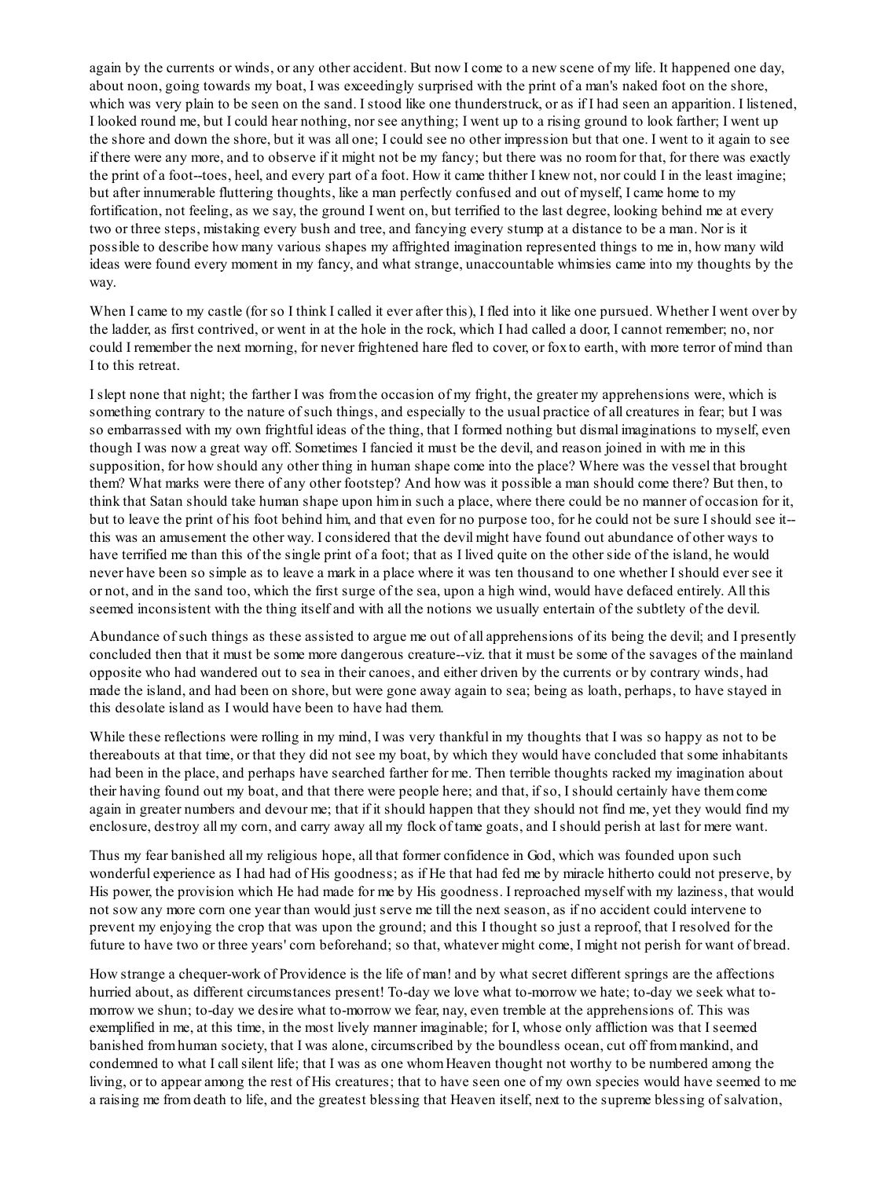again by the currents or winds, or any other accident. But now I come to a new scene of my life. It happened one day, about noon, going towards my boat, I was exceedingly surprised with the print of a man's naked foot on the shore, which was very plain to be seen on the sand. I stood like one thunderstruck, or as if I had seen an apparition. I listened, I looked round me, but I could hear nothing, nor see anything; I went up to a rising ground to look farther; I went up the shore and down the shore, but it was all one; I could see no other impression but that one. I went to it again to see if there were any more, and to observe if it might not be my fancy; but there was no room for that, for there was exactly the print of a foot--toes, heel, and every part of a foot. How it came thither I knew not, nor could I in the least imagine; but after innumerable fluttering thoughts, like a man perfectly confused and out of myself, I came home to my fortification, not feeling, as we say, the ground I went on, but terrified to the last degree, looking behind me at every two or three steps, mistaking every bush and tree, and fancying every stump at a distance to be a man. Nor is it possible to describe how many various shapes my affrighted imagination represented things to me in, how many wild ideas were found every moment in my fancy, and what strange, unaccountable whimsies came into my thoughts by the way.

When I came to my castle (for so I think I called it ever after this), I fled into it like one pursued. Whether I went over by the ladder, as first contrived, or went in at the hole in the rock, which I had called a door, I cannot remember; no, nor could I remember the next morning, for never frightened hare fled to cover, or fox to earth, with more terror of mind than I to this retreat.

I slept none that night; the farther I was from the occasion of my fright, the greater my apprehensions were, which is something contrary to the nature of such things, and especially to the usual practice of all creatures in fear; but I was so embarrassed with my own frightful ideas of the thing, that I formed nothing but dismal imaginations to myself, even though I was now a great way off. Sometimes I fancied it must be the devil, and reason joined in with me in this supposition, for how should any other thing in human shape come into the place? Where was the vessel that brought them? What marks were there of any other footstep? And how was it possible a man should come there? But then, to think that Satan should take human shape upon him in such a place, where there could be no manner of occasion for it, but to leave the print of his foot behind him, and that even for no purpose too, for he could not be sure I should see it--this was an amusement the other way. I considered that the devil might have found out abundance of other ways to have terrified me than this of the single print of a foot; that as I lived quite on the other side of the island, he would never have been so simple as to leave a mark in a place where it was ten thousand to one whether I should ever see it or not, and in the sand too, which the first surge of the sea, upon a high wind, would have defaced entirely. All this seemed inconsistent with the thing itself and with all the notions we usually entertain of the subtlety of the devil.

Abundance of such things as these assisted to argue me out of all apprehensions of its being the devil; and I presently concluded then that it must be some more dangerous creature--viz. that it must be some of the savages of the mainland opposite who had wandered out to sea in their canoes, and either driven by the currents or by contrary winds, had made the island, and had been on shore, but were gone away again to sea; being as loath, perhaps, to have stayed in this desolate island as I would have been to have had them.

While these reflections were rolling in my mind, I was very thankful in my thoughts that I was so happy as not to be thereabouts at that time, or that they did not see my boat, by which they would have concluded that some inhabitants had been in the place, and perhaps have searched farther for me. Then terrible thoughts racked my imagination about their having found out my boat, and that there were people here; and that, if so, I should certainly have them come again in greater numbers and devour me; that if it should happen that they should not find me, yet they would find my enclosure, destroy all my corn, and carry away all my flock of tame goats, and I should perish at last for mere want.

Thus my fear banished all my religious hope, all that former confidence in God, which was founded upon such wonderful experience as I had had of His goodness; as if He that had fed me by miracle hitherto could not preserve, by His power, the provision which He had made for me by His goodness. I reproached myself with my laziness, that would not sow any more corn one year than would just serve me till the next season, as if no accident could intervene to prevent my enjoying the crop that was upon the ground; and this I thought so just a reproof, that I resolved for the future to have two or three years' corn beforehand; so that, whatever might come, I might not perish for want of bread.

How strange a chequer-work of Providence is the life of man! and by what secret different springs are the affections hurried about, as different circumstances present! To-day we love what to-morrow we hate; to-day we seek what to-morrow we shun; to-day we desire what to-morrow we fear, nay, even tremble at the apprehensions of. This was exemplified in me, at this time, in the most lively manner imaginable; for I, whose only affliction was that I seemed banished from human society, that I was alone, circumscribed by the boundless ocean, cut off from mankind, and condemned to what I call silent life; that I was as one whom Heaven thought not worthy to be numbered among the living, or to appear among the rest of His creatures; that to have seen one of my own species would have seemed to me a raising me from death to life, and the greatest blessing that Heaven itself, next to the supreme blessing of salvation,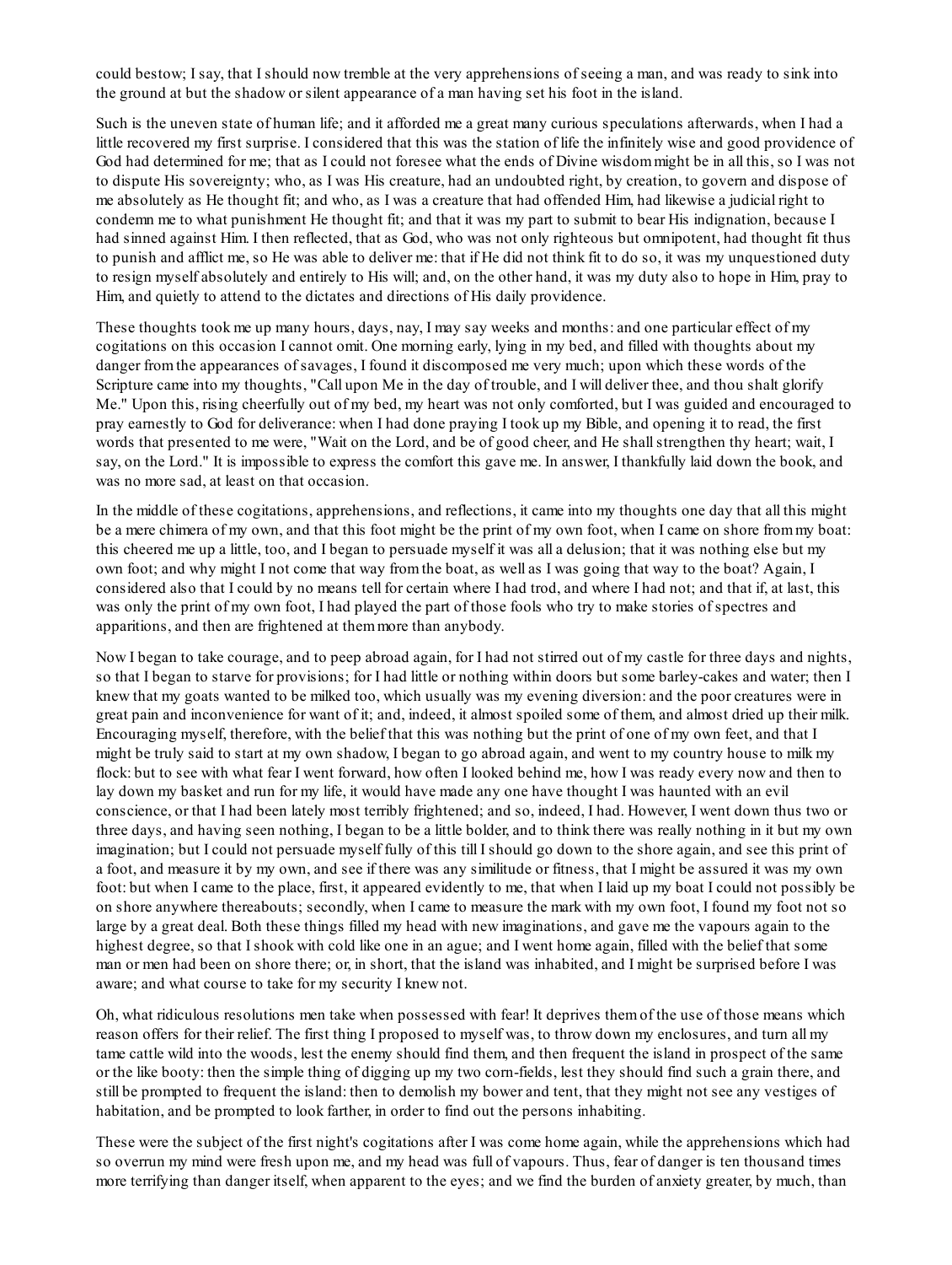could bestow; I say, that I should now tremble at the very apprehensions of seeing a man, and was ready to sink into the ground at but the shadow or silent appearance of a man having set his foot in the island.

Such is the uneven state of human life; and it afforded me a great many curious speculations afterwards, when I had a little recovered my first surprise. I considered that this was the station of life the infinitely wise and good providence of God had determined for me; that as I could not foresee what the ends of Divine wisdom might be in all this, so I was not to dispute His sovereignty; who, as I was His creature, had an undoubted right, by creation, to govern and dispose of me absolutely as He thought fit; and who, as I was a creature that had offended Him, had likewise a judicial right to condemn me to what punishment He thought fit; and that it was my part to submit to bear His indignation, because I had sinned against Him. I then reflected, that as God, who was not only righteous but omnipotent, had thought fit thus to punish and afflict me, so He was able to deliver me: that if He did not think fit to do so, it was my unquestioned duty to resign myself absolutely and entirely to His will; and, on the other hand, it was my duty also to hope in Him, pray to Him, and quietly to attend to the dictates and directions of His daily providence.

These thoughts took me up many hours, days, nay, I may say weeks and months: and one particular effect of my cogitations on this occasion I cannot omit. One morning early, lying in my bed, and filled with thoughts about my danger from the appearances of savages, I found it discomposed me very much; upon which these words of the Scripture came into my thoughts, "Call upon Me in the day of trouble, and I will deliver thee, and thou shalt glorify Me." Upon this, rising cheerfully out of my bed, my heart was not only comforted, but I was guided and encouraged to pray earnestly to God for deliverance: when I had done praying I took up my Bible, and opening it to read, the first words that presented to me were, "Wait on the Lord, and be of good cheer, and He shall strengthen thy heart; wait, I say, on the Lord." It is impossible to express the comfort this gave me. In answer, I thankfully laid down the book, and was no more sad, at least on that occasion.

In the middle of these cogitations, apprehensions, and reflections, it came into my thoughts one day that all this might be a mere chimera of my own, and that this foot might be the print of my own foot, when I came on shore from my boat: this cheered me up a little, too, and I began to persuade myself it was all a delusion; that it was nothing else but my own foot; and why might I not come that way from the boat, as well as I was going that way to the boat? Again, I considered also that I could by no means tell for certain where I had trod, and where I had not; and that if, at last, this was only the print of my own foot, I had played the part of those fools who try to make stories of spectres and apparitions, and then are frightened at them more than anybody.

Now I began to take courage, and to peep abroad again, for I had not stirred out of my castle for three days and nights, so that I began to starve for provisions; for I had little or nothing within doors but some barley-cakes and water; then I knew that my goats wanted to be milked too, which usually was my evening diversion: and the poor creatures were in great pain and inconvenience for want of it; and, indeed, it almost spoiled some of them, and almost dried up their milk. Encouraging myself, therefore, with the belief that this was nothing but the print of one of my own feet, and that I might be truly said to start at my own shadow, I began to go abroad again, and went to my country house to milk my flock: but to see with what fear I went forward, how often I looked behind me, how I was ready every now and then to lay down my basket and run for my life, it would have made any one have thought I was haunted with an evil conscience, or that I had been lately most terribly frightened; and so, indeed, I had. However, I went down thus two or three days, and having seen nothing, I began to be a little bolder, and to think there was really nothing in it but my own imagination; but I could not persuade myself fully of this till I should go down to the shore again, and see this print of a foot, and measure it by my own, and see if there was any similitude or fitness, that I might be assured it was my own foot: but when I came to the place, first, it appeared evidently to me, that when I laid up my boat I could not possibly be on shore anywhere thereabouts; secondly, when I came to measure the mark with my own foot, I found my foot not so large by a great deal. Both these things filled my head with new imaginations, and gave me the vapours again to the highest degree, so that I shook with cold like one in an ague; and I went home again, filled with the belief that some man or men had been on shore there; or, in short, that the island was inhabited, and I might be surprised before I was aware; and what course to take for my security I knew not.

Oh, what ridiculous resolutions men take when possessed with fear! It deprives them of the use of those means which reason offers for their relief. The first thing I proposed to myself was, to throw down my enclosures, and turn all my tame cattle wild into the woods, lest the enemy should find them, and then frequent the island in prospect of the same or the like booty: then the simple thing of digging up my two corn-fields, lest they should find such a grain there, and still be prompted to frequent the island: then to demolish my bower and tent, that they might not see any vestiges of habitation, and be prompted to look farther, in order to find out the persons inhabiting.

These were the subject of the first night's cogitations after I was come home again, while the apprehensions which had so overrun my mind were fresh upon me, and my head was full of vapours. Thus, fear of danger is ten thousand times more terrifying than danger itself, when apparent to the eyes; and we find the burden of anxiety greater, by much, than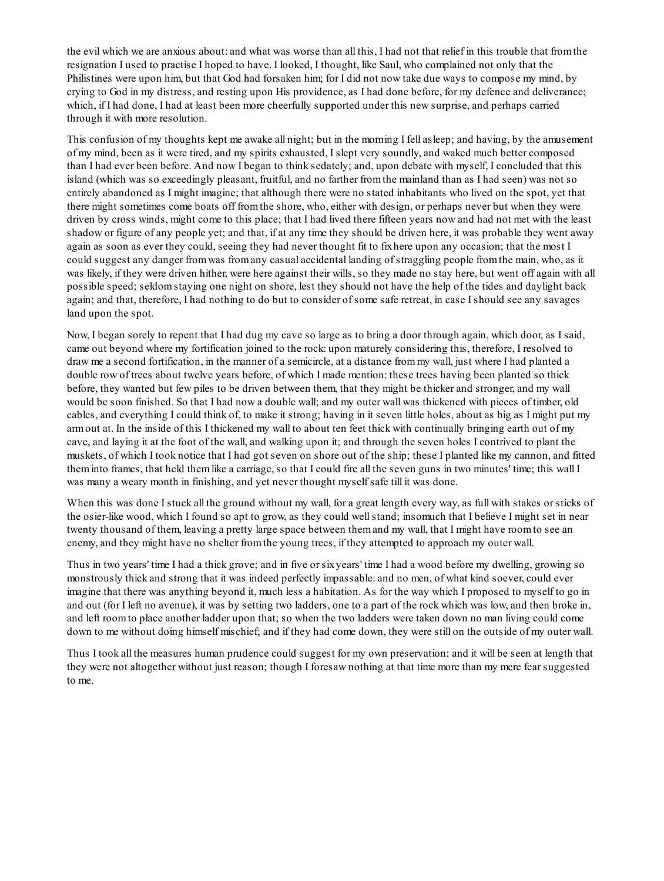the evil which we are anxious about: and what was worse than all this, I had not that relief in this trouble that from the resignation I used to practise I hoped to have. I looked, I thought, like Saul, who complained not only that the Philistines were upon him, but that God had forsaken him; for I did not now take due ways to compose my mind, by crying to God in my distress, and resting upon His providence, as I had done before, for my defence and deliverance; which, if I had done, I had at least been more cheerfully supported under this new surprise, and perhaps carried through it with more resolution.

This confusion of my thoughts kept me awake all night; but in the morning I fell asleep; and having, by the amusement of my mind, been as it were tired, and my spirits exhausted, I slept very soundly, and waked much better composed than I had ever been before. And now I began to think sedately; and, upon debate with myself, I concluded that this island (which was so exceedingly pleasant, fruitful, and no farther from the mainland than as I had seen) was not so entirely abandoned as I might imagine; that although there were no stated inhabitants who lived on the spot, yet that there might sometimes come boats off from the shore, who, either with design, or perhaps never but when they were driven by cross winds, might come to this place; that I had lived there fifteen years now and had not met with the least shadow or figure of any people yet; and that, if at any time they should be driven here, it was probable they went away again as soon as ever they could, seeing they had never thought fit to fix here upon any occasion; that the most I could suggest any danger from was from any casual accidental landing of straggling people from the main, who, as it was likely, if they were driven hither, were here against their wills, so they made no stay here, but went off again with all possible speed; seldom staying one night on shore, lest they should not have the help of the tides and daylight back again; and that, therefore, I had nothing to do but to consider of some safe retreat, in case I should see any savages land upon the spot.

Now, I began sorely to repent that I had dug my cave so large as to bring a door through again, which door, as I said, came out beyond where my fortification joined to the rock: upon maturely considering this, therefore, I resolved to draw me a second fortification, in the manner of a semicircle, at a distance from my wall, just where I had planted a double row of trees about twelve years before, of which I made mention: these trees having been planted so thick before, they wanted but few piles to be driven between them, that they might be thicker and stronger, and my wall would be soon finished. So that I had now a double wall; and my outer wall was thickened with pieces of timber, old cables, and everything I could think of, to make it strong; having in it seven little holes, about as big as I might put my arm out at. In the inside of this I thickened my wall to about ten feet thick with continually bringing earth out of my cave, and laying it at the foot of the wall, and walking upon it; and through the seven holes I contrived to plant the muskets, of which I took notice that I had got seven on shore out of the ship; these I planted like my cannon, and fitted them into frames, that held them like a carriage, so that I could fire all the seven guns in two minutes' time; this wall I was many a weary month in finishing, and yet never thought myself safe till it was done.

When this was done I stuck all the ground without my wall, for a great length every way, as full with stakes or sticks of the osier-like wood, which I found so apt to grow, as they could well stand; insomuch that I believe I might set in near twenty thousand of them, leaving a pretty large space between them and my wall, that I might have room to see an enemy, and they might have no shelter from the young trees, if they attempted to approach my outer wall.

Thus in two years' time I had a thick grove; and in five or six years' time I had a wood before my dwelling, growing so monstrously thick and strong that it was indeed perfectly impassable: and no men, of what kind soever, could ever imagine that there was anything beyond it, much less a habitation. As for the way which I proposed to myself to go in and out (for I left no avenue), it was by setting two ladders, one to a part of the rock which was low, and then broke in, and left room to place another ladder upon that; so when the two ladders were taken down no man living could come down to me without doing himself mischief; and if they had come down, they were still on the outside of my outer wall.

Thus I took all the measures human prudence could suggest for my own preservation; and it will be seen at length that they were not altogether without just reason; though I foresaw nothing at that time more than my mere fear suggested to me.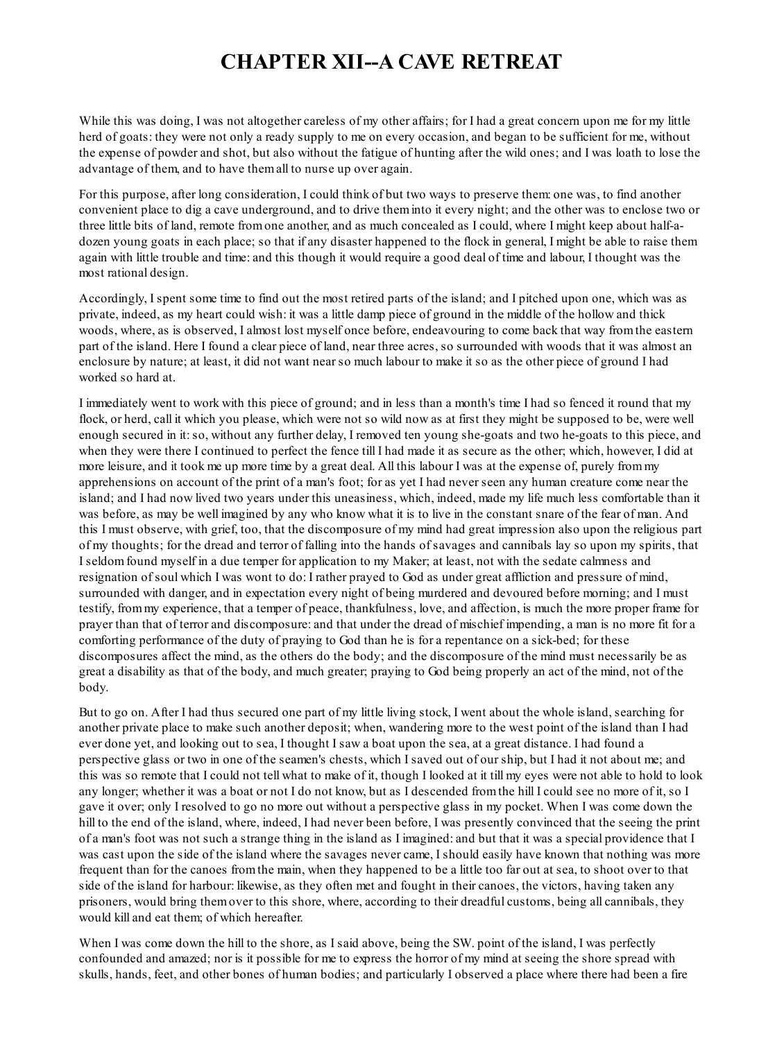# CHAPTER XII--A CAVE RETREAT

While this was doing, I was not altogether careless of my other affairs; for I had a great concern upon me for my little herd of goats: they were not only a ready supply to me on every occasion, and began to be sufficient for me, without the expense of powder and shot, but also without the fatigue of hunting after the wild ones; and I was loath to lose the advantage of them, and to have them all to nurse up over again.

For this purpose, after long consideration, I could think of but two ways to preserve them: one was, to find another convenient place to dig a cave underground, and to drive them into it every night; and the other was to enclose two or three little bits of land, remote from one another, and as much concealed as I could, where I might keep about half-a-dozen young goats in each place; so that if any disaster happened to the flock in general, I might be able to raise them again with little trouble and time: and this though it would require a good deal of time and labour, I thought was the most rational design.

Accordingly, I spent some time to find out the most retired parts of the island; and I pitched upon one, which was as private, indeed, as my heart could wish: it was a little damp piece of ground in the middle of the hollow and thick woods, where, as is observed, I almost lost myself once before, endeavouring to come back that way from the eastern part of the island. Here I found a clear piece of land, near three acres, so surrounded with woods that it was almost an enclosure by nature; at least, it did not want near so much labour to make it so as the other piece of ground I had worked so hard at.

I immediately went to work with this piece of ground; and in less than a month's time I had so fenced it round that my flock, or herd, call it which you please, which were not so wild now as at first they might be supposed to be, were well enough secured in it: so, without any further delay, I removed ten young she-goats and two he-goats to this piece, and when they were there I continued to perfect the fence till I had made it as secure as the other; which, however, I did at more leisure, and it took me up more time by a great deal. All this labour I was at the expense of, purely from my apprehensions on account of the print of a man's foot; for as yet I had never seen any human creature come near the island; and I had now lived two years under this uneasiness, which, indeed, made my life much less comfortable than it was before, as may be well imagined by any who know what it is to live in the constant snare of the fear of man. And this I must observe, with grief, too, that the discomposure of my mind had great impression also upon the religious part of my thoughts; for the dread and terror of falling into the hands of savages and cannibals lay so upon my spirits, that I seldom found myself in a due temper for application to my Maker; at least, not with the sedate calmness and resignation of soul which I was wont to do: I rather prayed to God as under great affliction and pressure of mind, surrounded with danger, and in expectation every night of being murdered and devoured before morning; and I must testify, from my experience, that a temper of peace, thankfulness, love, and affection, is much the more proper frame for prayer than that of terror and discomposure: and that under the dread of mischief impending, a man is no more fit for a comforting performance of the duty of praying to God than he is for a repentance on a sick-bed; for these discomposures affect the mind, as the others do the body; and the discomposure of the mind must necessarily be as great a disability as that of the body, and much greater; praying to God being properly an act of the mind, not of the body.

But to go on. After I had thus secured one part of my little living stock, I went about the whole island, searching for another private place to make such another deposit; when, wandering more to the west point of the island than I had ever done yet, and looking out to sea, I thought I saw a boat upon the sea, at a great distance. I had found a perspective glass or two in one of the seamen's chests, which I saved out of our ship, but I had it not about me; and this was so remote that I could not tell what to make of it, though I looked at it till my eyes were not able to hold to look any longer; whether it was a boat or not I do not know, but as I descended from the hill I could see no more of it, so I gave it over; only I resolved to go no more out without a perspective glass in my pocket. When I was come down the hill to the end of the island, where, indeed, I had never been before, I was presently convinced that the seeing the print of a man's foot was not such a strange thing in the island as I imagined: and but that it was a special providence that I was cast upon the side of the island where the savages never came, I should easily have known that nothing was more frequent than for the canoes from the main, when they happened to be a little too far out at sea, to shoot over to that side of the island for harbour: likewise, as they often met and fought in their canoes, the victors, having taken any prisoners, would bring them over to this shore, where, according to their dreadful customs, being all cannibals, they would kill and eat them; of which hereafter.

When I was come down the hill to the shore, as I said above, being the SW. point of the island, I was perfectly confounded and amazed; nor is it possible for me to express the horror of my mind at seeing the shore spread with skulls, hands, feet, and other bones of human bodies; and particularly I observed a place where there had been a fire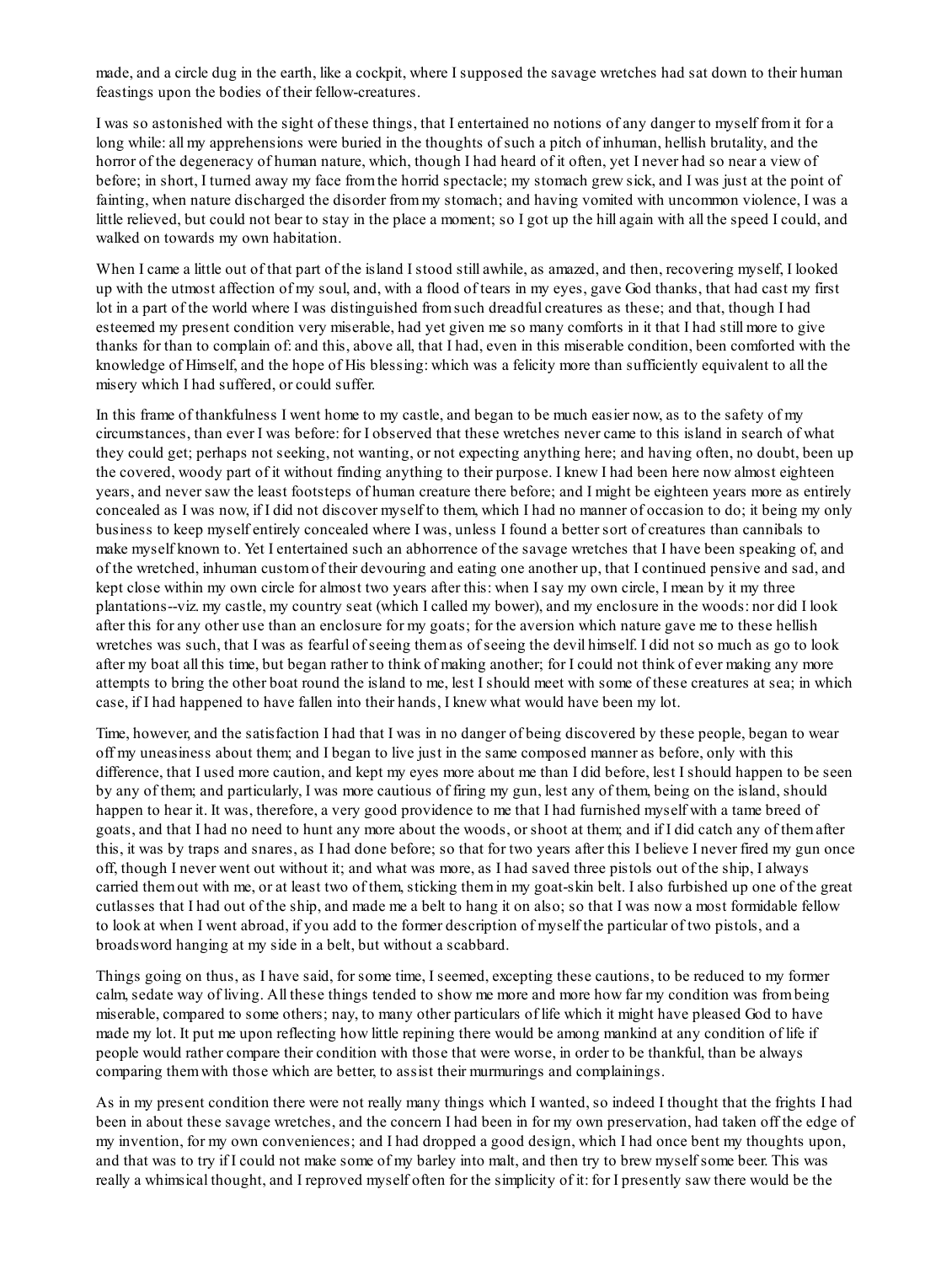made, and a circle dug in the earth, like a cockpit, where I supposed the savage wretches had sat down to their human feastings upon the bodies of their fellow-creatures.

I was so astonished with the sight of these things, that I entertained no notions of any danger to myself from it for a long while: all my apprehensions were buried in the thoughts of such a pitch of inhuman, hellish brutality, and the horror of the degeneracy of human nature, which, though I had heard of it often, yet I never had so near a view of before; in short, I turned away my face from the horrid spectacle; my stomach grew sick, and I was just at the point of fainting, when nature discharged the disorder from my stomach; and having vomited with uncommon violence, I was a little relieved, but could not bear to stay in the place a moment; so I got up the hill again with all the speed I could, and walked on towards my own habitation.

When I came a little out of that part of the island I stood still awhile, as amazed, and then, recovering myself, I looked up with the utmost affection of my soul, and, with a flood of tears in my eyes, gave God thanks, that had cast my first lot in a part of the world where I was distinguished from such dreadful creatures as these; and that, though I had esteemed my present condition very miserable, had yet given me so many comforts in it that I had still more to give thanks for than to complain of: and this, above all, that I had, even in this miserable condition, been comforted with the knowledge of Himself, and the hope of His blessing: which was a felicity more than sufficiently equivalent to all the misery which I had suffered, or could suffer.

In this frame of thankfulness I went home to my castle, and began to be much easier now, as to the safety of my circumstances, than ever I was before: for I observed that these wretches never came to this island in search of what they could get; perhaps not seeking, not wanting, or not expecting anything here; and having often, no doubt, been up the covered, woody part of it without finding anything to their purpose. I knew I had been here now almost eighteen years, and never saw the least footsteps of human creature there before; and I might be eighteen years more as entirely concealed as I was now, if I did not discover myself to them, which I had no manner of occasion to do; it being my only business to keep myself entirely concealed where I was, unless I found a better sort of creatures than cannibals to make myself known to. Yet I entertained such an abhorrence of the savage wretches that I have been speaking of, and of the wretched, inhuman custom of their devouring and eating one another up, that I continued pensive and sad, and kept close within my own circle for almost two years after this: when I say my own circle, I mean by it my three plantations--viz. my castle, my country seat (which I called my bower), and my enclosure in the woods: nor did I look after this for any other use than an enclosure for my goats; for the aversion which nature gave me to these hellish wretches was such, that I was as fearful of seeing them as of seeing the devil himself. I did not so much as go to look after my boat all this time, but began rather to think of making another; for I could not think of ever making any more attempts to bring the other boat round the island to me, lest I should meet with some of these creatures at sea; in which case, if I had happened to have fallen into their hands, I knew what would have been my lot.

Time, however, and the satisfaction I had that I was in no danger of being discovered by these people, began to wear off my uneasiness about them; and I began to live just in the same composed manner as before, only with this difference, that I used more caution, and kept my eyes more about me than I did before, lest I should happen to be seen by any of them; and particularly, I was more cautious of firing my gun, lest any of them, being on the island, should happen to hear it. It was, therefore, a very good providence to me that I had furnished myself with a tame breed of goats, and that I had no need to hunt any more about the woods, or shoot at them; and if I did catch any of them after this, it was by traps and snares, as I had done before; so that for two years after this I believe I never fired my gun once off, though I never went out without it; and what was more, as I had saved three pistols out of the ship, I always carried them out with me, or at least two of them, sticking them in my goat-skin belt. I also furbished up one of the great cutlasses that I had out of the ship, and made me a belt to hang it on also; so that I was now a most formidable fellow to look at when I went abroad, if you add to the former description of myself the particular of two pistols, and a broadsword hanging at my side in a belt, but without a scabbard.

Things going on thus, as I have said, for some time, I seemed, excepting these cautions, to be reduced to my former calm, sedate way of living. All these things tended to show me more and more how far my condition was from being miserable, compared to some others; nay, to many other particulars of life which it might have pleased God to have made my lot. It put me upon reflecting how little repining there would be among mankind at any condition of life if people would rather compare their condition with those that were worse, in order to be thankful, than be always comparing them with those which are better, to assist their murmurings and complainings.

As in my present condition there were not really many things which I wanted, so indeed I thought that the frights I had been in about these savage wretches, and the concern I had been in for my own preservation, had taken off the edge of my invention, for my own conveniences; and I had dropped a good design, which I had once bent my thoughts upon, and that was to try if I could not make some of my barley into malt, and then try to brew myself some beer. This was really a whimsical thought, and I reproved myself often for the simplicity of it: for I presently saw there would be the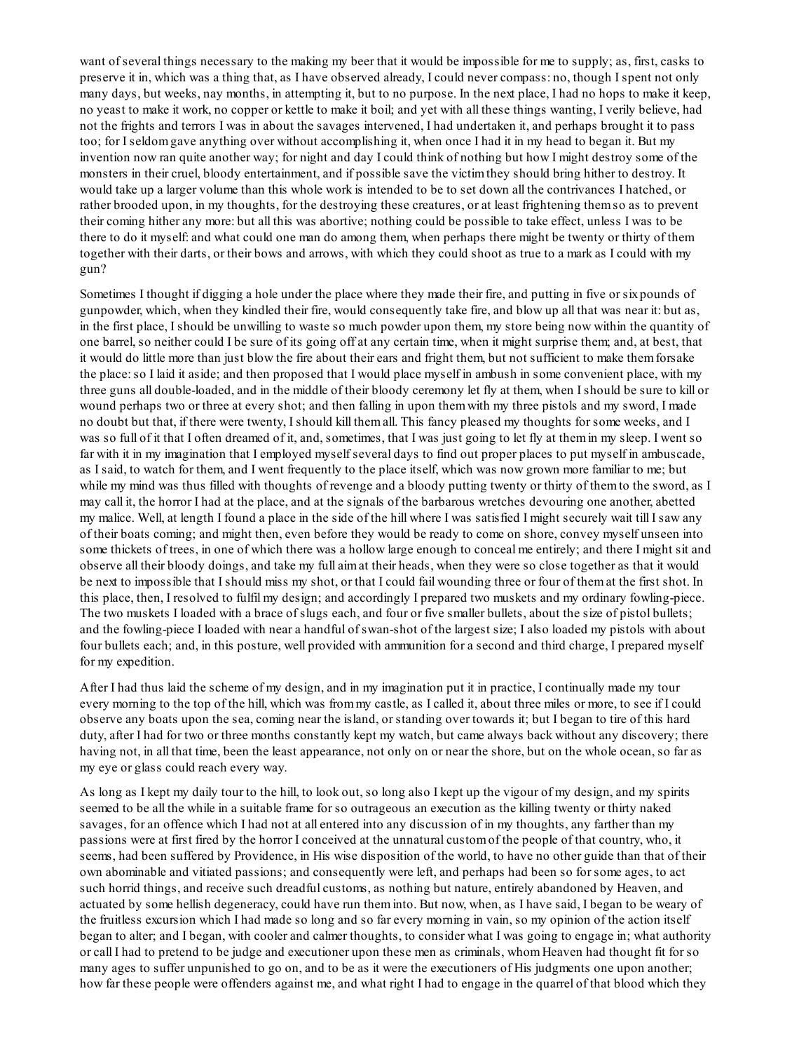want of several things necessary to the making my beer that it would be impossible for me to supply; as, first, casks to preserve it in, which was a thing that, as I have observed already, I could never compass: no, though I spent not only many days, but weeks, nay months, in attempting it, but to no purpose. In the next place, I had no hops to make it keep, no yeast to make it work, no copper or kettle to make it boil; and yet with all these things wanting, I verily believe, had not the frights and terrors I was in about the savages intervened, I had undertaken it, and perhaps brought it to pass too; for I seldom gave anything over without accomplishing it, when once I had it in my head to began it. But my invention now ran quite another way; for night and day I could think of nothing but how I might destroy some of the monsters in their cruel, bloody entertainment, and if possible save the victim they should bring hither to destroy. It would take up a larger volume than this whole work is intended to be to set down all the contrivances I hatched, or rather brooded upon, in my thoughts, for the destroying these creatures, or at least frightening them so as to prevent their coming hither any more: but all this was abortive; nothing could be possible to take effect, unless I was to be there to do it myself: and what could one man do among them, when perhaps there might be twenty or thirty of them together with their darts, or their bows and arrows, with which they could shoot as true to a mark as I could with my gun?

Sometimes I thought if digging a hole under the place where they made their fire, and putting in five or six pounds of gunpowder, which, when they kindled their fire, would consequently take fire, and blow up all that was near it: but as, in the first place, I should be unwilling to waste so much powder upon them, my store being now within the quantity of one barrel, so neither could I be sure of its going off at any certain time, when it might surprise them; and, at best, that it would do little more than just blow the fire about their ears and fright them, but not sufficient to make them forsake the place: so I laid it aside; and then proposed that I would place myself in ambush in some convenient place, with my three guns all double-loaded, and in the middle of their bloody ceremony let fly at them, when I should be sure to kill or wound perhaps two or three at every shot; and then falling in upon them with my three pistols and my sword, I made no doubt but that, if there were twenty, I should kill them all. This fancy pleased my thoughts for some weeks, and I was so full of it that I often dreamed of it, and, sometimes, that I was just going to let fly at them in my sleep. I went so far with it in my imagination that I employed myself several days to find out proper places to put myself in ambuscade, as I said, to watch for them, and I went frequently to the place itself, which was now grown more familiar to me; but while my mind was thus filled with thoughts of revenge and a bloody putting twenty or thirty of them to the sword, as I may call it, the horror I had at the place, and at the signals of the barbarous wretches devouring one another, abetted my malice. Well, at length I found a place in the side of the hill where I was satisfied I might securely wait till I saw any of their boats coming; and might then, even before they would be ready to come on shore, convey myself unseen into some thickets of trees, in one of which there was a hollow large enough to conceal me entirely; and there I might sit and observe all their bloody doings, and take my full aim at their heads, when they were so close together as that it would be next to impossible that I should miss my shot, or that I could fail wounding three or four of them at the first shot. In this place, then, I resolved to fulfil my design; and accordingly I prepared two muskets and my ordinary fowling-piece. The two muskets I loaded with a brace of slugs each, and four or five smaller bullets, about the size of pistol bullets; and the fowling-piece I loaded with near a handful of swan-shot of the largest size; I also loaded my pistols with about four bullets each; and, in this posture, well provided with ammunition for a second and third charge, I prepared myself for my expedition.

After I had thus laid the scheme of my design, and in my imagination put it in practice, I continually made my tour every morning to the top of the hill, which was from my castle, as I called it, about three miles or more, to see if I could observe any boats upon the sea, coming near the island, or standing over towards it; but I began to tire of this hard duty, after I had for two or three months constantly kept my watch, but came always back without any discovery; there having not, in all that time, been the least appearance, not only on or near the shore, but on the whole ocean, so far as my eye or glass could reach every way.

As long as I kept my daily tour to the hill, to look out, so long also I kept up the vigour of my design, and my spirits seemed to be all the while in a suitable frame for so outrageous an execution as the killing twenty or thirty naked savages, for an offence which I had not at all entered into any discussion of in my thoughts, any farther than my passions were at first fired by the horror I conceived at the unnatural custom of the people of that country, who, it seems, had been suffered by Providence, in His wise disposition of the world, to have no other guide than that of their own abominable and vitiated passions; and consequently were left, and perhaps had been so for some ages, to act such horrid things, and receive such dreadful customs, as nothing but nature, entirely abandoned by Heaven, and actuated by some hellish degeneracy, could have run them into. But now, when, as I have said, I began to be weary of the fruitless excursion which I had made so long and so far every morning in vain, so my opinion of the action itself began to alter; and I began, with cooler and calmer thoughts, to consider what I was going to engage in; what authority or call I had to pretend to be judge and executioner upon these men as criminals, whom Heaven had thought fit for so many ages to suffer unpunished to go on, and to be as it were the executioners of His judgments one upon another; how far these people were offenders against me, and what right I had to engage in the quarrel of that blood which they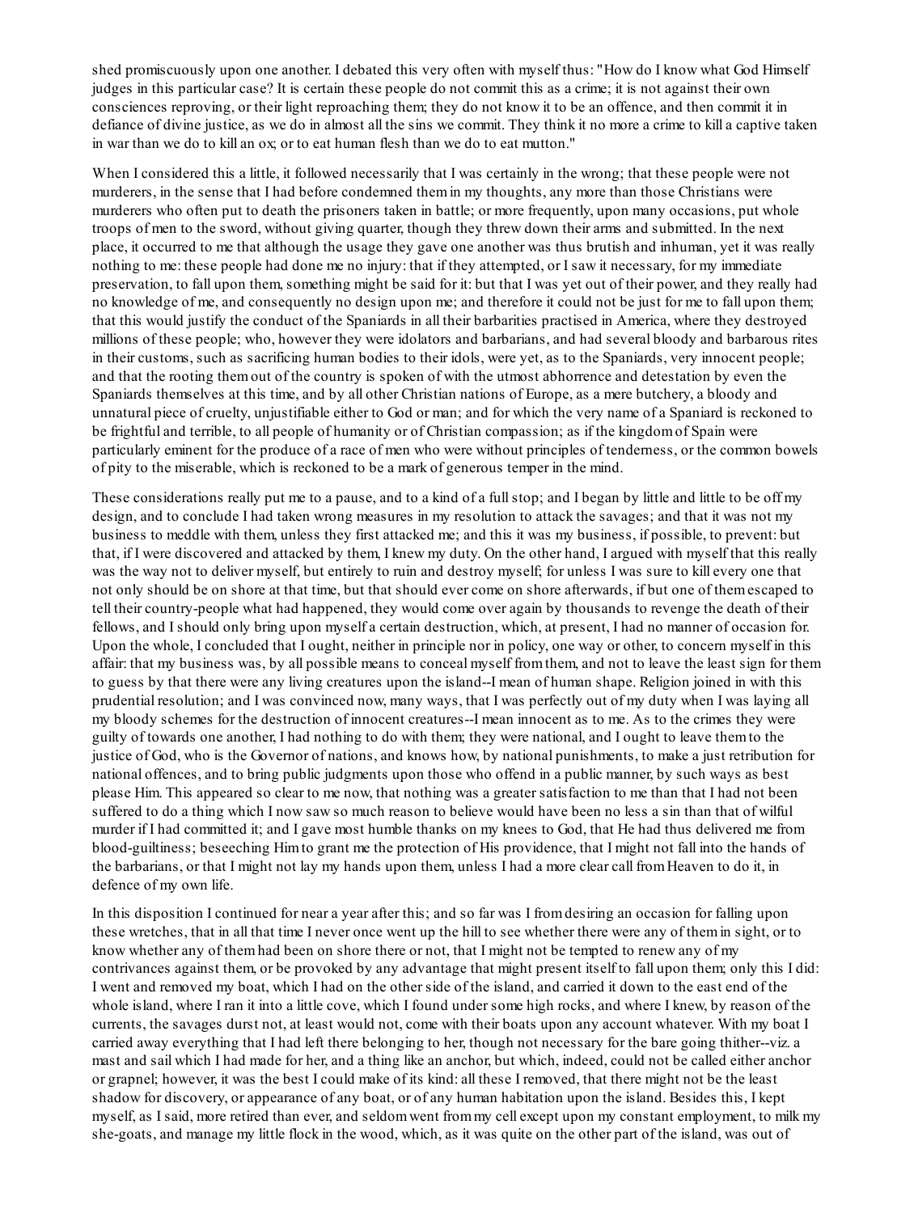shed promiscuously upon one another. I debated this very often with myself thus: "How do I know what God Himself judges in this particular case? It is certain these people do not commit this as a crime; it is not against their own consciences reproving, or their light reproaching them; they do not know it to be an offence, and then commit it in defiance of divine justice, as we do in almost all the sins we commit. They think it no more a crime to kill a captive taken in war than we do to kill an ox; or to eat human flesh than we do to eat mutton."

When I considered this a little, it followed necessarily that I was certainly in the wrong; that these people were not murderers, in the sense that I had before condemned them in my thoughts, any more than those Christians were murderers who often put to death the prisoners taken in battle; or more frequently, upon many occasions, put whole troops of men to the sword, without giving quarter, though they threw down their arms and submitted. In the next place, it occurred to me that although the usage they gave one another was thus brutish and inhuman, yet it was really nothing to me: these people had done me no injury: that if they attempted, or I saw it necessary, for my immediate preservation, to fall upon them, something might be said for it: but that I was yet out of their power, and they really had no knowledge of me, and consequently no design upon me; and therefore it could not be just for me to fall upon them; that this would justify the conduct of the Spaniards in all their barbarities practised in America, where they destroyed millions of these people; who, however they were idolators and barbarians, and had several bloody and barbarous rites in their customs, such as sacrificing human bodies to their idols, were yet, as to the Spaniards, very innocent people; and that the rooting them out of the country is spoken of with the utmost abhorrence and detestation by even the Spaniards themselves at this time, and by all other Christian nations of Europe, as a mere butchery, a bloody and unnatural piece of cruelty, unjustifiable either to God or man; and for which the very name of a Spaniard is reckoned to be frightful and terrible, to all people of humanity or of Christian compassion; as if the kingdom of Spain were particularly eminent for the produce of a race of men who were without principles of tenderness, or the common bowels of pity to the miserable, which is reckoned to be a mark of generous temper in the mind.

These considerations really put me to a pause, and to a kind of a full stop; and I began by little and little to be off my design, and to conclude I had taken wrong measures in my resolution to attack the savages; and that it was not my business to meddle with them, unless they first attacked me; and this it was my business, if possible, to prevent: but that, if I were discovered and attacked by them, I knew my duty. On the other hand, I argued with myself that this really was the way not to deliver myself, but entirely to ruin and destroy myself; for unless I was sure to kill every one that not only should be on shore at that time, but that should ever come on shore afterwards, if but one of them escaped to tell their country-people what had happened, they would come over again by thousands to revenge the death of their fellows, and I should only bring upon myself a certain destruction, which, at present, I had no manner of occasion for. Upon the whole, I concluded that I ought, neither in principle nor in policy, one way or other, to concern myself in this affair: that my business was, by all possible means to conceal myself from them, and not to leave the least sign for them to guess by that there were any living creatures upon the island--I mean of human shape. Religion joined in with this prudential resolution; and I was convinced now, many ways, that I was perfectly out of my duty when I was laying all my bloody schemes for the destruction of innocent creatures--I mean innocent as to me. As to the crimes they were guilty of towards one another, I had nothing to do with them; they were national, and I ought to leave them to the justice of God, who is the Governor of nations, and knows how, by national punishments, to make a just retribution for national offences, and to bring public judgments upon those who offend in a public manner, by such ways as best please Him. This appeared so clear to me now, that nothing was a greater satisfaction to me than that I had not been suffered to do a thing which I now saw so much reason to believe would have been no less a sin than that of wilful murder if I had committed it; and I gave most humble thanks on my knees to God, that He had thus delivered me from blood-guiltiness; beseeching Him to grant me the protection of His providence, that I might not fall into the hands of the barbarians, or that I might not lay my hands upon them, unless I had a more clear call from Heaven to do it, in defence of my own life.

In this disposition I continued for near a year after this; and so far was I from desiring an occasion for falling upon these wretches, that in all that time I never once went up the hill to see whether there were any of them in sight, or to know whether any of them had been on shore there or not, that I might not be tempted to renew any of my contrivances against them, or be provoked by any advantage that might present itself to fall upon them; only this I did: I went and removed my boat, which I had on the other side of the island, and carried it down to the east end of the whole island, where I ran it into a little cove, which I found under some high rocks, and where I knew, by reason of the currents, the savages durst not, at least would not, come with their boats upon any account whatever. With my boat I carried away everything that I had left there belonging to her, though not necessary for the bare going thither--viz. a mast and sail which I had made for her, and a thing like an anchor, but which, indeed, could not be called either anchor or grapnel; however, it was the best I could make of its kind: all these I removed, that there might not be the least shadow for discovery, or appearance of any boat, or of any human habitation upon the island. Besides this, I kept myself, as I said, more retired than ever, and seldom went from my cell except upon my constant employment, to milk my she-goats, and manage my little flock in the wood, which, as it was quite on the other part of the island, was out of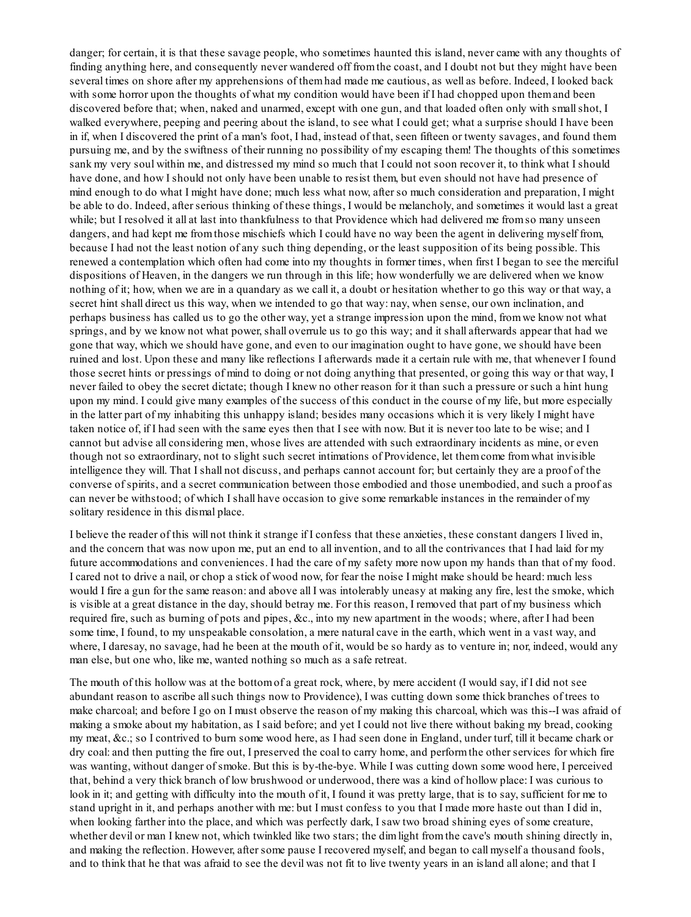danger; for certain, it is that these savage people, who sometimes haunted this island, never came with any thoughts of finding anything here, and consequently never wandered off from the coast, and I doubt not but they might have been several times on shore after my apprehensions of them had made me cautious, as well as before. Indeed, I looked back with some horror upon the thoughts of what my condition would have been if I had chopped upon them and been discovered before that; when, naked and unarmed, except with one gun, and that loaded often only with small shot, I walked everywhere, peeping and peering about the island, to see what I could get; what a surprise should I have been in if, when I discovered the print of a man's foot, I had, instead of that, seen fifteen or twenty savages, and found them pursuing me, and by the swiftness of their running no possibility of my escaping them! The thoughts of this sometimes sank my very soul within me, and distressed my mind so much that I could not soon recover it, to think what I should have done, and how I should not only have been unable to resist them, but even should not have had presence of mind enough to do what I might have done; much less what now, after so much consideration and preparation, I might be able to do. Indeed, after serious thinking of these things, I would be melancholy, and sometimes it would last a great while; but I resolved it all at last into thankfulness to that Providence which had delivered me from so many unseen dangers, and had kept me from those mischiefs which I could have no way been the agent in delivering myself from, because I had not the least notion of any such thing depending, or the least supposition of its being possible. This renewed a contemplation which often had come into my thoughts in former times, when first I began to see the merciful dispositions of Heaven, in the dangers we run through in this life; how wonderfully we are delivered when we know nothing of it; how, when we are in a quandary as we call it, a doubt or hesitation whether to go this way or that way, a secret hint shall direct us this way, when we intended to go that way: nay, when sense, our own inclination, and perhaps business has called us to go the other way, yet a strange impression upon the mind, from we know not what springs, and by we know not what power, shall overrule us to go this way; and it shall afterwards appear that had we gone that way, which we should have gone, and even to our imagination ought to have gone, we should have been ruined and lost. Upon these and many like reflections I afterwards made it a certain rule with me, that whenever I found those secret hints or pressings of mind to doing or not doing anything that presented, or going this way or that way, I never failed to obey the secret dictate; though I knew no other reason for it than such a pressure or such a hint hung upon my mind. I could give many examples of the success of this conduct in the course of my life, but more especially in the latter part of my inhabiting this unhappy island; besides many occasions which it is very likely I might have taken notice of, if I had seen with the same eyes then that I see with now. But it is never too late to be wise; and I cannot but advise all considering men, whose lives are attended with such extraordinary incidents as mine, or even though not so extraordinary, not to slight such secret intimations of Providence, let them come from what invisible intelligence they will. That I shall not discuss, and perhaps cannot account for; but certainly they are a proof of the converse of spirits, and a secret communication between those embodied and those unembodied, and such a proof as can never be withstood; of which I shall have occasion to give some remarkable instances in the remainder of my solitary residence in this dismal place.

I believe the reader of this will not think it strange if I confess that these anxieties, these constant dangers I lived in, and the concern that was now upon me, put an end to all invention, and to all the contrivances that I had laid for my future accommodations and conveniences. I had the care of my safety more now upon my hands than that of my food. I cared not to drive a nail, or chop a stick of wood now, for fear the noise I might make should be heard: much less would I fire a gun for the same reason: and above all I was intolerably uneasy at making any fire, lest the smoke, which is visible at a great distance in the day, should betray me. For this reason, I removed that part of my business which required fire, such as burning of pots and pipes, &c., into my new apartment in the woods; where, after I had been some time, I found, to my unspeakable consolation, a mere natural cave in the earth, which went in a vast way, and where, I daresay, no savage, had he been at the mouth of it, would be so hardy as to venture in; nor, indeed, would any man else, but one who, like me, wanted nothing so much as a safe retreat.

The mouth of this hollow was at the bottom of a great rock, where, by mere accident (I would say, if I did not see abundant reason to ascribe all such things now to Providence), I was cutting down some thick branches of trees to make charcoal; and before I go on I must observe the reason of my making this charcoal, which was this--I was afraid of making a smoke about my habitation, as I said before; and yet I could not live there without baking my bread, cooking my meat, &c.; so I contrived to burn some wood here, as I had seen done in England, under turf, till it became chark or dry coal: and then putting the fire out, I preserved the coal to carry home, and perform the other services for which fire was wanting, without danger of smoke. But this is by-the-bye. While I was cutting down some wood here, I perceived that, behind a very thick branch of low brushwood or underwood, there was a kind of hollow place: I was curious to look in it; and getting with difficulty into the mouth of it, I found it was pretty large, that is to say, sufficient for me to stand upright in it, and perhaps another with me: but I must confess to you that I made more haste out than I did in, when looking farther into the place, and which was perfectly dark, I saw two broad shining eyes of some creature, whether devil or man I knew not, which twinkled like two stars; the dim light from the cave's mouth shining directly in, and making the reflection. However, after some pause I recovered myself, and began to call myself a thousand fools, and to think that he that was afraid to see the devil was not fit to live twenty years in an island all alone; and that I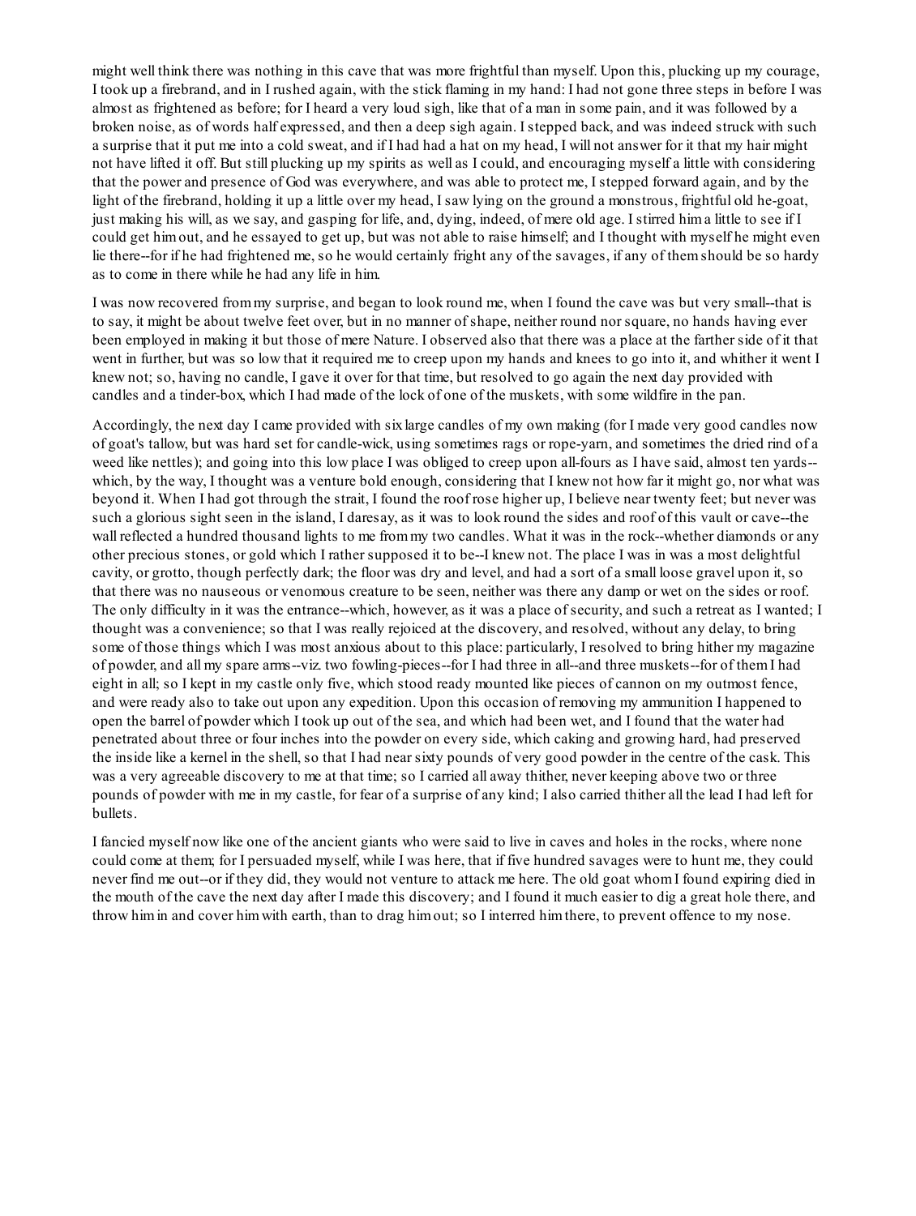might well think there was nothing in this cave that was more frightful than myself. Upon this, plucking up my courage, I took up a firebrand, and in I rushed again, with the stick flaming in my hand: I had not gone three steps in before I was almost as frightened as before; for I heard a very loud sigh, like that of a man in some pain, and it was followed by a broken noise, as of words half expressed, and then a deep sigh again. I stepped back, and was indeed struck with such a surprise that it put me into a cold sweat, and if I had had a hat on my head, I will not answer for it that my hair might not have lifted it off. But still plucking up my spirits as well as I could, and encouraging myself a little with considering that the power and presence of God was everywhere, and was able to protect me, I stepped forward again, and by the light of the firebrand, holding it up a little over my head, I saw lying on the ground a monstrous, frightful old he-goat, just making his will, as we say, and gasping for life, and, dying, indeed, of mere old age. I stirred him a little to see if I could get him out, and he essayed to get up, but was not able to raise himself; and I thought with myself he might even lie there--for if he had frightened me, so he would certainly fright any of the savages, if any of them should be so hardy as to come in there while he had any life in him.

I was now recovered from my surprise, and began to look round me, when I found the cave was but very small--that is to say, it might be about twelve feet over, but in no manner of shape, neither round nor square, no hands having ever been employed in making it but those of mere Nature. I observed also that there was a place at the farther side of it that went in further, but was so low that it required me to creep upon my hands and knees to go into it, and whither it went I knew not; so, having no candle, I gave it over for that time, but resolved to go again the next day provided with candles and a tinder-box, which I had made of the lock of one of the muskets, with some wildfire in the pan.

Accordingly, the next day I came provided with six large candles of my own making (for I made very good candles now of goat's tallow, but was hard set for candle-wick, using sometimes rags or rope-yarn, and sometimes the dried rind of a weed like nettles); and going into this low place I was obliged to creep upon all-fours as I have said, almost ten yards--which, by the way, I thought was a venture bold enough, considering that I knew not how far it might go, nor what was beyond it. When I had got through the strait, I found the roof rose higher up, I believe near twenty feet; but never was such a glorious sight seen in the island, I daresay, as it was to look round the sides and roof of this vault or cave--the wall reflected a hundred thousand lights to me from my two candles. What it was in the rock--whether diamonds or any other precious stones, or gold which I rather supposed it to be--I knew not. The place I was in was a most delightful cavity, or grotto, though perfectly dark; the floor was dry and level, and had a sort of a small loose gravel upon it, so that there was no nauseous or venomous creature to be seen, neither was there any damp or wet on the sides or roof. The only difficulty in it was the entrance--which, however, as it was a place of security, and such a retreat as I wanted; I thought was a convenience; so that I was really rejoiced at the discovery, and resolved, without any delay, to bring some of those things which I was most anxious about to this place: particularly, I resolved to bring hither my magazine of powder, and all my spare arms--viz. two fowling-pieces--for I had three in all--and three muskets--for of them I had eight in all; so I kept in my castle only five, which stood ready mounted like pieces of cannon on my outmost fence, and were ready also to take out upon any expedition. Upon this occasion of removing my ammunition I happened to open the barrel of powder which I took up out of the sea, and which had been wet, and I found that the water had penetrated about three or four inches into the powder on every side, which caking and growing hard, had preserved the inside like a kernel in the shell, so that I had near sixty pounds of very good powder in the centre of the cask. This was a very agreeable discovery to me at that time; so I carried all away thither, never keeping above two or three pounds of powder with me in my castle, for fear of a surprise of any kind; I also carried thither all the lead I had left for bullets.

I fancied myself now like one of the ancient giants who were said to live in caves and holes in the rocks, where none could come at them; for I persuaded myself, while I was here, that if five hundred savages were to hunt me, they could never find me out--or if they did, they would not venture to attack me here. The old goat whom I found expiring died in the mouth of the cave the next day after I made this discovery; and I found it much easier to dig a great hole there, and throw him in and cover him with earth, than to drag him out; so I interred him there, to prevent offence to my nose.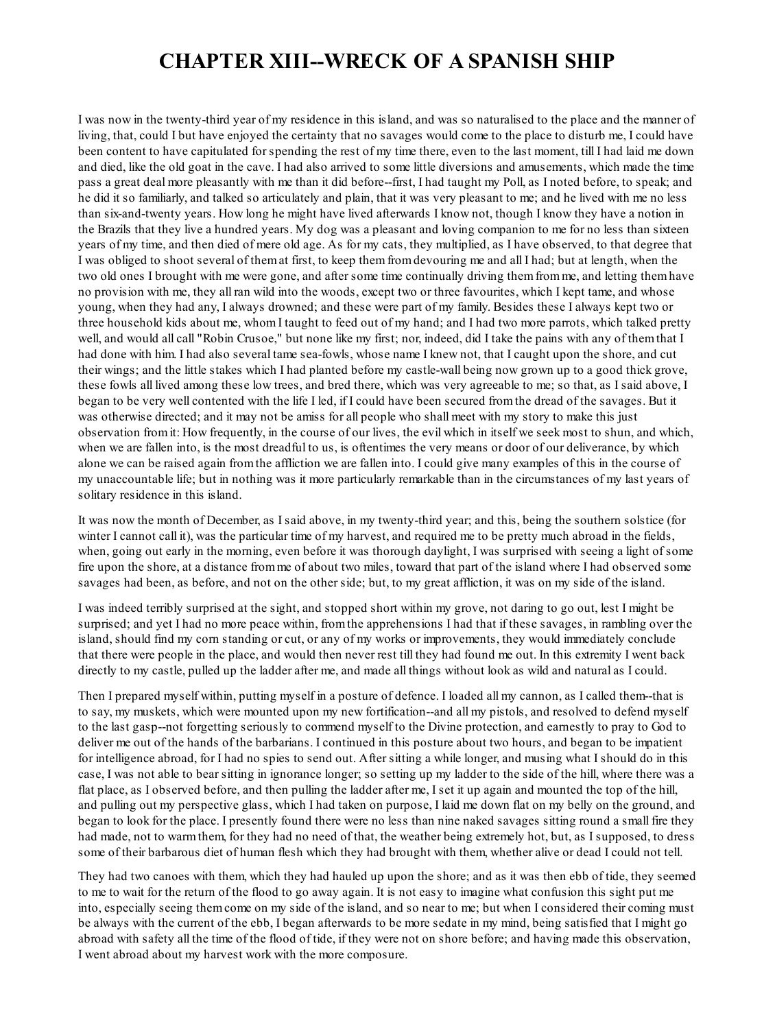# CHAPTER XIII--WRECK OF A SPANISH SHIP

I was now in the twenty-third year of my residence in this island, and was so naturalised to the place and the manner of living, that, could I but have enjoyed the certainty that no savages would come to the place to disturb me, I could have been content to have capitulated for spending the rest of my time there, even to the last moment, till I had laid me down and died, like the old goat in the cave. I had also arrived to some little diversions and amusements, which made the time pass a great deal more pleasantly with me than it did before--first, I had taught my Poll, as I noted before, to speak; and he did it so familiarly, and talked so articulately and plain, that it was very pleasant to me; and he lived with me no less than six-and-twenty years. How long he might have lived afterwards I know not, though I know they have a notion in the Brazils that they live a hundred years. My dog was a pleasant and loving companion to me for no less than sixteen years of my time, and then died of mere old age. As for my cats, they multiplied, as I have observed, to that degree that I was obliged to shoot several of them at first, to keep them from devouring me and all I had; but at length, when the two old ones I brought with me were gone, and after some time continually driving them from me, and letting them have no provision with me, they all ran wild into the woods, except two or three favourites, which I kept tame, and whose young, when they had any, I always drowned; and these were part of my family. Besides these I always kept two or three household kids about me, whom I taught to feed out of my hand; and I had two more parrots, which talked pretty well, and would all call "Robin Crusoe," but none like my first; nor, indeed, did I take the pains with any of them that I had done with him. I had also several tame sea-fowls, whose name I knew not, that I caught upon the shore, and cut their wings; and the little stakes which I had planted before my castle-wall being now grown up to a good thick grove, these fowls all lived among these low trees, and bred there, which was very agreeable to me; so that, as I said above, I began to be very well contented with the life I led, if I could have been secured from the dread of the savages. But it was otherwise directed; and it may not be amiss for all people who shall meet with my story to make this just observation from it: How frequently, in the course of our lives, the evil which in itself we seek most to shun, and which, when we are fallen into, is the most dreadful to us, is oftentimes the very means or door of our deliverance, by which alone we can be raised again from the affliction we are fallen into. I could give many examples of this in the course of my unaccountable life; but in nothing was it more particularly remarkable than in the circumstances of my last years of solitary residence in this island.

It was now the month of December, as I said above, in my twenty-third year; and this, being the southern solstice (for winter I cannot call it), was the particular time of my harvest, and required me to be pretty much abroad in the fields, when, going out early in the morning, even before it was thorough daylight, I was surprised with seeing a light of some fire upon the shore, at a distance from me of about two miles, toward that part of the island where I had observed some savages had been, as before, and not on the other side; but, to my great affliction, it was on my side of the island.

I was indeed terribly surprised at the sight, and stopped short within my grove, not daring to go out, lest I might be surprised; and yet I had no more peace within, from the apprehensions I had that if these savages, in rambling over the island, should find my corn standing or cut, or any of my works or improvements, they would immediately conclude that there were people in the place, and would then never rest till they had found me out. In this extremity I went back directly to my castle, pulled up the ladder after me, and made all things without look as wild and natural as I could.

Then I prepared myself within, putting myself in a posture of defence. I loaded all my cannon, as I called them--that is to say, my muskets, which were mounted upon my new fortification--and all my pistols, and resolved to defend myself to the last gasp--not forgetting seriously to commend myself to the Divine protection, and earnestly to pray to God to deliver me out of the hands of the barbarians. I continued in this posture about two hours, and began to be impatient for intelligence abroad, for I had no spies to send out. After sitting a while longer, and musing what I should do in this case, I was not able to bear sitting in ignorance longer; so setting up my ladder to the side of the hill, where there was a flat place, as I observed before, and then pulling the ladder after me, I set it up again and mounted the top of the hill, and pulling out my perspective glass, which I had taken on purpose, I laid me down flat on my belly on the ground, and began to look for the place. I presently found there were no less than nine naked savages sitting round a small fire they had made, not to warm them, for they had no need of that, the weather being extremely hot, but, as I supposed, to dress some of their barbarous diet of human flesh which they had brought with them, whether alive or dead I could not tell.

They had two canoes with them, which they had hauled up upon the shore; and as it was then ebb of tide, they seemed to me to wait for the return of the flood to go away again. It is not easy to imagine what confusion this sight put me into, especially seeing them come on my side of the island, and so near to me; but when I considered their coming must be always with the current of the ebb, I began afterwards to be more sedate in my mind, being satisfied that I might go abroad with safety all the time of the flood of tide, if they were not on shore before; and having made this observation, I went abroad about my harvest work with the more composure.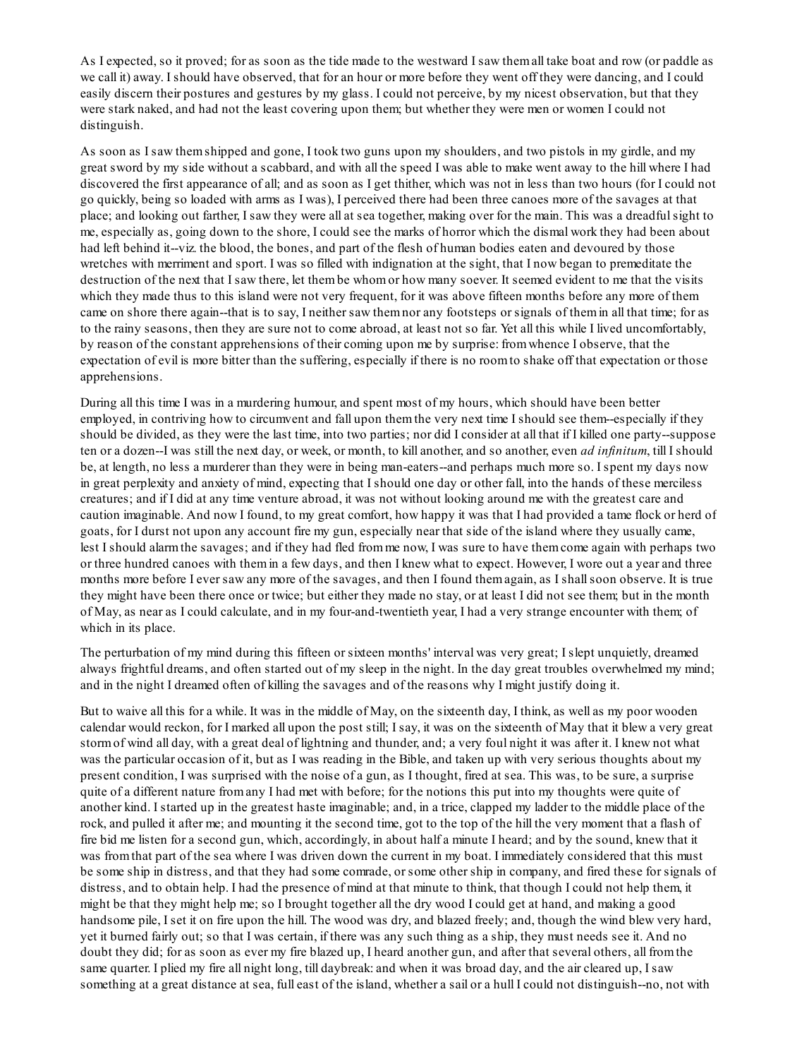As I expected, so it proved; for as soon as the tide made to the westward I saw them all take boat and row (or paddle as we call it) away. I should have observed, that for an hour or more before they went off they were dancing, and I could easily discern their postures and gestures by my glass. I could not perceive, by my nicest observation, but that they were stark naked, and had not the least covering upon them; but whether they were men or women I could not distinguish.

As soon as I saw them shipped and gone, I took two guns upon my shoulders, and two pistols in my girdle, and my great sword by my side without a scabbard, and with all the speed I was able to make went away to the hill where I had discovered the first appearance of all; and as soon as I get thither, which was not in less than two hours (for I could not go quickly, being so loaded with arms as I was), I perceived there had been three canoes more of the savages at that place; and looking out farther, I saw they were all at sea together, making over for the main. This was a dreadful sight to me, especially as, going down to the shore, I could see the marks of horror which the dismal work they had been about had left behind it--viz. the blood, the bones, and part of the flesh of human bodies eaten and devoured by those wretches with merriment and sport. I was so filled with indignation at the sight, that I now began to premeditate the destruction of the next that I saw there, let them be whom or how many soever. It seemed evident to me that the visits which they made thus to this island were not very frequent, for it was above fifteen months before any more of them came on shore there again--that is to say, I neither saw them nor any footsteps or signals of them in all that time; for as to the rainy seasons, then they are sure not to come abroad, at least not so far. Yet all this while I lived uncomfortably, by reason of the constant apprehensions of their coming upon me by surprise: from whence I observe, that the expectation of evil is more bitter than the suffering, especially if there is no room to shake off that expectation or those apprehensions.

During all this time I was in a murdering humour, and spent most of my hours, which should have been better employed, in contriving how to circumvent and fall upon them the very next time I should see them--especially if they should be divided, as they were the last time, into two parties; nor did I consider at all that if I killed one party--suppose ten or a dozen--I was still the next day, or week, or month, to kill another, and so another, even *ad infinitum*, till I should be, at length, no less a murderer than they were in being man-eaters--and perhaps much more so. I spent my days now in great perplexity and anxiety of mind, expecting that I should one day or other fall, into the hands of these merciless creatures; and if I did at any time venture abroad, it was not without looking around me with the greatest care and caution imaginable. And now I found, to my great comfort, how happy it was that I had provided a tame flock or herd of goats, for I durst not upon any account fire my gun, especially near that side of the island where they usually came, lest I should alarm the savages; and if they had fled from me now, I was sure to have them come again with perhaps two or three hundred canoes with them in a few days, and then I knew what to expect. However, I wore out a year and three months more before I ever saw any more of the savages, and then I found them again, as I shall soon observe. It is true they might have been there once or twice; but either they made no stay, or at least I did not see them; but in the month of May, as near as I could calculate, and in my four-and-twentieth year, I had a very strange encounter with them; of which in its place.

The perturbation of my mind during this fifteen or sixteen months' interval was very great; I slept unquietly, dreamed always frightful dreams, and often started out of my sleep in the night. In the day great troubles overwhelmed my mind; and in the night I dreamed often of killing the savages and of the reasons why I might justify doing it.

But to waive all this for a while. It was in the middle of May, on the sixteenth day, I think, as well as my poor wooden calendar would reckon, for I marked all upon the post still; I say, it was on the sixteenth of May that it blew a very great storm of wind all day, with a great deal of lightning and thunder, and; a very foul night it was after it. I knew not what was the particular occasion of it, but as I was reading in the Bible, and taken up with very serious thoughts about my present condition, I was surprised with the noise of a gun, as I thought, fired at sea. This was, to be sure, a surprise quite of a different nature from any I had met with before; for the notions this put into my thoughts were quite of another kind. I started up in the greatest haste imaginable; and, in a trice, clapped my ladder to the middle place of the rock, and pulled it after me; and mounting it the second time, got to the top of the hill the very moment that a flash of fire bid me listen for a second gun, which, accordingly, in about half a minute I heard; and by the sound, knew that it was from that part of the sea where I was driven down the current in my boat. I immediately considered that this must be some ship in distress, and that they had some comrade, or some other ship in company, and fired these for signals of distress, and to obtain help. I had the presence of mind at that minute to think, that though I could not help them, it might be that they might help me; so I brought together all the dry wood I could get at hand, and making a good handsome pile, I set it on fire upon the hill. The wood was dry, and blazed freely; and, though the wind blew very hard, yet it burned fairly out; so that I was certain, if there was any such thing as a ship, they must needs see it. And no doubt they did; for as soon as ever my fire blazed up, I heard another gun, and after that several others, all from the same quarter. I plied my fire all night long, till daybreak: and when it was broad day, and the air cleared up, I saw something at a great distance at sea, full east of the island, whether a sail or a hull I could not distinguish--no, not with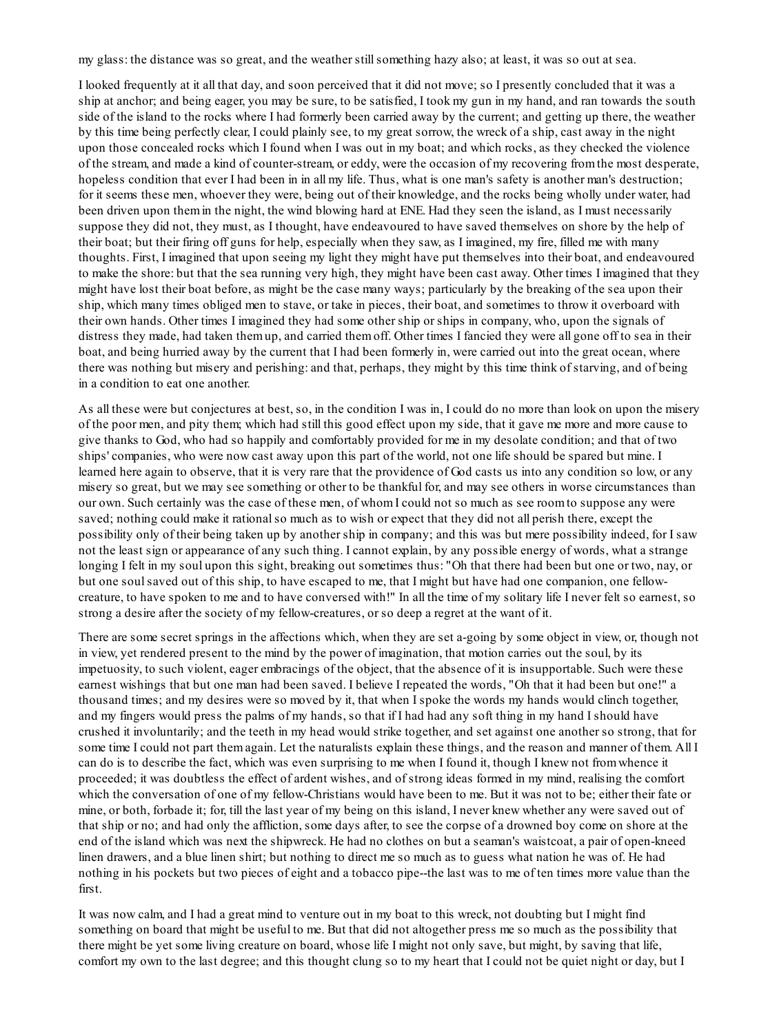my glass: the distance was so great, and the weather still something hazy also; at least, it was so out at sea.

I looked frequently at it all that day, and soon perceived that it did not move; so I presently concluded that it was a ship at anchor; and being eager, you may be sure, to be satisfied, I took my gun in my hand, and ran towards the south side of the island to the rocks where I had formerly been carried away by the current; and getting up there, the weather by this time being perfectly clear, I could plainly see, to my great sorrow, the wreck of a ship, cast away in the night upon those concealed rocks which I found when I was out in my boat; and which rocks, as they checked the violence of the stream, and made a kind of counter-stream, or eddy, were the occasion of my recovering from the most desperate, hopeless condition that ever I had been in in all my life. Thus, what is one man's safety is another man's destruction; for it seems these men, whoever they were, being out of their knowledge, and the rocks being wholly under water, had been driven upon them in the night, the wind blowing hard at ENE. Had they seen the island, as I must necessarily suppose they did not, they must, as I thought, have endeavoured to have saved themselves on shore by the help of their boat; but their firing off guns for help, especially when they saw, as I imagined, my fire, filled me with many thoughts. First, I imagined that upon seeing my light they might have put themselves into their boat, and endeavoured to make the shore: but that the sea running very high, they might have been cast away. Other times I imagined that they might have lost their boat before, as might be the case many ways; particularly by the breaking of the sea upon their ship, which many times obliged men to stave, or take in pieces, their boat, and sometimes to throw it overboard with their own hands. Other times I imagined they had some other ship or ships in company, who, upon the signals of distress they made, had taken them up, and carried them off. Other times I fancied they were all gone off to sea in their boat, and being hurried away by the current that I had been formerly in, were carried out into the great ocean, where there was nothing but misery and perishing: and that, perhaps, they might by this time think of starving, and of being in a condition to eat one another.

As all these were but conjectures at best, so, in the condition I was in, I could do no more than look on upon the misery of the poor men, and pity them; which had still this good effect upon my side, that it gave me more and more cause to give thanks to God, who had so happily and comfortably provided for me in my desolate condition; and that of two ships' companies, who were now cast away upon this part of the world, not one life should be spared but mine. I learned here again to observe, that it is very rare that the providence of God casts us into any condition so low, or any misery so great, but we may see something or other to be thankful for, and may see others in worse circumstances than our own. Such certainly was the case of these men, of whom I could not so much as see room to suppose any were saved; nothing could make it rational so much as to wish or expect that they did not all perish there, except the possibility only of their being taken up by another ship in company; and this was but mere possibility indeed, for I saw not the least sign or appearance of any such thing. I cannot explain, by any possible energy of words, what a strange longing I felt in my soul upon this sight, breaking out sometimes thus: "Oh that there had been but one or two, nay, or but one soul saved out of this ship, to have escaped to me, that I might but have had one companion, one fellow-creature, to have spoken to me and to have conversed with!" In all the time of my solitary life I never felt so earnest, so strong a desire after the society of my fellow-creatures, or so deep a regret at the want of it.

There are some secret springs in the affections which, when they are set a-going by some object in view, or, though not in view, yet rendered present to the mind by the power of imagination, that motion carries out the soul, by its impetuosity, to such violent, eager embracings of the object, that the absence of it is insupportable. Such were these earnest wishings that but one man had been saved. I believe I repeated the words, "Oh that it had been but one!" a thousand times; and my desires were so moved by it, that when I spoke the words my hands would clinch together, and my fingers would press the palms of my hands, so that if I had had any soft thing in my hand I should have crushed it involuntarily; and the teeth in my head would strike together, and set against one another so strong, that for some time I could not part them again. Let the naturalists explain these things, and the reason and manner of them. All I can do is to describe the fact, which was even surprising to me when I found it, though I knew not from whence it proceeded; it was doubtless the effect of ardent wishes, and of strong ideas formed in my mind, realising the comfort which the conversation of one of my fellow-Christians would have been to me. But it was not to be; either their fate or mine, or both, forbade it; for, till the last year of my being on this island, I never knew whether any were saved out of that ship or no; and had only the affliction, some days after, to see the corpse of a drowned boy come on shore at the end of the island which was next the shipwreck. He had no clothes on but a seaman's waistcoat, a pair of open-kneed linen drawers, and a blue linen shirt; but nothing to direct me so much as to guess what nation he was of. He had nothing in his pockets but two pieces of eight and a tobacco pipe--the last was to me of ten times more value than the first.

It was now calm, and I had a great mind to venture out in my boat to this wreck, not doubting but I might find something on board that might be useful to me. But that did not altogether press me so much as the possibility that there might be yet some living creature on board, whose life I might not only save, but might, by saving that life, comfort my own to the last degree; and this thought clung so to my heart that I could not be quiet night or day, but I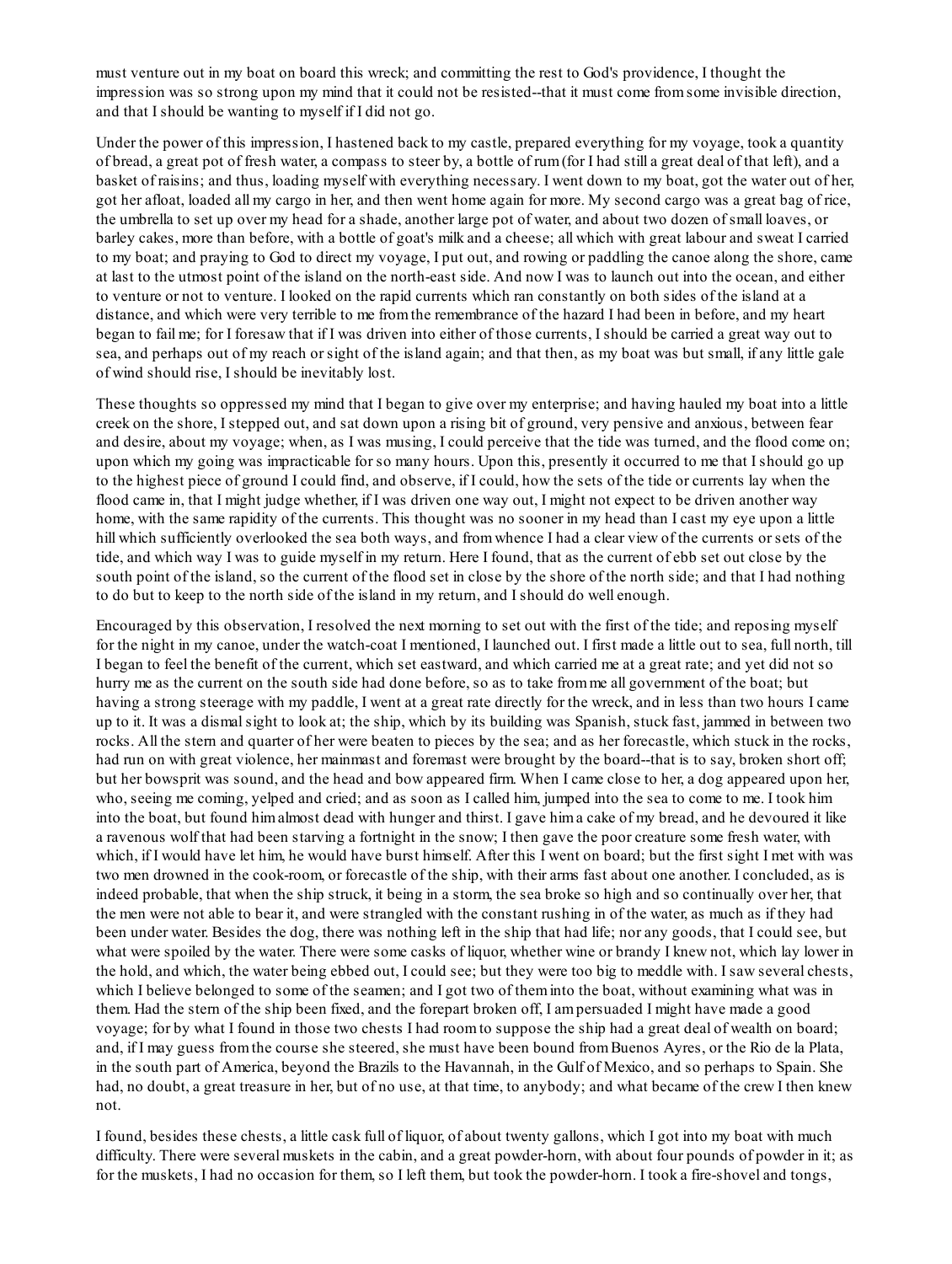must venture out in my boat on board this wreck; and committing the rest to God's providence, I thought the impression was so strong upon my mind that it could not be resisted--that it must come from some invisible direction, and that I should be wanting to myself if I did not go.

Under the power of this impression, I hastened back to my castle, prepared everything for my voyage, took a quantity of bread, a great pot of fresh water, a compass to steer by, a bottle of rum (for I had still a great deal of that left), and a basket of raisins; and thus, loading myself with everything necessary. I went down to my boat, got the water out of her, got her afloat, loaded all my cargo in her, and then went home again for more. My second cargo was a great bag of rice, the umbrella to set up over my head for a shade, another large pot of water, and about two dozen of small loaves, or barley cakes, more than before, with a bottle of goat's milk and a cheese; all which with great labour and sweat I carried to my boat; and praying to God to direct my voyage, I put out, and rowing or paddling the canoe along the shore, came at last to the utmost point of the island on the north-east side. And now I was to launch out into the ocean, and either to venture or not to venture. I looked on the rapid currents which ran constantly on both sides of the island at a distance, and which were very terrible to me from the remembrance of the hazard I had been in before, and my heart began to fail me; for I foresaw that if I was driven into either of those currents, I should be carried a great way out to sea, and perhaps out of my reach or sight of the island again; and that then, as my boat was but small, if any little gale of wind should rise, I should be inevitably lost.

These thoughts so oppressed my mind that I began to give over my enterprise; and having hauled my boat into a little creek on the shore, I stepped out, and sat down upon a rising bit of ground, very pensive and anxious, between fear and desire, about my voyage; when, as I was musing, I could perceive that the tide was turned, and the flood come on; upon which my going was impracticable for so many hours. Upon this, presently it occurred to me that I should go up to the highest piece of ground I could find, and observe, if I could, how the sets of the tide or currents lay when the flood came in, that I might judge whether, if I was driven one way out, I might not expect to be driven another way home, with the same rapidity of the currents. This thought was no sooner in my head than I cast my eye upon a little hill which sufficiently overlooked the sea both ways, and from whence I had a clear view of the currents or sets of the tide, and which way I was to guide myself in my return. Here I found, that as the current of ebb set out close by the south point of the island, so the current of the flood set in close by the shore of the north side; and that I had nothing to do but to keep to the north side of the island in my return, and I should do well enough.

Encouraged by this observation, I resolved the next morning to set out with the first of the tide; and reposing myself for the night in my canoe, under the watch-coat I mentioned, I launched out. I first made a little out to sea, full north, till I began to feel the benefit of the current, which set eastward, and which carried me at a great rate; and yet did not so hurry me as the current on the south side had done before, so as to take from me all government of the boat; but having a strong steerage with my paddle, I went at a great rate directly for the wreck, and in less than two hours I came up to it. It was a dismal sight to look at; the ship, which by its building was Spanish, stuck fast, jammed in between two rocks. All the stern and quarter of her were beaten to pieces by the sea; and as her forecastle, which stuck in the rocks, had run on with great violence, her mainmast and foremast were brought by the board--that is to say, broken short off; but her bowsprit was sound, and the head and bow appeared firm. When I came close to her, a dog appeared upon her, who, seeing me coming, yelped and cried; and as soon as I called him, jumped into the sea to come to me. I took him into the boat, but found him almost dead with hunger and thirst. I gave him a cake of my bread, and he devoured it like a ravenous wolf that had been starving a fortnight in the snow; I then gave the poor creature some fresh water, with which, if I would have let him, he would have burst himself. After this I went on board; but the first sight I met with was two men drowned in the cook-room, or forecastle of the ship, with their arms fast about one another. I concluded, as is indeed probable, that when the ship struck, it being in a storm, the sea broke so high and so continually over her, that the men were not able to bear it, and were strangled with the constant rushing in of the water, as much as if they had been under water. Besides the dog, there was nothing left in the ship that had life; nor any goods, that I could see, but what were spoiled by the water. There were some casks of liquor, whether wine or brandy I knew not, which lay lower in the hold, and which, the water being ebbed out, I could see; but they were too big to meddle with. I saw several chests, which I believe belonged to some of the seamen; and I got two of them into the boat, without examining what was in them. Had the stern of the ship been fixed, and the forepart broken off, I am persuaded I might have made a good voyage; for by what I found in those two chests I had room to suppose the ship had a great deal of wealth on board; and, if I may guess from the course she steered, she must have been bound from Buenos Ayres, or the Rio de la Plata, in the south part of America, beyond the Brazils to the Havannah, in the Gulf of Mexico, and so perhaps to Spain. She had, no doubt, a great treasure in her, but of no use, at that time, to anybody; and what became of the crew I then knew not.

I found, besides these chests, a little cask full of liquor, of about twenty gallons, which I got into my boat with much difficulty. There were several muskets in the cabin, and a great powder-horn, with about four pounds of powder in it; as for the muskets, I had no occasion for them, so I left them, but took the powder-horn. I took a fire-shovel and tongs,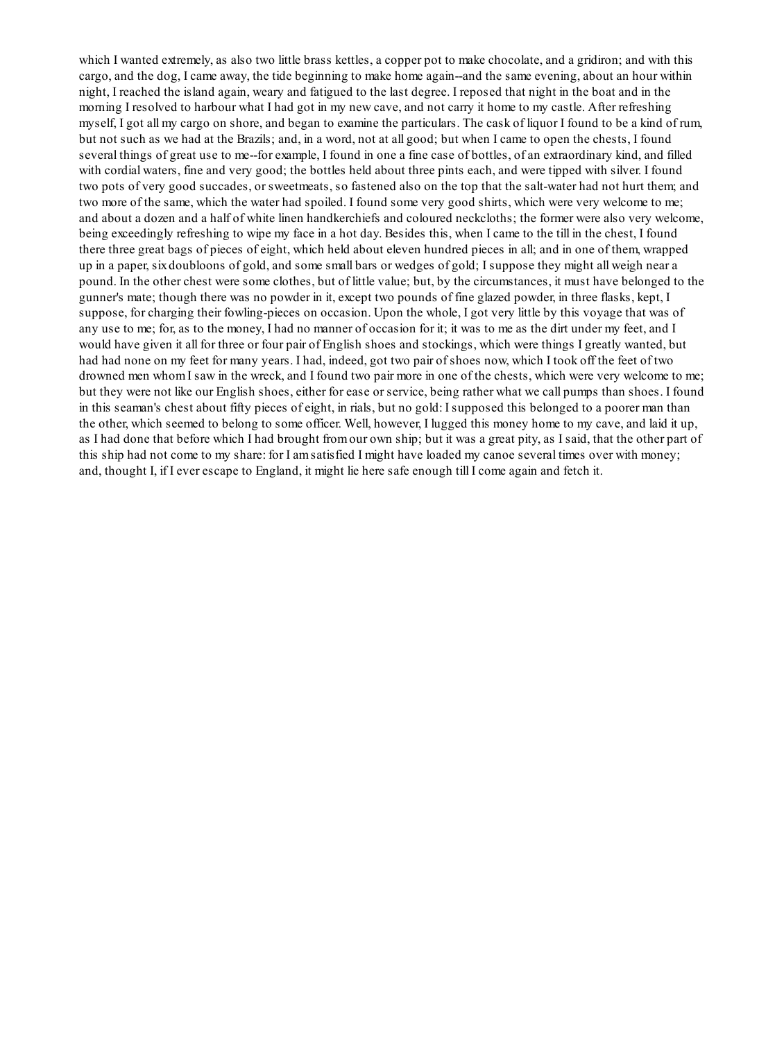which I wanted extremely, as also two little brass kettles, a copper pot to make chocolate, and a gridiron; and with this cargo, and the dog, I came away, the tide beginning to make home again--and the same evening, about an hour within night, I reached the island again, weary and fatigued to the last degree. I reposed that night in the boat and in the morning I resolved to harbour what I had got in my new cave, and not carry it home to my castle. After refreshing myself, I got all my cargo on shore, and began to examine the particulars. The cask of liquor I found to be a kind of rum, but not such as we had at the Brazils; and, in a word, not at all good; but when I came to open the chests, I found several things of great use to me--for example, I found in one a fine case of bottles, of an extraordinary kind, and filled with cordial waters, fine and very good; the bottles held about three pints each, and were tipped with silver. I found two pots of very good succades, or sweetmeats, so fastened also on the top that the salt-water had not hurt them; and two more of the same, which the water had spoiled. I found some very good shirts, which were very welcome to me; and about a dozen and a half of white linen handkerchiefs and coloured neckcloths; the former were also very welcome, being exceedingly refreshing to wipe my face in a hot day. Besides this, when I came to the till in the chest, I found there three great bags of pieces of eight, which held about eleven hundred pieces in all; and in one of them, wrapped up in a paper, six doubloons of gold, and some small bars or wedges of gold; I suppose they might all weigh near a pound. In the other chest were some clothes, but of little value; but, by the circumstances, it must have belonged to the gunner's mate; though there was no powder in it, except two pounds of fine glazed powder, in three flasks, kept, I suppose, for charging their fowling-pieces on occasion. Upon the whole, I got very little by this voyage that was of any use to me; for, as to the money, I had no manner of occasion for it; it was to me as the dirt under my feet, and I would have given it all for three or four pair of English shoes and stockings, which were things I greatly wanted, but had had none on my feet for many years. I had, indeed, got two pair of shoes now, which I took off the feet of two drowned men whom I saw in the wreck, and I found two pair more in one of the chests, which were very welcome to me; but they were not like our English shoes, either for ease or service, being rather what we call pumps than shoes. I found in this seaman's chest about fifty pieces of eight, in rials, but no gold: I supposed this belonged to a poorer man than the other, which seemed to belong to some officer. Well, however, I lugged this money home to my cave, and laid it up, as I had done that before which I had brought from our own ship; but it was a great pity, as I said, that the other part of this ship had not come to my share: for I am satisfied I might have loaded my canoe several times over with money; and, thought I, if I ever escape to England, it might lie here safe enough till I come again and fetch it.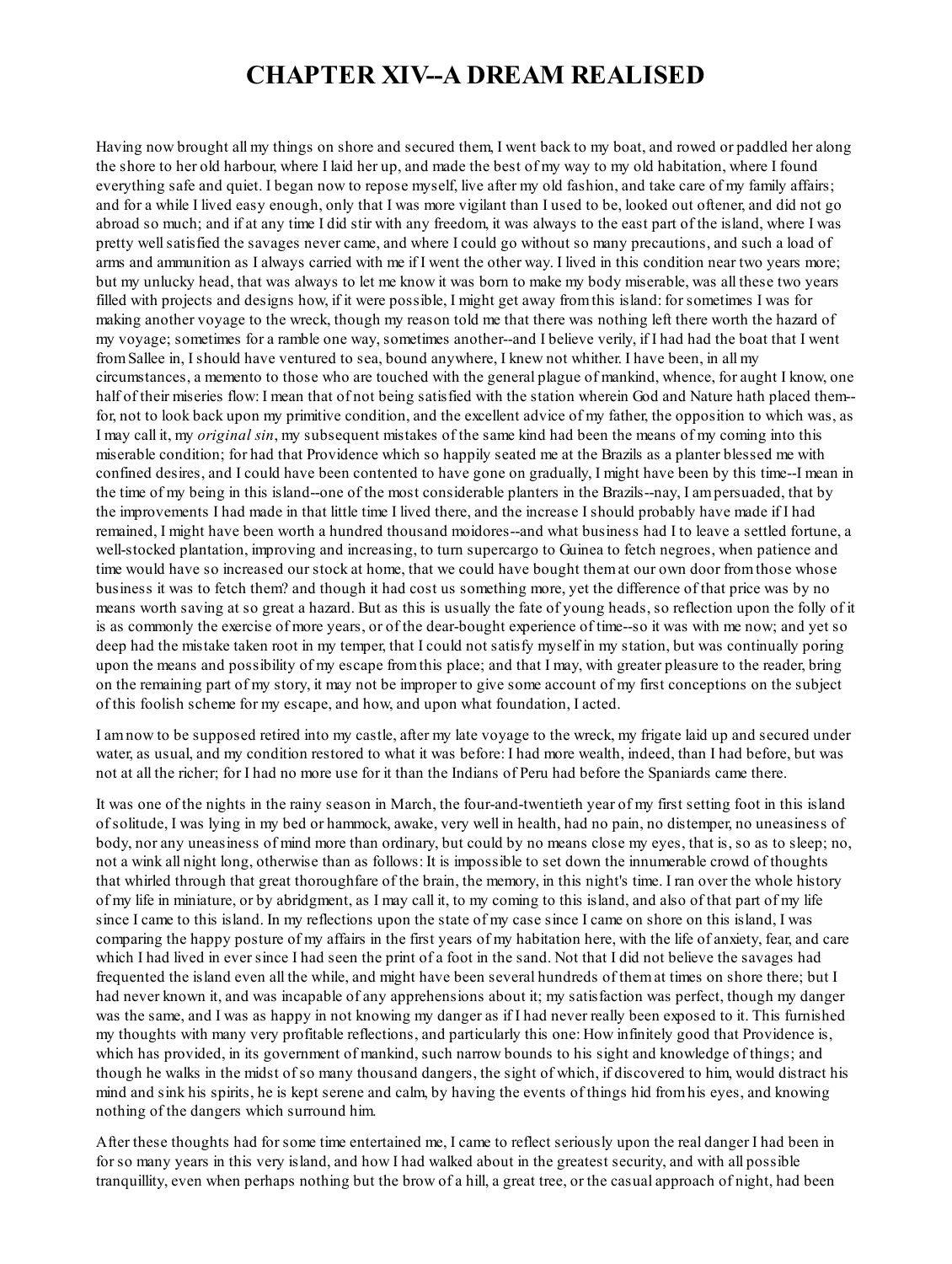# CHAPTER XIV--A DREAM REALISED

Having now brought all my things on shore and secured them, I went back to my boat, and rowed or paddled her along the shore to her old harbour, where I laid her up, and made the best of my way to my old habitation, where I found everything safe and quiet. I began now to repose myself, live after my old fashion, and take care of my family affairs; and for a while I lived easy enough, only that I was more vigilant than I used to be, looked out oftener, and did not go abroad so much; and if at any time I did stir with any freedom, it was always to the east part of the island, where I was pretty well satisfied the savages never came, and where I could go without so many precautions, and such a load of arms and ammunition as I always carried with me if I went the other way. I lived in this condition near two years more; but my unlucky head, that was always to let me know it was born to make my body miserable, was all these two years filled with projects and designs how, if it were possible, I might get away from this island: for sometimes I was for making another voyage to the wreck, though my reason told me that there was nothing left there worth the hazard of my voyage; sometimes for a ramble one way, sometimes another--and I believe verily, if I had had the boat that I went from Sallee in, I should have ventured to sea, bound anywhere, I knew not whither. I have been, in all my circumstances, a memento to those who are touched with the general plague of mankind, whence, for aught I know, one half of their miseries flow: I mean that of not being satisfied with the station wherein God and Nature hath placed them--for, not to look back upon my primitive condition, and the excellent advice of my father, the opposition to which was, as I may call it, my *original sin*, my subsequent mistakes of the same kind had been the means of my coming into this miserable condition; for had that Providence which so happily seated me at the Brazils as a planter blessed me with confined desires, and I could have been contented to have gone on gradually, I might have been by this time--I mean in the time of my being in this island--one of the most considerable planters in the Brazils--nay, I am persuaded, that by the improvements I had made in that little time I lived there, and the increase I should probably have made if I had remained, I might have been worth a hundred thousand moidores--and what business had I to leave a settled fortune, a well-stocked plantation, improving and increasing, to turn supercargo to Guinea to fetch negroes, when patience and time would have so increased our stock at home, that we could have bought them at our own door from those whose business it was to fetch them? and though it had cost us something more, yet the difference of that price was by no means worth saving at so great a hazard. But as this is usually the fate of young heads, so reflection upon the folly of it is as commonly the exercise of more years, or of the dear-bought experience of time--so it was with me now; and yet so deep had the mistake taken root in my temper, that I could not satisfy myself in my station, but was continually poring upon the means and possibility of my escape from this place; and that I may, with greater pleasure to the reader, bring on the remaining part of my story, it may not be improper to give some account of my first conceptions on the subject of this foolish scheme for my escape, and how, and upon what foundation, I acted.

I am now to be supposed retired into my castle, after my late voyage to the wreck, my frigate laid up and secured under water, as usual, and my condition restored to what it was before: I had more wealth, indeed, than I had before, but was not at all the richer; for I had no more use for it than the Indians of Peru had before the Spaniards came there.

It was one of the nights in the rainy season in March, the four-and-twentieth year of my first setting foot in this island of solitude, I was lying in my bed or hammock, awake, very well in health, had no pain, no distemper, no uneasiness of body, nor any uneasiness of mind more than ordinary, but could by no means close my eyes, that is, so as to sleep; no, not a wink all night long, otherwise than as follows: It is impossible to set down the innumerable crowd of thoughts that whirled through that great thoroughfare of the brain, the memory, in this night's time. I ran over the whole history of my life in miniature, or by abridgment, as I may call it, to my coming to this island, and also of that part of my life since I came to this island. In my reflections upon the state of my case since I came on shore on this island, I was comparing the happy posture of my affairs in the first years of my habitation here, with the life of anxiety, fear, and care which I had lived in ever since I had seen the print of a foot in the sand. Not that I did not believe the savages had frequented the island even all the while, and might have been several hundreds of them at times on shore there; but I had never known it, and was incapable of any apprehensions about it; my satisfaction was perfect, though my danger was the same, and I was as happy in not knowing my danger as if I had never really been exposed to it. This furnished my thoughts with many very profitable reflections, and particularly this one: How infinitely good that Providence is, which has provided, in its government of mankind, such narrow bounds to his sight and knowledge of things; and though he walks in the midst of so many thousand dangers, the sight of which, if discovered to him, would distract his mind and sink his spirits, he is kept serene and calm, by having the events of things hid from his eyes, and knowing nothing of the dangers which surround him.

After these thoughts had for some time entertained me, I came to reflect seriously upon the real danger I had been in for so many years in this very island, and how I had walked about in the greatest security, and with all possible tranquillity, even when perhaps nothing but the brow of a hill, a great tree, or the casual approach of night, had been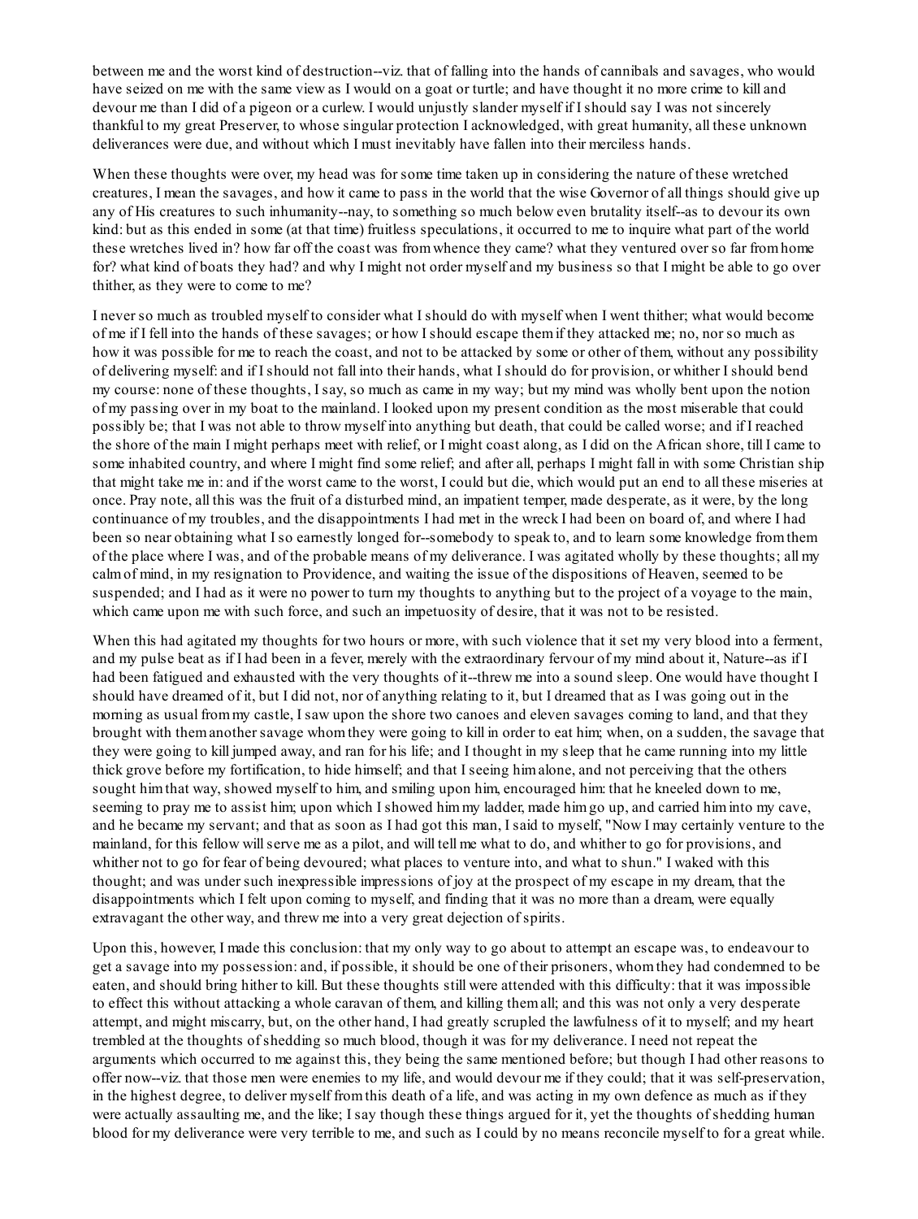between me and the worst kind of destruction--viz. that of falling into the hands of cannibals and savages, who would have seized on me with the same view as I would on a goat or turtle; and have thought it no more crime to kill and devour me than I did of a pigeon or a curlew. I would unjustly slander myself if I should say I was not sincerely thankful to my great Preserver, to whose singular protection I acknowledged, with great humanity, all these unknown deliverances were due, and without which I must inevitably have fallen into their merciless hands.

When these thoughts were over, my head was for some time taken up in considering the nature of these wretched creatures, I mean the savages, and how it came to pass in the world that the wise Governor of all things should give up any of His creatures to such inhumanity--nay, to something so much below even brutality itself--as to devour its own kind: but as this ended in some (at that time) fruitless speculations, it occurred to me to inquire what part of the world these wretches lived in? how far off the coast was from whence they came? what they ventured over so far from home for? what kind of boats they had? and why I might not order myself and my business so that I might be able to go over thither, as they were to come to me?

I never so much as troubled myself to consider what I should do with myself when I went thither; what would become of me if I fell into the hands of these savages; or how I should escape them if they attacked me; no, nor so much as how it was possible for me to reach the coast, and not to be attacked by some or other of them, without any possibility of delivering myself: and if I should not fall into their hands, what I should do for provision, or whither I should bend my course: none of these thoughts, I say, so much as came in my way; but my mind was wholly bent upon the notion of my passing over in my boat to the mainland. I looked upon my present condition as the most miserable that could possibly be; that I was not able to throw myself into anything but death, that could be called worse; and if I reached the shore of the main I might perhaps meet with relief, or I might coast along, as I did on the African shore, till I came to some inhabited country, and where I might find some relief; and after all, perhaps I might fall in with some Christian ship that might take me in: and if the worst came to the worst, I could but die, which would put an end to all these miseries at once. Pray note, all this was the fruit of a disturbed mind, an impatient temper, made desperate, as it were, by the long continuance of my troubles, and the disappointments I had met in the wreck I had been on board of, and where I had been so near obtaining what I so earnestly longed for--somebody to speak to, and to learn some knowledge from them of the place where I was, and of the probable means of my deliverance. I was agitated wholly by these thoughts; all my calm of mind, in my resignation to Providence, and waiting the issue of the dispositions of Heaven, seemed to be suspended; and I had as it were no power to turn my thoughts to anything but to the project of a voyage to the main, which came upon me with such force, and such an impetuosity of desire, that it was not to be resisted.

When this had agitated my thoughts for two hours or more, with such violence that it set my very blood into a ferment, and my pulse beat as if I had been in a fever, merely with the extraordinary fervour of my mind about it, Nature--as if I had been fatigued and exhausted with the very thoughts of it--threw me into a sound sleep. One would have thought I should have dreamed of it, but I did not, nor of anything relating to it, but I dreamed that as I was going out in the morning as usual from my castle, I saw upon the shore two canoes and eleven savages coming to land, and that they brought with them another savage whom they were going to kill in order to eat him; when, on a sudden, the savage that they were going to kill jumped away, and ran for his life; and I thought in my sleep that he came running into my little thick grove before my fortification, to hide himself; and that I seeing him alone, and not perceiving that the others sought him that way, showed myself to him, and smiling upon him, encouraged him: that he kneeled down to me, seeming to pray me to assist him; upon which I showed him my ladder, made him go up, and carried him into my cave, and he became my servant; and that as soon as I had got this man, I said to myself, "Now I may certainly venture to the mainland, for this fellow will serve me as a pilot, and will tell me what to do, and whither to go for provisions, and whither not to go for fear of being devoured; what places to venture into, and what to shun." I waked with this thought; and was under such inexpressible impressions of joy at the prospect of my escape in my dream, that the disappointments which I felt upon coming to myself, and finding that it was no more than a dream, were equally extravagant the other way, and threw me into a very great dejection of spirits.

Upon this, however, I made this conclusion: that my only way to go about to attempt an escape was, to endeavour to get a savage into my possession: and, if possible, it should be one of their prisoners, whom they had condemned to be eaten, and should bring hither to kill. But these thoughts still were attended with this difficulty: that it was impossible to effect this without attacking a whole caravan of them, and killing them all; and this was not only a very desperate attempt, and might miscarry, but, on the other hand, I had greatly scrupled the lawfulness of it to myself; and my heart trembled at the thoughts of shedding so much blood, though it was for my deliverance. I need not repeat the arguments which occurred to me against this, they being the same mentioned before; but though I had other reasons to offer now--viz. that those men were enemies to my life, and would devour me if they could; that it was self-preservation, in the highest degree, to deliver myself from this death of a life, and was acting in my own defence as much as if they were actually assaulting me, and the like; I say though these things argued for it, yet the thoughts of shedding human blood for my deliverance were very terrible to me, and such as I could by no means reconcile myself to for a great while.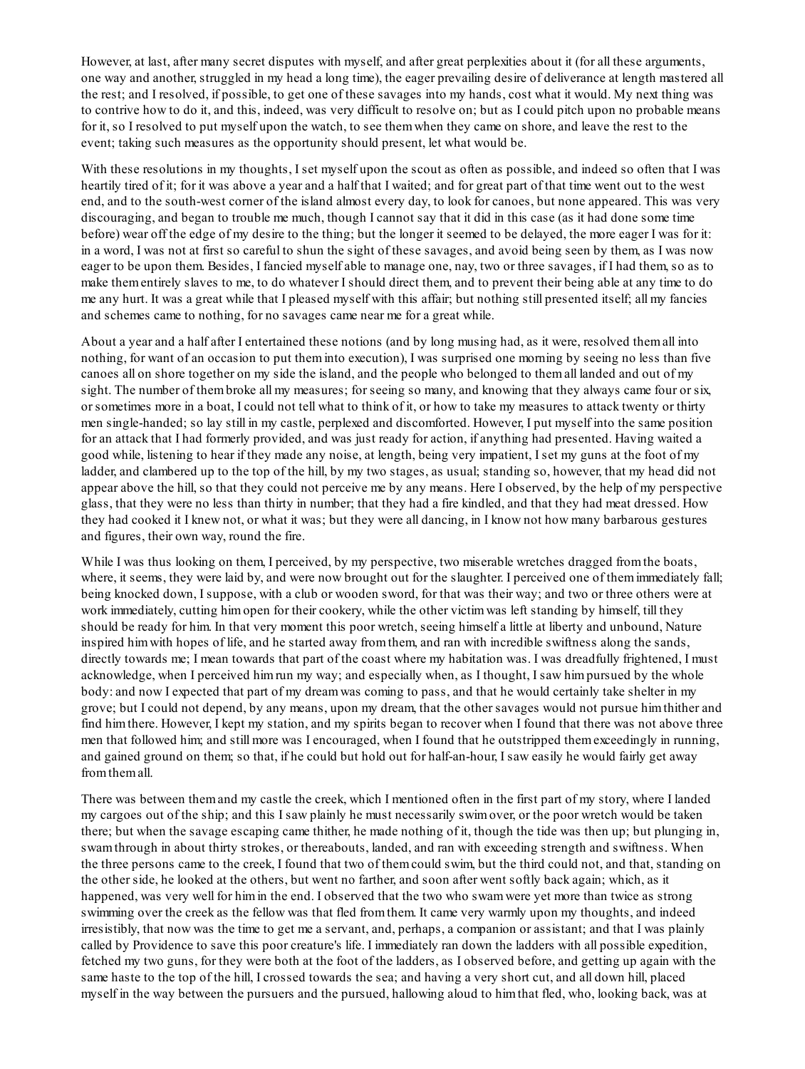However, at last, after many secret disputes with myself, and after great perplexities about it (for all these arguments, one way and another, struggled in my head a long time), the eager prevailing desire of deliverance at length mastered all the rest; and I resolved, if possible, to get one of these savages into my hands, cost what it would. My next thing was to contrive how to do it, and this, indeed, was very difficult to resolve on; but as I could pitch upon no probable means for it, so I resolved to put myself upon the watch, to see them when they came on shore, and leave the rest to the event; taking such measures as the opportunity should present, let what would be.

With these resolutions in my thoughts, I set myself upon the scout as often as possible, and indeed so often that I was heartily tired of it; for it was above a year and a half that I waited; and for great part of that time went out to the west end, and to the south-west corner of the island almost every day, to look for canoes, but none appeared. This was very discouraging, and began to trouble me much, though I cannot say that it did in this case (as it had done some time before) wear off the edge of my desire to the thing; but the longer it seemed to be delayed, the more eager I was for it: in a word, I was not at first so careful to shun the sight of these savages, and avoid being seen by them, as I was now eager to be upon them. Besides, I fancied myself able to manage one, nay, two or three savages, if I had them, so as to make them entirely slaves to me, to do whatever I should direct them, and to prevent their being able at any time to do me any hurt. It was a great while that I pleased myself with this affair; but nothing still presented itself; all my fancies and schemes came to nothing, for no savages came near me for a great while.

About a year and a half after I entertained these notions (and by long musing had, as it were, resolved them all into nothing, for want of an occasion to put them into execution), I was surprised one morning by seeing no less than five canoes all on shore together on my side the island, and the people who belonged to them all landed and out of my sight. The number of them broke all my measures; for seeing so many, and knowing that they always came four or six, or sometimes more in a boat, I could not tell what to think of it, or how to take my measures to attack twenty or thirty men single-handed; so lay still in my castle, perplexed and discomforted. However, I put myself into the same position for an attack that I had formerly provided, and was just ready for action, if anything had presented. Having waited a good while, listening to hear if they made any noise, at length, being very impatient, I set my guns at the foot of my ladder, and clambered up to the top of the hill, by my two stages, as usual; standing so, however, that my head did not appear above the hill, so that they could not perceive me by any means. Here I observed, by the help of my perspective glass, that they were no less than thirty in number; that they had a fire kindled, and that they had meat dressed. How they had cooked it I knew not, or what it was; but they were all dancing, in I know not how many barbarous gestures and figures, their own way, round the fire.

While I was thus looking on them, I perceived, by my perspective, two miserable wretches dragged from the boats, where, it seems, they were laid by, and were now brought out for the slaughter. I perceived one of them immediately fall; being knocked down, I suppose, with a club or wooden sword, for that was their way; and two or three others were at work immediately, cutting him open for their cookery, while the other victim was left standing by himself, till they should be ready for him. In that very moment this poor wretch, seeing himself a little at liberty and unbound, Nature inspired him with hopes of life, and he started away from them, and ran with incredible swiftness along the sands, directly towards me; I mean towards that part of the coast where my habitation was. I was dreadfully frightened, I must acknowledge, when I perceived him run my way; and especially when, as I thought, I saw him pursued by the whole body: and now I expected that part of my dream was coming to pass, and that he would certainly take shelter in my grove; but I could not depend, by any means, upon my dream, that the other savages would not pursue him thither and find him there. However, I kept my station, and my spirits began to recover when I found that there was not above three men that followed him; and still more was I encouraged, when I found that he outstripped them exceedingly in running, and gained ground on them; so that, if he could but hold out for half-an-hour, I saw easily he would fairly get away from them all.

There was between them and my castle the creek, which I mentioned often in the first part of my story, where I landed my cargoes out of the ship; and this I saw plainly he must necessarily swim over, or the poor wretch would be taken there; but when the savage escaping came thither, he made nothing of it, though the tide was then up; but plunging in, swam through in about thirty strokes, or thereabouts, landed, and ran with exceeding strength and swiftness. When the three persons came to the creek, I found that two of them could swim, but the third could not, and that, standing on the other side, he looked at the others, but went no farther, and soon after went softly back again; which, as it happened, was very well for him in the end. I observed that the two who swam were yet more than twice as strong swimming over the creek as the fellow was that fled from them. It came very warmly upon my thoughts, and indeed irresistibly, that now was the time to get me a servant, and, perhaps, a companion or assistant; and that I was plainly called by Providence to save this poor creature's life. I immediately ran down the ladders with all possible expedition, fetched my two guns, for they were both at the foot of the ladders, as I observed before, and getting up again with the same haste to the top of the hill, I crossed towards the sea; and having a very short cut, and all down hill, placed myself in the way between the pursuers and the pursued, hallowing aloud to him that fled, who, looking back, was at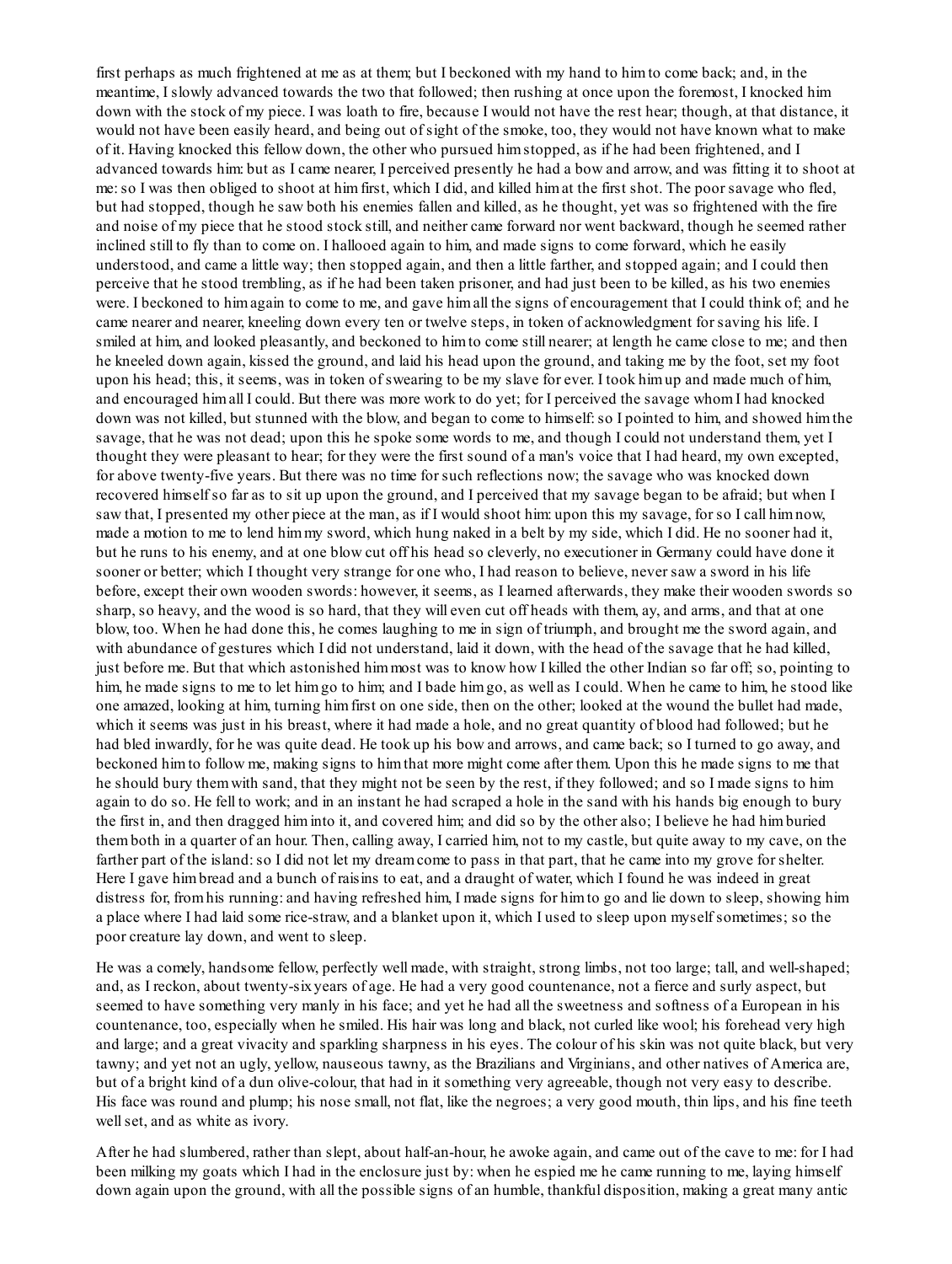first perhaps as much frightened at me as at them; but I beckoned with my hand to him to come back; and, in the meantime, I slowly advanced towards the two that followed; then rushing at once upon the foremost, I knocked him down with the stock of my piece. I was loath to fire, because I would not have the rest hear; though, at that distance, it would not have been easily heard, and being out of sight of the smoke, too, they would not have known what to make of it. Having knocked this fellow down, the other who pursued him stopped, as if he had been frightened, and I advanced towards him: but as I came nearer, I perceived presently he had a bow and arrow, and was fitting it to shoot at me: so I was then obliged to shoot at him first, which I did, and killed him at the first shot. The poor savage who fled, but had stopped, though he saw both his enemies fallen and killed, as he thought, yet was so frightened with the fire and noise of my piece that he stood stock still, and neither came forward nor went backward, though he seemed rather inclined still to fly than to come on. I hallooed again to him, and made signs to come forward, which he easily understood, and came a little way; then stopped again, and then a little farther, and stopped again; and I could then perceive that he stood trembling, as if he had been taken prisoner, and had just been to be killed, as his two enemies were. I beckoned to him again to come to me, and gave him all the signs of encouragement that I could think of; and he came nearer and nearer, kneeling down every ten or twelve steps, in token of acknowledgment for saving his life. I smiled at him, and looked pleasantly, and beckoned to him to come still nearer; at length he came close to me; and then he kneeled down again, kissed the ground, and laid his head upon the ground, and taking me by the foot, set my foot upon his head; this, it seems, was in token of swearing to be my slave for ever. I took him up and made much of him, and encouraged him all I could. But there was more work to do yet; for I perceived the savage whom I had knocked down was not killed, but stunned with the blow, and began to come to himself: so I pointed to him, and showed him the savage, that he was not dead; upon this he spoke some words to me, and though I could not understand them, yet I thought they were pleasant to hear; for they were the first sound of a man's voice that I had heard, my own excepted, for above twenty-five years. But there was no time for such reflections now; the savage who was knocked down recovered himself so far as to sit up upon the ground, and I perceived that my savage began to be afraid; but when I saw that, I presented my other piece at the man, as if I would shoot him: upon this my savage, for so I call him now, made a motion to me to lend him my sword, which hung naked in a belt by my side, which I did. He no sooner had it, but he runs to his enemy, and at one blow cut off his head so cleverly, no executioner in Germany could have done it sooner or better; which I thought very strange for one who, I had reason to believe, never saw a sword in his life before, except their own wooden swords: however, it seems, as I learned afterwards, they make their wooden swords so sharp, so heavy, and the wood is so hard, that they will even cut off heads with them, ay, and arms, and that at one blow, too. When he had done this, he comes laughing to me in sign of triumph, and brought me the sword again, and with abundance of gestures which I did not understand, laid it down, with the head of the savage that he had killed, just before me. But that which astonished him most was to know how I killed the other Indian so far off; so, pointing to him, he made signs to me to let him go to him; and I bade him go, as well as I could. When he came to him, he stood like one amazed, looking at him, turning him first on one side, then on the other; looked at the wound the bullet had made, which it seems was just in his breast, where it had made a hole, and no great quantity of blood had followed; but he had bled inwardly, for he was quite dead. He took up his bow and arrows, and came back; so I turned to go away, and beckoned him to follow me, making signs to him that more might come after them. Upon this he made signs to me that he should bury them with sand, that they might not be seen by the rest, if they followed; and so I made signs to him again to do so. He fell to work; and in an instant he had scraped a hole in the sand with his hands big enough to bury the first in, and then dragged him into it, and covered him; and did so by the other also; I believe he had him buried them both in a quarter of an hour. Then, calling away, I carried him, not to my castle, but quite away to my cave, on the farther part of the island: so I did not let my dream come to pass in that part, that he came into my grove for shelter. Here I gave him bread and a bunch of raisins to eat, and a draught of water, which I found he was indeed in great distress for, from his running: and having refreshed him, I made signs for him to go and lie down to sleep, showing him a place where I had laid some rice-straw, and a blanket upon it, which I used to sleep upon myself sometimes; so the poor creature lay down, and went to sleep.

He was a comely, handsome fellow, perfectly well made, with straight, strong limbs, not too large; tall, and well-shaped; and, as I reckon, about twenty-six years of age. He had a very good countenance, not a fierce and surly aspect, but seemed to have something very manly in his face; and yet he had all the sweetness and softness of a European in his countenance, too, especially when he smiled. His hair was long and black, not curled like wool; his forehead very high and large; and a great vivacity and sparkling sharpness in his eyes. The colour of his skin was not quite black, but very tawny; and yet not an ugly, yellow, nauseous tawny, as the Brazilians and Virginians, and other natives of America are, but of a bright kind of a dun olive-colour, that had in it something very agreeable, though not very easy to describe. His face was round and plump; his nose small, not flat, like the negroes; a very good mouth, thin lips, and his fine teeth well set, and as white as ivory.

After he had slumbered, rather than slept, about half-an-hour, he awoke again, and came out of the cave to me: for I had been milking my goats which I had in the enclosure just by: when he espied me he came running to me, laying himself down again upon the ground, with all the possible signs of an humble, thankful disposition, making a great many antic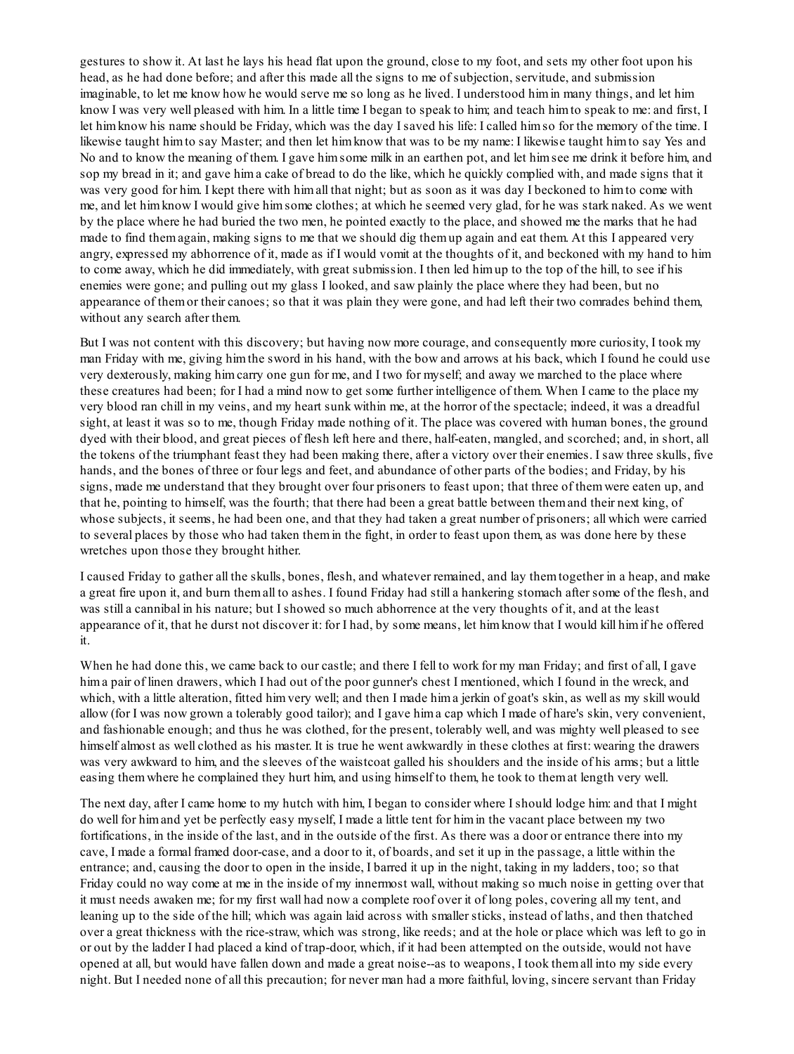gestures to show it. At last he lays his head flat upon the ground, close to my foot, and sets my other foot upon his head, as he had done before; and after this made all the signs to me of subjection, servitude, and submission imaginable, to let me know how he would serve me so long as he lived. I understood him in many things, and let him know I was very well pleased with him. In a little time I began to speak to him; and teach him to speak to me: and first, I let him know his name should be Friday, which was the day I saved his life: I called him so for the memory of the time. I likewise taught him to say Master; and then let him know that was to be my name: I likewise taught him to say Yes and No and to know the meaning of them. I gave him some milk in an earthen pot, and let him see me drink it before him, and sop my bread in it; and gave him a cake of bread to do the like, which he quickly complied with, and made signs that it was very good for him. I kept there with him all that night; but as soon as it was day I beckoned to him to come with me, and let him know I would give him some clothes; at which he seemed very glad, for he was stark naked. As we went by the place where he had buried the two men, he pointed exactly to the place, and showed me the marks that he had made to find them again, making signs to me that we should dig them up again and eat them. At this I appeared very angry, expressed my abhorrence of it, made as if I would vomit at the thoughts of it, and beckoned with my hand to him to come away, which he did immediately, with great submission. I then led him up to the top of the hill, to see if his enemies were gone; and pulling out my glass I looked, and saw plainly the place where they had been, but no appearance of them or their canoes; so that it was plain they were gone, and had left their two comrades behind them, without any search after them.

But I was not content with this discovery; but having now more courage, and consequently more curiosity, I took my man Friday with me, giving him the sword in his hand, with the bow and arrows at his back, which I found he could use very dexterously, making him carry one gun for me, and I two for myself; and away we marched to the place where these creatures had been; for I had a mind now to get some further intelligence of them. When I came to the place my very blood ran chill in my veins, and my heart sunk within me, at the horror of the spectacle; indeed, it was a dreadful sight, at least it was so to me, though Friday made nothing of it. The place was covered with human bones, the ground dyed with their blood, and great pieces of flesh left here and there, half-eaten, mangled, and scorched; and, in short, all the tokens of the triumphant feast they had been making there, after a victory over their enemies. I saw three skulls, five hands, and the bones of three or four legs and feet, and abundance of other parts of the bodies; and Friday, by his signs, made me understand that they brought over four prisoners to feast upon; that three of them were eaten up, and that he, pointing to himself, was the fourth; that there had been a great battle between them and their next king, of whose subjects, it seems, he had been one, and that they had taken a great number of prisoners; all which were carried to several places by those who had taken them in the fight, in order to feast upon them, as was done here by these wretches upon those they brought hither.

I caused Friday to gather all the skulls, bones, flesh, and whatever remained, and lay them together in a heap, and make a great fire upon it, and burn them all to ashes. I found Friday had still a hankering stomach after some of the flesh, and was still a cannibal in his nature; but I showed so much abhorrence at the very thoughts of it, and at the least appearance of it, that he durst not discover it: for I had, by some means, let him know that I would kill him if he offered it.

When he had done this, we came back to our castle; and there I fell to work for my man Friday; and first of all, I gave him a pair of linen drawers, which I had out of the poor gunner's chest I mentioned, which I found in the wreck, and which, with a little alteration, fitted him very well; and then I made him a jerkin of goat's skin, as well as my skill would allow (for I was now grown a tolerably good tailor); and I gave him a cap which I made of hare's skin, very convenient, and fashionable enough; and thus he was clothed, for the present, tolerably well, and was mighty well pleased to see himself almost as well clothed as his master. It is true he went awkwardly in these clothes at first: wearing the drawers was very awkward to him, and the sleeves of the waistcoat galled his shoulders and the inside of his arms; but a little easing them where he complained they hurt him, and using himself to them, he took to them at length very well.

The next day, after I came home to my hutch with him, I began to consider where I should lodge him: and that I might do well for him and yet be perfectly easy myself, I made a little tent for him in the vacant place between my two fortifications, in the inside of the last, and in the outside of the first. As there was a door or entrance there into my cave, I made a formal framed door-case, and a door to it, of boards, and set it up in the passage, a little within the entrance; and, causing the door to open in the inside, I barred it up in the night, taking in my ladders, too; so that Friday could no way come at me in the inside of my innermost wall, without making so much noise in getting over that it must needs awaken me; for my first wall had now a complete roof over it of long poles, covering all my tent, and leaning up to the side of the hill; which was again laid across with smaller sticks, instead of laths, and then thatched over a great thickness with the rice-straw, which was strong, like reeds; and at the hole or place which was left to go in or out by the ladder I had placed a kind of trap-door, which, if it had been attempted on the outside, would not have opened at all, but would have fallen down and made a great noise--as to weapons, I took them all into my side every night. But I needed none of all this precaution; for never man had a more faithful, loving, sincere servant than Friday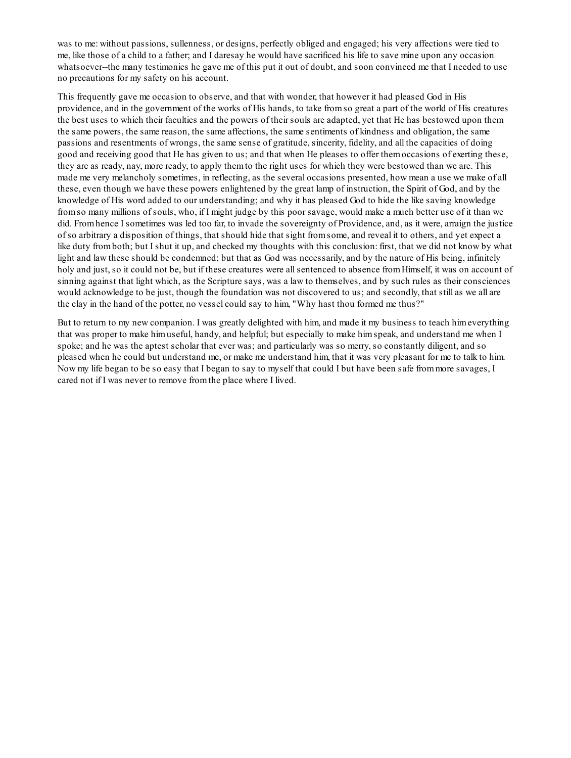was to me: without passions, sullenness, or designs, perfectly obliged and engaged; his very affections were tied to me, like those of a child to a father; and I daresay he would have sacrificed his life to save mine upon any occasion whatsoever--the many testimonies he gave me of this put it out of doubt, and soon convinced me that I needed to use no precautions for my safety on his account.

This frequently gave me occasion to observe, and that with wonder, that however it had pleased God in His providence, and in the government of the works of His hands, to take from so great a part of the world of His creatures the best uses to which their faculties and the powers of their souls are adapted, yet that He has bestowed upon them the same powers, the same reason, the same affections, the same sentiments of kindness and obligation, the same passions and resentments of wrongs, the same sense of gratitude, sincerity, fidelity, and all the capacities of doing good and receiving good that He has given to us; and that when He pleases to offer them occasions of exerting these, they are as ready, nay, more ready, to apply them to the right uses for which they were bestowed than we are. This made me very melancholy sometimes, in reflecting, as the several occasions presented, how mean a use we make of all these, even though we have these powers enlightened by the great lamp of instruction, the Spirit of God, and by the knowledge of His word added to our understanding; and why it has pleased God to hide the like saving knowledge from so many millions of souls, who, if I might judge by this poor savage, would make a much better use of it than we did. From hence I sometimes was led too far, to invade the sovereignty of Providence, and, as it were, arraign the justice of so arbitrary a disposition of things, that should hide that sight from some, and reveal it to others, and yet expect a like duty from both; but I shut it up, and checked my thoughts with this conclusion: first, that we did not know by what light and law these should be condemned; but that as God was necessarily, and by the nature of His being, infinitely holy and just, so it could not be, but if these creatures were all sentenced to absence from Himself, it was on account of sinning against that light which, as the Scripture says, was a law to themselves, and by such rules as their consciences would acknowledge to be just, though the foundation was not discovered to us; and secondly, that still as we all are the clay in the hand of the potter, no vessel could say to him, "Why hast thou formed me thus?"

But to return to my new companion. I was greatly delighted with him, and made it my business to teach him everything that was proper to make him useful, handy, and helpful; but especially to make him speak, and understand me when I spoke; and he was the aptest scholar that ever was; and particularly was so merry, so constantly diligent, and so pleased when he could but understand me, or make me understand him, that it was very pleasant for me to talk to him. Now my life began to be so easy that I began to say to myself that could I but have been safe from more savages, I cared not if I was never to remove from the place where I lived.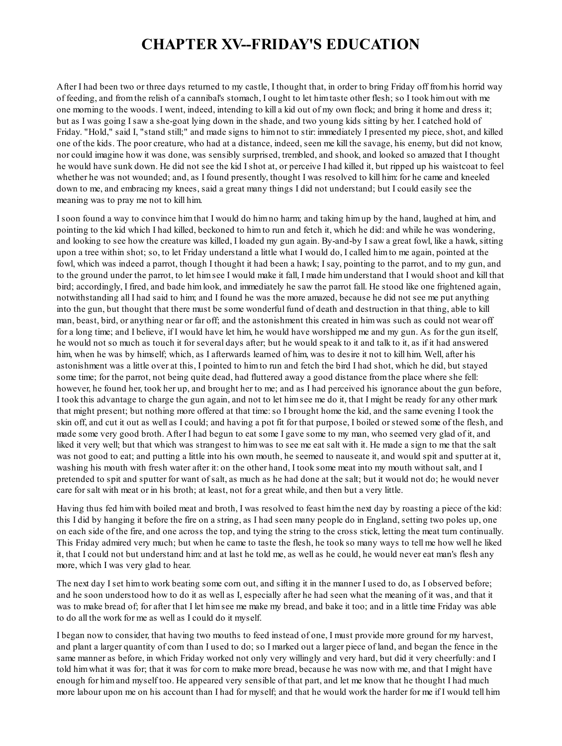# CHAPTER XV--FRIDAY'S EDUCATION

After I had been two or three days returned to my castle, I thought that, in order to bring Friday off from his horrid way of feeding, and from the relish of a cannibal's stomach, I ought to let him taste other flesh; so I took him out with me one morning to the woods. I went, indeed, intending to kill a kid out of my own flock; and bring it home and dress it; but as I was going I saw a she-goat lying down in the shade, and two young kids sitting by her. I catched hold of Friday. "Hold," said I, "stand still;" and made signs to him not to stir: immediately I presented my piece, shot, and killed one of the kids. The poor creature, who had at a distance, indeed, seen me kill the savage, his enemy, but did not know, nor could imagine how it was done, was sensibly surprised, trembled, and shook, and looked so amazed that I thought he would have sunk down. He did not see the kid I shot at, or perceive I had killed it, but ripped up his waistcoat to feel whether he was not wounded; and, as I found presently, thought I was resolved to kill him: for he came and kneeled down to me, and embracing my knees, said a great many things I did not understand; but I could easily see the meaning was to pray me not to kill him.

I soon found a way to convince him that I would do him no harm; and taking him up by the hand, laughed at him, and pointing to the kid which I had killed, beckoned to him to run and fetch it, which he did: and while he was wondering, and looking to see how the creature was killed, I loaded my gun again. By-and-by I saw a great fowl, like a hawk, sitting upon a tree within shot; so, to let Friday understand a little what I would do, I called him to me again, pointed at the fowl, which was indeed a parrot, though I thought it had been a hawk; I say, pointing to the parrot, and to my gun, and to the ground under the parrot, to let him see I would make it fall, I made him understand that I would shoot and kill that bird; accordingly, I fired, and bade him look, and immediately he saw the parrot fall. He stood like one frightened again, notwithstanding all I had said to him; and I found he was the more amazed, because he did not see me put anything into the gun, but thought that there must be some wonderful fund of death and destruction in that thing, able to kill man, beast, bird, or anything near or far off; and the astonishment this created in him was such as could not wear off for a long time; and I believe, if I would have let him, he would have worshipped me and my gun. As for the gun itself, he would not so much as touch it for several days after; but he would speak to it and talk to it, as if it had answered him, when he was by himself; which, as I afterwards learned of him, was to desire it not to kill him. Well, after his astonishment was a little over at this, I pointed to him to run and fetch the bird I had shot, which he did, but stayed some time; for the parrot, not being quite dead, had fluttered away a good distance from the place where she fell: however, he found her, took her up, and brought her to me; and as I had perceived his ignorance about the gun before, I took this advantage to charge the gun again, and not to let him see me do it, that I might be ready for any other mark that might present; but nothing more offered at that time: so I brought home the kid, and the same evening I took the skin off, and cut it out as well as I could; and having a pot fit for that purpose, I boiled or stewed some of the flesh, and made some very good broth. After I had begun to eat some I gave some to my man, who seemed very glad of it, and liked it very well; but that which was strangest to him was to see me eat salt with it. He made a sign to me that the salt was not good to eat; and putting a little into his own mouth, he seemed to nauseate it, and would spit and sputter at it, washing his mouth with fresh water after it: on the other hand, I took some meat into my mouth without salt, and I pretended to spit and sputter for want of salt, as much as he had done at the salt; but it would not do; he would never care for salt with meat or in his broth; at least, not for a great while, and then but a very little.

Having thus fed him with boiled meat and broth, I was resolved to feast him the next day by roasting a piece of the kid: this I did by hanging it before the fire on a string, as I had seen many people do in England, setting two poles up, one on each side of the fire, and one across the top, and tying the string to the cross stick, letting the meat turn continually. This Friday admired very much; but when he came to taste the flesh, he took so many ways to tell me how well he liked it, that I could not but understand him: and at last he told me, as well as he could, he would never eat man's flesh any more, which I was very glad to hear.

The next day I set him to work beating some corn out, and sifting it in the manner I used to do, as I observed before; and he soon understood how to do it as well as I, especially after he had seen what the meaning of it was, and that it was to make bread of; for after that I let him see me make my bread, and bake it too; and in a little time Friday was able to do all the work for me as well as I could do it myself.

I began now to consider, that having two mouths to feed instead of one, I must provide more ground for my harvest, and plant a larger quantity of corn than I used to do; so I marked out a larger piece of land, and began the fence in the same manner as before, in which Friday worked not only very willingly and very hard, but did it very cheerfully: and I told him what it was for; that it was for corn to make more bread, because he was now with me, and that I might have enough for him and myself too. He appeared very sensible of that part, and let me know that he thought I had much more labour upon me on his account than I had for myself; and that he would work the harder for me if I would tell him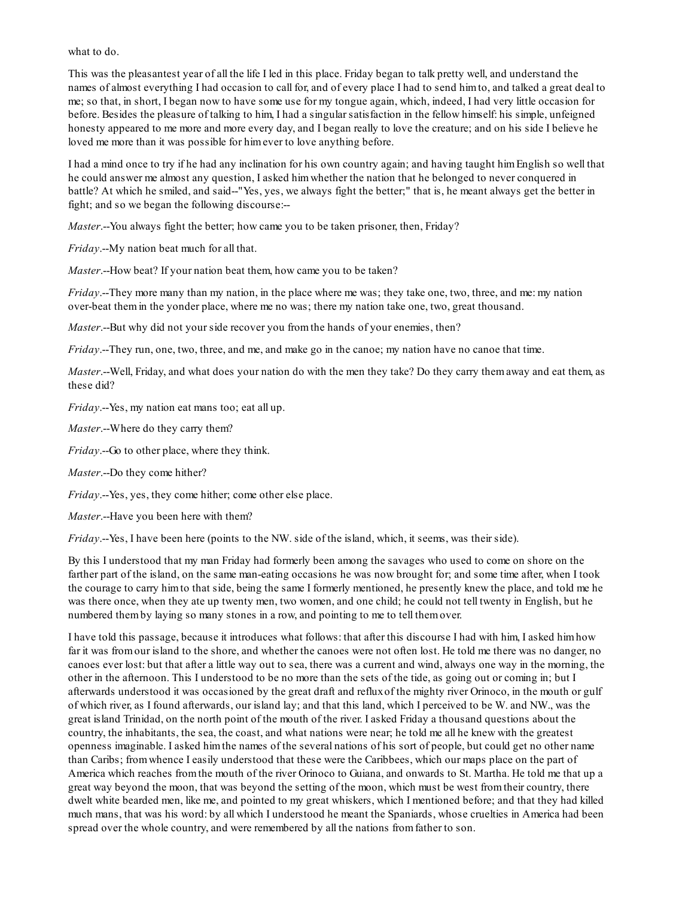what to do.

This was the pleasantest year of all the life I led in this place. Friday began to talk pretty well, and understand the names of almost everything I had occasion to call for, and of every place I had to send him to, and talked a great deal to me; so that, in short, I began now to have some use for my tongue again, which, indeed, I had very little occasion for before. Besides the pleasure of talking to him, I had a singular satisfaction in the fellow himself: his simple, unfeigned honesty appeared to me more and more every day, and I began really to love the creature; and on his side I believe he loved me more than it was possible for him ever to love anything before.

I had a mind once to try if he had any inclination for his own country again; and having taught him English so well that he could answer me almost any question, I asked him whether the nation that he belonged to never conquered in battle? At which he smiled, and said--"Yes, yes, we always fight the better;" that is, he meant always get the better in fight; and so we began the following discourse:--

*Master*.--You always fight the better; how came you to be taken prisoner, then, Friday?

*Friday*.--My nation beat much for all that.

*Master*.--How beat? If your nation beat them, how came you to be taken?

*Friday*.--They more many than my nation, in the place where me was; they take one, two, three, and me: my nation over-beat them in the yonder place, where me no was; there my nation take one, two, great thousand.

*Master*.--But why did not your side recover you from the hands of your enemies, then?

*Friday*.--They run, one, two, three, and me, and make go in the canoe; my nation have no canoe that time.

*Master*.--Well, Friday, and what does your nation do with the men they take? Do they carry them away and eat them, as these did?

*Friday*.--Yes, my nation eat mans too; eat all up.

*Master*.--Where do they carry them?

*Friday*.--Go to other place, where they think.

*Master*.--Do they come hither?

*Friday*.--Yes, yes, they come hither; come other else place.

*Master*.--Have you been here with them?

*Friday*.--Yes, I have been here (points to the NW. side of the island, which, it seems, was their side).

By this I understood that my man Friday had formerly been among the savages who used to come on shore on the farther part of the island, on the same man-eating occasions he was now brought for; and some time after, when I took the courage to carry him to that side, being the same I formerly mentioned, he presently knew the place, and told me he was there once, when they ate up twenty men, two women, and one child; he could not tell twenty in English, but he numbered them by laying so many stones in a row, and pointing to me to tell them over.

I have told this passage, because it introduces what follows: that after this discourse I had with him, I asked him how far it was from our island to the shore, and whether the canoes were not often lost. He told me there was no danger, no canoes ever lost: but that after a little way out to sea, there was a current and wind, always one way in the morning, the other in the afternoon. This I understood to be no more than the sets of the tide, as going out or coming in; but I afterwards understood it was occasioned by the great draft and reflux of the mighty river Orinoco, in the mouth or gulf of which river, as I found afterwards, our island lay; and that this land, which I perceived to be W. and NW., was the great island Trinidad, on the north point of the mouth of the river. I asked Friday a thousand questions about the country, the inhabitants, the sea, the coast, and what nations were near; he told me all he knew with the greatest openness imaginable. I asked him the names of the several nations of his sort of people, but could get no other name than Caribs; from whence I easily understood that these were the Caribbees, which our maps place on the part of America which reaches from the mouth of the river Orinoco to Guiana, and onwards to St. Martha. He told me that up a great way beyond the moon, that was beyond the setting of the moon, which must be west from their country, there dwelt white bearded men, like me, and pointed to my great whiskers, which I mentioned before; and that they had killed much mans, that was his word: by all which I understood he meant the Spaniards, whose cruelties in America had been spread over the whole country, and were remembered by all the nations from father to son.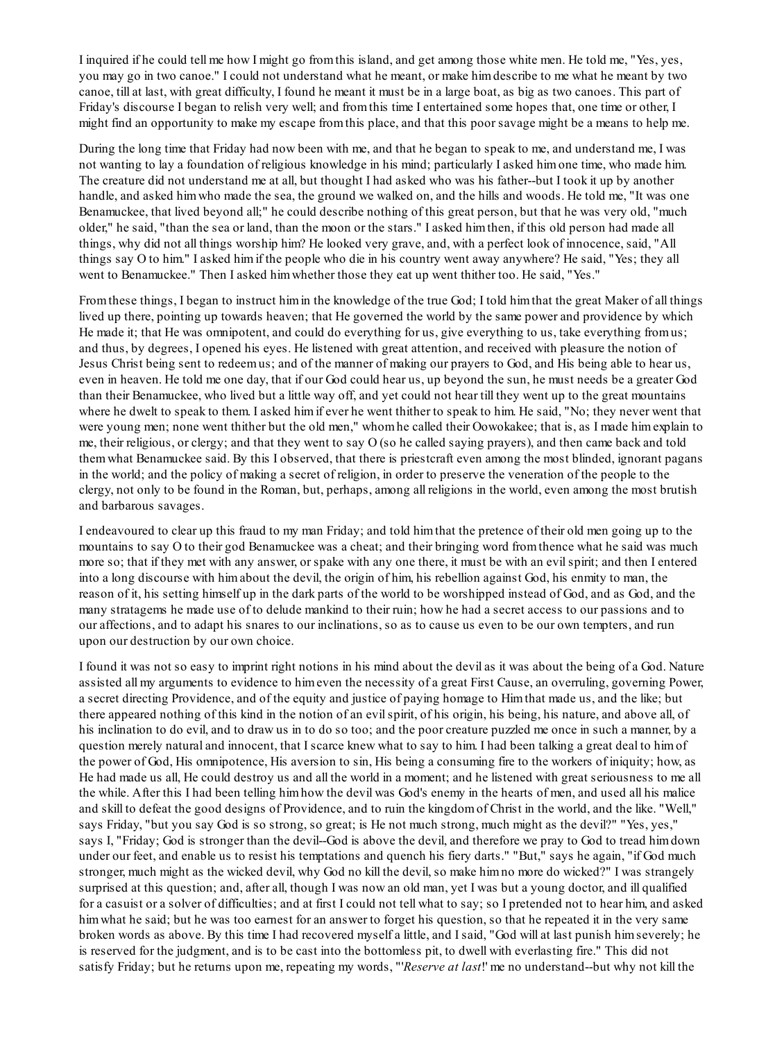I inquired if he could tell me how I might go from this island, and get among those white men. He told me, "Yes, yes, you may go in two canoe." I could not understand what he meant, or make him describe to me what he meant by two canoe, till at last, with great difficulty, I found he meant it must be in a large boat, as big as two canoes. This part of Friday's discourse I began to relish very well; and from this time I entertained some hopes that, one time or other, I might find an opportunity to make my escape from this place, and that this poor savage might be a means to help me.

During the long time that Friday had now been with me, and that he began to speak to me, and understand me, I was not wanting to lay a foundation of religious knowledge in his mind; particularly I asked him one time, who made him. The creature did not understand me at all, but thought I had asked who was his father--but I took it up by another handle, and asked him who made the sea, the ground we walked on, and the hills and woods. He told me, "It was one Benamuckee, that lived beyond all;" he could describe nothing of this great person, but that he was very old, "much older," he said, "than the sea or land, than the moon or the stars." I asked him then, if this old person had made all things, why did not all things worship him? He looked very grave, and, with a perfect look of innocence, said, "All things say O to him." I asked him if the people who die in his country went away anywhere? He said, "Yes; they all went to Benamuckee." Then I asked him whether those they eat up went thither too. He said, "Yes."

From these things, I began to instruct him in the knowledge of the true God; I told him that the great Maker of all things lived up there, pointing up towards heaven; that He governed the world by the same power and providence by which He made it; that He was omnipotent, and could do everything for us, give everything to us, take everything from us; and thus, by degrees, I opened his eyes. He listened with great attention, and received with pleasure the notion of Jesus Christ being sent to redeem us; and of the manner of making our prayers to God, and His being able to hear us, even in heaven. He told me one day, that if our God could hear us, up beyond the sun, he must needs be a greater God than their Benamuckee, who lived but a little way off, and yet could not hear till they went up to the great mountains where he dwelt to speak to them. I asked him if ever he went thither to speak to him. He said, "No; they never went that were young men; none went thither but the old men," whom he called their Oowokakee; that is, as I made him explain to me, their religious, or clergy; and that they went to say O (so he called saying prayers), and then came back and told them what Benamuckee said. By this I observed, that there is priestcraft even among the most blinded, ignorant pagans in the world; and the policy of making a secret of religion, in order to preserve the veneration of the people to the clergy, not only to be found in the Roman, but, perhaps, among all religions in the world, even among the most brutish and barbarous savages.

I endeavoured to clear up this fraud to my man Friday; and told him that the pretence of their old men going up to the mountains to say O to their god Benamuckee was a cheat; and their bringing word from thence what he said was much more so; that if they met with any answer, or spake with any one there, it must be with an evil spirit; and then I entered into a long discourse with him about the devil, the origin of him, his rebellion against God, his enmity to man, the reason of it, his setting himself up in the dark parts of the world to be worshipped instead of God, and as God, and the many stratagems he made use of to delude mankind to their ruin; how he had a secret access to our passions and to our affections, and to adapt his snares to our inclinations, so as to cause us even to be our own tempters, and run upon our destruction by our own choice.

I found it was not so easy to imprint right notions in his mind about the devil as it was about the being of a God. Nature assisted all my arguments to evidence to him even the necessity of a great First Cause, an overruling, governing Power, a secret directing Providence, and of the equity and justice of paying homage to Him that made us, and the like; but there appeared nothing of this kind in the notion of an evil spirit, of his origin, his being, his nature, and above all, of his inclination to do evil, and to draw us in to do so too; and the poor creature puzzled me once in such a manner, by a question merely natural and innocent, that I scarce knew what to say to him. I had been talking a great deal to him of the power of God, His omnipotence, His aversion to sin, His being a consuming fire to the workers of iniquity; how, as He had made us all, He could destroy us and all the world in a moment; and he listened with great seriousness to me all the while. After this I had been telling him how the devil was God's enemy in the hearts of men, and used all his malice and skill to defeat the good designs of Providence, and to ruin the kingdom of Christ in the world, and the like. "Well," says Friday, "but you say God is so strong, so great; is He not much strong, much might as the devil?" "Yes, yes," says I, "Friday; God is stronger than the devil--God is above the devil, and therefore we pray to God to tread him down under our feet, and enable us to resist his temptations and quench his fiery darts." "But," says he again, "if God much stronger, much might as the wicked devil, why God no kill the devil, so make him no more do wicked?" I was strangely surprised at this question; and, after all, though I was now an old man, yet I was but a young doctor, and ill qualified for a casuist or a solver of difficulties; and at first I could not tell what to say; so I pretended not to hear him, and asked him what he said; but he was too earnest for an answer to forget his question, so that he repeated it in the very same broken words as above. By this time I had recovered myself a little, and I said, "God will at last punish him severely; he is reserved for the judgment, and is to be cast into the bottomless pit, to dwell with everlasting fire." This did not satisfy Friday; but he returns upon me, repeating my words, "'*Reserve at last*!' me no understand--but why not kill the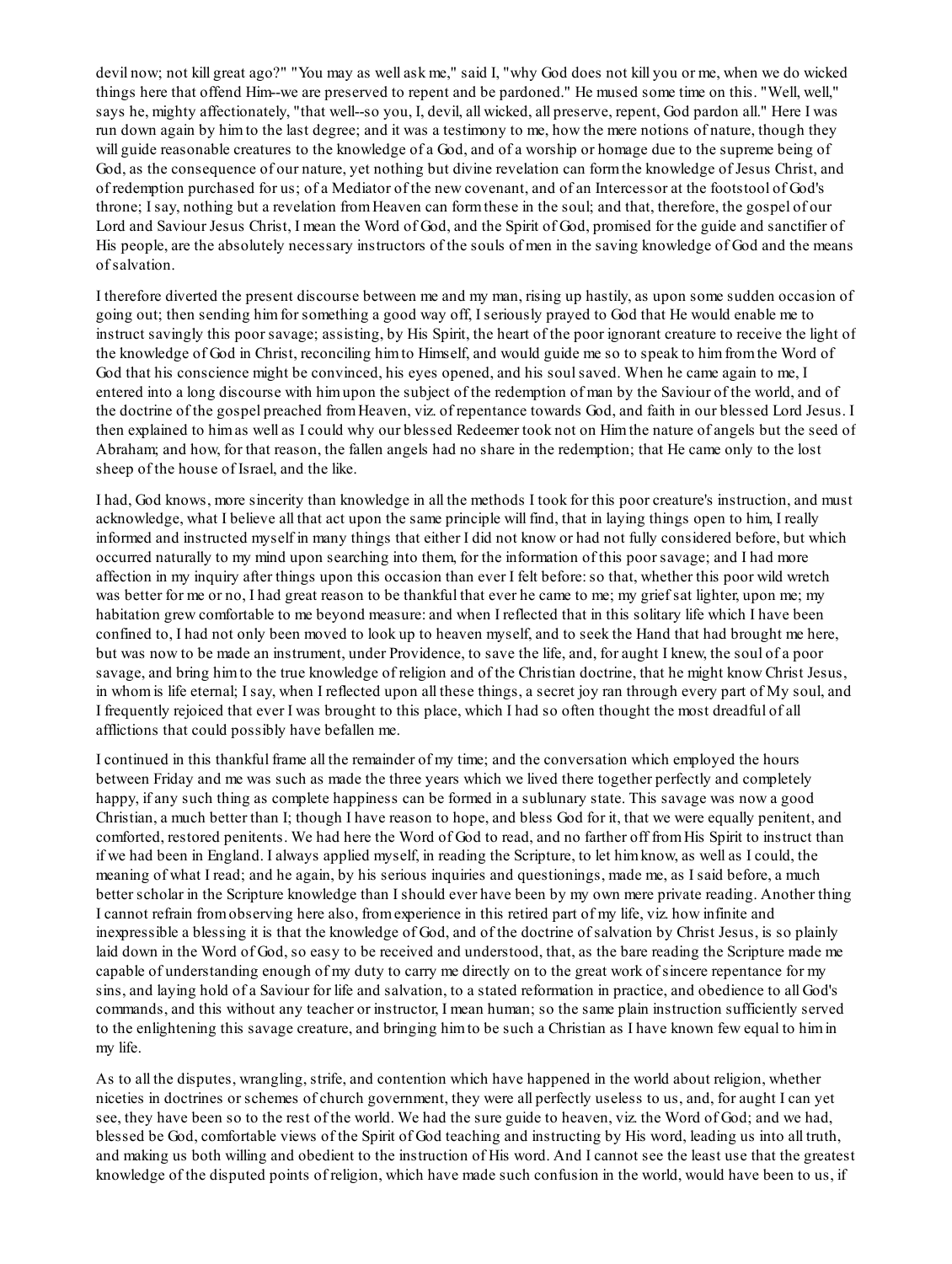devil now; not kill great ago?" "You may as well ask me," said I, "why God does not kill you or me, when we do wicked things here that offend Him--we are preserved to repent and be pardoned." He mused some time on this. "Well, well," says he, mighty affectionately, "that well--so you, I, devil, all wicked, all preserve, repent, God pardon all." Here I was run down again by him to the last degree; and it was a testimony to me, how the mere notions of nature, though they will guide reasonable creatures to the knowledge of a God, and of a worship or homage due to the supreme being of God, as the consequence of our nature, yet nothing but divine revelation can form the knowledge of Jesus Christ, and of redemption purchased for us; of a Mediator of the new covenant, and of an Intercessor at the footstool of God's throne; I say, nothing but a revelation from Heaven can form these in the soul; and that, therefore, the gospel of our Lord and Saviour Jesus Christ, I mean the Word of God, and the Spirit of God, promised for the guide and sanctifier of His people, are the absolutely necessary instructors of the souls of men in the saving knowledge of God and the means of salvation.

I therefore diverted the present discourse between me and my man, rising up hastily, as upon some sudden occasion of going out; then sending him for something a good way off, I seriously prayed to God that He would enable me to instruct savingly this poor savage; assisting, by His Spirit, the heart of the poor ignorant creature to receive the light of the knowledge of God in Christ, reconciling him to Himself, and would guide me so to speak to him from the Word of God that his conscience might be convinced, his eyes opened, and his soul saved. When he came again to me, I entered into a long discourse with him upon the subject of the redemption of man by the Saviour of the world, and of the doctrine of the gospel preached from Heaven, viz. of repentance towards God, and faith in our blessed Lord Jesus. I then explained to him as well as I could why our blessed Redeemer took not on Him the nature of angels but the seed of Abraham; and how, for that reason, the fallen angels had no share in the redemption; that He came only to the lost sheep of the house of Israel, and the like.

I had, God knows, more sincerity than knowledge in all the methods I took for this poor creature's instruction, and must acknowledge, what I believe all that act upon the same principle will find, that in laying things open to him, I really informed and instructed myself in many things that either I did not know or had not fully considered before, but which occurred naturally to my mind upon searching into them, for the information of this poor savage; and I had more affection in my inquiry after things upon this occasion than ever I felt before: so that, whether this poor wild wretch was better for me or no, I had great reason to be thankful that ever he came to me; my grief sat lighter, upon me; my habitation grew comfortable to me beyond measure: and when I reflected that in this solitary life which I have been confined to, I had not only been moved to look up to heaven myself, and to seek the Hand that had brought me here, but was now to be made an instrument, under Providence, to save the life, and, for aught I knew, the soul of a poor savage, and bring him to the true knowledge of religion and of the Christian doctrine, that he might know Christ Jesus, in whom is life eternal; I say, when I reflected upon all these things, a secret joy ran through every part of My soul, and I frequently rejoiced that ever I was brought to this place, which I had so often thought the most dreadful of all afflictions that could possibly have befallen me.

I continued in this thankful frame all the remainder of my time; and the conversation which employed the hours between Friday and me was such as made the three years which we lived there together perfectly and completely happy, if any such thing as complete happiness can be formed in a sublunary state. This savage was now a good Christian, a much better than I; though I have reason to hope, and bless God for it, that we were equally penitent, and comforted, restored penitents. We had here the Word of God to read, and no farther off from His Spirit to instruct than if we had been in England. I always applied myself, in reading the Scripture, to let him know, as well as I could, the meaning of what I read; and he again, by his serious inquiries and questionings, made me, as I said before, a much better scholar in the Scripture knowledge than I should ever have been by my own mere private reading. Another thing I cannot refrain from observing here also, from experience in this retired part of my life, viz. how infinite and inexpressible a blessing it is that the knowledge of God, and of the doctrine of salvation by Christ Jesus, is so plainly laid down in the Word of God, so easy to be received and understood, that, as the bare reading the Scripture made me capable of understanding enough of my duty to carry me directly on to the great work of sincere repentance for my sins, and laying hold of a Saviour for life and salvation, to a stated reformation in practice, and obedience to all God's commands, and this without any teacher or instructor, I mean human; so the same plain instruction sufficiently served to the enlightening this savage creature, and bringing him to be such a Christian as I have known few equal to him in my life.

As to all the disputes, wrangling, strife, and contention which have happened in the world about religion, whether niceties in doctrines or schemes of church government, they were all perfectly useless to us, and, for aught I can yet see, they have been so to the rest of the world. We had the sure guide to heaven, viz. the Word of God; and we had, blessed be God, comfortable views of the Spirit of God teaching and instructing by His word, leading us into all truth, and making us both willing and obedient to the instruction of His word. And I cannot see the least use that the greatest knowledge of the disputed points of religion, which have made such confusion in the world, would have been to us, if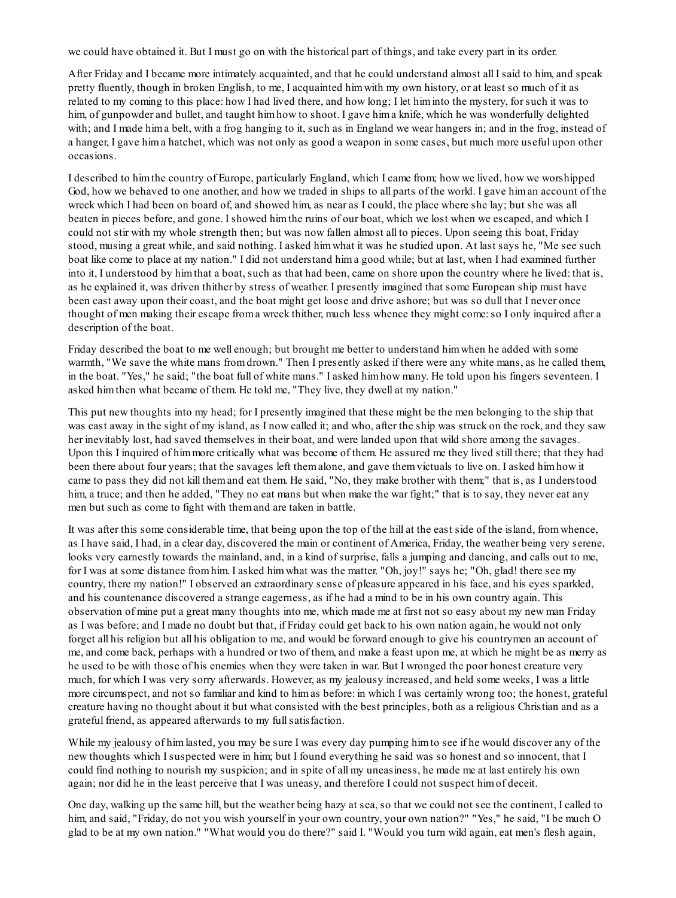we could have obtained it. But I must go on with the historical part of things, and take every part in its order.

After Friday and I became more intimately acquainted, and that he could understand almost all I said to him, and speak pretty fluently, though in broken English, to me, I acquainted him with my own history, or at least so much of it as related to my coming to this place: how I had lived there, and how long; I let him into the mystery, for such it was to him, of gunpowder and bullet, and taught him how to shoot. I gave him a knife, which he was wonderfully delighted with; and I made him a belt, with a frog hanging to it, such as in England we wear hangers in; and in the frog, instead of a hanger, I gave him a hatchet, which was not only as good a weapon in some cases, but much more useful upon other occasions.

I described to him the country of Europe, particularly England, which I came from; how we lived, how we worshipped God, how we behaved to one another, and how we traded in ships to all parts of the world. I gave him an account of the wreck which I had been on board of, and showed him, as near as I could, the place where she lay; but she was all beaten in pieces before, and gone. I showed him the ruins of our boat, which we lost when we escaped, and which I could not stir with my whole strength then; but was now fallen almost all to pieces. Upon seeing this boat, Friday stood, musing a great while, and said nothing. I asked him what it was he studied upon. At last says he, "Me see such boat like come to place at my nation." I did not understand him a good while; but at last, when I had examined further into it, I understood by him that a boat, such as that had been, came on shore upon the country where he lived: that is, as he explained it, was driven thither by stress of weather. I presently imagined that some European ship must have been cast away upon their coast, and the boat might get loose and drive ashore; but was so dull that I never once thought of men making their escape from a wreck thither, much less whence they might come: so I only inquired after a description of the boat.

Friday described the boat to me well enough; but brought me better to understand him when he added with some warmth, "We save the white mans from drown." Then I presently asked if there were any white mans, as he called them, in the boat. "Yes," he said; "the boat full of white mans." I asked him how many. He told upon his fingers seventeen. I asked him then what became of them. He told me, "They live, they dwell at my nation."

This put new thoughts into my head; for I presently imagined that these might be the men belonging to the ship that was cast away in the sight of my island, as I now called it; and who, after the ship was struck on the rock, and they saw her inevitably lost, had saved themselves in their boat, and were landed upon that wild shore among the savages. Upon this I inquired of him more critically what was become of them. He assured me they lived still there; that they had been there about four years; that the savages left them alone, and gave them victuals to live on. I asked him how it came to pass they did not kill them and eat them. He said, "No, they make brother with them;" that is, as I understood him, a truce; and then he added, "They no eat mans but when make the war fight;" that is to say, they never eat any men but such as come to fight with them and are taken in battle.

It was after this some considerable time, that being upon the top of the hill at the east side of the island, from whence, as I have said, I had, in a clear day, discovered the main or continent of America, Friday, the weather being very serene, looks very earnestly towards the mainland, and, in a kind of surprise, falls a jumping and dancing, and calls out to me, for I was at some distance from him. I asked him what was the matter. "Oh, joy!" says he; "Oh, glad! there see my country, there my nation!" I observed an extraordinary sense of pleasure appeared in his face, and his eyes sparkled, and his countenance discovered a strange eagerness, as if he had a mind to be in his own country again. This observation of mine put a great many thoughts into me, which made me at first not so easy about my new man Friday as I was before; and I made no doubt but that, if Friday could get back to his own nation again, he would not only forget all his religion but all his obligation to me, and would be forward enough to give his countrymen an account of me, and come back, perhaps with a hundred or two of them, and make a feast upon me, at which he might be as merry as he used to be with those of his enemies when they were taken in war. But I wronged the poor honest creature very much, for which I was very sorry afterwards. However, as my jealousy increased, and held some weeks, I was a little more circumspect, and not so familiar and kind to him as before: in which I was certainly wrong too; the honest, grateful creature having no thought about it but what consisted with the best principles, both as a religious Christian and as a grateful friend, as appeared afterwards to my full satisfaction.

While my jealousy of him lasted, you may be sure I was every day pumping him to see if he would discover any of the new thoughts which I suspected were in him; but I found everything he said was so honest and so innocent, that I could find nothing to nourish my suspicion; and in spite of all my uneasiness, he made me at last entirely his own again; nor did he in the least perceive that I was uneasy, and therefore I could not suspect him of deceit.

One day, walking up the same hill, but the weather being hazy at sea, so that we could not see the continent, I called to him, and said, "Friday, do not you wish yourself in your own country, your own nation?" "Yes," he said, "I be much O glad to be at my own nation." "What would you do there?" said I. "Would you turn wild again, eat men's flesh again,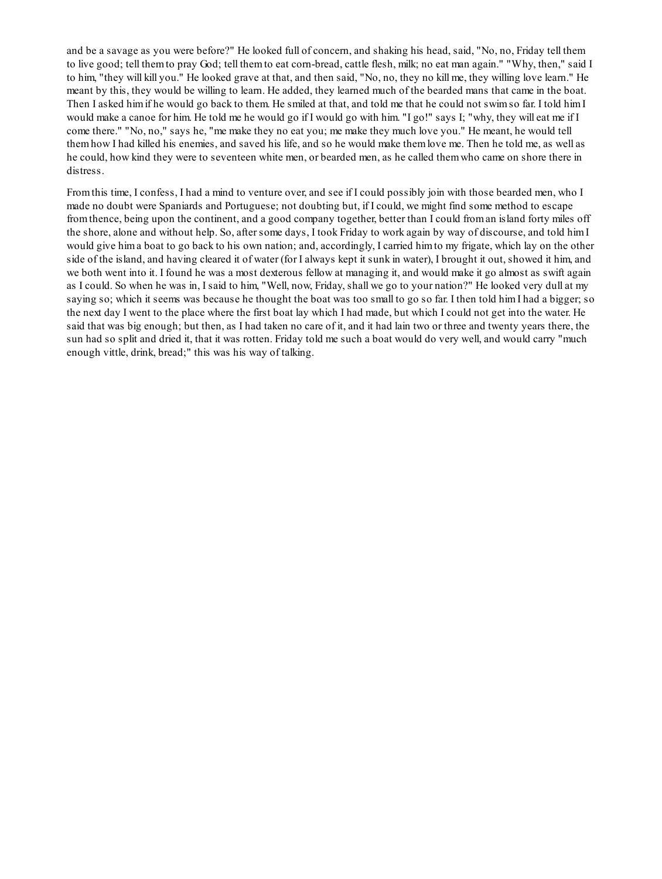and be a savage as you were before?" He looked full of concern, and shaking his head, said, "No, no, Friday tell them to live good; tell them to pray God; tell them to eat corn-bread, cattle flesh, milk; no eat man again." "Why, then," said I to him, "they will kill you." He looked grave at that, and then said, "No, no, they no kill me, they willing love learn." He meant by this, they would be willing to learn. He added, they learned much of the bearded mans that came in the boat. Then I asked him if he would go back to them. He smiled at that, and told me that he could not swim so far. I told him I would make a canoe for him. He told me he would go if I would go with him. "I go!" says I; "why, they will eat me if I come there." "No, no," says he, "me make they no eat you; me make they much love you." He meant, he would tell them how I had killed his enemies, and saved his life, and so he would make them love me. Then he told me, as well as he could, how kind they were to seventeen white men, or bearded men, as he called them who came on shore there in distress.

From this time, I confess, I had a mind to venture over, and see if I could possibly join with those bearded men, who I made no doubt were Spaniards and Portuguese; not doubting but, if I could, we might find some method to escape from thence, being upon the continent, and a good company together, better than I could from an island forty miles off the shore, alone and without help. So, after some days, I took Friday to work again by way of discourse, and told him I would give him a boat to go back to his own nation; and, accordingly, I carried him to my frigate, which lay on the other side of the island, and having cleared it of water (for I always kept it sunk in water), I brought it out, showed it him, and we both went into it. I found he was a most dexterous fellow at managing it, and would make it go almost as swift again as I could. So when he was in, I said to him, "Well, now, Friday, shall we go to your nation?" He looked very dull at my saying so; which it seems was because he thought the boat was too small to go so far. I then told him I had a bigger; so the next day I went to the place where the first boat lay which I had made, but which I could not get into the water. He said that was big enough; but then, as I had taken no care of it, and it had lain two or three and twenty years there, the sun had so split and dried it, that it was rotten. Friday told me such a boat would do very well, and would carry "much enough vittle, drink, bread;" this was his way of talking.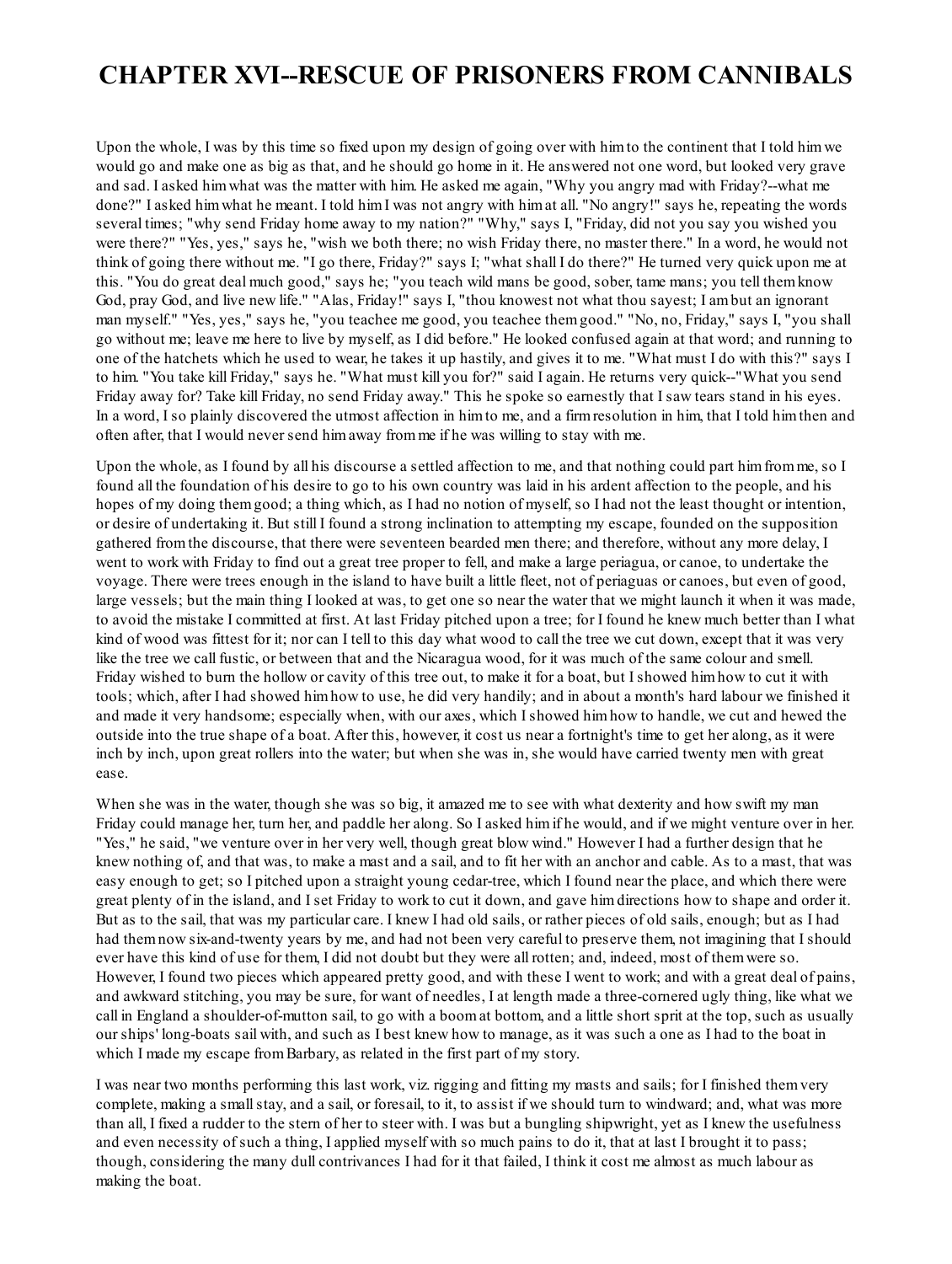# CHAPTER XVI--RESCUE OF PRISONERS FROM CANNIBALS

Upon the whole, I was by this time so fixed upon my design of going over with him to the continent that I told him we would go and make one as big as that, and he should go home in it. He answered not one word, but looked very grave and sad. I asked him what was the matter with him. He asked me again, "Why you angry mad with Friday?--what me done?" I asked him what he meant. I told him I was not angry with him at all. "No angry!" says he, repeating the words several times; "why send Friday home away to my nation?" "Why," says I, "Friday, did not you say you wished you were there?" "Yes, yes," says he, "wish we both there; no wish Friday there, no master there." In a word, he would not think of going there without me. "I go there, Friday?" says I; "what shall I do there?" He turned very quick upon me at this. "You do great deal much good," says he; "you teach wild mans be good, sober, tame mans; you tell them know God, pray God, and live new life." "Alas, Friday!" says I, "thou knowest not what thou sayest; I am but an ignorant man myself." "Yes, yes," says he, "you teachee me good, you teachee them good." "No, no, Friday," says I, "you shall go without me; leave me here to live by myself, as I did before." He looked confused again at that word; and running to one of the hatchets which he used to wear, he takes it up hastily, and gives it to me. "What must I do with this?" says I to him. "You take kill Friday," says he. "What must kill you for?" said I again. He returns very quick--"What you send Friday away for? Take kill Friday, no send Friday away." This he spoke so earnestly that I saw tears stand in his eyes. In a word, I so plainly discovered the utmost affection in him to me, and a firm resolution in him, that I told him then and often after, that I would never send him away from me if he was willing to stay with me.

Upon the whole, as I found by all his discourse a settled affection to me, and that nothing could part him from me, so I found all the foundation of his desire to go to his own country was laid in his ardent affection to the people, and his hopes of my doing them good; a thing which, as I had no notion of myself, so I had not the least thought or intention, or desire of undertaking it. But still I found a strong inclination to attempting my escape, founded on the supposition gathered from the discourse, that there were seventeen bearded men there; and therefore, without any more delay, I went to work with Friday to find out a great tree proper to fell, and make a large periagua, or canoe, to undertake the voyage. There were trees enough in the island to have built a little fleet, not of periaguas or canoes, but even of good, large vessels; but the main thing I looked at was, to get one so near the water that we might launch it when it was made, to avoid the mistake I committed at first. At last Friday pitched upon a tree; for I found he knew much better than I what kind of wood was fittest for it; nor can I tell to this day what wood to call the tree we cut down, except that it was very like the tree we call fustic, or between that and the Nicaragua wood, for it was much of the same colour and smell. Friday wished to burn the hollow or cavity of this tree out, to make it for a boat, but I showed him how to cut it with tools; which, after I had showed him how to use, he did very handily; and in about a month's hard labour we finished it and made it very handsome; especially when, with our axes, which I showed him how to handle, we cut and hewed the outside into the true shape of a boat. After this, however, it cost us near a fortnight's time to get her along, as it were inch by inch, upon great rollers into the water; but when she was in, she would have carried twenty men with great ease.

When she was in the water, though she was so big, it amazed me to see with what dexterity and how swift my man Friday could manage her, turn her, and paddle her along. So I asked him if he would, and if we might venture over in her. "Yes," he said, "we venture over in her very well, though great blow wind." However I had a further design that he knew nothing of, and that was, to make a mast and a sail, and to fit her with an anchor and cable. As to a mast, that was easy enough to get; so I pitched upon a straight young cedar-tree, which I found near the place, and which there were great plenty of in the island, and I set Friday to work to cut it down, and gave him directions how to shape and order it. But as to the sail, that was my particular care. I knew I had old sails, or rather pieces of old sails, enough; but as I had had them now six-and-twenty years by me, and had not been very careful to preserve them, not imagining that I should ever have this kind of use for them, I did not doubt but they were all rotten; and, indeed, most of them were so. However, I found two pieces which appeared pretty good, and with these I went to work; and with a great deal of pains, and awkward stitching, you may be sure, for want of needles, I at length made a three-cornered ugly thing, like what we call in England a shoulder-of-mutton sail, to go with a boom at bottom, and a little short sprit at the top, such as usually our ships' long-boats sail with, and such as I best knew how to manage, as it was such a one as I had to the boat in which I made my escape from Barbary, as related in the first part of my story.

I was near two months performing this last work, viz. rigging and fitting my masts and sails; for I finished them very complete, making a small stay, and a sail, or foresail, to it, to assist if we should turn to windward; and, what was more than all, I fixed a rudder to the stern of her to steer with. I was but a bungling shipwright, yet as I knew the usefulness and even necessity of such a thing, I applied myself with so much pains to do it, that at last I brought it to pass; though, considering the many dull contrivances I had for it that failed, I think it cost me almost as much labour as making the boat.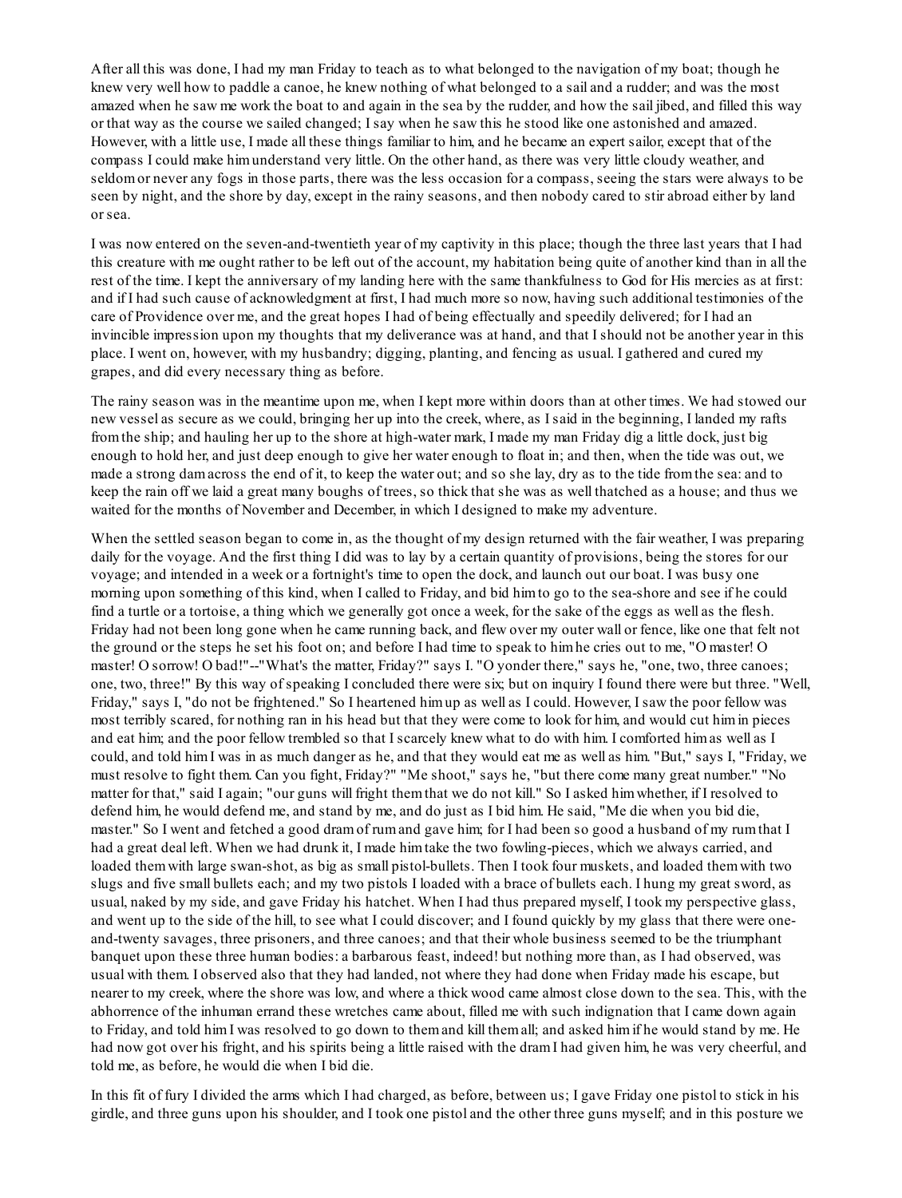After all this was done, I had my man Friday to teach as to what belonged to the navigation of my boat; though he knew very well how to paddle a canoe, he knew nothing of what belonged to a sail and a rudder; and was the most amazed when he saw me work the boat to and again in the sea by the rudder, and how the sail jibed, and filled this way or that way as the course we sailed changed; I say when he saw this he stood like one astonished and amazed. However, with a little use, I made all these things familiar to him, and he became an expert sailor, except that of the compass I could make him understand very little. On the other hand, as there was very little cloudy weather, and seldom or never any fogs in those parts, there was the less occasion for a compass, seeing the stars were always to be seen by night, and the shore by day, except in the rainy seasons, and then nobody cared to stir abroad either by land or sea.

I was now entered on the seven-and-twentieth year of my captivity in this place; though the three last years that I had this creature with me ought rather to be left out of the account, my habitation being quite of another kind than in all the rest of the time. I kept the anniversary of my landing here with the same thankfulness to God for His mercies as at first: and if I had such cause of acknowledgment at first, I had much more so now, having such additional testimonies of the care of Providence over me, and the great hopes I had of being effectually and speedily delivered; for I had an invincible impression upon my thoughts that my deliverance was at hand, and that I should not be another year in this place. I went on, however, with my husbandry; digging, planting, and fencing as usual. I gathered and cured my grapes, and did every necessary thing as before.

The rainy season was in the meantime upon me, when I kept more within doors than at other times. We had stowed our new vessel as secure as we could, bringing her up into the creek, where, as I said in the beginning, I landed my rafts from the ship; and hauling her up to the shore at high-water mark, I made my man Friday dig a little dock, just big enough to hold her, and just deep enough to give her water enough to float in; and then, when the tide was out, we made a strong dam across the end of it, to keep the water out; and so she lay, dry as to the tide from the sea: and to keep the rain off we laid a great many boughs of trees, so thick that she was as well thatched as a house; and thus we waited for the months of November and December, in which I designed to make my adventure.

When the settled season began to come in, as the thought of my design returned with the fair weather, I was preparing daily for the voyage. And the first thing I did was to lay by a certain quantity of provisions, being the stores for our voyage; and intended in a week or a fortnight's time to open the dock, and launch out our boat. I was busy one morning upon something of this kind, when I called to Friday, and bid him to go to the sea-shore and see if he could find a turtle or a tortoise, a thing which we generally got once a week, for the sake of the eggs as well as the flesh. Friday had not been long gone when he came running back, and flew over my outer wall or fence, like one that felt not the ground or the steps he set his foot on; and before I had time to speak to him he cries out to me, "O master! O master! O sorrow! O bad!"--"What's the matter, Friday?" says I. "O yonder there," says he, "one, two, three canoes; one, two, three!" By this way of speaking I concluded there were six; but on inquiry I found there were but three. "Well, Friday," says I, "do not be frightened." So I heartened him up as well as I could. However, I saw the poor fellow was most terribly scared, for nothing ran in his head but that they were come to look for him, and would cut him in pieces and eat him; and the poor fellow trembled so that I scarcely knew what to do with him. I comforted him as well as I could, and told him I was in as much danger as he, and that they would eat me as well as him. "But," says I, "Friday, we must resolve to fight them. Can you fight, Friday?" "Me shoot," says he, "but there come many great number." "No matter for that," said I again; "our guns will fright them that we do not kill." So I asked him whether, if I resolved to defend him, he would defend me, and stand by me, and do just as I bid him. He said, "Me die when you bid die, master." So I went and fetched a good dram of rum and gave him; for I had been so good a husband of my rum that I had a great deal left. When we had drunk it, I made him take the two fowling-pieces, which we always carried, and loaded them with large swan-shot, as big as small pistol-bullets. Then I took four muskets, and loaded them with two slugs and five small bullets each; and my two pistols I loaded with a brace of bullets each. I hung my great sword, as usual, naked by my side, and gave Friday his hatchet. When I had thus prepared myself, I took my perspective glass, and went up to the side of the hill, to see what I could discover; and I found quickly by my glass that there were one-and-twenty savages, three prisoners, and three canoes; and that their whole business seemed to be the triumphant banquet upon these three human bodies: a barbarous feast, indeed! but nothing more than, as I had observed, was usual with them. I observed also that they had landed, not where they had done when Friday made his escape, but nearer to my creek, where the shore was low, and where a thick wood came almost close down to the sea. This, with the abhorrence of the inhuman errand these wretches came about, filled me with such indignation that I came down again to Friday, and told him I was resolved to go down to them and kill them all; and asked him if he would stand by me. He had now got over his fright, and his spirits being a little raised with the dram I had given him, he was very cheerful, and told me, as before, he would die when I bid die.

In this fit of fury I divided the arms which I had charged, as before, between us; I gave Friday one pistol to stick in his girdle, and three guns upon his shoulder, and I took one pistol and the other three guns myself; and in this posture we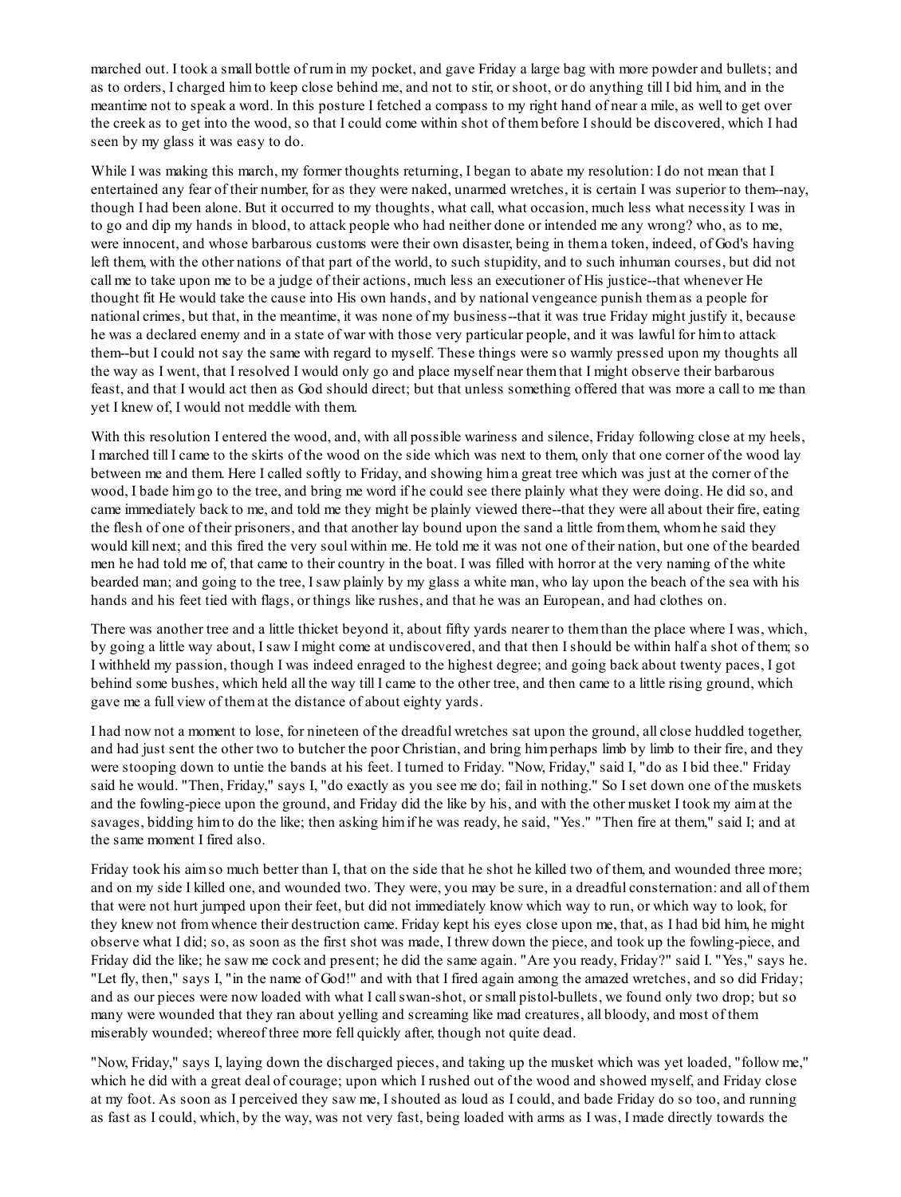marched out. I took a small bottle of rum in my pocket, and gave Friday a large bag with more powder and bullets; and as to orders, I charged him to keep close behind me, and not to stir, or shoot, or do anything till I bid him, and in the meantime not to speak a word. In this posture I fetched a compass to my right hand of near a mile, as well to get over the creek as to get into the wood, so that I could come within shot of them before I should be discovered, which I had seen by my glass it was easy to do.

While I was making this march, my former thoughts returning, I began to abate my resolution: I do not mean that I entertained any fear of their number, for as they were naked, unarmed wretches, it is certain I was superior to them--nay, though I had been alone. But it occurred to my thoughts, what call, what occasion, much less what necessity I was in to go and dip my hands in blood, to attack people who had neither done or intended me any wrong? who, as to me, were innocent, and whose barbarous customs were their own disaster, being in them a token, indeed, of God's having left them, with the other nations of that part of the world, to such stupidity, and to such inhuman courses, but did not call me to take upon me to be a judge of their actions, much less an executioner of His justice--that whenever He thought fit He would take the cause into His own hands, and by national vengeance punish them as a people for national crimes, but that, in the meantime, it was none of my business--that it was true Friday might justify it, because he was a declared enemy and in a state of war with those very particular people, and it was lawful for him to attack them--but I could not say the same with regard to myself. These things were so warmly pressed upon my thoughts all the way as I went, that I resolved I would only go and place myself near them that I might observe their barbarous feast, and that I would act then as God should direct; but that unless something offered that was more a call to me than yet I knew of, I would not meddle with them.

With this resolution I entered the wood, and, with all possible wariness and silence, Friday following close at my heels, I marched till I came to the skirts of the wood on the side which was next to them, only that one corner of the wood lay between me and them. Here I called softly to Friday, and showing him a great tree which was just at the corner of the wood, I bade him go to the tree, and bring me word if he could see there plainly what they were doing. He did so, and came immediately back to me, and told me they might be plainly viewed there--that they were all about their fire, eating the flesh of one of their prisoners, and that another lay bound upon the sand a little from them, whom he said they would kill next; and this fired the very soul within me. He told me it was not one of their nation, but one of the bearded men he had told me of, that came to their country in the boat. I was filled with horror at the very naming of the white bearded man; and going to the tree, I saw plainly by my glass a white man, who lay upon the beach of the sea with his hands and his feet tied with flags, or things like rushes, and that he was an European, and had clothes on.

There was another tree and a little thicket beyond it, about fifty yards nearer to them than the place where I was, which, by going a little way about, I saw I might come at undiscovered, and that then I should be within half a shot of them; so I withheld my passion, though I was indeed enraged to the highest degree; and going back about twenty paces, I got behind some bushes, which held all the way till I came to the other tree, and then came to a little rising ground, which gave me a full view of them at the distance of about eighty yards.

I had now not a moment to lose, for nineteen of the dreadful wretches sat upon the ground, all close huddled together, and had just sent the other two to butcher the poor Christian, and bring him perhaps limb by limb to their fire, and they were stooping down to untie the bands at his feet. I turned to Friday. "Now, Friday," said I, "do as I bid thee." Friday said he would. "Then, Friday," says I, "do exactly as you see me do; fail in nothing." So I set down one of the muskets and the fowling-piece upon the ground, and Friday did the like by his, and with the other musket I took my aim at the savages, bidding him to do the like; then asking him if he was ready, he said, "Yes." "Then fire at them," said I; and at the same moment I fired also.

Friday took his aim so much better than I, that on the side that he shot he killed two of them, and wounded three more; and on my side I killed one, and wounded two. They were, you may be sure, in a dreadful consternation: and all of them that were not hurt jumped upon their feet, but did not immediately know which way to run, or which way to look, for they knew not from whence their destruction came. Friday kept his eyes close upon me, that, as I had bid him, he might observe what I did; so, as soon as the first shot was made, I threw down the piece, and took up the fowling-piece, and Friday did the like; he saw me cock and present; he did the same again. "Are you ready, Friday?" said I. "Yes," says he. "Let fly, then," says I, "in the name of God!" and with that I fired again among the amazed wretches, and so did Friday; and as our pieces were now loaded with what I call swan-shot, or small pistol-bullets, we found only two drop; but so many were wounded that they ran about yelling and screaming like mad creatures, all bloody, and most of them miserably wounded; whereof three more fell quickly after, though not quite dead.

"Now, Friday," says I, laying down the discharged pieces, and taking up the musket which was yet loaded, "follow me," which he did with a great deal of courage; upon which I rushed out of the wood and showed myself, and Friday close at my foot. As soon as I perceived they saw me, I shouted as loud as I could, and bade Friday do so too, and running as fast as I could, which, by the way, was not very fast, being loaded with arms as I was, I made directly towards the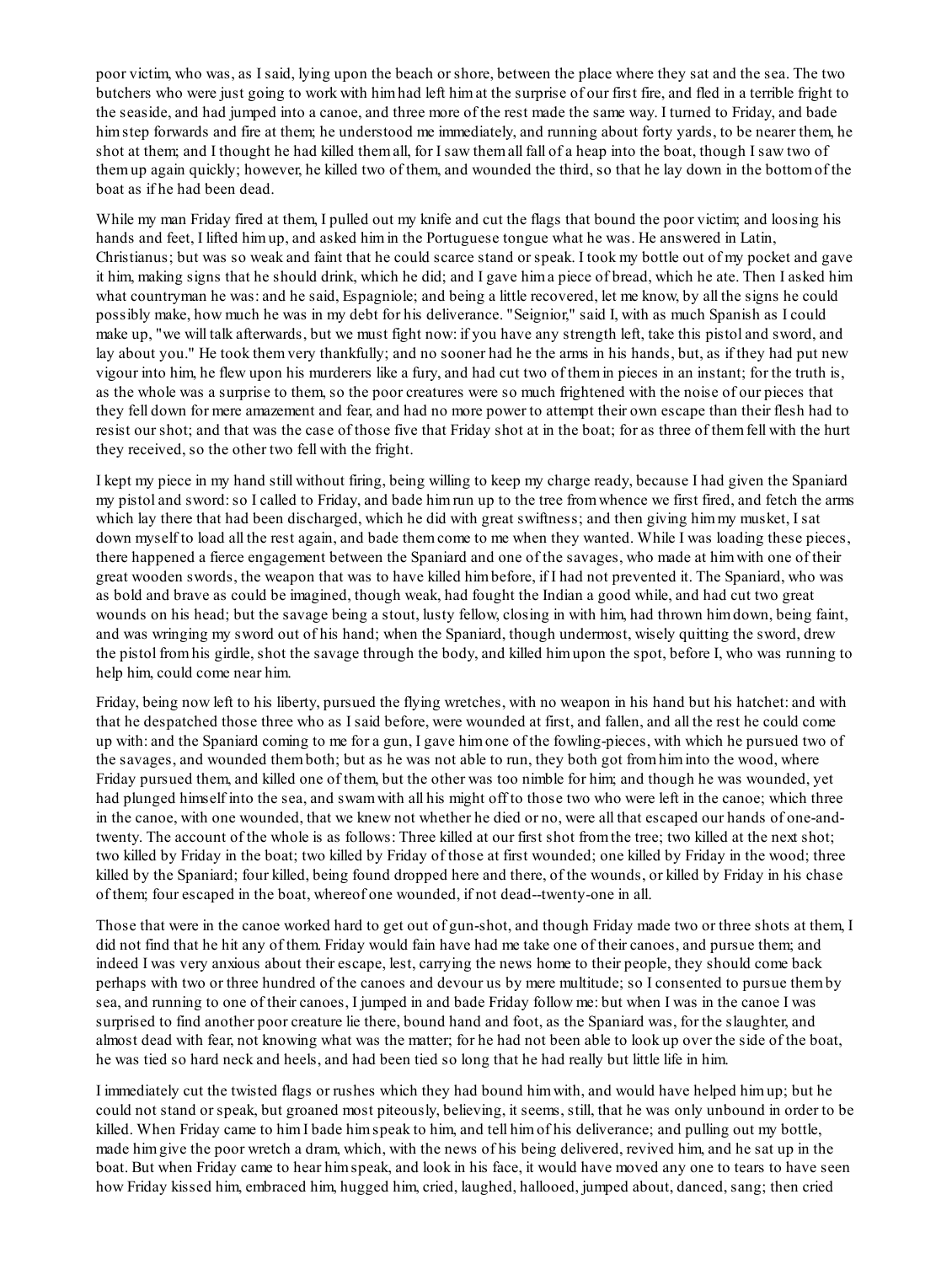poor victim, who was, as I said, lying upon the beach or shore, between the place where they sat and the sea. The two butchers who were just going to work with him had left him at the surprise of our first fire, and fled in a terrible fright to the seaside, and had jumped into a canoe, and three more of the rest made the same way. I turned to Friday, and bade him step forwards and fire at them; he understood me immediately, and running about forty yards, to be nearer them, he shot at them; and I thought he had killed them all, for I saw them all fall of a heap into the boat, though I saw two of them up again quickly; however, he killed two of them, and wounded the third, so that he lay down in the bottom of the boat as if he had been dead.

While my man Friday fired at them, I pulled out my knife and cut the flags that bound the poor victim; and loosing his hands and feet, I lifted him up, and asked him in the Portuguese tongue what he was. He answered in Latin, Christianus; but was so weak and faint that he could scarce stand or speak. I took my bottle out of my pocket and gave it him, making signs that he should drink, which he did; and I gave him a piece of bread, which he ate. Then I asked him what countryman he was: and he said, Espagniole; and being a little recovered, let me know, by all the signs he could possibly make, how much he was in my debt for his deliverance. "Seignior," said I, with as much Spanish as I could make up, "we will talk afterwards, but we must fight now: if you have any strength left, take this pistol and sword, and lay about you." He took them very thankfully; and no sooner had he the arms in his hands, but, as if they had put new vigour into him, he flew upon his murderers like a fury, and had cut two of them in pieces in an instant; for the truth is, as the whole was a surprise to them, so the poor creatures were so much frightened with the noise of our pieces that they fell down for mere amazement and fear, and had no more power to attempt their own escape than their flesh had to resist our shot; and that was the case of those five that Friday shot at in the boat; for as three of them fell with the hurt they received, so the other two fell with the fright.

I kept my piece in my hand still without firing, being willing to keep my charge ready, because I had given the Spaniard my pistol and sword: so I called to Friday, and bade him run up to the tree from whence we first fired, and fetch the arms which lay there that had been discharged, which he did with great swiftness; and then giving him my musket, I sat down myself to load all the rest again, and bade them come to me when they wanted. While I was loading these pieces, there happened a fierce engagement between the Spaniard and one of the savages, who made at him with one of their great wooden swords, the weapon that was to have killed him before, if I had not prevented it. The Spaniard, who was as bold and brave as could be imagined, though weak, had fought the Indian a good while, and had cut two great wounds on his head; but the savage being a stout, lusty fellow, closing in with him, had thrown him down, being faint, and was wringing my sword out of his hand; when the Spaniard, though undermost, wisely quitting the sword, drew the pistol from his girdle, shot the savage through the body, and killed him upon the spot, before I, who was running to help him, could come near him.

Friday, being now left to his liberty, pursued the flying wretches, with no weapon in his hand but his hatchet: and with that he despatched those three who as I said before, were wounded at first, and fallen, and all the rest he could come up with: and the Spaniard coming to me for a gun, I gave him one of the fowling-pieces, with which he pursued two of the savages, and wounded them both; but as he was not able to run, they both got from him into the wood, where Friday pursued them, and killed one of them, but the other was too nimble for him; and though he was wounded, yet had plunged himself into the sea, and swam with all his might off to those two who were left in the canoe; which three in the canoe, with one wounded, that we knew not whether he died or no, were all that escaped our hands of one-and-twenty. The account of the whole is as follows: Three killed at our first shot from the tree; two killed at the next shot; two killed by Friday in the boat; two killed by Friday of those at first wounded; one killed by Friday in the wood; three killed by the Spaniard; four killed, being found dropped here and there, of the wounds, or killed by Friday in his chase of them; four escaped in the boat, whereof one wounded, if not dead--twenty-one in all.

Those that were in the canoe worked hard to get out of gun-shot, and though Friday made two or three shots at them, I did not find that he hit any of them. Friday would fain have had me take one of their canoes, and pursue them; and indeed I was very anxious about their escape, lest, carrying the news home to their people, they should come back perhaps with two or three hundred of the canoes and devour us by mere multitude; so I consented to pursue them by sea, and running to one of their canoes, I jumped in and bade Friday follow me: but when I was in the canoe I was surprised to find another poor creature lie there, bound hand and foot, as the Spaniard was, for the slaughter, and almost dead with fear, not knowing what was the matter; for he had not been able to look up over the side of the boat, he was tied so hard neck and heels, and had been tied so long that he had really but little life in him.

I immediately cut the twisted flags or rushes which they had bound him with, and would have helped him up; but he could not stand or speak, but groaned most piteously, believing, it seems, still, that he was only unbound in order to be killed. When Friday came to him I bade him speak to him, and tell him of his deliverance; and pulling out my bottle, made him give the poor wretch a dram, which, with the news of his being delivered, revived him, and he sat up in the boat. But when Friday came to hear him speak, and look in his face, it would have moved any one to tears to have seen how Friday kissed him, embraced him, hugged him, cried, laughed, hallooed, jumped about, danced, sang; then cried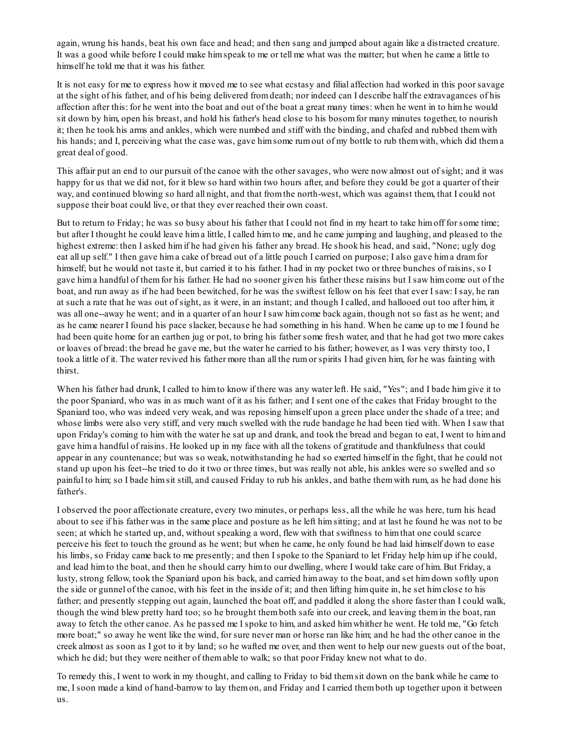again, wrung his hands, beat his own face and head; and then sang and jumped about again like a distracted creature. It was a good while before I could make him speak to me or tell me what was the matter; but when he came a little to himself he told me that it was his father.

It is not easy for me to express how it moved me to see what ecstasy and filial affection had worked in this poor savage at the sight of his father, and of his being delivered from death; nor indeed can I describe half the extravagances of his affection after this: for he went into the boat and out of the boat a great many times: when he went in to him he would sit down by him, open his breast, and hold his father's head close to his bosom for many minutes together, to nourish it; then he took his arms and ankles, which were numbed and stiff with the binding, and chafed and rubbed them with his hands; and I, perceiving what the case was, gave him some rum out of my bottle to rub them with, which did them a great deal of good.

This affair put an end to our pursuit of the canoe with the other savages, who were now almost out of sight; and it was happy for us that we did not, for it blew so hard within two hours after, and before they could be got a quarter of their way, and continued blowing so hard all night, and that from the north-west, which was against them, that I could not suppose their boat could live, or that they ever reached their own coast.

But to return to Friday; he was so busy about his father that I could not find in my heart to take him off for some time; but after I thought he could leave him a little, I called him to me, and he came jumping and laughing, and pleased to the highest extreme: then I asked him if he had given his father any bread. He shook his head, and said, "None; ugly dog eat all up self." I then gave him a cake of bread out of a little pouch I carried on purpose; I also gave him a dram for himself; but he would not taste it, but carried it to his father. I had in my pocket two or three bunches of raisins, so I gave him a handful of them for his father. He had no sooner given his father these raisins but I saw him come out of the boat, and run away as if he had been bewitched, for he was the swiftest fellow on his feet that ever I saw: I say, he ran at such a rate that he was out of sight, as it were, in an instant; and though I called, and hallooed out too after him, it was all one--away he went; and in a quarter of an hour I saw him come back again, though not so fast as he went; and as he came nearer I found his pace slacker, because he had something in his hand. When he came up to me I found he had been quite home for an earthen jug or pot, to bring his father some fresh water, and that he had got two more cakes or loaves of bread: the bread he gave me, but the water he carried to his father; however, as I was very thirsty too, I took a little of it. The water revived his father more than all the rum or spirits I had given him, for he was fainting with thirst.

When his father had drunk, I called to him to know if there was any water left. He said, "Yes"; and I bade him give it to the poor Spaniard, who was in as much want of it as his father; and I sent one of the cakes that Friday brought to the Spaniard too, who was indeed very weak, and was reposing himself upon a green place under the shade of a tree; and whose limbs were also very stiff, and very much swelled with the rude bandage he had been tied with. When I saw that upon Friday's coming to him with the water he sat up and drank, and took the bread and began to eat, I went to him and gave him a handful of raisins. He looked up in my face with all the tokens of gratitude and thankfulness that could appear in any countenance; but was so weak, notwithstanding he had so exerted himself in the fight, that he could not stand up upon his feet--he tried to do it two or three times, but was really not able, his ankles were so swelled and so painful to him; so I bade him sit still, and caused Friday to rub his ankles, and bathe them with rum, as he had done his father's.

I observed the poor affectionate creature, every two minutes, or perhaps less, all the while he was here, turn his head about to see if his father was in the same place and posture as he left him sitting; and at last he found he was not to be seen; at which he started up, and, without speaking a word, flew with that swiftness to him that one could scarce perceive his feet to touch the ground as he went; but when he came, he only found he had laid himself down to ease his limbs, so Friday came back to me presently; and then I spoke to the Spaniard to let Friday help him up if he could, and lead him to the boat, and then he should carry him to our dwelling, where I would take care of him. But Friday, a lusty, strong fellow, took the Spaniard upon his back, and carried him away to the boat, and set him down softly upon the side or gunnel of the canoe, with his feet in the inside of it; and then lifting him quite in, he set him close to his father; and presently stepping out again, launched the boat off, and paddled it along the shore faster than I could walk, though the wind blew pretty hard too; so he brought them both safe into our creek, and leaving them in the boat, ran away to fetch the other canoe. As he passed me I spoke to him, and asked him whither he went. He told me, "Go fetch more boat;" so away he went like the wind, for sure never man or horse ran like him; and he had the other canoe in the creek almost as soon as I got to it by land; so he wafted me over, and then went to help our new guests out of the boat, which he did; but they were neither of them able to walk; so that poor Friday knew not what to do.

To remedy this, I went to work in my thought, and calling to Friday to bid them sit down on the bank while he came to me, I soon made a kind of hand-barrow to lay them on, and Friday and I carried them both up together upon it between us.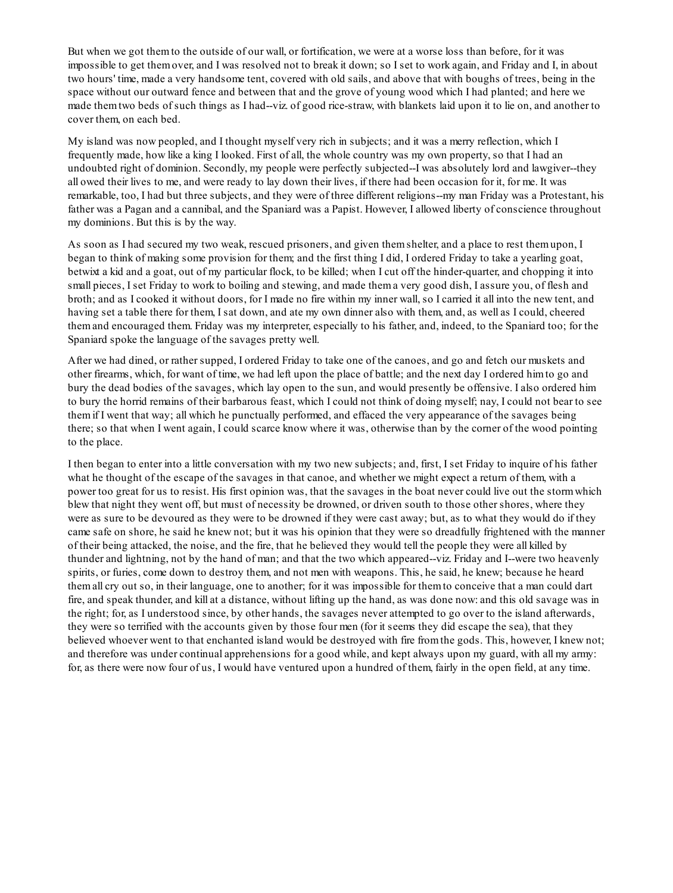But when we got them to the outside of our wall, or fortification, we were at a worse loss than before, for it was impossible to get them over, and I was resolved not to break it down; so I set to work again, and Friday and I, in about two hours' time, made a very handsome tent, covered with old sails, and above that with boughs of trees, being in the space without our outward fence and between that and the grove of young wood which I had planted; and here we made them two beds of such things as I had--viz. of good rice-straw, with blankets laid upon it to lie on, and another to cover them, on each bed.

My island was now peopled, and I thought myself very rich in subjects; and it was a merry reflection, which I frequently made, how like a king I looked. First of all, the whole country was my own property, so that I had an undoubted right of dominion. Secondly, my people were perfectly subjected--I was absolutely lord and lawgiver--they all owed their lives to me, and were ready to lay down their lives, if there had been occasion for it, for me. It was remarkable, too, I had but three subjects, and they were of three different religions--my man Friday was a Protestant, his father was a Pagan and a cannibal, and the Spaniard was a Papist. However, I allowed liberty of conscience throughout my dominions. But this is by the way.

As soon as I had secured my two weak, rescued prisoners, and given them shelter, and a place to rest them upon, I began to think of making some provision for them; and the first thing I did, I ordered Friday to take a yearling goat, betwixt a kid and a goat, out of my particular flock, to be killed; when I cut off the hinder-quarter, and chopping it into small pieces, I set Friday to work to boiling and stewing, and made them a very good dish, I assure you, of flesh and broth; and as I cooked it without doors, for I made no fire within my inner wall, so I carried it all into the new tent, and having set a table there for them, I sat down, and ate my own dinner also with them, and, as well as I could, cheered them and encouraged them. Friday was my interpreter, especially to his father, and, indeed, to the Spaniard too; for the Spaniard spoke the language of the savages pretty well.

After we had dined, or rather supped, I ordered Friday to take one of the canoes, and go and fetch our muskets and other firearms, which, for want of time, we had left upon the place of battle; and the next day I ordered him to go and bury the dead bodies of the savages, which lay open to the sun, and would presently be offensive. I also ordered him to bury the horrid remains of their barbarous feast, which I could not think of doing myself; nay, I could not bear to see them if I went that way; all which he punctually performed, and effaced the very appearance of the savages being there; so that when I went again, I could scarce know where it was, otherwise than by the corner of the wood pointing to the place.

I then began to enter into a little conversation with my two new subjects; and, first, I set Friday to inquire of his father what he thought of the escape of the savages in that canoe, and whether we might expect a return of them, with a power too great for us to resist. His first opinion was, that the savages in the boat never could live out the storm which blew that night they went off, but must of necessity be drowned, or driven south to those other shores, where they were as sure to be devoured as they were to be drowned if they were cast away; but, as to what they would do if they came safe on shore, he said he knew not; but it was his opinion that they were so dreadfully frightened with the manner of their being attacked, the noise, and the fire, that he believed they would tell the people they were all killed by thunder and lightning, not by the hand of man; and that the two which appeared--viz. Friday and I--were two heavenly spirits, or furies, come down to destroy them, and not men with weapons. This, he said, he knew; because he heard them all cry out so, in their language, one to another; for it was impossible for them to conceive that a man could dart fire, and speak thunder, and kill at a distance, without lifting up the hand, as was done now: and this old savage was in the right; for, as I understood since, by other hands, the savages never attempted to go over to the island afterwards, they were so terrified with the accounts given by those four men (for it seems they did escape the sea), that they believed whoever went to that enchanted island would be destroyed with fire from the gods. This, however, I knew not; and therefore was under continual apprehensions for a good while, and kept always upon my guard, with all my army: for, as there were now four of us, I would have ventured upon a hundred of them, fairly in the open field, at any time.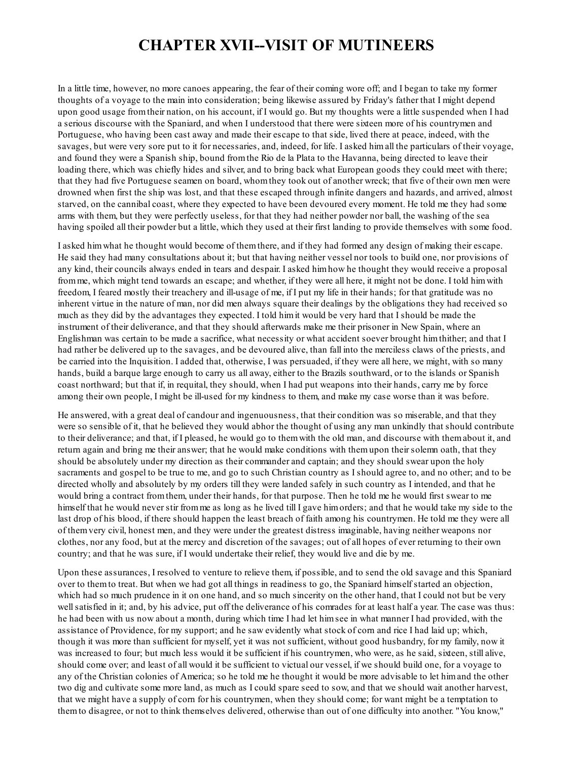# CHAPTER XVII--VISIT OF MUTINEERS

In a little time, however, no more canoes appearing, the fear of their coming wore off; and I began to take my former thoughts of a voyage to the main into consideration; being likewise assured by Friday's father that I might depend upon good usage from their nation, on his account, if I would go. But my thoughts were a little suspended when I had a serious discourse with the Spaniard, and when I understood that there were sixteen more of his countrymen and Portuguese, who having been cast away and made their escape to that side, lived there at peace, indeed, with the savages, but were very sore put to it for necessaries, and, indeed, for life. I asked him all the particulars of their voyage, and found they were a Spanish ship, bound from the Rio de la Plata to the Havanna, being directed to leave their loading there, which was chiefly hides and silver, and to bring back what European goods they could meet with there; that they had five Portuguese seamen on board, whom they took out of another wreck; that five of their own men were drowned when first the ship was lost, and that these escaped through infinite dangers and hazards, and arrived, almost starved, on the cannibal coast, where they expected to have been devoured every moment. He told me they had some arms with them, but they were perfectly useless, for that they had neither powder nor ball, the washing of the sea having spoiled all their powder but a little, which they used at their first landing to provide themselves with some food.

I asked him what he thought would become of them there, and if they had formed any design of making their escape. He said they had many consultations about it; but that having neither vessel nor tools to build one, nor provisions of any kind, their councils always ended in tears and despair. I asked him how he thought they would receive a proposal from me, which might tend towards an escape; and whether, if they were all here, it might not be done. I told him with freedom, I feared mostly their treachery and ill-usage of me, if I put my life in their hands; for that gratitude was no inherent virtue in the nature of man, nor did men always square their dealings by the obligations they had received so much as they did by the advantages they expected. I told him it would be very hard that I should be made the instrument of their deliverance, and that they should afterwards make me their prisoner in New Spain, where an Englishman was certain to be made a sacrifice, what necessity or what accident soever brought him thither; and that I had rather be delivered up to the savages, and be devoured alive, than fall into the merciless claws of the priests, and be carried into the Inquisition. I added that, otherwise, I was persuaded, if they were all here, we might, with so many hands, build a barque large enough to carry us all away, either to the Brazils southward, or to the islands or Spanish coast northward; but that if, in requital, they should, when I had put weapons into their hands, carry me by force among their own people, I might be ill-used for my kindness to them, and make my case worse than it was before.

He answered, with a great deal of candour and ingenuousness, that their condition was so miserable, and that they were so sensible of it, that he believed they would abhor the thought of using any man unkindly that should contribute to their deliverance; and that, if I pleased, he would go to them with the old man, and discourse with them about it, and return again and bring me their answer; that he would make conditions with them upon their solemn oath, that they should be absolutely under my direction as their commander and captain; and they should swear upon the holy sacraments and gospel to be true to me, and go to such Christian country as I should agree to, and no other; and to be directed wholly and absolutely by my orders till they were landed safely in such country as I intended, and that he would bring a contract from them, under their hands, for that purpose. Then he told me he would first swear to me himself that he would never stir from me as long as he lived till I gave him orders; and that he would take my side to the last drop of his blood, if there should happen the least breach of faith among his countrymen. He told me they were all of them very civil, honest men, and they were under the greatest distress imaginable, having neither weapons nor clothes, nor any food, but at the mercy and discretion of the savages; out of all hopes of ever returning to their own country; and that he was sure, if I would undertake their relief, they would live and die by me.

Upon these assurances, I resolved to venture to relieve them, if possible, and to send the old savage and this Spaniard over to them to treat. But when we had got all things in readiness to go, the Spaniard himself started an objection, which had so much prudence in it on one hand, and so much sincerity on the other hand, that I could not but be very well satisfied in it; and, by his advice, put off the deliverance of his comrades for at least half a year. The case was thus: he had been with us now about a month, during which time I had let him see in what manner I had provided, with the assistance of Providence, for my support; and he saw evidently what stock of corn and rice I had laid up; which, though it was more than sufficient for myself, yet it was not sufficient, without good husbandry, for my family, now it was increased to four; but much less would it be sufficient if his countrymen, who were, as he said, sixteen, still alive, should come over; and least of all would it be sufficient to victual our vessel, if we should build one, for a voyage to any of the Christian colonies of America; so he told me he thought it would be more advisable to let him and the other two dig and cultivate some more land, as much as I could spare seed to sow, and that we should wait another harvest, that we might have a supply of corn for his countrymen, when they should come; for want might be a temptation to them to disagree, or not to think themselves delivered, otherwise than out of one difficulty into another. "You know,"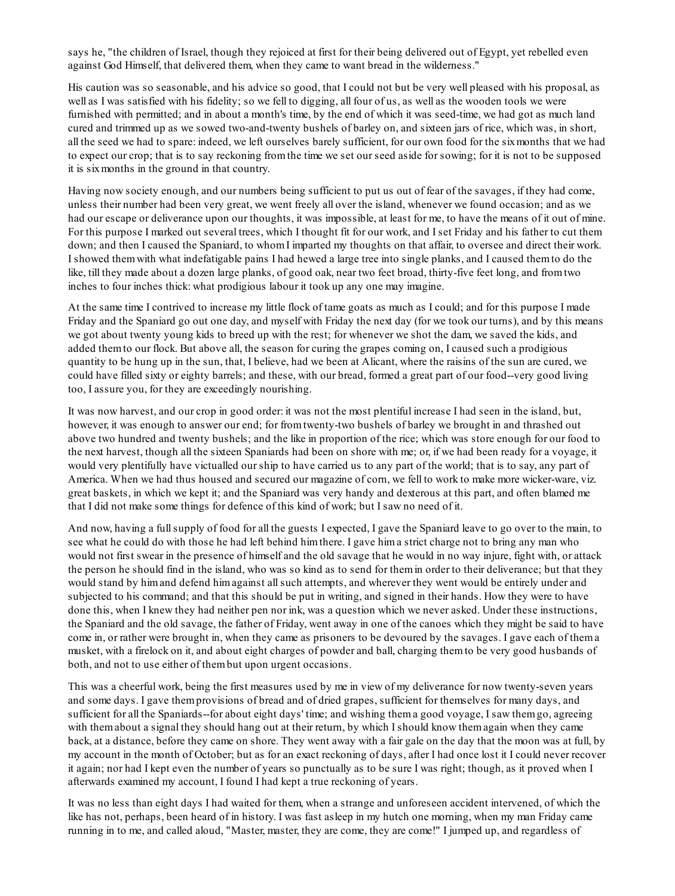says he, "the children of Israel, though they rejoiced at first for their being delivered out of Egypt, yet rebelled even against God Himself, that delivered them, when they came to want bread in the wilderness."

His caution was so seasonable, and his advice so good, that I could not but be very well pleased with his proposal, as well as I was satisfied with his fidelity; so we fell to digging, all four of us, as well as the wooden tools we were furnished with permitted; and in about a month's time, by the end of which it was seed-time, we had got as much land cured and trimmed up as we sowed two-and-twenty bushels of barley on, and sixteen jars of rice, which was, in short, all the seed we had to spare: indeed, we left ourselves barely sufficient, for our own food for the six months that we had to expect our crop; that is to say reckoning from the time we set our seed aside for sowing; for it is not to be supposed it is six months in the ground in that country.

Having now society enough, and our numbers being sufficient to put us out of fear of the savages, if they had come, unless their number had been very great, we went freely all over the island, whenever we found occasion; and as we had our escape or deliverance upon our thoughts, it was impossible, at least for me, to have the means of it out of mine. For this purpose I marked out several trees, which I thought fit for our work, and I set Friday and his father to cut them down; and then I caused the Spaniard, to whom I imparted my thoughts on that affair, to oversee and direct their work. I showed them with what indefatigable pains I had hewed a large tree into single planks, and I caused them to do the like, till they made about a dozen large planks, of good oak, near two feet broad, thirty-five feet long, and from two inches to four inches thick: what prodigious labour it took up any one may imagine.

At the same time I contrived to increase my little flock of tame goats as much as I could; and for this purpose I made Friday and the Spaniard go out one day, and myself with Friday the next day (for we took our turns), and by this means we got about twenty young kids to breed up with the rest; for whenever we shot the dam, we saved the kids, and added them to our flock. But above all, the season for curing the grapes coming on, I caused such a prodigious quantity to be hung up in the sun, that, I believe, had we been at Alicant, where the raisins of the sun are cured, we could have filled sixty or eighty barrels; and these, with our bread, formed a great part of our food--very good living too, I assure you, for they are exceedingly nourishing.

It was now harvest, and our crop in good order: it was not the most plentiful increase I had seen in the island, but, however, it was enough to answer our end; for from twenty-two bushels of barley we brought in and thrashed out above two hundred and twenty bushels; and the like in proportion of the rice; which was store enough for our food to the next harvest, though all the sixteen Spaniards had been on shore with me; or, if we had been ready for a voyage, it would very plentifully have victualled our ship to have carried us to any part of the world; that is to say, any part of America. When we had thus housed and secured our magazine of corn, we fell to work to make more wicker-ware, viz. great baskets, in which we kept it; and the Spaniard was very handy and dexterous at this part, and often blamed me that I did not make some things for defence of this kind of work; but I saw no need of it.

And now, having a full supply of food for all the guests I expected, I gave the Spaniard leave to go over to the main, to see what he could do with those he had left behind him there. I gave him a strict charge not to bring any man who would not first swear in the presence of himself and the old savage that he would in no way injure, fight with, or attack the person he should find in the island, who was so kind as to send for them in order to their deliverance; but that they would stand by him and defend him against all such attempts, and wherever they went would be entirely under and subjected to his command; and that this should be put in writing, and signed in their hands. How they were to have done this, when I knew they had neither pen nor ink, was a question which we never asked. Under these instructions, the Spaniard and the old savage, the father of Friday, went away in one of the canoes which they might be said to have come in, or rather were brought in, when they came as prisoners to be devoured by the savages. I gave each of them a musket, with a firelock on it, and about eight charges of powder and ball, charging them to be very good husbands of both, and not to use either of them but upon urgent occasions.

This was a cheerful work, being the first measures used by me in view of my deliverance for now twenty-seven years and some days. I gave them provisions of bread and of dried grapes, sufficient for themselves for many days, and sufficient for all the Spaniards--for about eight days' time; and wishing them a good voyage, I saw them go, agreeing with them about a signal they should hang out at their return, by which I should know them again when they came back, at a distance, before they came on shore. They went away with a fair gale on the day that the moon was at full, by my account in the month of October; but as for an exact reckoning of days, after I had once lost it I could never recover it again; nor had I kept even the number of years so punctually as to be sure I was right; though, as it proved when I afterwards examined my account, I found I had kept a true reckoning of years.

It was no less than eight days I had waited for them, when a strange and unforeseen accident intervened, of which the like has not, perhaps, been heard of in history. I was fast asleep in my hutch one morning, when my man Friday came running in to me, and called aloud, "Master, master, they are come, they are come!" I jumped up, and regardless of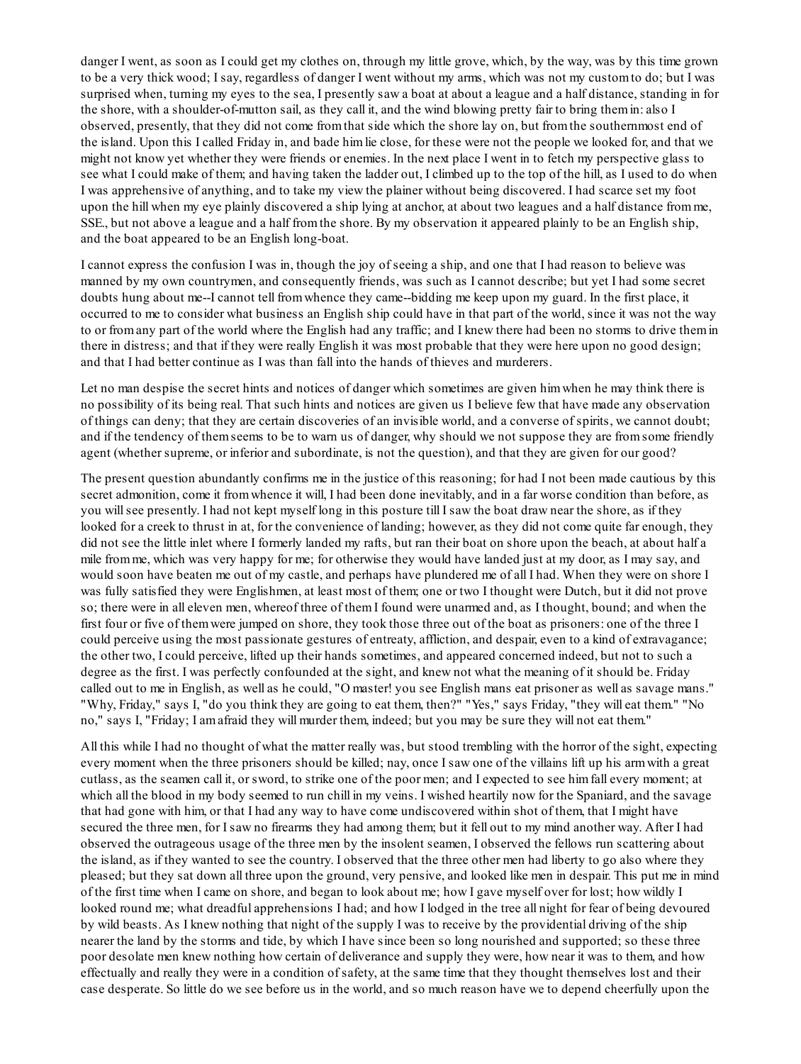danger I went, as soon as I could get my clothes on, through my little grove, which, by the way, was by this time grown to be a very thick wood; I say, regardless of danger I went without my arms, which was not my custom to do; but I was surprised when, turning my eyes to the sea, I presently saw a boat at about a league and a half distance, standing in for the shore, with a shoulder-of-mutton sail, as they call it, and the wind blowing pretty fair to bring them in: also I observed, presently, that they did not come from that side which the shore lay on, but from the southernmost end of the island. Upon this I called Friday in, and bade him lie close, for these were not the people we looked for, and that we might not know yet whether they were friends or enemies. In the next place I went in to fetch my perspective glass to see what I could make of them; and having taken the ladder out, I climbed up to the top of the hill, as I used to do when I was apprehensive of anything, and to take my view the plainer without being discovered. I had scarce set my foot upon the hill when my eye plainly discovered a ship lying at anchor, at about two leagues and a half distance from me, SSE., but not above a league and a half from the shore. By my observation it appeared plainly to be an English ship, and the boat appeared to be an English long-boat.

I cannot express the confusion I was in, though the joy of seeing a ship, and one that I had reason to believe was manned by my own countrymen, and consequently friends, was such as I cannot describe; but yet I had some secret doubts hung about me--I cannot tell from whence they came--bidding me keep upon my guard. In the first place, it occurred to me to consider what business an English ship could have in that part of the world, since it was not the way to or from any part of the world where the English had any traffic; and I knew there had been no storms to drive them in there in distress; and that if they were really English it was most probable that they were here upon no good design; and that I had better continue as I was than fall into the hands of thieves and murderers.

Let no man despise the secret hints and notices of danger which sometimes are given him when he may think there is no possibility of its being real. That such hints and notices are given us I believe few that have made any observation of things can deny; that they are certain discoveries of an invisible world, and a converse of spirits, we cannot doubt; and if the tendency of them seems to be to warn us of danger, why should we not suppose they are from some friendly agent (whether supreme, or inferior and subordinate, is not the question), and that they are given for our good?

The present question abundantly confirms me in the justice of this reasoning; for had I not been made cautious by this secret admonition, come it from whence it will, I had been done inevitably, and in a far worse condition than before, as you will see presently. I had not kept myself long in this posture till I saw the boat draw near the shore, as if they looked for a creek to thrust in at, for the convenience of landing; however, as they did not come quite far enough, they did not see the little inlet where I formerly landed my rafts, but ran their boat on shore upon the beach, at about half a mile from me, which was very happy for me; for otherwise they would have landed just at my door, as I may say, and would soon have beaten me out of my castle, and perhaps have plundered me of all I had. When they were on shore I was fully satisfied they were Englishmen, at least most of them; one or two I thought were Dutch, but it did not prove so; there were in all eleven men, whereof three of them I found were unarmed and, as I thought, bound; and when the first four or five of them were jumped on shore, they took those three out of the boat as prisoners: one of the three I could perceive using the most passionate gestures of entreaty, affliction, and despair, even to a kind of extravagance; the other two, I could perceive, lifted up their hands sometimes, and appeared concerned indeed, but not to such a degree as the first. I was perfectly confounded at the sight, and knew not what the meaning of it should be. Friday called out to me in English, as well as he could, "O master! you see English mans eat prisoner as well as savage mans." "Why, Friday," says I, "do you think they are going to eat them, then?" "Yes," says Friday, "they will eat them." "No no," says I, "Friday; I am afraid they will murder them, indeed; but you may be sure they will not eat them."

All this while I had no thought of what the matter really was, but stood trembling with the horror of the sight, expecting every moment when the three prisoners should be killed; nay, once I saw one of the villains lift up his arm with a great cutlass, as the seamen call it, or sword, to strike one of the poor men; and I expected to see him fall every moment; at which all the blood in my body seemed to run chill in my veins. I wished heartily now for the Spaniard, and the savage that had gone with him, or that I had any way to have come undiscovered within shot of them, that I might have secured the three men, for I saw no firearms they had among them; but it fell out to my mind another way. After I had observed the outrageous usage of the three men by the insolent seamen, I observed the fellows run scattering about the island, as if they wanted to see the country. I observed that the three other men had liberty to go also where they pleased; but they sat down all three upon the ground, very pensive, and looked like men in despair. This put me in mind of the first time when I came on shore, and began to look about me; how I gave myself over for lost; how wildly I looked round me; what dreadful apprehensions I had; and how I lodged in the tree all night for fear of being devoured by wild beasts. As I knew nothing that night of the supply I was to receive by the providential driving of the ship nearer the land by the storms and tide, by which I have since been so long nourished and supported; so these three poor desolate men knew nothing how certain of deliverance and supply they were, how near it was to them, and how effectually and really they were in a condition of safety, at the same time that they thought themselves lost and their case desperate. So little do we see before us in the world, and so much reason have we to depend cheerfully upon the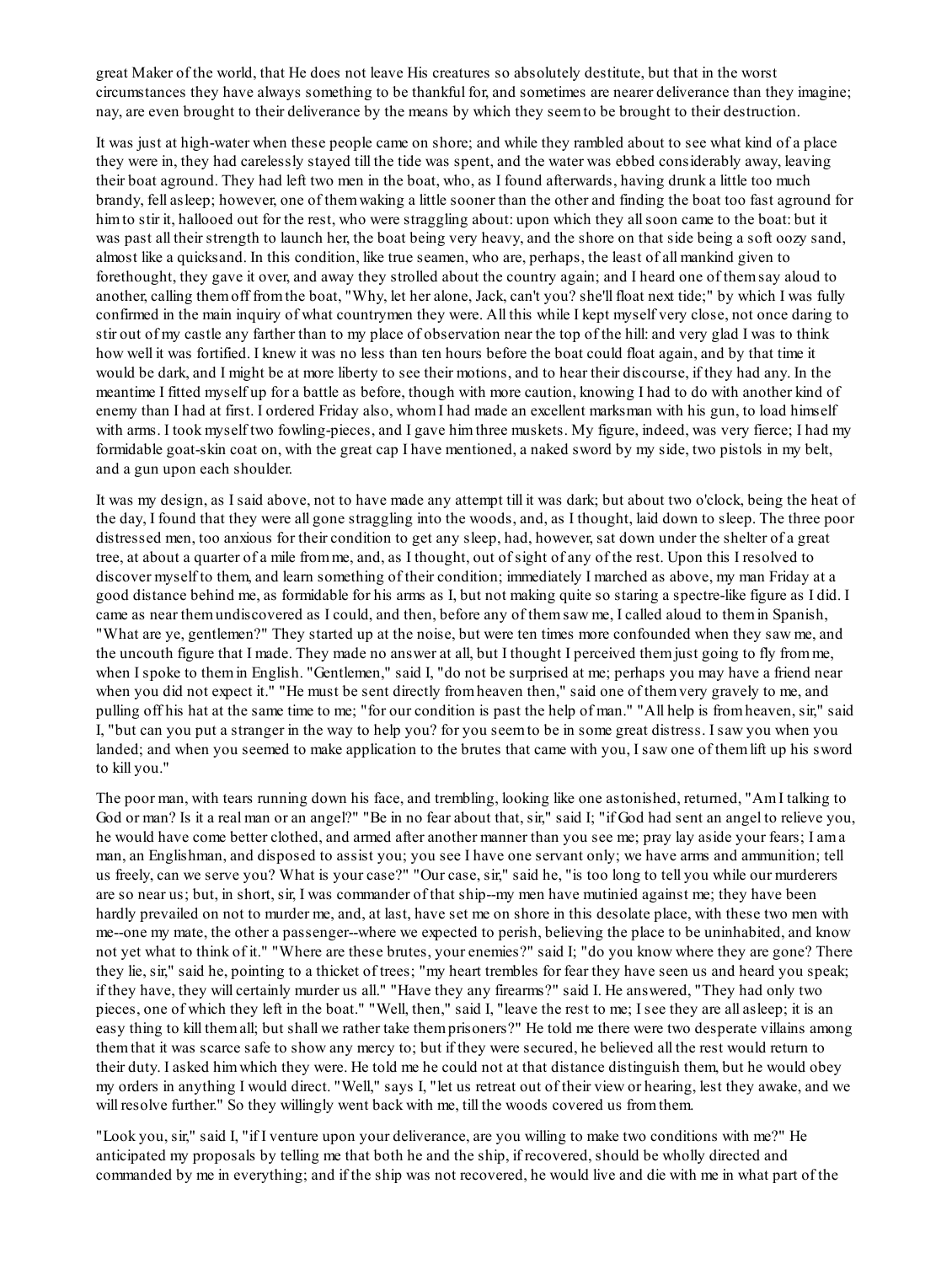great Maker of the world, that He does not leave His creatures so absolutely destitute, but that in the worst circumstances they have always something to be thankful for, and sometimes are nearer deliverance than they imagine; nay, are even brought to their deliverance by the means by which they seem to be brought to their destruction.

It was just at high-water when these people came on shore; and while they rambled about to see what kind of a place they were in, they had carelessly stayed till the tide was spent, and the water was ebbed considerably away, leaving their boat aground. They had left two men in the boat, who, as I found afterwards, having drunk a little too much brandy, fell asleep; however, one of them waking a little sooner than the other and finding the boat too fast aground for him to stir it, hallooed out for the rest, who were straggling about: upon which they all soon came to the boat: but it was past all their strength to launch her, the boat being very heavy, and the shore on that side being a soft oozy sand, almost like a quicksand. In this condition, like true seamen, who are, perhaps, the least of all mankind given to forethought, they gave it over, and away they strolled about the country again; and I heard one of them say aloud to another, calling them off from the boat, "Why, let her alone, Jack, can't you? she'll float next tide;" by which I was fully confirmed in the main inquiry of what countrymen they were. All this while I kept myself very close, not once daring to stir out of my castle any farther than to my place of observation near the top of the hill: and very glad I was to think how well it was fortified. I knew it was no less than ten hours before the boat could float again, and by that time it would be dark, and I might be at more liberty to see their motions, and to hear their discourse, if they had any. In the meantime I fitted myself up for a battle as before, though with more caution, knowing I had to do with another kind of enemy than I had at first. I ordered Friday also, whom I had made an excellent marksman with his gun, to load himself with arms. I took myself two fowling-pieces, and I gave him three muskets. My figure, indeed, was very fierce; I had my formidable goat-skin coat on, with the great cap I have mentioned, a naked sword by my side, two pistols in my belt, and a gun upon each shoulder.

It was my design, as I said above, not to have made any attempt till it was dark; but about two o'clock, being the heat of the day, I found that they were all gone straggling into the woods, and, as I thought, laid down to sleep. The three poor distressed men, too anxious for their condition to get any sleep, had, however, sat down under the shelter of a great tree, at about a quarter of a mile from me, and, as I thought, out of sight of any of the rest. Upon this I resolved to discover myself to them, and learn something of their condition; immediately I marched as above, my man Friday at a good distance behind me, as formidable for his arms as I, but not making quite so staring a spectre-like figure as I did. I came as near them undiscovered as I could, and then, before any of them saw me, I called aloud to them in Spanish, "What are ye, gentlemen?" They started up at the noise, but were ten times more confounded when they saw me, and the uncouth figure that I made. They made no answer at all, but I thought I perceived them just going to fly from me, when I spoke to them in English. "Gentlemen," said I, "do not be surprised at me; perhaps you may have a friend near when you did not expect it." "He must be sent directly from heaven then," said one of them very gravely to me, and pulling off his hat at the same time to me; "for our condition is past the help of man." "All help is from heaven, sir," said I, "but can you put a stranger in the way to help you? for you seem to be in some great distress. I saw you when you landed; and when you seemed to make application to the brutes that came with you, I saw one of them lift up his sword to kill you."

The poor man, with tears running down his face, and trembling, looking like one astonished, returned, "Am I talking to God or man? Is it a real man or an angel?" "Be in no fear about that, sir," said I; "if God had sent an angel to relieve you, he would have come better clothed, and armed after another manner than you see me; pray lay aside your fears; I am a man, an Englishman, and disposed to assist you; you see I have one servant only; we have arms and ammunition; tell us freely, can we serve you? What is your case?" "Our case, sir," said he, "is too long to tell you while our murderers are so near us; but, in short, sir, I was commander of that ship--my men have mutinied against me; they have been hardly prevailed on not to murder me, and, at last, have set me on shore in this desolate place, with these two men with me--one my mate, the other a passenger--where we expected to perish, believing the place to be uninhabited, and know not yet what to think of it." "Where are these brutes, your enemies?" said I; "do you know where they are gone? There they lie, sir," said he, pointing to a thicket of trees; "my heart trembles for fear they have seen us and heard you speak; if they have, they will certainly murder us all." "Have they any firearms?" said I. He answered, "They had only two pieces, one of which they left in the boat." "Well, then," said I, "leave the rest to me; I see they are all asleep; it is an easy thing to kill them all; but shall we rather take them prisoners?" He told me there were two desperate villains among them that it was scarce safe to show any mercy to; but if they were secured, he believed all the rest would return to their duty. I asked him which they were. He told me he could not at that distance distinguish them, but he would obey my orders in anything I would direct. "Well," says I, "let us retreat out of their view or hearing, lest they awake, and we will resolve further." So they willingly went back with me, till the woods covered us from them.

"Look you, sir," said I, "if I venture upon your deliverance, are you willing to make two conditions with me?" He anticipated my proposals by telling me that both he and the ship, if recovered, should be wholly directed and commanded by me in everything; and if the ship was not recovered, he would live and die with me in what part of the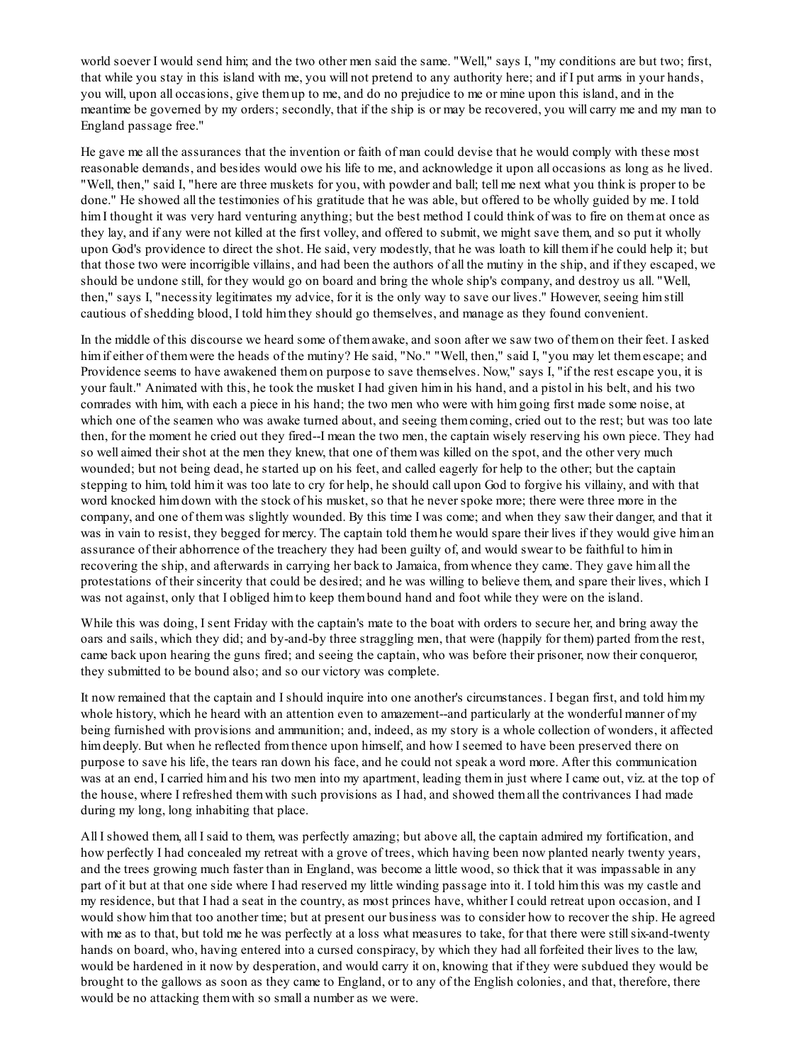world soever I would send him; and the two other men said the same. "Well," says I, "my conditions are but two; first, that while you stay in this island with me, you will not pretend to any authority here; and if I put arms in your hands, you will, upon all occasions, give them up to me, and do no prejudice to me or mine upon this island, and in the meantime be governed by my orders; secondly, that if the ship is or may be recovered, you will carry me and my man to England passage free."

He gave me all the assurances that the invention or faith of man could devise that he would comply with these most reasonable demands, and besides would owe his life to me, and acknowledge it upon all occasions as long as he lived. "Well, then," said I, "here are three muskets for you, with powder and ball; tell me next what you think is proper to be done." He showed all the testimonies of his gratitude that he was able, but offered to be wholly guided by me. I told him I thought it was very hard venturing anything; but the best method I could think of was to fire on them at once as they lay, and if any were not killed at the first volley, and offered to submit, we might save them, and so put it wholly upon God's providence to direct the shot. He said, very modestly, that he was loath to kill them if he could help it; but that those two were incorrigible villains, and had been the authors of all the mutiny in the ship, and if they escaped, we should be undone still, for they would go on board and bring the whole ship's company, and destroy us all. "Well, then," says I, "necessity legitimates my advice, for it is the only way to save our lives." However, seeing him still cautious of shedding blood, I told him they should go themselves, and manage as they found convenient.

In the middle of this discourse we heard some of them awake, and soon after we saw two of them on their feet. I asked him if either of them were the heads of the mutiny? He said, "No." "Well, then," said I, "you may let them escape; and Providence seems to have awakened them on purpose to save themselves. Now," says I, "if the rest escape you, it is your fault." Animated with this, he took the musket I had given him in his hand, and a pistol in his belt, and his two comrades with him, with each a piece in his hand; the two men who were with him going first made some noise, at which one of the seamen who was awake turned about, and seeing them coming, cried out to the rest; but was too late then, for the moment he cried out they fired--I mean the two men, the captain wisely reserving his own piece. They had so well aimed their shot at the men they knew, that one of them was killed on the spot, and the other very much wounded; but not being dead, he started up on his feet, and called eagerly for help to the other; but the captain stepping to him, told him it was too late to cry for help, he should call upon God to forgive his villainy, and with that word knocked him down with the stock of his musket, so that he never spoke more; there were three more in the company, and one of them was slightly wounded. By this time I was come; and when they saw their danger, and that it was in vain to resist, they begged for mercy. The captain told them he would spare their lives if they would give him an assurance of their abhorrence of the treachery they had been guilty of, and would swear to be faithful to him in recovering the ship, and afterwards in carrying her back to Jamaica, from whence they came. They gave him all the protestations of their sincerity that could be desired; and he was willing to believe them, and spare their lives, which I was not against, only that I obliged him to keep them bound hand and foot while they were on the island.

While this was doing, I sent Friday with the captain's mate to the boat with orders to secure her, and bring away the oars and sails, which they did; and by-and-by three straggling men, that were (happily for them) parted from the rest, came back upon hearing the guns fired; and seeing the captain, who was before their prisoner, now their conqueror, they submitted to be bound also; and so our victory was complete.

It now remained that the captain and I should inquire into one another's circumstances. I began first, and told him my whole history, which he heard with an attention even to amazement--and particularly at the wonderful manner of my being furnished with provisions and ammunition; and, indeed, as my story is a whole collection of wonders, it affected him deeply. But when he reflected from thence upon himself, and how I seemed to have been preserved there on purpose to save his life, the tears ran down his face, and he could not speak a word more. After this communication was at an end, I carried him and his two men into my apartment, leading them in just where I came out, viz. at the top of the house, where I refreshed them with such provisions as I had, and showed them all the contrivances I had made during my long, long inhabiting that place.

All I showed them, all I said to them, was perfectly amazing; but above all, the captain admired my fortification, and how perfectly I had concealed my retreat with a grove of trees, which having been now planted nearly twenty years, and the trees growing much faster than in England, was become a little wood, so thick that it was impassable in any part of it but at that one side where I had reserved my little winding passage into it. I told him this was my castle and my residence, but that I had a seat in the country, as most princes have, whither I could retreat upon occasion, and I would show him that too another time; but at present our business was to consider how to recover the ship. He agreed with me as to that, but told me he was perfectly at a loss what measures to take, for that there were still six-and-twenty hands on board, who, having entered into a cursed conspiracy, by which they had all forfeited their lives to the law, would be hardened in it now by desperation, and would carry it on, knowing that if they were subdued they would be brought to the gallows as soon as they came to England, or to any of the English colonies, and that, therefore, there would be no attacking them with so small a number as we were.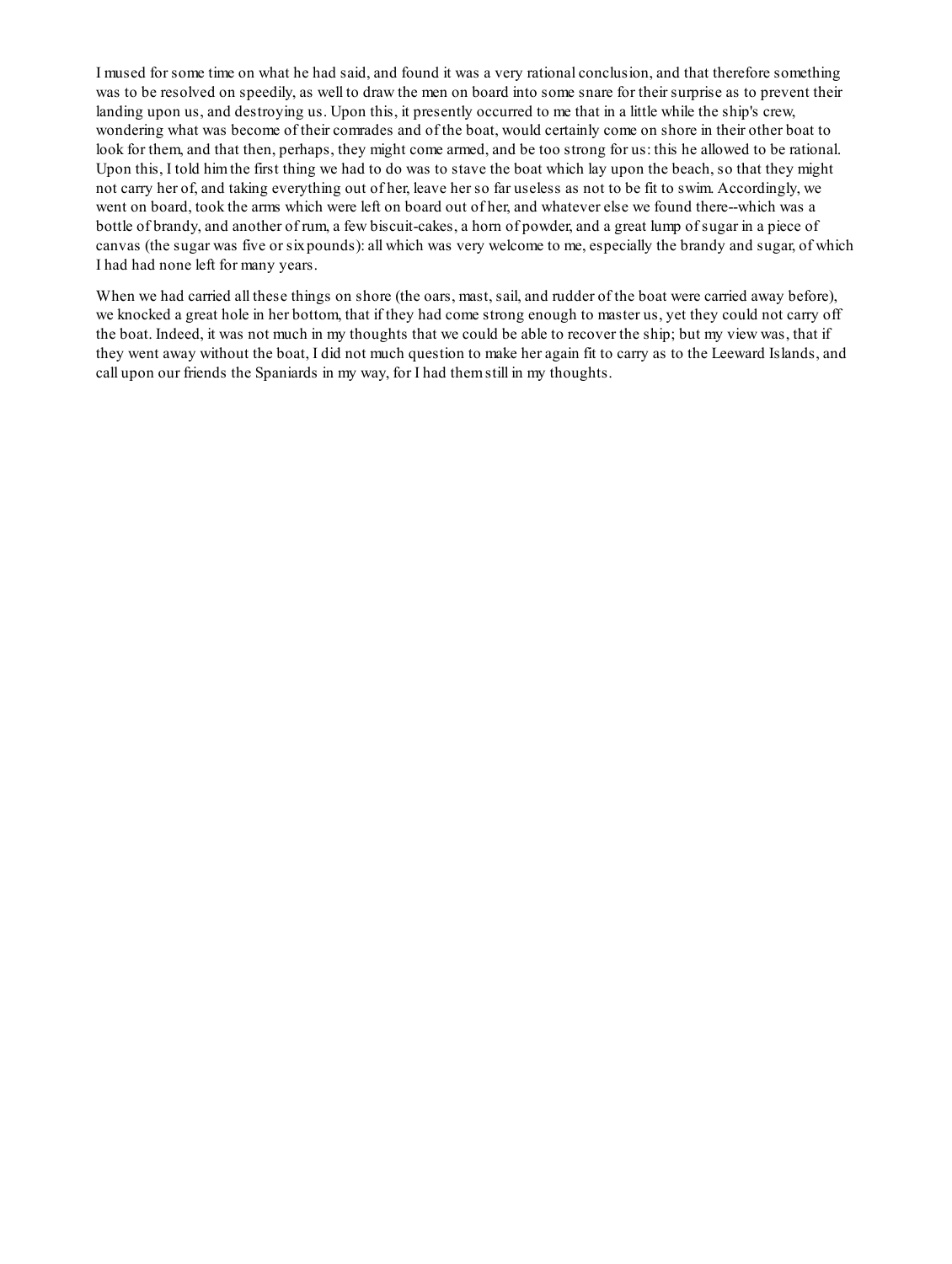I mused for some time on what he had said, and found it was a very rational conclusion, and that therefore something was to be resolved on speedily, as well to draw the men on board into some snare for their surprise as to prevent their landing upon us, and destroying us. Upon this, it presently occurred to me that in a little while the ship's crew, wondering what was become of their comrades and of the boat, would certainly come on shore in their other boat to look for them, and that then, perhaps, they might come armed, and be too strong for us: this he allowed to be rational. Upon this, I told him the first thing we had to do was to stave the boat which lay upon the beach, so that they might not carry her of, and taking everything out of her, leave her so far useless as not to be fit to swim. Accordingly, we went on board, took the arms which were left on board out of her, and whatever else we found there--which was a bottle of brandy, and another of rum, a few biscuit-cakes, a horn of powder, and a great lump of sugar in a piece of canvas (the sugar was five or six pounds): all which was very welcome to me, especially the brandy and sugar, of which I had had none left for many years.

When we had carried all these things on shore (the oars, mast, sail, and rudder of the boat were carried away before), we knocked a great hole in her bottom, that if they had come strong enough to master us, yet they could not carry off the boat. Indeed, it was not much in my thoughts that we could be able to recover the ship; but my view was, that if they went away without the boat, I did not much question to make her again fit to carry as to the Leeward Islands, and call upon our friends the Spaniards in my way, for I had them still in my thoughts.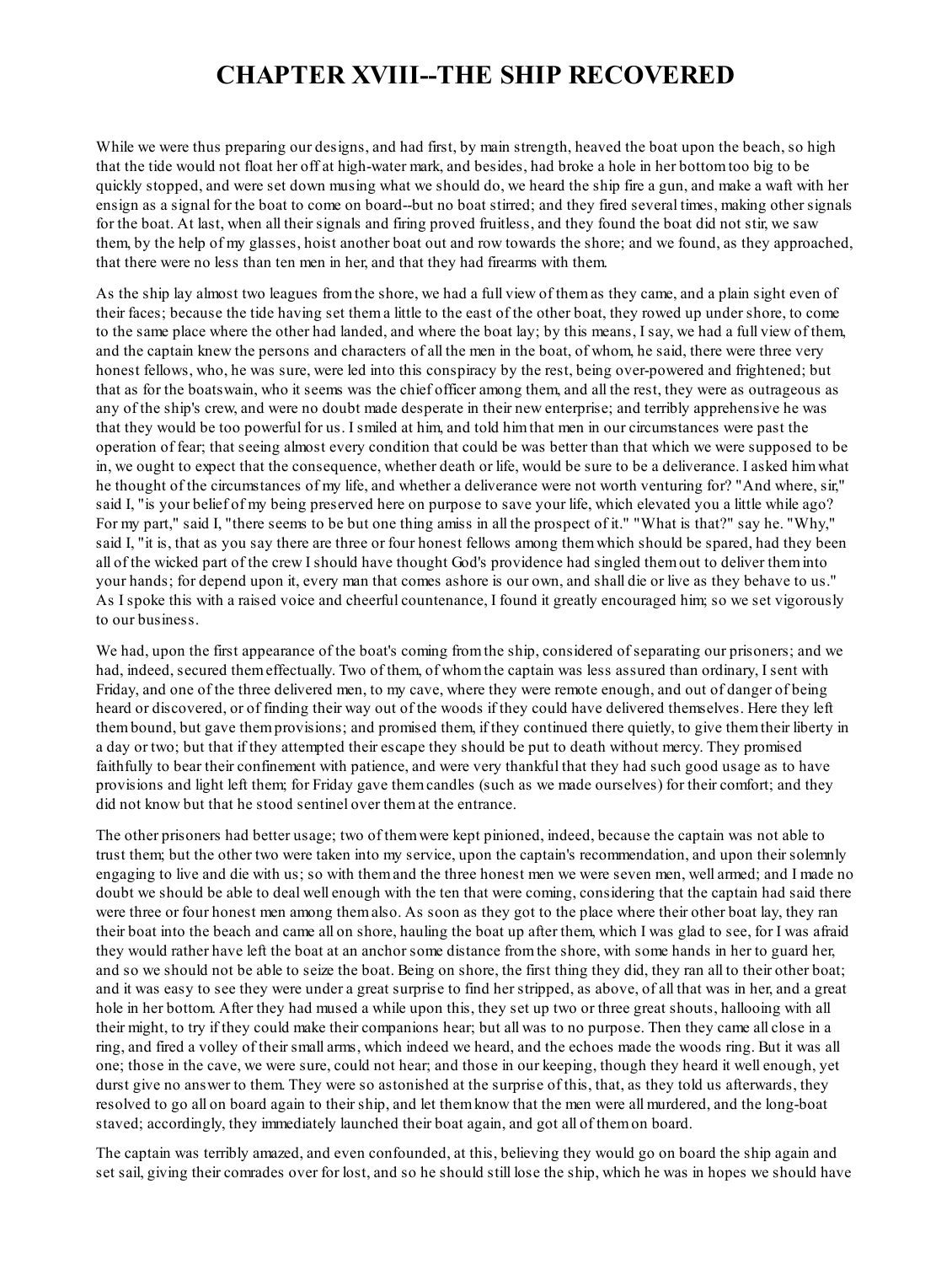# CHAPTER XVIII--THE SHIP RECOVERED

While we were thus preparing our designs, and had first, by main strength, heaved the boat upon the beach, so high that the tide would not float her off at high-water mark, and besides, had broke a hole in her bottom too big to be quickly stopped, and were set down musing what we should do, we heard the ship fire a gun, and make a waft with her ensign as a signal for the boat to come on board--but no boat stirred; and they fired several times, making other signals for the boat. At last, when all their signals and firing proved fruitless, and they found the boat did not stir, we saw them, by the help of my glasses, hoist another boat out and row towards the shore; and we found, as they approached, that there were no less than ten men in her, and that they had firearms with them.

As the ship lay almost two leagues from the shore, we had a full view of them as they came, and a plain sight even of their faces; because the tide having set them a little to the east of the other boat, they rowed up under shore, to come to the same place where the other had landed, and where the boat lay; by this means, I say, we had a full view of them, and the captain knew the persons and characters of all the men in the boat, of whom, he said, there were three very honest fellows, who, he was sure, were led into this conspiracy by the rest, being over-powered and frightened; but that as for the boatswain, who it seems was the chief officer among them, and all the rest, they were as outrageous as any of the ship's crew, and were no doubt made desperate in their new enterprise; and terribly apprehensive he was that they would be too powerful for us. I smiled at him, and told him that men in our circumstances were past the operation of fear; that seeing almost every condition that could be was better than that which we were supposed to be in, we ought to expect that the consequence, whether death or life, would be sure to be a deliverance. I asked him what he thought of the circumstances of my life, and whether a deliverance were not worth venturing for? "And where, sir," said I, "is your belief of my being preserved here on purpose to save your life, which elevated you a little while ago? For my part," said I, "there seems to be but one thing amiss in all the prospect of it." "What is that?" say he. "Why," said I, "it is, that as you say there are three or four honest fellows among them which should be spared, had they been all of the wicked part of the crew I should have thought God's providence had singled them out to deliver them into your hands; for depend upon it, every man that comes ashore is our own, and shall die or live as they behave to us." As I spoke this with a raised voice and cheerful countenance, I found it greatly encouraged him; so we set vigorously to our business.

We had, upon the first appearance of the boat's coming from the ship, considered of separating our prisoners; and we had, indeed, secured them effectually. Two of them, of whom the captain was less assured than ordinary, I sent with Friday, and one of the three delivered men, to my cave, where they were remote enough, and out of danger of being heard or discovered, or of finding their way out of the woods if they could have delivered themselves. Here they left them bound, but gave them provisions; and promised them, if they continued there quietly, to give them their liberty in a day or two; but that if they attempted their escape they should be put to death without mercy. They promised faithfully to bear their confinement with patience, and were very thankful that they had such good usage as to have provisions and light left them; for Friday gave them candles (such as we made ourselves) for their comfort; and they did not know but that he stood sentinel over them at the entrance.

The other prisoners had better usage; two of them were kept pinioned, indeed, because the captain was not able to trust them; but the other two were taken into my service, upon the captain's recommendation, and upon their solemnly engaging to live and die with us; so with them and the three honest men we were seven men, well armed; and I made no doubt we should be able to deal well enough with the ten that were coming, considering that the captain had said there were three or four honest men among them also. As soon as they got to the place where their other boat lay, they ran their boat into the beach and came all on shore, hauling the boat up after them, which I was glad to see, for I was afraid they would rather have left the boat at an anchor some distance from the shore, with some hands in her to guard her, and so we should not be able to seize the boat. Being on shore, the first thing they did, they ran all to their other boat; and it was easy to see they were under a great surprise to find her stripped, as above, of all that was in her, and a great hole in her bottom. After they had mused a while upon this, they set up two or three great shouts, hallooing with all their might, to try if they could make their companions hear; but all was to no purpose. Then they came all close in a ring, and fired a volley of their small arms, which indeed we heard, and the echoes made the woods ring. But it was all one; those in the cave, we were sure, could not hear; and those in our keeping, though they heard it well enough, yet durst give no answer to them. They were so astonished at the surprise of this, that, as they told us afterwards, they resolved to go all on board again to their ship, and let them know that the men were all murdered, and the long-boat staved; accordingly, they immediately launched their boat again, and got all of them on board.

The captain was terribly amazed, and even confounded, at this, believing they would go on board the ship again and set sail, giving their comrades over for lost, and so he should still lose the ship, which he was in hopes we should have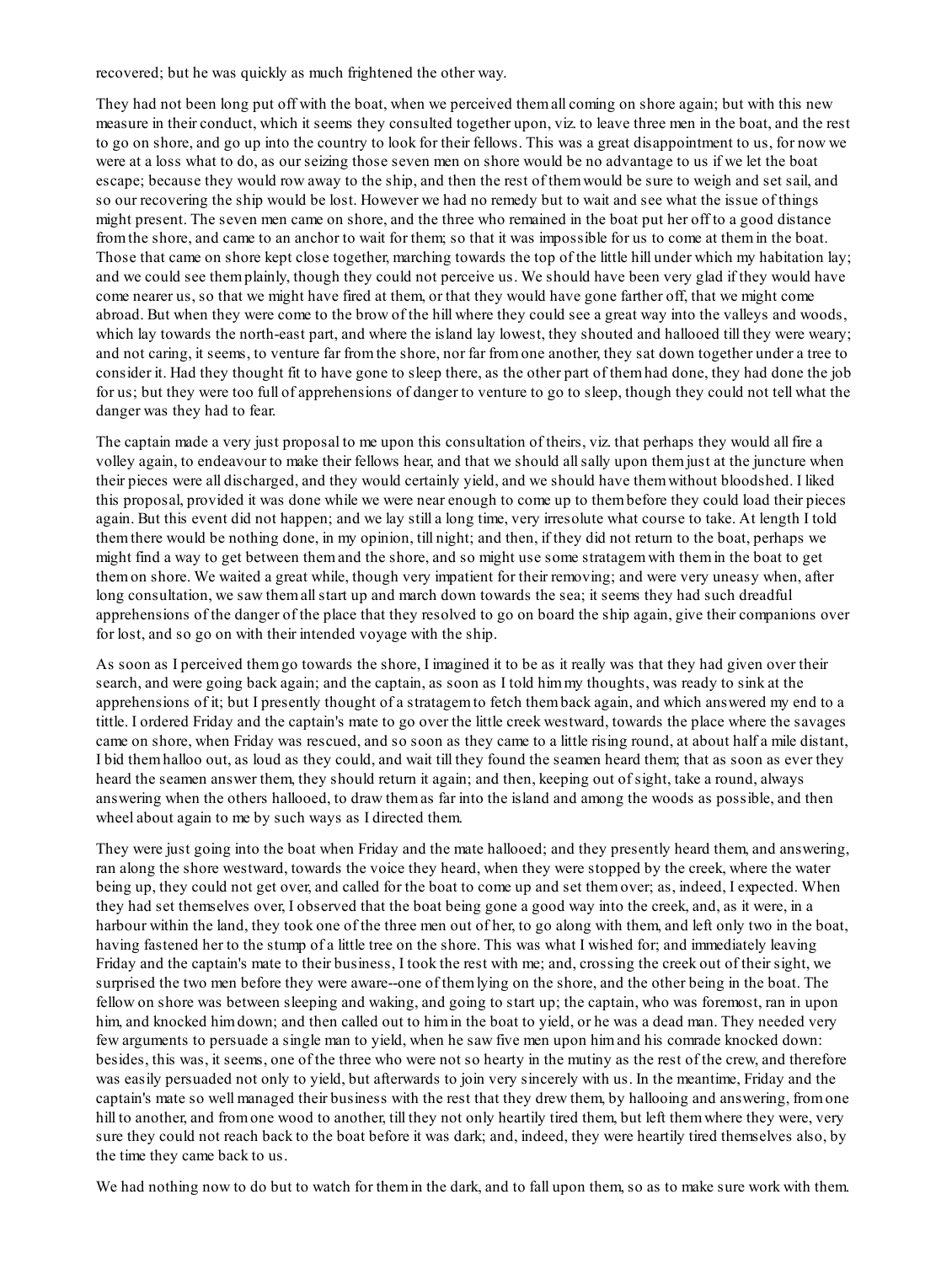recovered; but he was quickly as much frightened the other way.

They had not been long put off with the boat, when we perceived them all coming on shore again; but with this new measure in their conduct, which it seems they consulted together upon, viz. to leave three men in the boat, and the rest to go on shore, and go up into the country to look for their fellows. This was a great disappointment to us, for now we were at a loss what to do, as our seizing those seven men on shore would be no advantage to us if we let the boat escape; because they would row away to the ship, and then the rest of them would be sure to weigh and set sail, and so our recovering the ship would be lost. However we had no remedy but to wait and see what the issue of things might present. The seven men came on shore, and the three who remained in the boat put her off to a good distance from the shore, and came to an anchor to wait for them; so that it was impossible for us to come at them in the boat. Those that came on shore kept close together, marching towards the top of the little hill under which my habitation lay; and we could see them plainly, though they could not perceive us. We should have been very glad if they would have come nearer us, so that we might have fired at them, or that they would have gone farther off, that we might come abroad. But when they were come to the brow of the hill where they could see a great way into the valleys and woods, which lay towards the north-east part, and where the island lay lowest, they shouted and hallooed till they were weary; and not caring, it seems, to venture far from the shore, nor far from one another, they sat down together under a tree to consider it. Had they thought fit to have gone to sleep there, as the other part of them had done, they had done the job for us; but they were too full of apprehensions of danger to venture to go to sleep, though they could not tell what the danger was they had to fear.

The captain made a very just proposal to me upon this consultation of theirs, viz. that perhaps they would all fire a volley again, to endeavour to make their fellows hear, and that we should all sally upon them just at the juncture when their pieces were all discharged, and they would certainly yield, and we should have them without bloodshed. I liked this proposal, provided it was done while we were near enough to come up to them before they could load their pieces again. But this event did not happen; and we lay still a long time, very irresolute what course to take. At length I told them there would be nothing done, in my opinion, till night; and then, if they did not return to the boat, perhaps we might find a way to get between them and the shore, and so might use some stratagem with them in the boat to get them on shore. We waited a great while, though very impatient for their removing; and were very uneasy when, after long consultation, we saw them all start up and march down towards the sea; it seems they had such dreadful apprehensions of the danger of the place that they resolved to go on board the ship again, give their companions over for lost, and so go on with their intended voyage with the ship.

As soon as I perceived them go towards the shore, I imagined it to be as it really was that they had given over their search, and were going back again; and the captain, as soon as I told him my thoughts, was ready to sink at the apprehensions of it; but I presently thought of a stratagem to fetch them back again, and which answered my end to a tittle. I ordered Friday and the captain's mate to go over the little creek westward, towards the place where the savages came on shore, when Friday was rescued, and so soon as they came to a little rising round, at about half a mile distant, I bid them halloo out, as loud as they could, and wait till they found the seamen heard them; that as soon as ever they heard the seamen answer them, they should return it again; and then, keeping out of sight, take a round, always answering when the others hallooed, to draw them as far into the island and among the woods as possible, and then wheel about again to me by such ways as I directed them.

They were just going into the boat when Friday and the mate hallooed; and they presently heard them, and answering, ran along the shore westward, towards the voice they heard, when they were stopped by the creek, where the water being up, they could not get over, and called for the boat to come up and set them over; as, indeed, I expected. When they had set themselves over, I observed that the boat being gone a good way into the creek, and, as it were, in a harbour within the land, they took one of the three men out of her, to go along with them, and left only two in the boat, having fastened her to the stump of a little tree on the shore. This was what I wished for; and immediately leaving Friday and the captain's mate to their business, I took the rest with me; and, crossing the creek out of their sight, we surprised the two men before they were aware--one of them lying on the shore, and the other being in the boat. The fellow on shore was between sleeping and waking, and going to start up; the captain, who was foremost, ran in upon him, and knocked him down; and then called out to him in the boat to yield, or he was a dead man. They needed very few arguments to persuade a single man to yield, when he saw five men upon him and his comrade knocked down: besides, this was, it seems, one of the three who were not so hearty in the mutiny as the rest of the crew, and therefore was easily persuaded not only to yield, but afterwards to join very sincerely with us. In the meantime, Friday and the captain's mate so well managed their business with the rest that they drew them, by hallooing and answering, from one hill to another, and from one wood to another, till they not only heartily tired them, but left them where they were, very sure they could not reach back to the boat before it was dark; and, indeed, they were heartily tired themselves also, by the time they came back to us.

We had nothing now to do but to watch for them in the dark, and to fall upon them, so as to make sure work with them.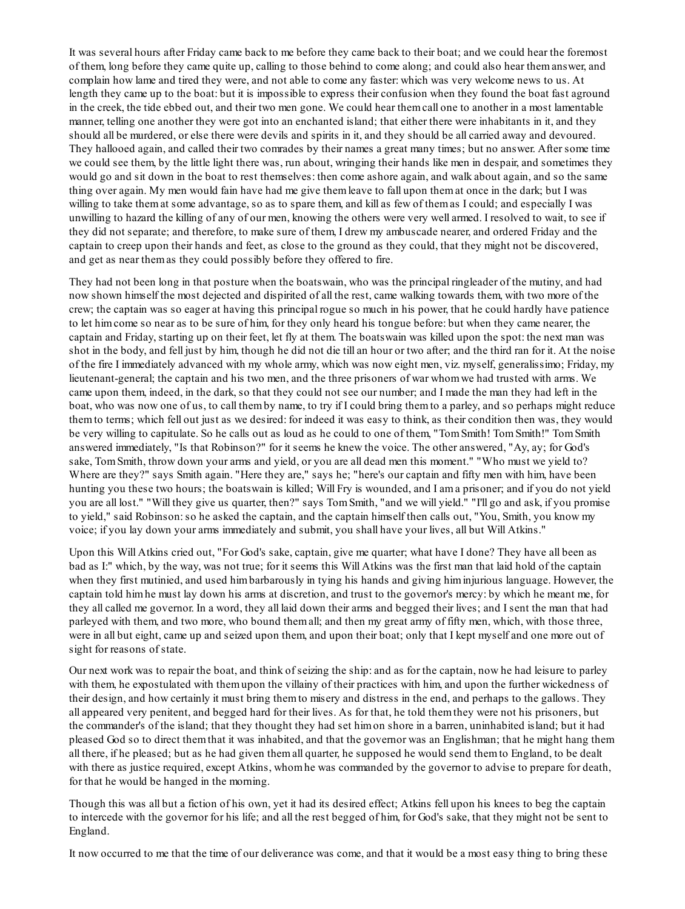It was several hours after Friday came back to me before they came back to their boat; and we could hear the foremost of them, long before they came quite up, calling to those behind to come along; and could also hear them answer, and complain how lame and tired they were, and not able to come any faster: which was very welcome news to us. At length they came up to the boat: but it is impossible to express their confusion when they found the boat fast aground in the creek, the tide ebbed out, and their two men gone. We could hear them call one to another in a most lamentable manner, telling one another they were got into an enchanted island; that either there were inhabitants in it, and they should all be murdered, or else there were devils and spirits in it, and they should be all carried away and devoured. They hallooed again, and called their two comrades by their names a great many times; but no answer. After some time we could see them, by the little light there was, run about, wringing their hands like men in despair, and sometimes they would go and sit down in the boat to rest themselves: then come ashore again, and walk about again, and so the same thing over again. My men would fain have had me give them leave to fall upon them at once in the dark; but I was willing to take them at some advantage, so as to spare them, and kill as few of them as I could; and especially I was unwilling to hazard the killing of any of our men, knowing the others were very well armed. I resolved to wait, to see if they did not separate; and therefore, to make sure of them, I drew my ambuscade nearer, and ordered Friday and the captain to creep upon their hands and feet, as close to the ground as they could, that they might not be discovered, and get as near them as they could possibly before they offered to fire.

They had not been long in that posture when the boatswain, who was the principal ringleader of the mutiny, and had now shown himself the most dejected and dispirited of all the rest, came walking towards them, with two more of the crew; the captain was so eager at having this principal rogue so much in his power, that he could hardly have patience to let him come so near as to be sure of him, for they only heard his tongue before: but when they came nearer, the captain and Friday, starting up on their feet, let fly at them. The boatswain was killed upon the spot: the next man was shot in the body, and fell just by him, though he did not die till an hour or two after; and the third ran for it. At the noise of the fire I immediately advanced with my whole army, which was now eight men, viz. myself, generalissimo; Friday, my lieutenant-general; the captain and his two men, and the three prisoners of war whom we had trusted with arms. We came upon them, indeed, in the dark, so that they could not see our number; and I made the man they had left in the boat, who was now one of us, to call them by name, to try if I could bring them to a parley, and so perhaps might reduce them to terms; which fell out just as we desired: for indeed it was easy to think, as their condition then was, they would be very willing to capitulate. So he calls out as loud as he could to one of them, "Tom Smith! Tom Smith!" Tom Smith answered immediately, "Is that Robinson?" for it seems he knew the voice. The other answered, "Ay, ay; for God's sake, Tom Smith, throw down your arms and yield, or you are all dead men this moment." "Who must we yield to? Where are they?" says Smith again. "Here they are," says he; "here's our captain and fifty men with him, have been hunting you these two hours; the boatswain is killed; Will Fry is wounded, and I am a prisoner; and if you do not yield you are all lost." "Will they give us quarter, then?" says Tom Smith, "and we will yield." "I'll go and ask, if you promise to yield," said Robinson: so he asked the captain, and the captain himself then calls out, "You, Smith, you know my voice; if you lay down your arms immediately and submit, you shall have your lives, all but Will Atkins."

Upon this Will Atkins cried out, "For God's sake, captain, give me quarter; what have I done? They have all been as bad as I:" which, by the way, was not true; for it seems this Will Atkins was the first man that laid hold of the captain when they first mutinied, and used him barbarously in tying his hands and giving him injurious language. However, the captain told him he must lay down his arms at discretion, and trust to the governor's mercy: by which he meant me, for they all called me governor. In a word, they all laid down their arms and begged their lives; and I sent the man that had parleyed with them, and two more, who bound them all; and then my great army of fifty men, which, with those three, were in all but eight, came up and seized upon them, and upon their boat; only that I kept myself and one more out of sight for reasons of state.

Our next work was to repair the boat, and think of seizing the ship: and as for the captain, now he had leisure to parley with them, he expostulated with them upon the villainy of their practices with him, and upon the further wickedness of their design, and how certainly it must bring them to misery and distress in the end, and perhaps to the gallows. They all appeared very penitent, and begged hard for their lives. As for that, he told them they were not his prisoners, but the commander's of the island; that they thought they had set him on shore in a barren, uninhabited island; but it had pleased God so to direct them that it was inhabited, and that the governor was an Englishman; that he might hang them all there, if he pleased; but as he had given them all quarter, he supposed he would send them to England, to be dealt with there as justice required, except Atkins, whom he was commanded by the governor to advise to prepare for death, for that he would be hanged in the morning.

Though this was all but a fiction of his own, yet it had its desired effect; Atkins fell upon his knees to beg the captain to intercede with the governor for his life; and all the rest begged of him, for God's sake, that they might not be sent to England.

It now occurred to me that the time of our deliverance was come, and that it would be a most easy thing to bring these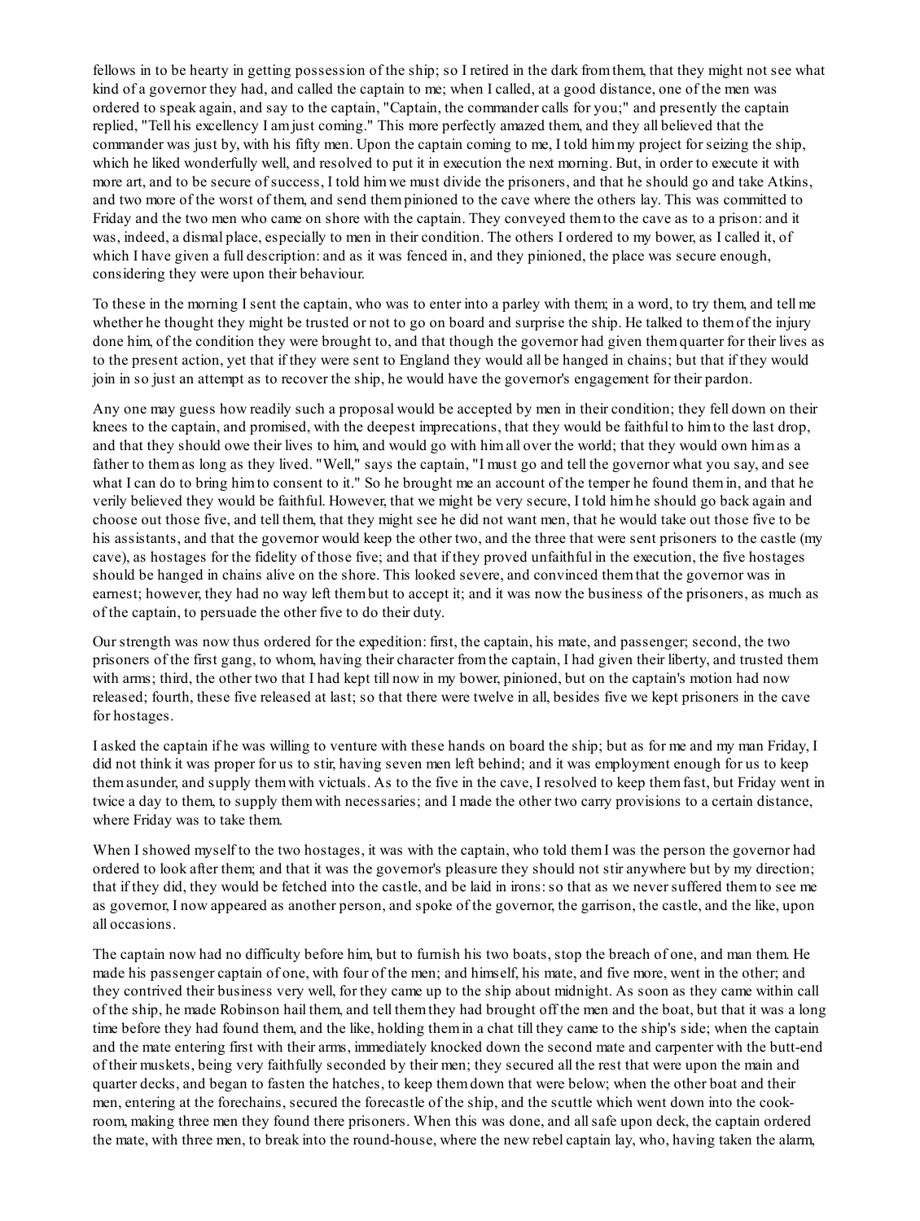fellows in to be hearty in getting possession of the ship; so I retired in the dark from them, that they might not see what kind of a governor they had, and called the captain to me; when I called, at a good distance, one of the men was ordered to speak again, and say to the captain, "Captain, the commander calls for you;" and presently the captain replied, "Tell his excellency I am just coming." This more perfectly amazed them, and they all believed that the commander was just by, with his fifty men. Upon the captain coming to me, I told him my project for seizing the ship, which he liked wonderfully well, and resolved to put it in execution the next morning. But, in order to execute it with more art, and to be secure of success, I told him we must divide the prisoners, and that he should go and take Atkins, and two more of the worst of them, and send them pinioned to the cave where the others lay. This was committed to Friday and the two men who came on shore with the captain. They conveyed them to the cave as to a prison: and it was, indeed, a dismal place, especially to men in their condition. The others I ordered to my bower, as I called it, of which I have given a full description: and as it was fenced in, and they pinioned, the place was secure enough, considering they were upon their behaviour.

To these in the morning I sent the captain, who was to enter into a parley with them; in a word, to try them, and tell me whether he thought they might be trusted or not to go on board and surprise the ship. He talked to them of the injury done him, of the condition they were brought to, and that though the governor had given them quarter for their lives as to the present action, yet that if they were sent to England they would all be hanged in chains; but that if they would join in so just an attempt as to recover the ship, he would have the governor's engagement for their pardon.

Any one may guess how readily such a proposal would be accepted by men in their condition; they fell down on their knees to the captain, and promised, with the deepest imprecations, that they would be faithful to him to the last drop, and that they should owe their lives to him, and would go with him all over the world; that they would own him as a father to them as long as they lived. "Well," says the captain, "I must go and tell the governor what you say, and see what I can do to bring him to consent to it." So he brought me an account of the temper he found them in, and that he verily believed they would be faithful. However, that we might be very secure, I told him he should go back again and choose out those five, and tell them, that they might see he did not want men, that he would take out those five to be his assistants, and that the governor would keep the other two, and the three that were sent prisoners to the castle (my cave), as hostages for the fidelity of those five; and that if they proved unfaithful in the execution, the five hostages should be hanged in chains alive on the shore. This looked severe, and convinced them that the governor was in earnest; however, they had no way left them but to accept it; and it was now the business of the prisoners, as much as of the captain, to persuade the other five to do their duty.

Our strength was now thus ordered for the expedition: first, the captain, his mate, and passenger; second, the two prisoners of the first gang, to whom, having their character from the captain, I had given their liberty, and trusted them with arms; third, the other two that I had kept till now in my bower, pinioned, but on the captain's motion had now released; fourth, these five released at last; so that there were twelve in all, besides five we kept prisoners in the cave for hostages.

I asked the captain if he was willing to venture with these hands on board the ship; but as for me and my man Friday, I did not think it was proper for us to stir, having seven men left behind; and it was employment enough for us to keep them asunder, and supply them with victuals. As to the five in the cave, I resolved to keep them fast, but Friday went in twice a day to them, to supply them with necessaries; and I made the other two carry provisions to a certain distance, where Friday was to take them.

When I showed myself to the two hostages, it was with the captain, who told them I was the person the governor had ordered to look after them; and that it was the governor's pleasure they should not stir anywhere but by my direction; that if they did, they would be fetched into the castle, and be laid in irons: so that as we never suffered them to see me as governor, I now appeared as another person, and spoke of the governor, the garrison, the castle, and the like, upon all occasions.

The captain now had no difficulty before him, but to furnish his two boats, stop the breach of one, and man them. He made his passenger captain of one, with four of the men; and himself, his mate, and five more, went in the other; and they contrived their business very well, for they came up to the ship about midnight. As soon as they came within call of the ship, he made Robinson hail them, and tell them they had brought off the men and the boat, but that it was a long time before they had found them, and the like, holding them in a chat till they came to the ship's side; when the captain and the mate entering first with their arms, immediately knocked down the second mate and carpenter with the butt-end of their muskets, being very faithfully seconded by their men; they secured all the rest that were upon the main and quarter decks, and began to fasten the hatches, to keep them down that were below; when the other boat and their men, entering at the forechains, secured the forecastle of the ship, and the scuttle which went down into the cook-room, making three men they found there prisoners. When this was done, and all safe upon deck, the captain ordered the mate, with three men, to break into the round-house, where the new rebel captain lay, who, having taken the alarm,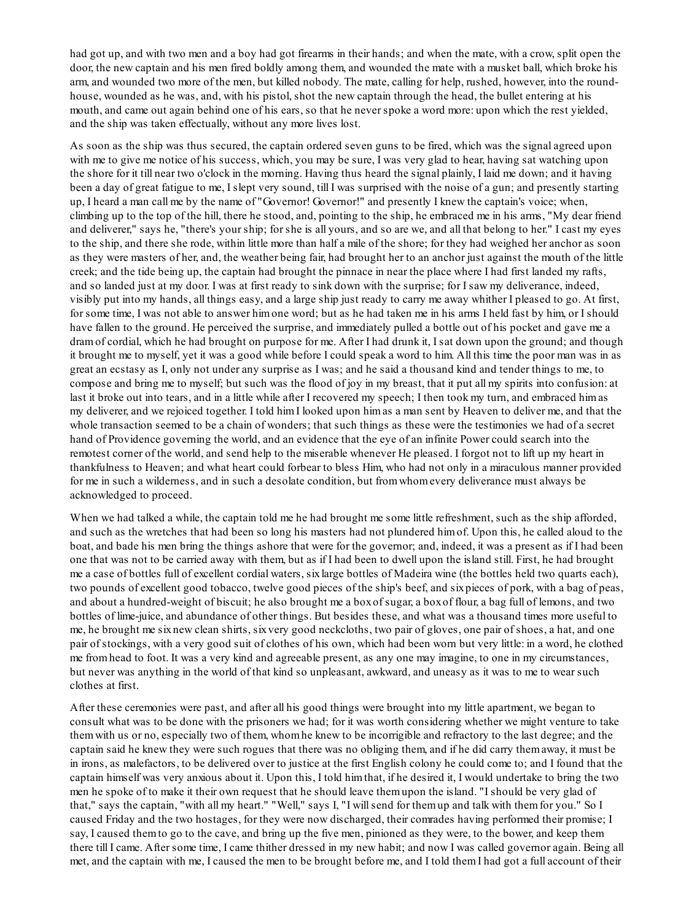had got up, and with two men and a boy had got firearms in their hands; and when the mate, with a crow, split open the door, the new captain and his men fired boldly among them, and wounded the mate with a musket ball, which broke his arm, and wounded two more of the men, but killed nobody. The mate, calling for help, rushed, however, into the round-house, wounded as he was, and, with his pistol, shot the new captain through the head, the bullet entering at his mouth, and came out again behind one of his ears, so that he never spoke a word more: upon which the rest yielded, and the ship was taken effectually, without any more lives lost.

As soon as the ship was thus secured, the captain ordered seven guns to be fired, which was the signal agreed upon with me to give me notice of his success, which, you may be sure, I was very glad to hear, having sat watching upon the shore for it till near two o'clock in the morning. Having thus heard the signal plainly, I laid me down; and it having been a day of great fatigue to me, I slept very sound, till I was surprised with the noise of a gun; and presently starting up, I heard a man call me by the name of "Governor! Governor!" and presently I knew the captain's voice; when, climbing up to the top of the hill, there he stood, and, pointing to the ship, he embraced me in his arms, "My dear friend and deliverer," says he, "there's your ship; for she is all yours, and so are we, and all that belong to her." I cast my eyes to the ship, and there she rode, within little more than half a mile of the shore; for they had weighed her anchor as soon as they were masters of her, and, the weather being fair, had brought her to an anchor just against the mouth of the little creek; and the tide being up, the captain had brought the pinnace in near the place where I had first landed my rafts, and so landed just at my door. I was at first ready to sink down with the surprise; for I saw my deliverance, indeed, visibly put into my hands, all things easy, and a large ship just ready to carry me away whither I pleased to go. At first, for some time, I was not able to answer him one word; but as he had taken me in his arms I held fast by him, or I should have fallen to the ground. He perceived the surprise, and immediately pulled a bottle out of his pocket and gave me a dram of cordial, which he had brought on purpose for me. After I had drunk it, I sat down upon the ground; and though it brought me to myself, yet it was a good while before I could speak a word to him. All this time the poor man was in as great an ecstasy as I, only not under any surprise as I was; and he said a thousand kind and tender things to me, to compose and bring me to myself; but such was the flood of joy in my breast, that it put all my spirits into confusion: at last it broke out into tears, and in a little while after I recovered my speech; I then took my turn, and embraced him as my deliverer, and we rejoiced together. I told him I looked upon him as a man sent by Heaven to deliver me, and that the whole transaction seemed to be a chain of wonders; that such things as these were the testimonies we had of a secret hand of Providence governing the world, and an evidence that the eye of an infinite Power could search into the remotest corner of the world, and send help to the miserable whenever He pleased. I forgot not to lift up my heart in thankfulness to Heaven; and what heart could forbear to bless Him, who had not only in a miraculous manner provided for me in such a wilderness, and in such a desolate condition, but from whom every deliverance must always be acknowledged to proceed.

When we had talked a while, the captain told me he had brought me some little refreshment, such as the ship afforded, and such as the wretches that had been so long his masters had not plundered him of. Upon this, he called aloud to the boat, and bade his men bring the things ashore that were for the governor; and, indeed, it was a present as if I had been one that was not to be carried away with them, but as if I had been to dwell upon the island still. First, he had brought me a case of bottles full of excellent cordial waters, six large bottles of Madeira wine (the bottles held two quarts each), two pounds of excellent good tobacco, twelve good pieces of the ship's beef, and six pieces of pork, with a bag of peas, and about a hundred-weight of biscuit; he also brought me a box of sugar, a box of flour, a bag full of lemons, and two bottles of lime-juice, and abundance of other things. But besides these, and what was a thousand times more useful to me, he brought me six new clean shirts, six very good neckcloths, two pair of gloves, one pair of shoes, a hat, and one pair of stockings, with a very good suit of clothes of his own, which had been worn but very little: in a word, he clothed me from head to foot. It was a very kind and agreeable present, as any one may imagine, to one in my circumstances, but never was anything in the world of that kind so unpleasant, awkward, and uneasy as it was to me to wear such clothes at first.

After these ceremonies were past, and after all his good things were brought into my little apartment, we began to consult what was to be done with the prisoners we had; for it was worth considering whether we might venture to take them with us or no, especially two of them, whom he knew to be incorrigible and refractory to the last degree; and the captain said he knew they were such rogues that there was no obliging them, and if he did carry them away, it must be in irons, as malefactors, to be delivered over to justice at the first English colony he could come to; and I found that the captain himself was very anxious about it. Upon this, I told him that, if he desired it, I would undertake to bring the two men he spoke of to make it their own request that he should leave them upon the island. "I should be very glad of that," says the captain, "with all my heart." "Well," says I, "I will send for them up and talk with them for you." So I caused Friday and the two hostages, for they were now discharged, their comrades having performed their promise; I say, I caused them to go to the cave, and bring up the five men, pinioned as they were, to the bower, and keep them there till I came. After some time, I came thither dressed in my new habit; and now I was called governor again. Being all met, and the captain with me, I caused the men to be brought before me, and I told them I had got a full account of their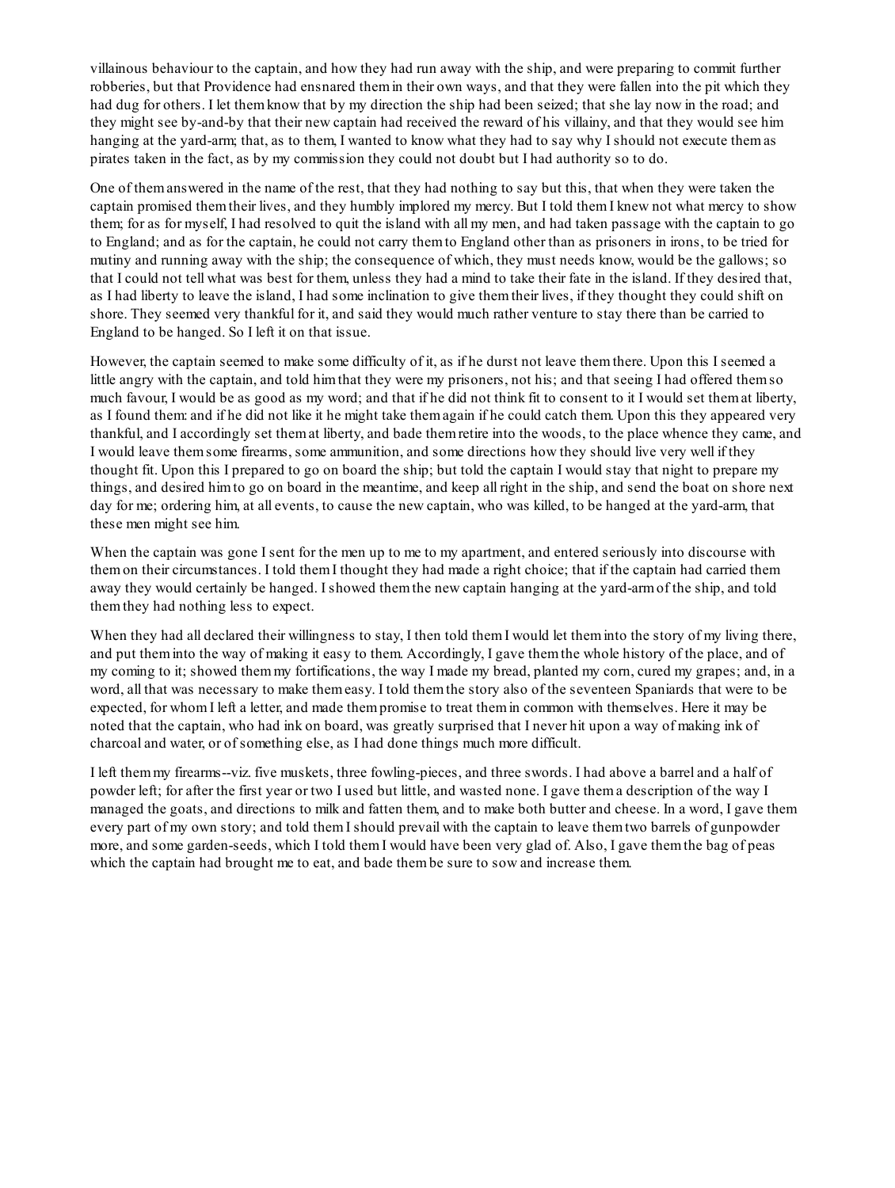villainous behaviour to the captain, and how they had run away with the ship, and were preparing to commit further robberies, but that Providence had ensnared them in their own ways, and that they were fallen into the pit which they had dug for others. I let them know that by my direction the ship had been seized; that she lay now in the road; and they might see by-and-by that their new captain had received the reward of his villainy, and that they would see him hanging at the yard-arm; that, as to them, I wanted to know what they had to say why I should not execute them as pirates taken in the fact, as by my commission they could not doubt but I had authority so to do.

One of them answered in the name of the rest, that they had nothing to say but this, that when they were taken the captain promised them their lives, and they humbly implored my mercy. But I told them I knew not what mercy to show them; for as for myself, I had resolved to quit the island with all my men, and had taken passage with the captain to go to England; and as for the captain, he could not carry them to England other than as prisoners in irons, to be tried for mutiny and running away with the ship; the consequence of which, they must needs know, would be the gallows; so that I could not tell what was best for them, unless they had a mind to take their fate in the island. If they desired that, as I had liberty to leave the island, I had some inclination to give them their lives, if they thought they could shift on shore. They seemed very thankful for it, and said they would much rather venture to stay there than be carried to England to be hanged. So I left it on that issue.

However, the captain seemed to make some difficulty of it, as if he durst not leave them there. Upon this I seemed a little angry with the captain, and told him that they were my prisoners, not his; and that seeing I had offered them so much favour, I would be as good as my word; and that if he did not think fit to consent to it I would set them at liberty, as I found them: and if he did not like it he might take them again if he could catch them. Upon this they appeared very thankful, and I accordingly set them at liberty, and bade them retire into the woods, to the place whence they came, and I would leave them some firearms, some ammunition, and some directions how they should live very well if they thought fit. Upon this I prepared to go on board the ship; but told the captain I would stay that night to prepare my things, and desired him to go on board in the meantime, and keep all right in the ship, and send the boat on shore next day for me; ordering him, at all events, to cause the new captain, who was killed, to be hanged at the yard-arm, that these men might see him.

When the captain was gone I sent for the men up to me to my apartment, and entered seriously into discourse with them on their circumstances. I told them I thought they had made a right choice; that if the captain had carried them away they would certainly be hanged. I showed them the new captain hanging at the yard-arm of the ship, and told them they had nothing less to expect.

When they had all declared their willingness to stay, I then told them I would let them into the story of my living there, and put them into the way of making it easy to them. Accordingly, I gave them the whole history of the place, and of my coming to it; showed them my fortifications, the way I made my bread, planted my corn, cured my grapes; and, in a word, all that was necessary to make them easy. I told them the story also of the seventeen Spaniards that were to be expected, for whom I left a letter, and made them promise to treat them in common with themselves. Here it may be noted that the captain, who had ink on board, was greatly surprised that I never hit upon a way of making ink of charcoal and water, or of something else, as I had done things much more difficult.

I left them my firearms--viz. five muskets, three fowling-pieces, and three swords. I had above a barrel and a half of powder left; for after the first year or two I used but little, and wasted none. I gave them a description of the way I managed the goats, and directions to milk and fatten them, and to make both butter and cheese. In a word, I gave them every part of my own story; and told them I should prevail with the captain to leave them two barrels of gunpowder more, and some garden-seeds, which I told them I would have been very glad of. Also, I gave them the bag of peas which the captain had brought me to eat, and bade them be sure to sow and increase them.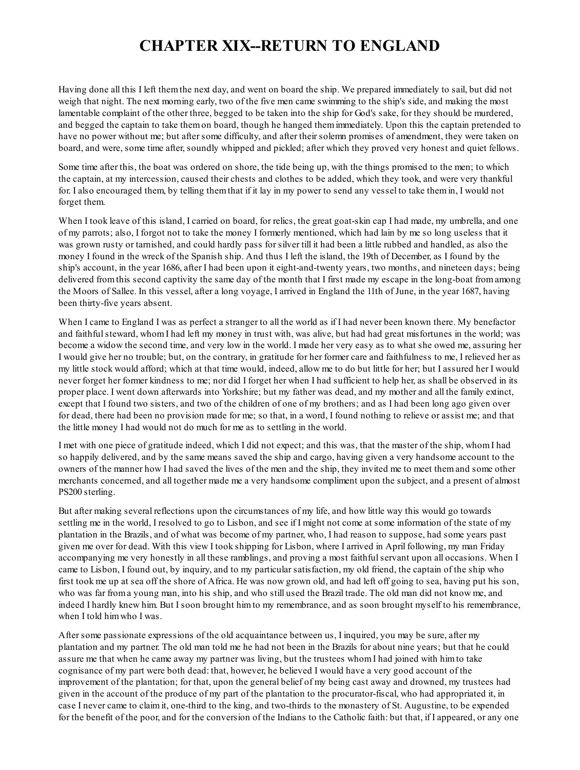# CHAPTER XIX--RETURN TO ENGLAND

Having done all this I left them the next day, and went on board the ship. We prepared immediately to sail, but did not weigh that night. The next morning early, two of the five men came swimming to the ship's side, and making the most lamentable complaint of the other three, begged to be taken into the ship for God's sake, for they should be murdered, and begged the captain to take them on board, though he hanged them immediately. Upon this the captain pretended to have no power without me; but after some difficulty, and after their solemn promises of amendment, they were taken on board, and were, some time after, soundly whipped and pickled; after which they proved very honest and quiet fellows.

Some time after this, the boat was ordered on shore, the tide being up, with the things promised to the men; to which the captain, at my intercession, caused their chests and clothes to be added, which they took, and were very thankful for. I also encouraged them, by telling them that if it lay in my power to send any vessel to take them in, I would not forget them.

When I took leave of this island, I carried on board, for relics, the great goat-skin cap I had made, my umbrella, and one of my parrots; also, I forgot not to take the money I formerly mentioned, which had lain by me so long useless that it was grown rusty or tarnished, and could hardly pass for silver till it had been a little rubbed and handled, as also the money I found in the wreck of the Spanish ship. And thus I left the island, the 19th of December, as I found by the ship's account, in the year 1686, after I had been upon it eight-and-twenty years, two months, and nineteen days; being delivered from this second captivity the same day of the month that I first made my escape in the long-boat from among the Moors of Sallee. In this vessel, after a long voyage, I arrived in England the 11th of June, in the year 1687, having been thirty-five years absent.

When I came to England I was as perfect a stranger to all the world as if I had never been known there. My benefactor and faithful steward, whom I had left my money in trust with, was alive, but had had great misfortunes in the world; was become a widow the second time, and very low in the world. I made her very easy as to what she owed me, assuring her I would give her no trouble; but, on the contrary, in gratitude for her former care and faithfulness to me, I relieved her as my little stock would afford; which at that time would, indeed, allow me to do but little for her; but I assured her I would never forget her former kindness to me; nor did I forget her when I had sufficient to help her, as shall be observed in its proper place. I went down afterwards into Yorkshire; but my father was dead, and my mother and all the family extinct, except that I found two sisters, and two of the children of one of my brothers; and as I had been long ago given over for dead, there had been no provision made for me; so that, in a word, I found nothing to relieve or assist me; and that the little money I had would not do much for me as to settling in the world.

I met with one piece of gratitude indeed, which I did not expect; and this was, that the master of the ship, whom I had so happily delivered, and by the same means saved the ship and cargo, having given a very handsome account to the owners of the manner how I had saved the lives of the men and the ship, they invited me to meet them and some other merchants concerned, and all together made me a very handsome compliment upon the subject, and a present of almost PS200 sterling.

But after making several reflections upon the circumstances of my life, and how little way this would go towards settling me in the world, I resolved to go to Lisbon, and see if I might not come at some information of the state of my plantation in the Brazils, and of what was become of my partner, who, I had reason to suppose, had some years past given me over for dead. With this view I took shipping for Lisbon, where I arrived in April following, my man Friday accompanying me very honestly in all these ramblings, and proving a most faithful servant upon all occasions. When I came to Lisbon, I found out, by inquiry, and to my particular satisfaction, my old friend, the captain of the ship who first took me up at sea off the shore of Africa. He was now grown old, and had left off going to sea, having put his son, who was far from a young man, into his ship, and who still used the Brazil trade. The old man did not know me, and indeed I hardly knew him. But I soon brought him to my remembrance, and as soon brought myself to his remembrance, when I told him who I was.

After some passionate expressions of the old acquaintance between us, I inquired, you may be sure, after my plantation and my partner. The old man told me he had not been in the Brazils for about nine years; but that he could assure me that when he came away my partner was living, but the trustees whom I had joined with him to take cognisance of my part were both dead: that, however, he believed I would have a very good account of the improvement of the plantation; for that, upon the general belief of my being cast away and drowned, my trustees had given in the account of the produce of my part of the plantation to the procurator-fiscal, who had appropriated it, in case I never came to claim it, one-third to the king, and two-thirds to the monastery of St. Augustine, to be expended for the benefit of the poor, and for the conversion of the Indians to the Catholic faith: but that, if I appeared, or any one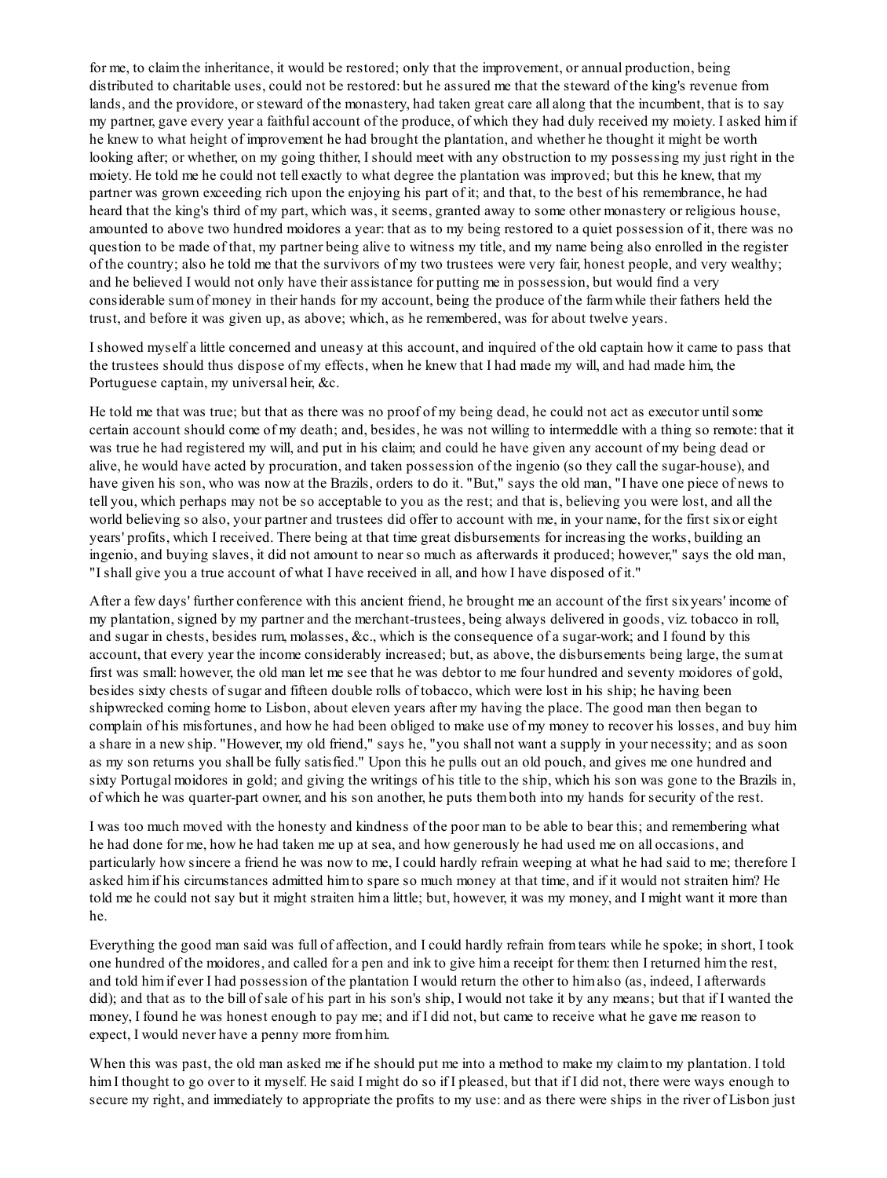for me, to claim the inheritance, it would be restored; only that the improvement, or annual production, being distributed to charitable uses, could not be restored: but he assured me that the steward of the king's revenue from lands, and the providore, or steward of the monastery, had taken great care all along that the incumbent, that is to say my partner, gave every year a faithful account of the produce, of which they had duly received my moiety. I asked him if he knew to what height of improvement he had brought the plantation, and whether he thought it might be worth looking after; or whether, on my going thither, I should meet with any obstruction to my possessing my just right in the moiety. He told me he could not tell exactly to what degree the plantation was improved; but this he knew, that my partner was grown exceeding rich upon the enjoying his part of it; and that, to the best of his remembrance, he had heard that the king's third of my part, which was, it seems, granted away to some other monastery or religious house, amounted to above two hundred moidores a year: that as to my being restored to a quiet possession of it, there was no question to be made of that, my partner being alive to witness my title, and my name being also enrolled in the register of the country; also he told me that the survivors of my two trustees were very fair, honest people, and very wealthy; and he believed I would not only have their assistance for putting me in possession, but would find a very considerable sum of money in their hands for my account, being the produce of the farm while their fathers held the trust, and before it was given up, as above; which, as he remembered, was for about twelve years.

I showed myself a little concerned and uneasy at this account, and inquired of the old captain how it came to pass that the trustees should thus dispose of my effects, when he knew that I had made my will, and had made him, the Portuguese captain, my universal heir, &c.

He told me that was true; but that as there was no proof of my being dead, he could not act as executor until some certain account should come of my death; and, besides, he was not willing to intermeddle with a thing so remote: that it was true he had registered my will, and put in his claim; and could he have given any account of my being dead or alive, he would have acted by procuration, and taken possession of the ingenio (so they call the sugar-house), and have given his son, who was now at the Brazils, orders to do it. "But," says the old man, "I have one piece of news to tell you, which perhaps may not be so acceptable to you as the rest; and that is, believing you were lost, and all the world believing so also, your partner and trustees did offer to account with me, in your name, for the first six or eight years' profits, which I received. There being at that time great disbursements for increasing the works, building an ingenio, and buying slaves, it did not amount to near so much as afterwards it produced; however," says the old man, "I shall give you a true account of what I have received in all, and how I have disposed of it."

After a few days' further conference with this ancient friend, he brought me an account of the first six years' income of my plantation, signed by my partner and the merchant-trustees, being always delivered in goods, viz. tobacco in roll, and sugar in chests, besides rum, molasses, &c., which is the consequence of a sugar-work; and I found by this account, that every year the income considerably increased; but, as above, the disbursements being large, the sum at first was small: however, the old man let me see that he was debtor to me four hundred and seventy moidores of gold, besides sixty chests of sugar and fifteen double rolls of tobacco, which were lost in his ship; he having been shipwrecked coming home to Lisbon, about eleven years after my having the place. The good man then began to complain of his misfortunes, and how he had been obliged to make use of my money to recover his losses, and buy him a share in a new ship. "However, my old friend," says he, "you shall not want a supply in your necessity; and as soon as my son returns you shall be fully satisfied." Upon this he pulls out an old pouch, and gives me one hundred and sixty Portugal moidores in gold; and giving the writings of his title to the ship, which his son was gone to the Brazils in, of which he was quarter-part owner, and his son another, he puts them both into my hands for security of the rest.

I was too much moved with the honesty and kindness of the poor man to be able to bear this; and remembering what he had done for me, how he had taken me up at sea, and how generously he had used me on all occasions, and particularly how sincere a friend he was now to me, I could hardly refrain weeping at what he had said to me; therefore I asked him if his circumstances admitted him to spare so much money at that time, and if it would not straiten him? He told me he could not say but it might straiten him a little; but, however, it was my money, and I might want it more than he.

Everything the good man said was full of affection, and I could hardly refrain from tears while he spoke; in short, I took one hundred of the moidores, and called for a pen and ink to give him a receipt for them: then I returned him the rest, and told him if ever I had possession of the plantation I would return the other to him also (as, indeed, I afterwards did); and that as to the bill of sale of his part in his son's ship, I would not take it by any means; but that if I wanted the money, I found he was honest enough to pay me; and if I did not, but came to receive what he gave me reason to expect, I would never have a penny more from him.

When this was past, the old man asked me if he should put me into a method to make my claim to my plantation. I told him I thought to go over to it myself. He said I might do so if I pleased, but that if I did not, there were ways enough to secure my right, and immediately to appropriate the profits to my use: and as there were ships in the river of Lisbon just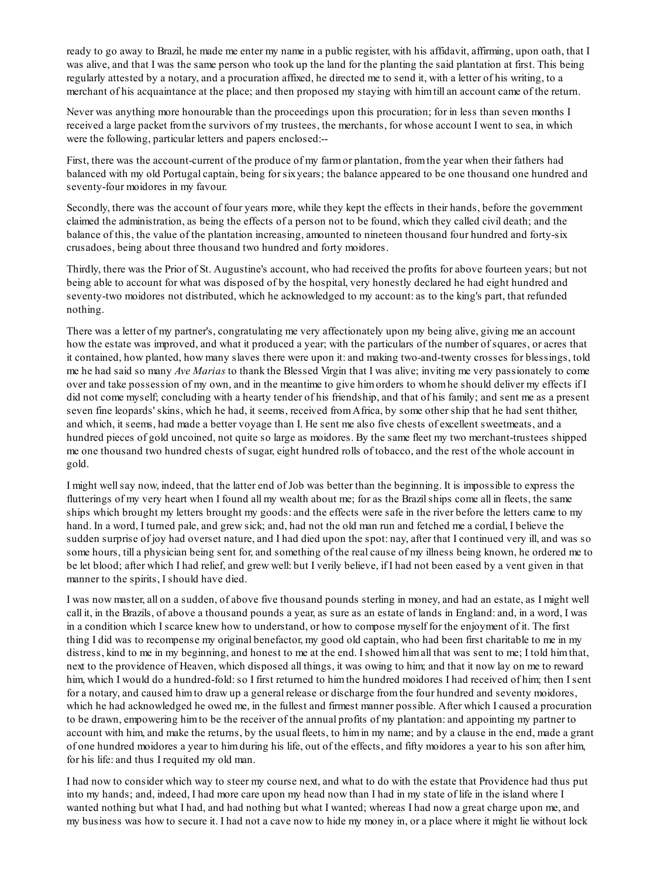ready to go away to Brazil, he made me enter my name in a public register, with his affidavit, affirming, upon oath, that I was alive, and that I was the same person who took up the land for the planting the said plantation at first. This being regularly attested by a notary, and a procuration affixed, he directed me to send it, with a letter of his writing, to a merchant of his acquaintance at the place; and then proposed my staying with him till an account came of the return.

Never was anything more honourable than the proceedings upon this procuration; for in less than seven months I received a large packet from the survivors of my trustees, the merchants, for whose account I went to sea, in which were the following, particular letters and papers enclosed:--

First, there was the account-current of the produce of my farm or plantation, from the year when their fathers had balanced with my old Portugal captain, being for six years; the balance appeared to be one thousand one hundred and seventy-four moidores in my favour.

Secondly, there was the account of four years more, while they kept the effects in their hands, before the government claimed the administration, as being the effects of a person not to be found, which they called civil death; and the balance of this, the value of the plantation increasing, amounted to nineteen thousand four hundred and forty-six crusadoes, being about three thousand two hundred and forty moidores.

Thirdly, there was the Prior of St. Augustine's account, who had received the profits for above fourteen years; but not being able to account for what was disposed of by the hospital, very honestly declared he had eight hundred and seventy-two moidores not distributed, which he acknowledged to my account: as to the king's part, that refunded nothing.

There was a letter of my partner's, congratulating me very affectionately upon my being alive, giving me an account how the estate was improved, and what it produced a year; with the particulars of the number of squares, or acres that it contained, how planted, how many slaves there were upon it: and making two-and-twenty crosses for blessings, told me he had said so many *Ave Marias* to thank the Blessed Virgin that I was alive; inviting me very passionately to come over and take possession of my own, and in the meantime to give him orders to whom he should deliver my effects if I did not come myself; concluding with a hearty tender of his friendship, and that of his family; and sent me as a present seven fine leopards' skins, which he had, it seems, received from Africa, by some other ship that he had sent thither, and which, it seems, had made a better voyage than I. He sent me also five chests of excellent sweetmeats, and a hundred pieces of gold uncoined, not quite so large as moidores. By the same fleet my two merchant-trustees shipped me one thousand two hundred chests of sugar, eight hundred rolls of tobacco, and the rest of the whole account in gold.

I might well say now, indeed, that the latter end of Job was better than the beginning. It is impossible to express the flutterings of my very heart when I found all my wealth about me; for as the Brazil ships come all in fleets, the same ships which brought my letters brought my goods: and the effects were safe in the river before the letters came to my hand. In a word, I turned pale, and grew sick; and, had not the old man run and fetched me a cordial, I believe the sudden surprise of joy had overset nature, and I had died upon the spot: nay, after that I continued very ill, and was so some hours, till a physician being sent for, and something of the real cause of my illness being known, he ordered me to be let blood; after which I had relief, and grew well: but I verily believe, if I had not been eased by a vent given in that manner to the spirits, I should have died.

I was now master, all on a sudden, of above five thousand pounds sterling in money, and had an estate, as I might well call it, in the Brazils, of above a thousand pounds a year, as sure as an estate of lands in England: and, in a word, I was in a condition which I scarce knew how to understand, or how to compose myself for the enjoyment of it. The first thing I did was to recompense my original benefactor, my good old captain, who had been first charitable to me in my distress, kind to me in my beginning, and honest to me at the end. I showed him all that was sent to me; I told him that, next to the providence of Heaven, which disposed all things, it was owing to him; and that it now lay on me to reward him, which I would do a hundred-fold: so I first returned to him the hundred moidores I had received of him; then I sent for a notary, and caused him to draw up a general release or discharge from the four hundred and seventy moidores, which he had acknowledged he owed me, in the fullest and firmest manner possible. After which I caused a procuration to be drawn, empowering him to be the receiver of the annual profits of my plantation: and appointing my partner to account with him, and make the returns, by the usual fleets, to him in my name; and by a clause in the end, made a grant of one hundred moidores a year to him during his life, out of the effects, and fifty moidores a year to his son after him, for his life: and thus I requited my old man.

I had now to consider which way to steer my course next, and what to do with the estate that Providence had thus put into my hands; and, indeed, I had more care upon my head now than I had in my state of life in the island where I wanted nothing but what I had, and had nothing but what I wanted; whereas I had now a great charge upon me, and my business was how to secure it. I had not a cave now to hide my money in, or a place where it might lie without lock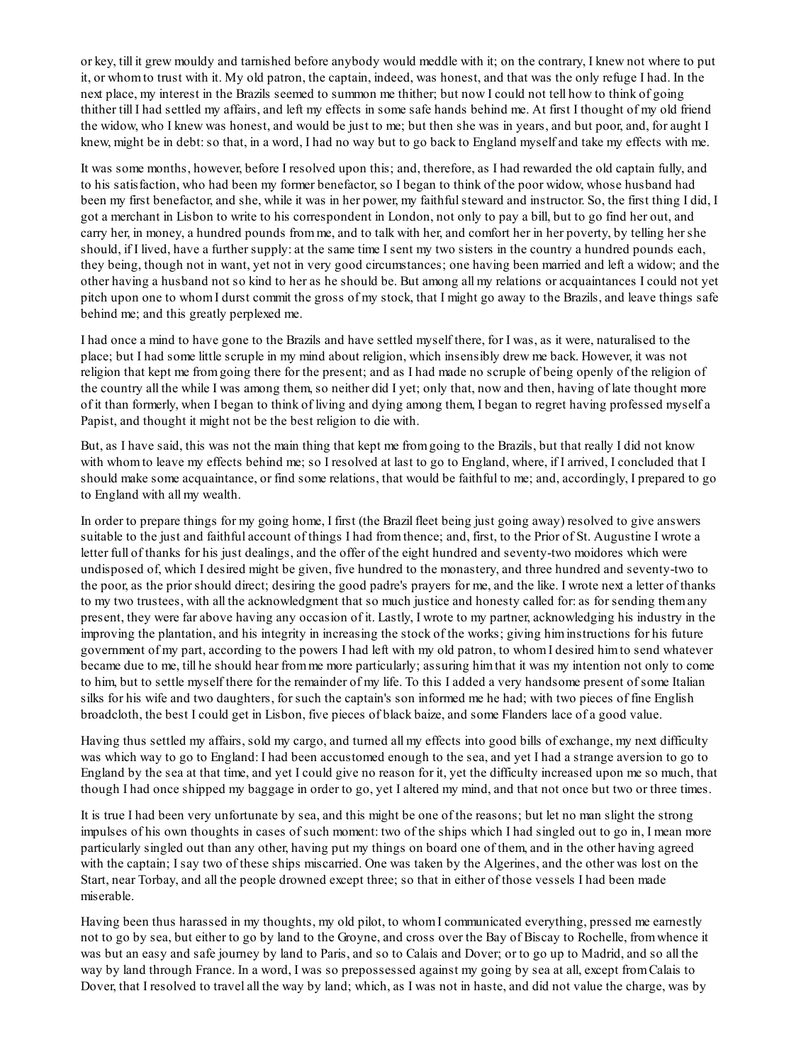or key, till it grew mouldy and tarnished before anybody would meddle with it; on the contrary, I knew not where to put it, or whom to trust with it. My old patron, the captain, indeed, was honest, and that was the only refuge I had. In the next place, my interest in the Brazils seemed to summon me thither; but now I could not tell how to think of going thither till I had settled my affairs, and left my effects in some safe hands behind me. At first I thought of my old friend the widow, who I knew was honest, and would be just to me; but then she was in years, and but poor, and, for aught I knew, might be in debt: so that, in a word, I had no way but to go back to England myself and take my effects with me.

It was some months, however, before I resolved upon this; and, therefore, as I had rewarded the old captain fully, and to his satisfaction, who had been my former benefactor, so I began to think of the poor widow, whose husband had been my first benefactor, and she, while it was in her power, my faithful steward and instructor. So, the first thing I did, I got a merchant in Lisbon to write to his correspondent in London, not only to pay a bill, but to go find her out, and carry her, in money, a hundred pounds from me, and to talk with her, and comfort her in her poverty, by telling her she should, if I lived, have a further supply: at the same time I sent my two sisters in the country a hundred pounds each, they being, though not in want, yet not in very good circumstances; one having been married and left a widow; and the other having a husband not so kind to her as he should be. But among all my relations or acquaintances I could not yet pitch upon one to whom I durst commit the gross of my stock, that I might go away to the Brazils, and leave things safe behind me; and this greatly perplexed me.

I had once a mind to have gone to the Brazils and have settled myself there, for I was, as it were, naturalised to the place; but I had some little scruple in my mind about religion, which insensibly drew me back. However, it was not religion that kept me from going there for the present; and as I had made no scruple of being openly of the religion of the country all the while I was among them, so neither did I yet; only that, now and then, having of late thought more of it than formerly, when I began to think of living and dying among them, I began to regret having professed myself a Papist, and thought it might not be the best religion to die with.

But, as I have said, this was not the main thing that kept me from going to the Brazils, but that really I did not know with whom to leave my effects behind me; so I resolved at last to go to England, where, if I arrived, I concluded that I should make some acquaintance, or find some relations, that would be faithful to me; and, accordingly, I prepared to go to England with all my wealth.

In order to prepare things for my going home, I first (the Brazil fleet being just going away) resolved to give answers suitable to the just and faithful account of things I had from thence; and, first, to the Prior of St. Augustine I wrote a letter full of thanks for his just dealings, and the offer of the eight hundred and seventy-two moidores which were undisposed of, which I desired might be given, five hundred to the monastery, and three hundred and seventy-two to the poor, as the prior should direct; desiring the good padre's prayers for me, and the like. I wrote next a letter of thanks to my two trustees, with all the acknowledgment that so much justice and honesty called for: as for sending them any present, they were far above having any occasion of it. Lastly, I wrote to my partner, acknowledging his industry in the improving the plantation, and his integrity in increasing the stock of the works; giving him instructions for his future government of my part, according to the powers I had left with my old patron, to whom I desired him to send whatever became due to me, till he should hear from me more particularly; assuring him that it was my intention not only to come to him, but to settle myself there for the remainder of my life. To this I added a very handsome present of some Italian silks for his wife and two daughters, for such the captain's son informed me he had; with two pieces of fine English broadcloth, the best I could get in Lisbon, five pieces of black baize, and some Flanders lace of a good value.

Having thus settled my affairs, sold my cargo, and turned all my effects into good bills of exchange, my next difficulty was which way to go to England: I had been accustomed enough to the sea, and yet I had a strange aversion to go to England by the sea at that time, and yet I could give no reason for it, yet the difficulty increased upon me so much, that though I had once shipped my baggage in order to go, yet I altered my mind, and that not once but two or three times.

It is true I had been very unfortunate by sea, and this might be one of the reasons; but let no man slight the strong impulses of his own thoughts in cases of such moment: two of the ships which I had singled out to go in, I mean more particularly singled out than any other, having put my things on board one of them, and in the other having agreed with the captain; I say two of these ships miscarried. One was taken by the Algerines, and the other was lost on the Start, near Torbay, and all the people drowned except three; so that in either of those vessels I had been made miserable.

Having been thus harassed in my thoughts, my old pilot, to whom I communicated everything, pressed me earnestly not to go by sea, but either to go by land to the Groyne, and cross over the Bay of Biscay to Rochelle, from whence it was but an easy and safe journey by land to Paris, and so to Calais and Dover; or to go up to Madrid, and so all the way by land through France. In a word, I was so prepossessed against my going by sea at all, except from Calais to Dover, that I resolved to travel all the way by land; which, as I was not in haste, and did not value the charge, was by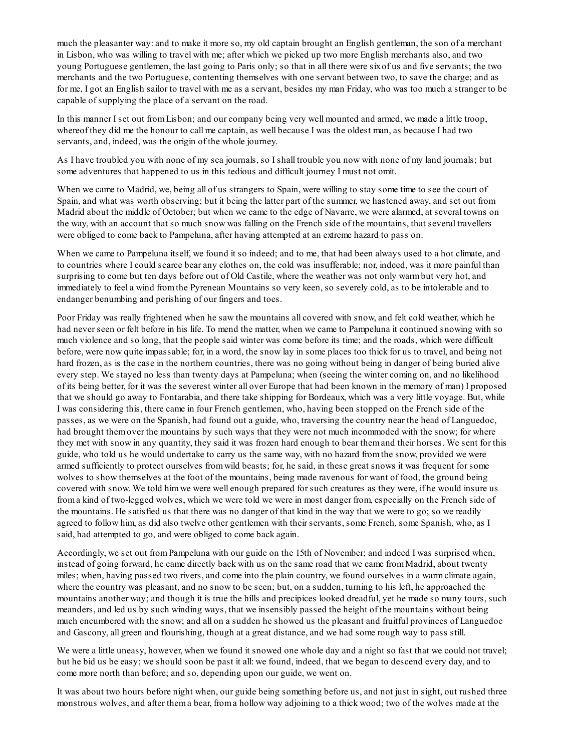much the pleasanter way: and to make it more so, my old captain brought an English gentleman, the son of a merchant in Lisbon, who was willing to travel with me; after which we picked up two more English merchants also, and two young Portuguese gentlemen, the last going to Paris only; so that in all there were six of us and five servants; the two merchants and the two Portuguese, contenting themselves with one servant between two, to save the charge; and as for me, I got an English sailor to travel with me as a servant, besides my man Friday, who was too much a stranger to be capable of supplying the place of a servant on the road.

In this manner I set out from Lisbon; and our company being very well mounted and armed, we made a little troop, whereof they did me the honour to call me captain, as well because I was the oldest man, as because I had two servants, and, indeed, was the origin of the whole journey.

As I have troubled you with none of my sea journals, so I shall trouble you now with none of my land journals; but some adventures that happened to us in this tedious and difficult journey I must not omit.

When we came to Madrid, we, being all of us strangers to Spain, were willing to stay some time to see the court of Spain, and what was worth observing; but it being the latter part of the summer, we hastened away, and set out from Madrid about the middle of October; but when we came to the edge of Navarre, we were alarmed, at several towns on the way, with an account that so much snow was falling on the French side of the mountains, that several travellers were obliged to come back to Pampeluna, after having attempted at an extreme hazard to pass on.

When we came to Pampeluna itself, we found it so indeed; and to me, that had been always used to a hot climate, and to countries where I could scarce bear any clothes on, the cold was insufferable; nor, indeed, was it more painful than surprising to come but ten days before out of Old Castile, where the weather was not only warm but very hot, and immediately to feel a wind from the Pyrenean Mountains so very keen, so severely cold, as to be intolerable and to endanger benumbing and perishing of our fingers and toes.

Poor Friday was really frightened when he saw the mountains all covered with snow, and felt cold weather, which he had never seen or felt before in his life. To mend the matter, when we came to Pampeluna it continued snowing with so much violence and so long, that the people said winter was come before its time; and the roads, which were difficult before, were now quite impassable; for, in a word, the snow lay in some places too thick for us to travel, and being not hard frozen, as is the case in the northern countries, there was no going without being in danger of being buried alive every step. We stayed no less than twenty days at Pampeluna; when (seeing the winter coming on, and no likelihood of its being better, for it was the severest winter all over Europe that had been known in the memory of man) I proposed that we should go away to Fontarabia, and there take shipping for Bordeaux, which was a very little voyage. But, while I was considering this, there came in four French gentlemen, who, having been stopped on the French side of the passes, as we were on the Spanish, had found out a guide, who, traversing the country near the head of Languedoc, had brought them over the mountains by such ways that they were not much incommoded with the snow; for where they met with snow in any quantity, they said it was frozen hard enough to bear them and their horses. We sent for this guide, who told us he would undertake to carry us the same way, with no hazard from the snow, provided we were armed sufficiently to protect ourselves from wild beasts; for, he said, in these great snows it was frequent for some wolves to show themselves at the foot of the mountains, being made ravenous for want of food, the ground being covered with snow. We told him we were well enough prepared for such creatures as they were, if he would insure us from a kind of two-legged wolves, which we were told we were in most danger from, especially on the French side of the mountains. He satisfied us that there was no danger of that kind in the way that we were to go; so we readily agreed to follow him, as did also twelve other gentlemen with their servants, some French, some Spanish, who, as I said, had attempted to go, and were obliged to come back again.

Accordingly, we set out from Pampeluna with our guide on the 15th of November; and indeed I was surprised when, instead of going forward, he came directly back with us on the same road that we came from Madrid, about twenty miles; when, having passed two rivers, and come into the plain country, we found ourselves in a warm climate again, where the country was pleasant, and no snow to be seen; but, on a sudden, turning to his left, he approached the mountains another way; and though it is true the hills and precipices looked dreadful, yet he made so many tours, such meanders, and led us by such winding ways, that we insensibly passed the height of the mountains without being much encumbered with the snow; and all on a sudden he showed us the pleasant and fruitful provinces of Languedoc and Gascony, all green and flourishing, though at a great distance, and we had some rough way to pass still.

We were a little uneasy, however, when we found it snowed one whole day and a night so fast that we could not travel; but he bid us be easy; we should soon be past it all: we found, indeed, that we began to descend every day, and to come more north than before; and so, depending upon our guide, we went on.

It was about two hours before night when, our guide being something before us, and not just in sight, out rushed three monstrous wolves, and after them a bear, from a hollow way adjoining to a thick wood; two of the wolves made at the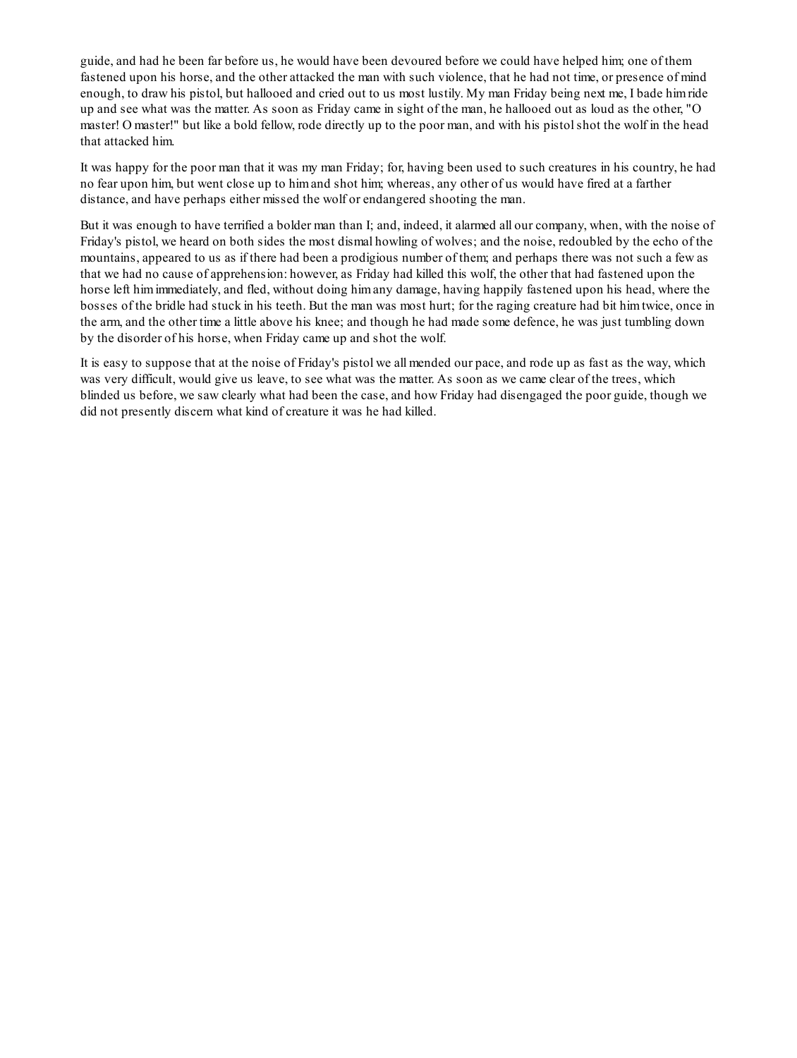guide, and had he been far before us, he would have been devoured before we could have helped him; one of them fastened upon his horse, and the other attacked the man with such violence, that he had not time, or presence of mind enough, to draw his pistol, but hallooed and cried out to us most lustily. My man Friday being next me, I bade him ride up and see what was the matter. As soon as Friday came in sight of the man, he hallooed out as loud as the other, "O master! O master!" but like a bold fellow, rode directly up to the poor man, and with his pistol shot the wolf in the head that attacked him.

It was happy for the poor man that it was my man Friday; for, having been used to such creatures in his country, he had no fear upon him, but went close up to him and shot him; whereas, any other of us would have fired at a farther distance, and have perhaps either missed the wolf or endangered shooting the man.

But it was enough to have terrified a bolder man than I; and, indeed, it alarmed all our company, when, with the noise of Friday's pistol, we heard on both sides the most dismal howling of wolves; and the noise, redoubled by the echo of the mountains, appeared to us as if there had been a prodigious number of them; and perhaps there was not such a few as that we had no cause of apprehension: however, as Friday had killed this wolf, the other that had fastened upon the horse left him immediately, and fled, without doing him any damage, having happily fastened upon his head, where the bosses of the bridle had stuck in his teeth. But the man was most hurt; for the raging creature had bit him twice, once in the arm, and the other time a little above his knee; and though he had made some defence, he was just tumbling down by the disorder of his horse, when Friday came up and shot the wolf.

It is easy to suppose that at the noise of Friday's pistol we all mended our pace, and rode up as fast as the way, which was very difficult, would give us leave, to see what was the matter. As soon as we came clear of the trees, which blinded us before, we saw clearly what had been the case, and how Friday had disengaged the poor guide, though we did not presently discern what kind of creature it was he had killed.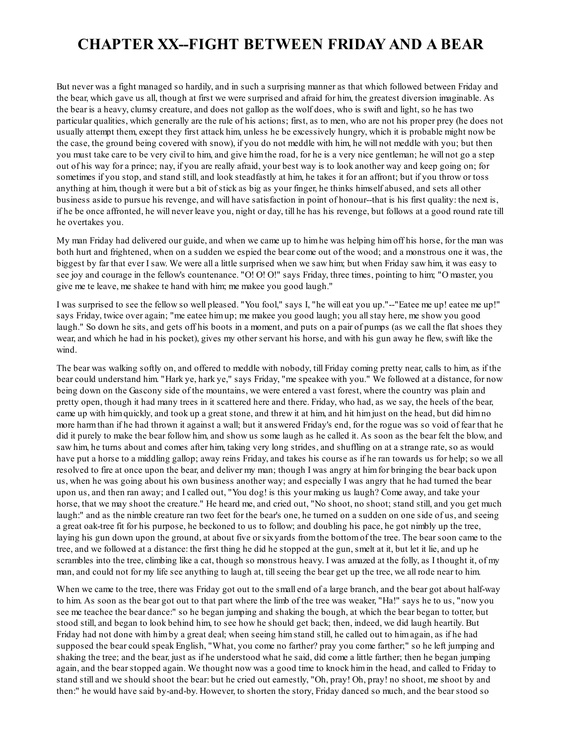# CHAPTER XX--FIGHT BETWEEN FRIDAY AND A BEAR

But never was a fight managed so hardily, and in such a surprising manner as that which followed between Friday and the bear, which gave us all, though at first we were surprised and afraid for him, the greatest diversion imaginable. As the bear is a heavy, clumsy creature, and does not gallop as the wolf does, who is swift and light, so he has two particular qualities, which generally are the rule of his actions; first, as to men, who are not his proper prey (he does not usually attempt them, except they first attack him, unless he be excessively hungry, which it is probable might now be the case, the ground being covered with snow), if you do not meddle with him, he will not meddle with you; but then you must take care to be very civil to him, and give him the road, for he is a very nice gentleman; he will not go a step out of his way for a prince; nay, if you are really afraid, your best way is to look another way and keep going on; for sometimes if you stop, and stand still, and look steadfastly at him, he takes it for an affront; but if you throw or toss anything at him, though it were but a bit of stick as big as your finger, he thinks himself abused, and sets all other business aside to pursue his revenge, and will have satisfaction in point of honour--that is his first quality: the next is, if he be once affronted, he will never leave you, night or day, till he has his revenge, but follows at a good round rate till he overtakes you.

My man Friday had delivered our guide, and when we came up to him he was helping him off his horse, for the man was both hurt and frightened, when on a sudden we espied the bear come out of the wood; and a monstrous one it was, the biggest by far that ever I saw. We were all a little surprised when we saw him; but when Friday saw him, it was easy to see joy and courage in the fellow's countenance. "O! O! O!" says Friday, three times, pointing to him; "O master, you give me te leave, me shakee te hand with him; me makee you good laugh."

I was surprised to see the fellow so well pleased. "You fool," says I, "he will eat you up."--"Eatee me up! eatee me up!" says Friday, twice over again; "me eatee him up; me makee you good laugh; you all stay here, me show you good laugh." So down he sits, and gets off his boots in a moment, and puts on a pair of pumps (as we call the flat shoes they wear, and which he had in his pocket), gives my other servant his horse, and with his gun away he flew, swift like the wind.

The bear was walking softly on, and offered to meddle with nobody, till Friday coming pretty near, calls to him, as if the bear could understand him. "Hark ye, hark ye," says Friday, "me speakee with you." We followed at a distance, for now being down on the Gascony side of the mountains, we were entered a vast forest, where the country was plain and pretty open, though it had many trees in it scattered here and there. Friday, who had, as we say, the heels of the bear, came up with him quickly, and took up a great stone, and threw it at him, and hit him just on the head, but did him no more harm than if he had thrown it against a wall; but it answered Friday's end, for the rogue was so void of fear that he did it purely to make the bear follow him, and show us some laugh as he called it. As soon as the bear felt the blow, and saw him, he turns about and comes after him, taking very long strides, and shuffling on at a strange rate, so as would have put a horse to a middling gallop; away reins Friday, and takes his course as if he ran towards us for help; so we all resolved to fire at once upon the bear, and deliver my man; though I was angry at him for bringing the bear back upon us, when he was going about his own business another way; and especially I was angry that he had turned the bear upon us, and then ran away; and I called out, "You dog! is this your making us laugh? Come away, and take your horse, that we may shoot the creature." He heard me, and cried out, "No shoot, no shoot; stand still, and you get much laugh:" and as the nimble creature ran two feet for the bear's one, he turned on a sudden on one side of us, and seeing a great oak-tree fit for his purpose, he beckoned to us to follow; and doubling his pace, he got nimbly up the tree, laying his gun down upon the ground, at about five or six yards from the bottom of the tree. The bear soon came to the tree, and we followed at a distance: the first thing he did he stopped at the gun, smelt at it, but let it lie, and up he scrambles into the tree, climbing like a cat, though so monstrous heavy. I was amazed at the folly, as I thought it, of my man, and could not for my life see anything to laugh at, till seeing the bear get up the tree, we all rode near to him.

When we came to the tree, there was Friday got out to the small end of a large branch, and the bear got about half-way to him. As soon as the bear got out to that part where the limb of the tree was weaker, "Ha!" says he to us, "now you see me teachee the bear dance:" so he began jumping and shaking the bough, at which the bear began to totter, but stood still, and began to look behind him, to see how he should get back; then, indeed, we did laugh heartily. But Friday had not done with him by a great deal; when seeing him stand still, he called out to him again, as if he had supposed the bear could speak English, "What, you come no farther? pray you come farther;" so he left jumping and shaking the tree; and the bear, just as if he understood what he said, did come a little farther; then he began jumping again, and the bear stopped again. We thought now was a good time to knock him in the head, and called to Friday to stand still and we should shoot the bear: but he cried out earnestly, "Oh, pray! Oh, pray! no shoot, me shoot by and then:" he would have said by-and-by. However, to shorten the story, Friday danced so much, and the bear stood so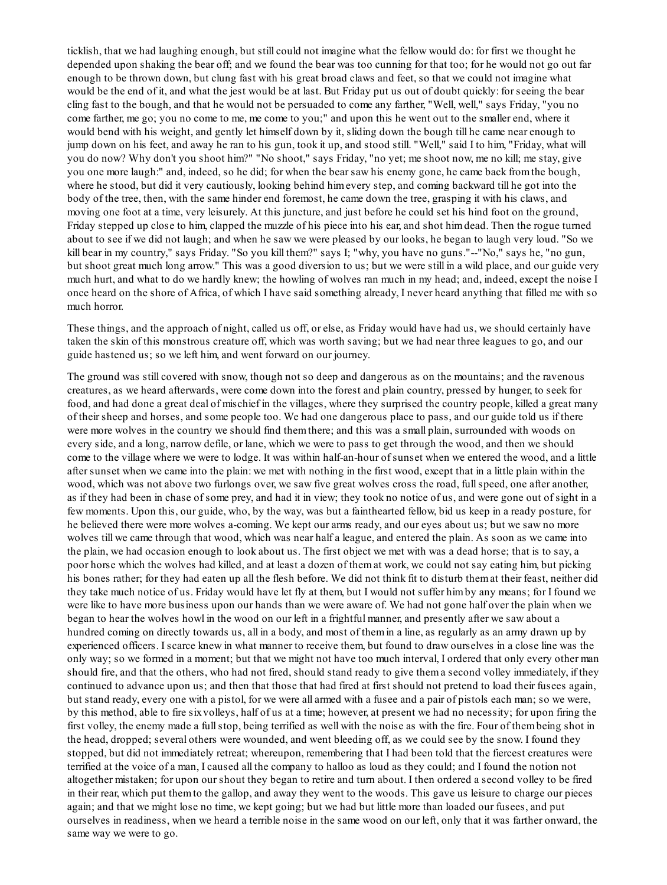ticklish, that we had laughing enough, but still could not imagine what the fellow would do: for first we thought he depended upon shaking the bear off; and we found the bear was too cunning for that too; for he would not go out far enough to be thrown down, but clung fast with his great broad claws and feet, so that we could not imagine what would be the end of it, and what the jest would be at last. But Friday put us out of doubt quickly: for seeing the bear cling fast to the bough, and that he would not be persuaded to come any farther, "Well, well," says Friday, "you no come farther, me go; you no come to me, me come to you;" and upon this he went out to the smaller end, where it would bend with his weight, and gently let himself down by it, sliding down the bough till he came near enough to jump down on his feet, and away he ran to his gun, took it up, and stood still. "Well," said I to him, "Friday, what will you do now? Why don't you shoot him?" "No shoot," says Friday, "no yet; me shoot now, me no kill; me stay, give you one more laugh:" and, indeed, so he did; for when the bear saw his enemy gone, he came back from the bough, where he stood, but did it very cautiously, looking behind him every step, and coming backward till he got into the body of the tree, then, with the same hinder end foremost, he came down the tree, grasping it with his claws, and moving one foot at a time, very leisurely. At this juncture, and just before he could set his hind foot on the ground, Friday stepped up close to him, clapped the muzzle of his piece into his ear, and shot him dead. Then the rogue turned about to see if we did not laugh; and when he saw we were pleased by our looks, he began to laugh very loud. "So we kill bear in my country," says Friday. "So you kill them?" says I; "why, you have no guns."--"No," says he, "no gun, but shoot great much long arrow." This was a good diversion to us; but we were still in a wild place, and our guide very much hurt, and what to do we hardly knew; the howling of wolves ran much in my head; and, indeed, except the noise I once heard on the shore of Africa, of which I have said something already, I never heard anything that filled me with so much horror.

These things, and the approach of night, called us off, or else, as Friday would have had us, we should certainly have taken the skin of this monstrous creature off, which was worth saving; but we had near three leagues to go, and our guide hastened us; so we left him, and went forward on our journey.

The ground was still covered with snow, though not so deep and dangerous as on the mountains; and the ravenous creatures, as we heard afterwards, were come down into the forest and plain country, pressed by hunger, to seek for food, and had done a great deal of mischief in the villages, where they surprised the country people, killed a great many of their sheep and horses, and some people too. We had one dangerous place to pass, and our guide told us if there were more wolves in the country we should find them there; and this was a small plain, surrounded with woods on every side, and a long, narrow defile, or lane, which we were to pass to get through the wood, and then we should come to the village where we were to lodge. It was within half-an-hour of sunset when we entered the wood, and a little after sunset when we came into the plain: we met with nothing in the first wood, except that in a little plain within the wood, which was not above two furlongs over, we saw five great wolves cross the road, full speed, one after another, as if they had been in chase of some prey, and had it in view; they took no notice of us, and were gone out of sight in a few moments. Upon this, our guide, who, by the way, was but a fainthearted fellow, bid us keep in a ready posture, for he believed there were more wolves a-coming. We kept our arms ready, and our eyes about us; but we saw no more wolves till we came through that wood, which was near half a league, and entered the plain. As soon as we came into the plain, we had occasion enough to look about us. The first object we met with was a dead horse; that is to say, a poor horse which the wolves had killed, and at least a dozen of them at work, we could not say eating him, but picking his bones rather; for they had eaten up all the flesh before. We did not think fit to disturb them at their feast, neither did they take much notice of us. Friday would have let fly at them, but I would not suffer him by any means; for I found we were like to have more business upon our hands than we were aware of. We had not gone half over the plain when we began to hear the wolves howl in the wood on our left in a frightful manner, and presently after we saw about a hundred coming on directly towards us, all in a body, and most of them in a line, as regularly as an army drawn up by experienced officers. I scarce knew in what manner to receive them, but found to draw ourselves in a close line was the only way; so we formed in a moment; but that we might not have too much interval, I ordered that only every other man should fire, and that the others, who had not fired, should stand ready to give them a second volley immediately, if they continued to advance upon us; and then that those that had fired at first should not pretend to load their fusees again, but stand ready, every one with a pistol, for we were all armed with a fusee and a pair of pistols each man; so we were, by this method, able to fire six volleys, half of us at a time; however, at present we had no necessity; for upon firing the first volley, the enemy made a full stop, being terrified as well with the noise as with the fire. Four of them being shot in the head, dropped; several others were wounded, and went bleeding off, as we could see by the snow. I found they stopped, but did not immediately retreat; whereupon, remembering that I had been told that the fiercest creatures were terrified at the voice of a man, I caused all the company to halloo as loud as they could; and I found the notion not altogether mistaken; for upon our shout they began to retire and turn about. I then ordered a second volley to be fired in their rear, which put them to the gallop, and away they went to the woods. This gave us leisure to charge our pieces again; and that we might lose no time, we kept going; but we had but little more than loaded our fusees, and put ourselves in readiness, when we heard a terrible noise in the same wood on our left, only that it was farther onward, the same way we were to go.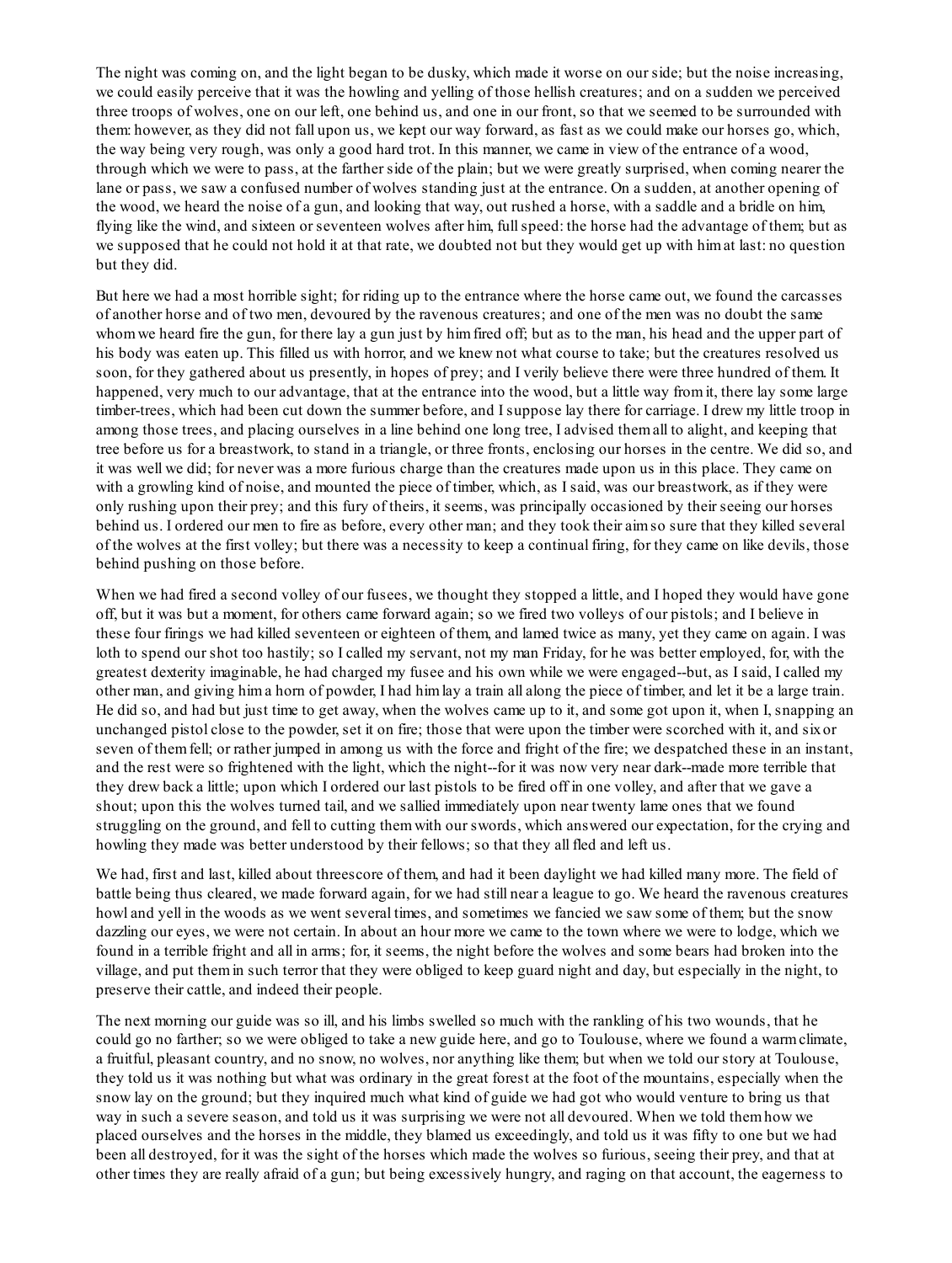The night was coming on, and the light began to be dusky, which made it worse on our side; but the noise increasing, we could easily perceive that it was the howling and yelling of those hellish creatures; and on a sudden we perceived three troops of wolves, one on our left, one behind us, and one in our front, so that we seemed to be surrounded with them: however, as they did not fall upon us, we kept our way forward, as fast as we could make our horses go, which, the way being very rough, was only a good hard trot. In this manner, we came in view of the entrance of a wood, through which we were to pass, at the farther side of the plain; but we were greatly surprised, when coming nearer the lane or pass, we saw a confused number of wolves standing just at the entrance. On a sudden, at another opening of the wood, we heard the noise of a gun, and looking that way, out rushed a horse, with a saddle and a bridle on him, flying like the wind, and sixteen or seventeen wolves after him, full speed: the horse had the advantage of them; but as we supposed that he could not hold it at that rate, we doubted not but they would get up with him at last: no question but they did.

But here we had a most horrible sight; for riding up to the entrance where the horse came out, we found the carcasses of another horse and of two men, devoured by the ravenous creatures; and one of the men was no doubt the same whom we heard fire the gun, for there lay a gun just by him fired off; but as to the man, his head and the upper part of his body was eaten up. This filled us with horror, and we knew not what course to take; but the creatures resolved us soon, for they gathered about us presently, in hopes of prey; and I verily believe there were three hundred of them. It happened, very much to our advantage, that at the entrance into the wood, but a little way from it, there lay some large timber-trees, which had been cut down the summer before, and I suppose lay there for carriage. I drew my little troop in among those trees, and placing ourselves in a line behind one long tree, I advised them all to alight, and keeping that tree before us for a breastwork, to stand in a triangle, or three fronts, enclosing our horses in the centre. We did so, and it was well we did; for never was a more furious charge than the creatures made upon us in this place. They came on with a growling kind of noise, and mounted the piece of timber, which, as I said, was our breastwork, as if they were only rushing upon their prey; and this fury of theirs, it seems, was principally occasioned by their seeing our horses behind us. I ordered our men to fire as before, every other man; and they took their aim so sure that they killed several of the wolves at the first volley; but there was a necessity to keep a continual firing, for they came on like devils, those behind pushing on those before.

When we had fired a second volley of our fusees, we thought they stopped a little, and I hoped they would have gone off, but it was but a moment, for others came forward again; so we fired two volleys of our pistols; and I believe in these four firings we had killed seventeen or eighteen of them, and lamed twice as many, yet they came on again. I was loth to spend our shot too hastily; so I called my servant, not my man Friday, for he was better employed, for, with the greatest dexterity imaginable, he had charged my fusee and his own while we were engaged--but, as I said, I called my other man, and giving him a horn of powder, I had him lay a train all along the piece of timber, and let it be a large train. He did so, and had but just time to get away, when the wolves came up to it, and some got upon it, when I, snapping an unchanged pistol close to the powder, set it on fire; those that were upon the timber were scorched with it, and six or seven of them fell; or rather jumped in among us with the force and fright of the fire; we despatched these in an instant, and the rest were so frightened with the light, which the night--for it was now very near dark--made more terrible that they drew back a little; upon which I ordered our last pistols to be fired off in one volley, and after that we gave a shout; upon this the wolves turned tail, and we sallied immediately upon near twenty lame ones that we found struggling on the ground, and fell to cutting them with our swords, which answered our expectation, for the crying and howling they made was better understood by their fellows; so that they all fled and left us.

We had, first and last, killed about threescore of them, and had it been daylight we had killed many more. The field of battle being thus cleared, we made forward again, for we had still near a league to go. We heard the ravenous creatures howl and yell in the woods as we went several times, and sometimes we fancied we saw some of them; but the snow dazzling our eyes, we were not certain. In about an hour more we came to the town where we were to lodge, which we found in a terrible fright and all in arms; for, it seems, the night before the wolves and some bears had broken into the village, and put them in such terror that they were obliged to keep guard night and day, but especially in the night, to preserve their cattle, and indeed their people.

The next morning our guide was so ill, and his limbs swelled so much with the rankling of his two wounds, that he could go no farther; so we were obliged to take a new guide here, and go to Toulouse, where we found a warm climate, a fruitful, pleasant country, and no snow, no wolves, nor anything like them; but when we told our story at Toulouse, they told us it was nothing but what was ordinary in the great forest at the foot of the mountains, especially when the snow lay on the ground; but they inquired much what kind of guide we had got who would venture to bring us that way in such a severe season, and told us it was surprising we were not all devoured. When we told them how we placed ourselves and the horses in the middle, they blamed us exceedingly, and told us it was fifty to one but we had been all destroyed, for it was the sight of the horses which made the wolves so furious, seeing their prey, and that at other times they are really afraid of a gun; but being excessively hungry, and raging on that account, the eagerness to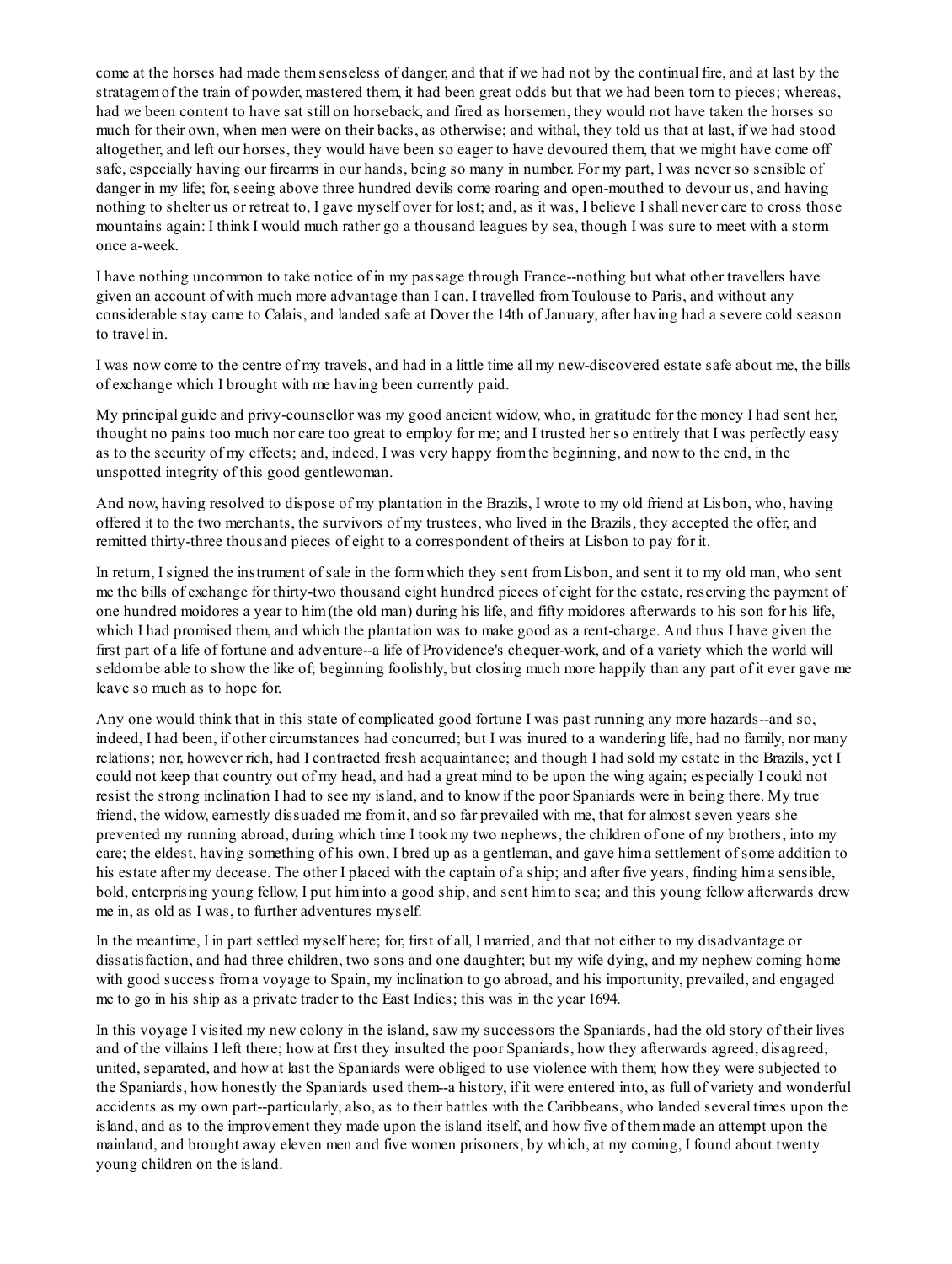come at the horses had made them senseless of danger, and that if we had not by the continual fire, and at last by the stratagem of the train of powder, mastered them, it had been great odds but that we had been torn to pieces; whereas, had we been content to have sat still on horseback, and fired as horsemen, they would not have taken the horses so much for their own, when men were on their backs, as otherwise; and withal, they told us that at last, if we had stood altogether, and left our horses, they would have been so eager to have devoured them, that we might have come off safe, especially having our firearms in our hands, being so many in number. For my part, I was never so sensible of danger in my life; for, seeing above three hundred devils come roaring and open-mouthed to devour us, and having nothing to shelter us or retreat to, I gave myself over for lost; and, as it was, I believe I shall never care to cross those mountains again: I think I would much rather go a thousand leagues by sea, though I was sure to meet with a storm once a-week.

I have nothing uncommon to take notice of in my passage through France--nothing but what other travellers have given an account of with much more advantage than I can. I travelled from Toulouse to Paris, and without any considerable stay came to Calais, and landed safe at Dover the 14th of January, after having had a severe cold season to travel in.

I was now come to the centre of my travels, and had in a little time all my new-discovered estate safe about me, the bills of exchange which I brought with me having been currently paid.

My principal guide and privy-counsellor was my good ancient widow, who, in gratitude for the money I had sent her, thought no pains too much nor care too great to employ for me; and I trusted her so entirely that I was perfectly easy as to the security of my effects; and, indeed, I was very happy from the beginning, and now to the end, in the unspotted integrity of this good gentlewoman.

And now, having resolved to dispose of my plantation in the Brazils, I wrote to my old friend at Lisbon, who, having offered it to the two merchants, the survivors of my trustees, who lived in the Brazils, they accepted the offer, and remitted thirty-three thousand pieces of eight to a correspondent of theirs at Lisbon to pay for it.

In return, I signed the instrument of sale in the form which they sent from Lisbon, and sent it to my old man, who sent me the bills of exchange for thirty-two thousand eight hundred pieces of eight for the estate, reserving the payment of one hundred moidores a year to him (the old man) during his life, and fifty moidores afterwards to his son for his life, which I had promised them, and which the plantation was to make good as a rent-charge. And thus I have given the first part of a life of fortune and adventure--a life of Providence's chequer-work, and of a variety which the world will seldom be able to show the like of; beginning foolishly, but closing much more happily than any part of it ever gave me leave so much as to hope for.

Any one would think that in this state of complicated good fortune I was past running any more hazards--and so, indeed, I had been, if other circumstances had concurred; but I was inured to a wandering life, had no family, nor many relations; nor, however rich, had I contracted fresh acquaintance; and though I had sold my estate in the Brazils, yet I could not keep that country out of my head, and had a great mind to be upon the wing again; especially I could not resist the strong inclination I had to see my island, and to know if the poor Spaniards were in being there. My true friend, the widow, earnestly dissuaded me from it, and so far prevailed with me, that for almost seven years she prevented my running abroad, during which time I took my two nephews, the children of one of my brothers, into my care; the eldest, having something of his own, I bred up as a gentleman, and gave him a settlement of some addition to his estate after my decease. The other I placed with the captain of a ship; and after five years, finding him a sensible, bold, enterprising young fellow, I put him into a good ship, and sent him to sea; and this young fellow afterwards drew me in, as old as I was, to further adventures myself.

In the meantime, I in part settled myself here; for, first of all, I married, and that not either to my disadvantage or dissatisfaction, and had three children, two sons and one daughter; but my wife dying, and my nephew coming home with good success from a voyage to Spain, my inclination to go abroad, and his importunity, prevailed, and engaged me to go in his ship as a private trader to the East Indies; this was in the year 1694.

In this voyage I visited my new colony in the island, saw my successors the Spaniards, had the old story of their lives and of the villains I left there; how at first they insulted the poor Spaniards, how they afterwards agreed, disagreed, united, separated, and how at last the Spaniards were obliged to use violence with them; how they were subjected to the Spaniards, how honestly the Spaniards used them--a history, if it were entered into, as full of variety and wonderful accidents as my own part--particularly, also, as to their battles with the Caribbeans, who landed several times upon the island, and as to the improvement they made upon the island itself, and how five of them made an attempt upon the mainland, and brought away eleven men and five women prisoners, by which, at my coming, I found about twenty young children on the island.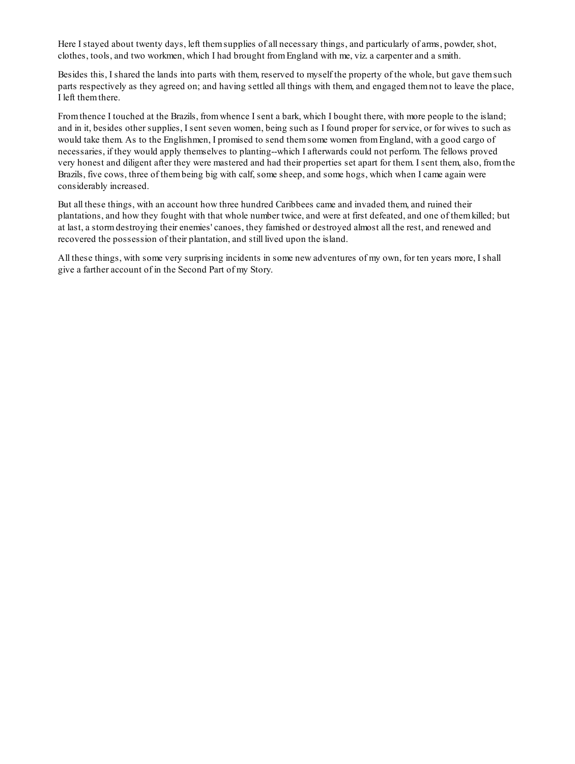Here I stayed about twenty days, left them supplies of all necessary things, and particularly of arms, powder, shot, clothes, tools, and two workmen, which I had brought from England with me, viz. a carpenter and a smith.

Besides this, I shared the lands into parts with them, reserved to myself the property of the whole, but gave them such parts respectively as they agreed on; and having settled all things with them, and engaged them not to leave the place, I left them there.

From thence I touched at the Brazils, from whence I sent a bark, which I bought there, with more people to the island; and in it, besides other supplies, I sent seven women, being such as I found proper for service, or for wives to such as would take them. As to the Englishmen, I promised to send them some women from England, with a good cargo of necessaries, if they would apply themselves to planting--which I afterwards could not perform. The fellows proved very honest and diligent after they were mastered and had their properties set apart for them. I sent them, also, from the Brazils, five cows, three of them being big with calf, some sheep, and some hogs, which when I came again were considerably increased.

But all these things, with an account how three hundred Caribbees came and invaded them, and ruined their plantations, and how they fought with that whole number twice, and were at first defeated, and one of them killed; but at last, a storm destroying their enemies' canoes, they famished or destroyed almost all the rest, and renewed and recovered the possession of their plantation, and still lived upon the island.

All these things, with some very surprising incidents in some new adventures of my own, for ten years more, I shall give a farther account of in the Second Part of my Story.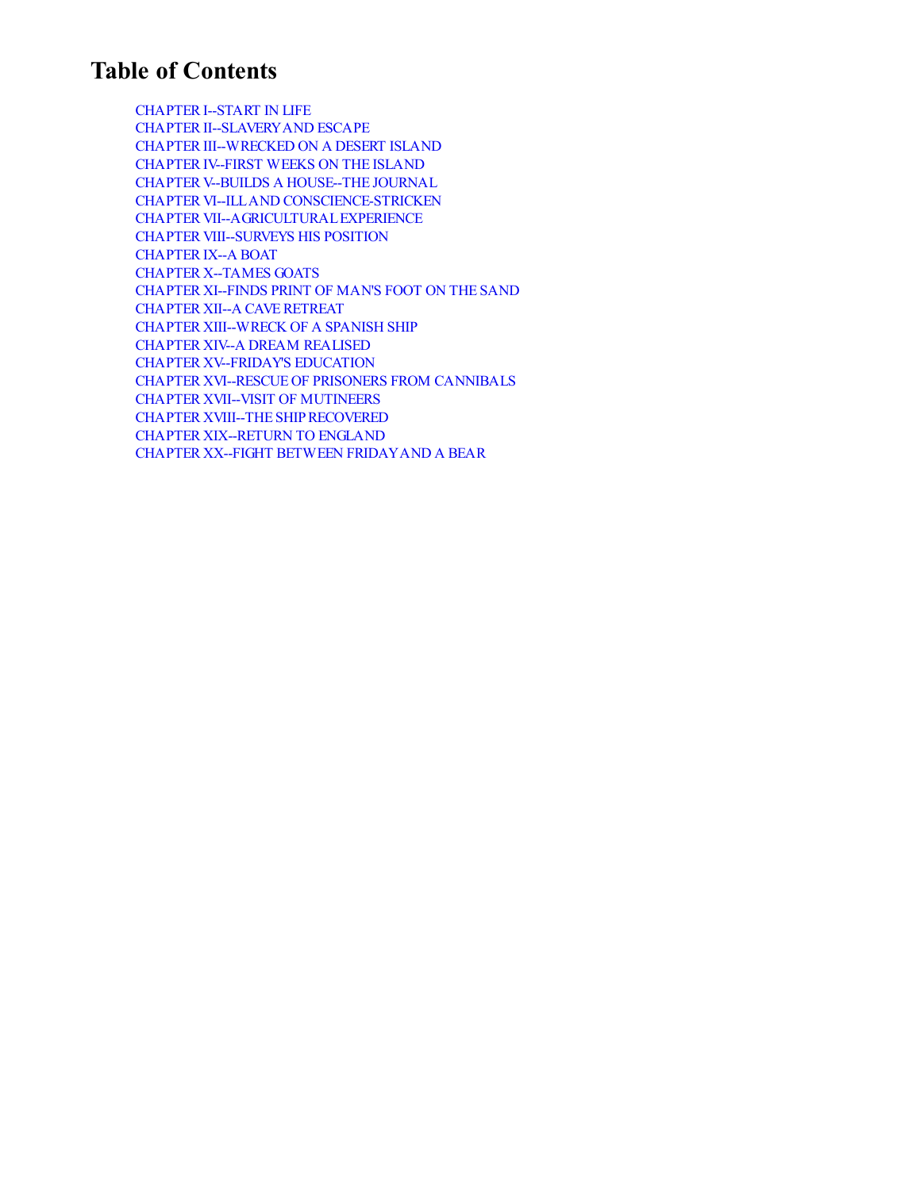# Table of Contents

- CHAPTER I--START IN LIFE
- CHAPTER II--SLAVERY AND ESCAPE
- CHAPTER III--WRECKED ON A DESERT ISLAND
- CHAPTER IV--FIRST WEEKS ON THE ISLAND
- CHAPTER V--BUILDS A HOUSE--THE JOURNAL
- CHAPTER VI--ILL AND CONSCIENCE-STRICKEN
- CHAPTER VII--AGRICULTURAL EXPERIENCE
- CHAPTER VIII--SURVEYS HIS POSITION
- CHAPTER IX--A BOAT
- CHAPTER X--TAMES GOATS
- CHAPTER XI--FINDS PRINT OF MAN'S FOOT ON THE SAND
- CHAPTER XII--A CAVE RETREAT
- CHAPTER XIII--WRECK OF A SPANISH SHIP
- CHAPTER XIV--A DREAM REALISED
- CHAPTER XV--FRIDAY'S EDUCATION
- CHAPTER XVI--RESCUE OF PRISONERS FROM CANNIBALS
- CHAPTER XVII--VISIT OF MUTINEERS
- CHAPTER XVIII--THE SHIP RECOVERED
- CHAPTER XIX--RETURN TO ENGLAND
- CHAPTER XX--FIGHT BETWEEN FRIDAY AND A BEAR